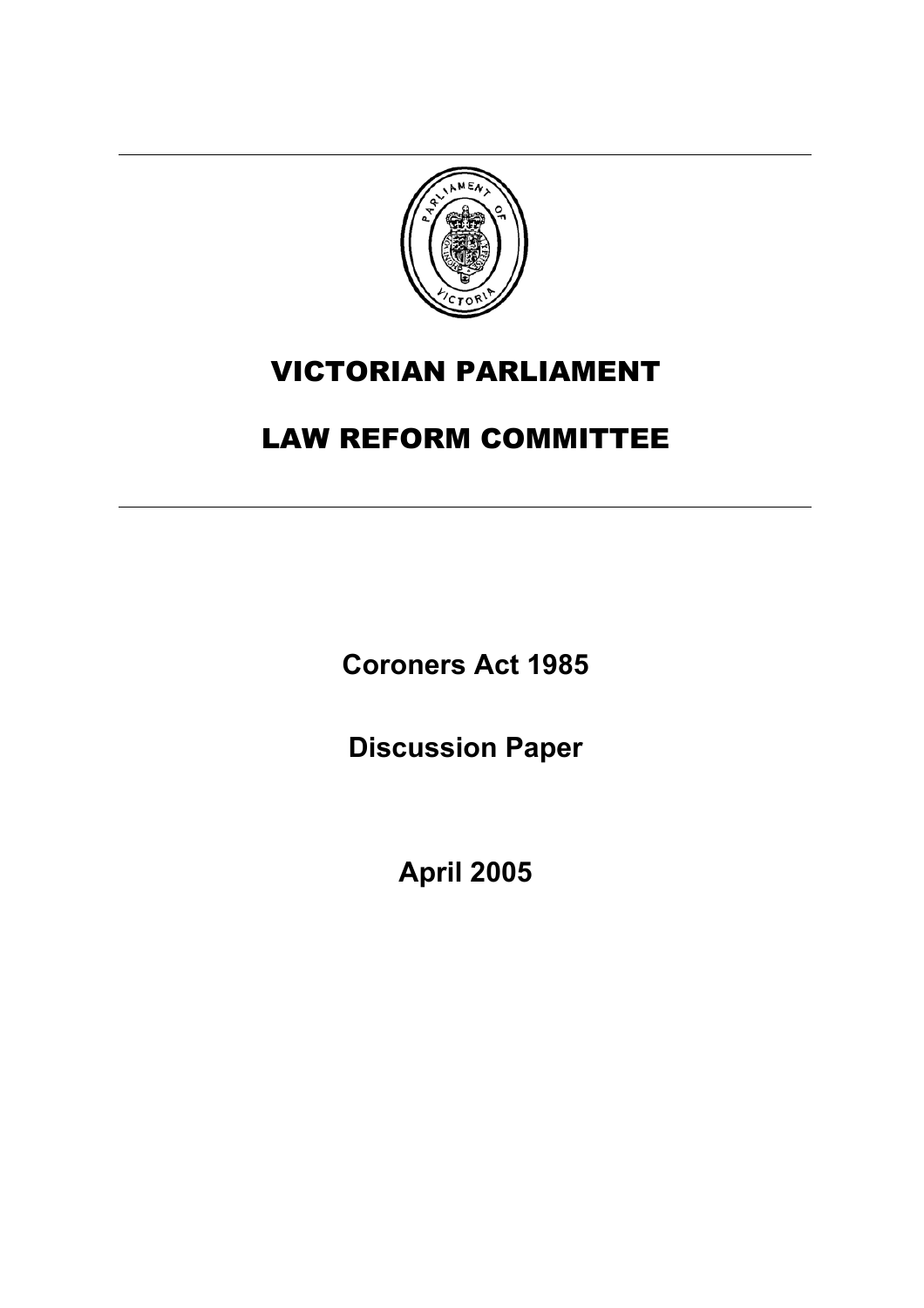# VICTORIAN PARLIAMENT

# LAW REFORM COMMITTEE

**Coroners Act 1985**

**Discussion Paper**

**April 2005**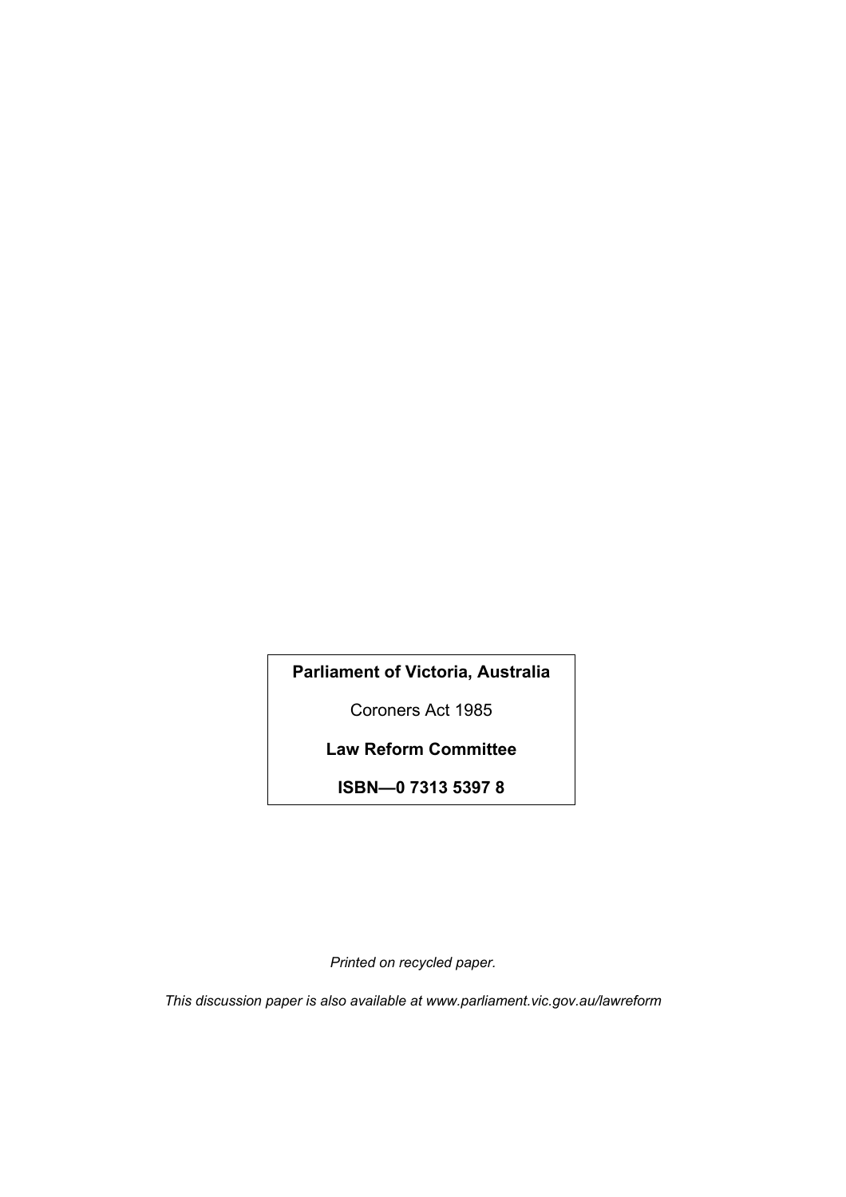**Parliament of Victoria, Australia**

Coroners Act 1985

**Law Reform Committee**

**ISBN—0 7313 5397 8**

*Printed on recycled paper.*

*This discussion paper is also available at www.parliament.vic.gov.au/lawreform*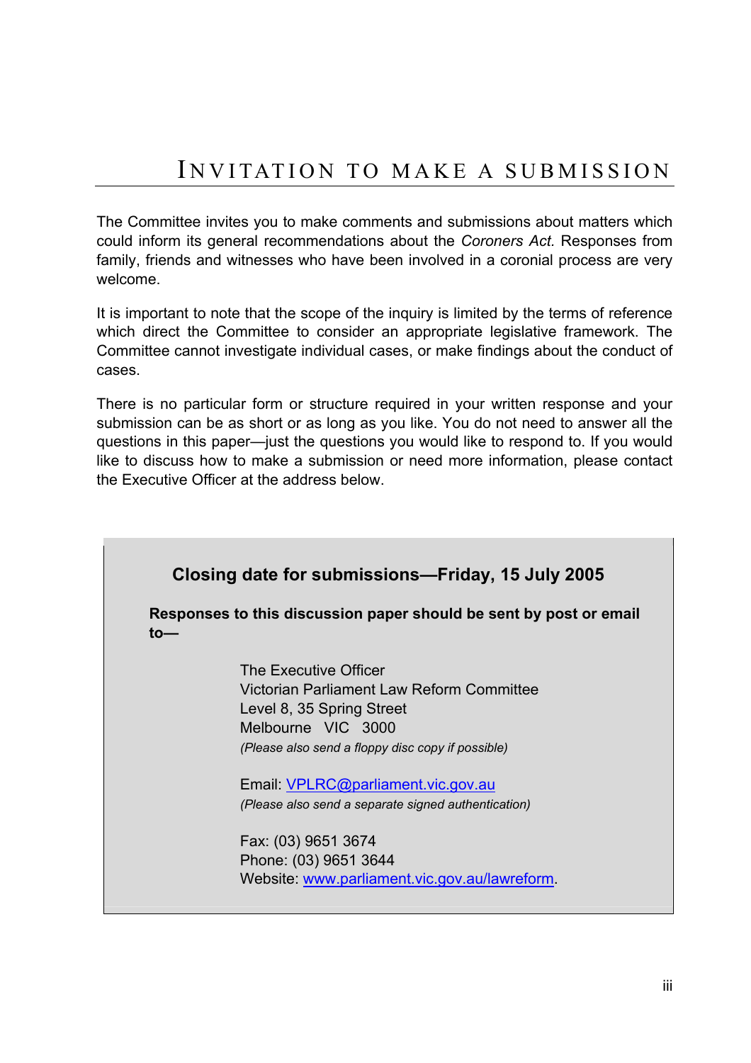# Invitation to make a submission

The Committee invites you to make comments and submissions about matters which could inform its general recommendations about the *Coroners Act*. Responses from family, friends and witnesses who have been involved in a coronial process are very welcome.

It is important to note that the scope of the inquiry is limited by the terms of reference which direct the Committee to consider an appropriate legislative framework. The Committee cannot investigate individual cases, or make findings about the conduct of cases.

There is no particular form or structure required in your written response and your submission can be as short or as long as you like. You do not need to answer all the questions in this paper—just the questions you would like to respond to. If you would like to discuss how to make a submission or need more information, please contact the Executive Officer at the address below.

**Closing date for submissions—Friday, 15 July 2005**

**Responses to this discussion paper should be sent by post or email to—**

The Executive Officer
Victorian Parliament Law Reform Committee
Level 8, 35 Spring Street
Melbourne VIC 3000
*(Please also send a floppy disc copy if possible)*

Email: VPLRC@parliament.vic.gov.au
*(Please also send a separate signed authentication)*

Fax: (03) 9651 3674
Phone: (03) 9651 3644
Website: www.parliament.vic.gov.au/lawreform.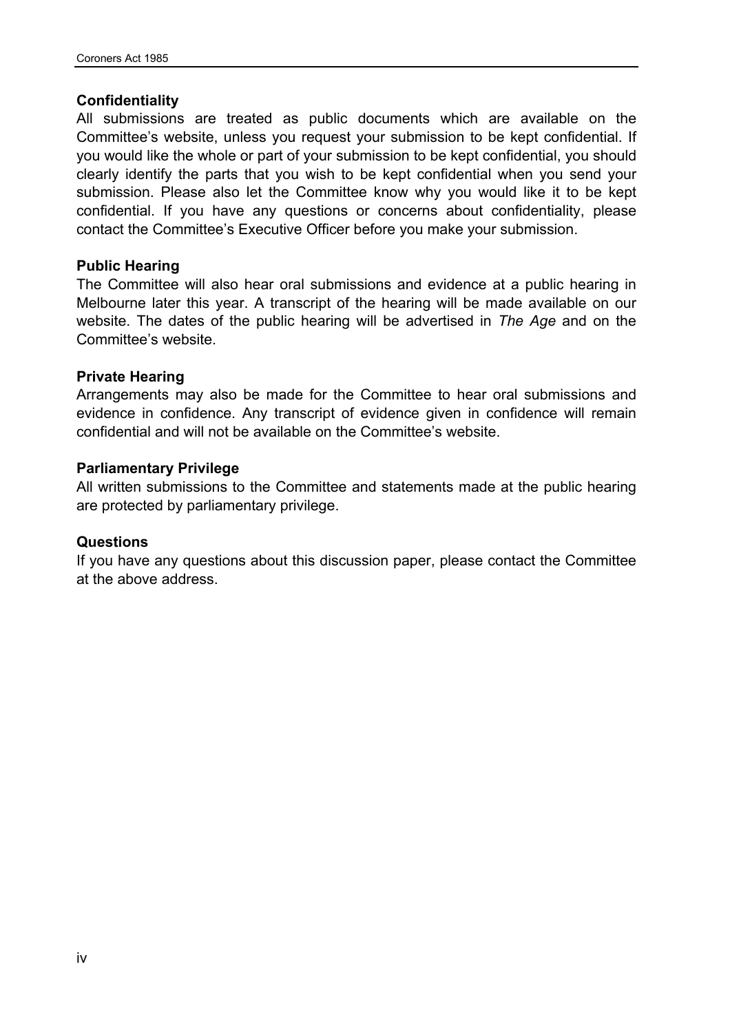## Confidentiality

All submissions are treated as public documents which are available on the Committee's website, unless you request your submission to be kept confidential. If you would like the whole or part of your submission to be kept confidential, you should clearly identify the parts that you wish to be kept confidential when you send your submission. Please also let the Committee know why you would like it to be kept confidential. If you have any questions or concerns about confidentiality, please contact the Committee's Executive Officer before you make your submission.

## Public Hearing

The Committee will also hear oral submissions and evidence at a public hearing in Melbourne later this year. A transcript of the hearing will be made available on our website. The dates of the public hearing will be advertised in *The Age* and on the Committee's website.

## Private Hearing

Arrangements may also be made for the Committee to hear oral submissions and evidence in confidence. Any transcript of evidence given in confidence will remain confidential and will not be available on the Committee's website.

## Parliamentary Privilege

All written submissions to the Committee and statements made at the public hearing are protected by parliamentary privilege.

## Questions

If you have any questions about this discussion paper, please contact the Committee at the above address.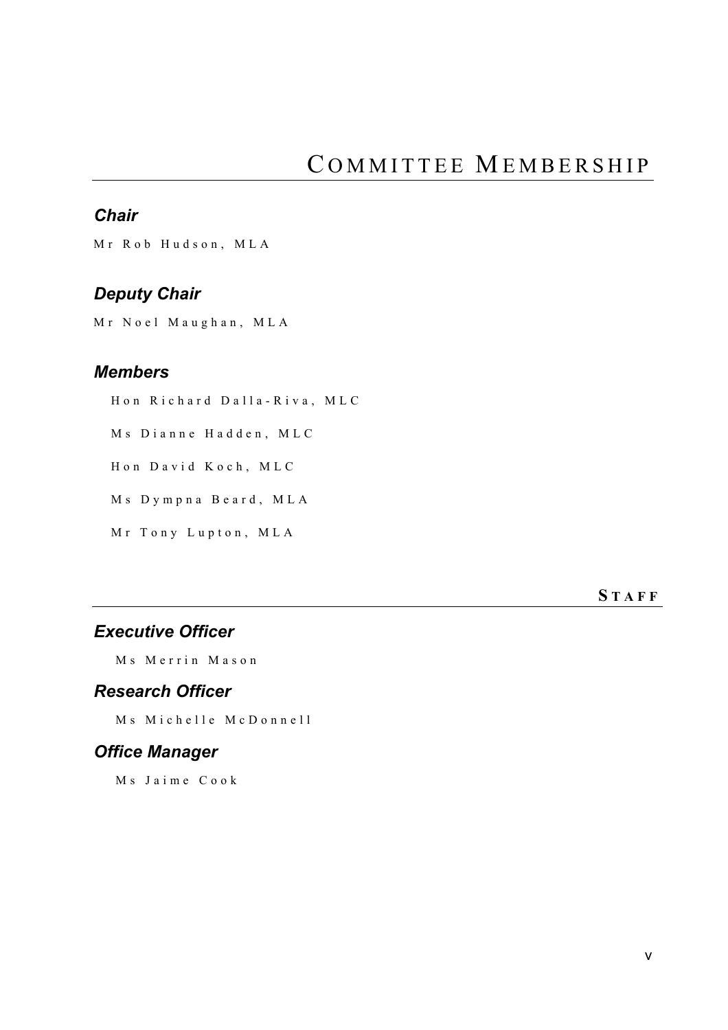# Committee Membership

### *Chair*

Mr Rob Hudson, MLA

### *Deputy Chair*

Mr Noel Maughan, MLA

### *Members*

Hon Richard Dalla-Riva, MLC

Ms Dianne Hadden, MLC

Hon David Koch, MLC

Ms Dympna Beard, MLA

Mr Tony Lupton, MLA

## Staff

### *Executive Officer*

Ms Merrin Mason

### *Research Officer*

Ms Michelle McDonnell

### *Office Manager*

Ms Jaime Cook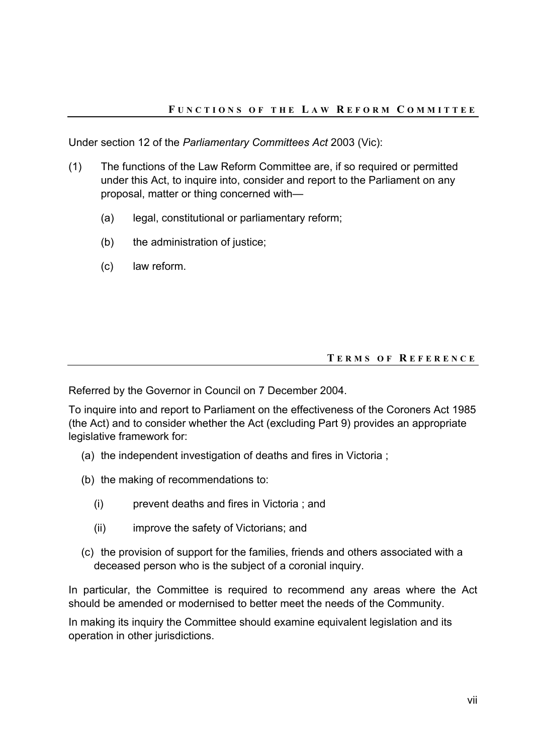## Functions of the Law Reform Committee

Under section 12 of the *Parliamentary Committees Act* 2003 (Vic):

(1) The functions of the Law Reform Committee are, if so required or permitted under this Act, to inquire into, consider and report to the Parliament on any proposal, matter or thing concerned with—

   (a) legal, constitutional or parliamentary reform;

   (b) the administration of justice;

   (c) law reform.

## Terms of Reference

Referred by the Governor in Council on 7 December 2004.

To inquire into and report to Parliament on the effectiveness of the Coroners Act 1985 (the Act) and to consider whether the Act (excluding Part 9) provides an appropriate legislative framework for:

(a) the independent investigation of deaths and fires in Victoria ;

(b) the making of recommendations to:

   (i) prevent deaths and fires in Victoria ; and

   (ii) improve the safety of Victorians; and

(c) the provision of support for the families, friends and others associated with a deceased person who is the subject of a coronial inquiry.

In particular, the Committee is required to recommend any areas where the Act should be amended or modernised to better meet the needs of the Community.

In making its inquiry the Committee should examine equivalent legislation and its operation in other jurisdictions.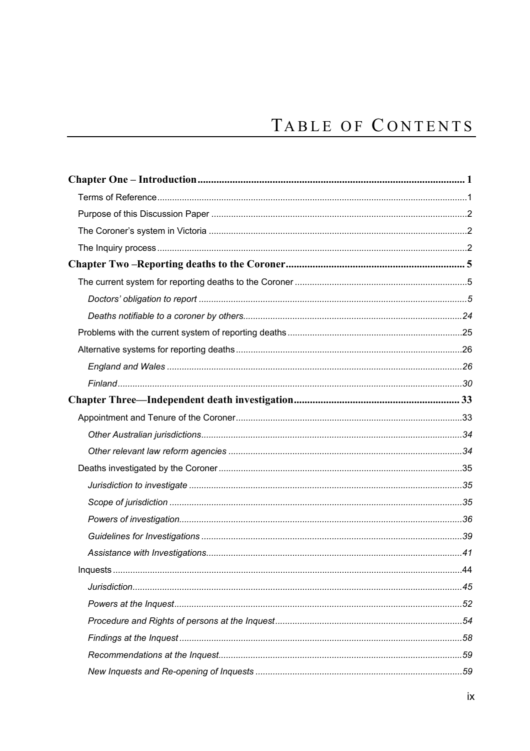# TABLE OF CONTENTS

**Chapter One – Introduction** .................................................................................................... 1

Terms of Reference ............................................................................................................................1

Purpose of this Discussion Paper ......................................................................................................2

The Coroner's system in Victoria .......................................................................................................2

The Inquiry process ............................................................................................................................2

**Chapter Two –Reporting deaths to the Coroner** ................................................................... 5

The current system for reporting deaths to the Coroner .....................................................................5

*Doctors' obligation to report* ...........................................................................................................5

*Deaths notifiable to a coroner by others* .......................................................................................24

Problems with the current system of reporting deaths ......................................................................25

Alternative systems for reporting deaths ..........................................................................................26

*England and Wales* .......................................................................................................................26

*Finland* ..........................................................................................................................................30

**Chapter Three—Independent death investigation** ............................................................. 33

Appointment and Tenure of the Coroner ...........................................................................................33

*Other Australian jurisdictions* ........................................................................................................34

*Other relevant law reform agencies* ..............................................................................................34

Deaths investigated by the Coroner ..................................................................................................35

*Jurisdiction to investigate* .............................................................................................................35

*Scope of jurisdiction* .....................................................................................................................35

*Powers of investigation* .................................................................................................................36

*Guidelines for Investigations* .........................................................................................................39

*Assistance with Investigations* ......................................................................................................41

Inquests ............................................................................................................................................44

*Jurisdiction* ....................................................................................................................................45

*Powers at the Inquest* ...................................................................................................................52

*Procedure and Rights of persons at the Inquest* ...........................................................................54

*Findings at the Inquest* .................................................................................................................58

*Recommendations at the Inquest* ..................................................................................................59

*New Inquests and Re-opening of Inquests* ...................................................................................59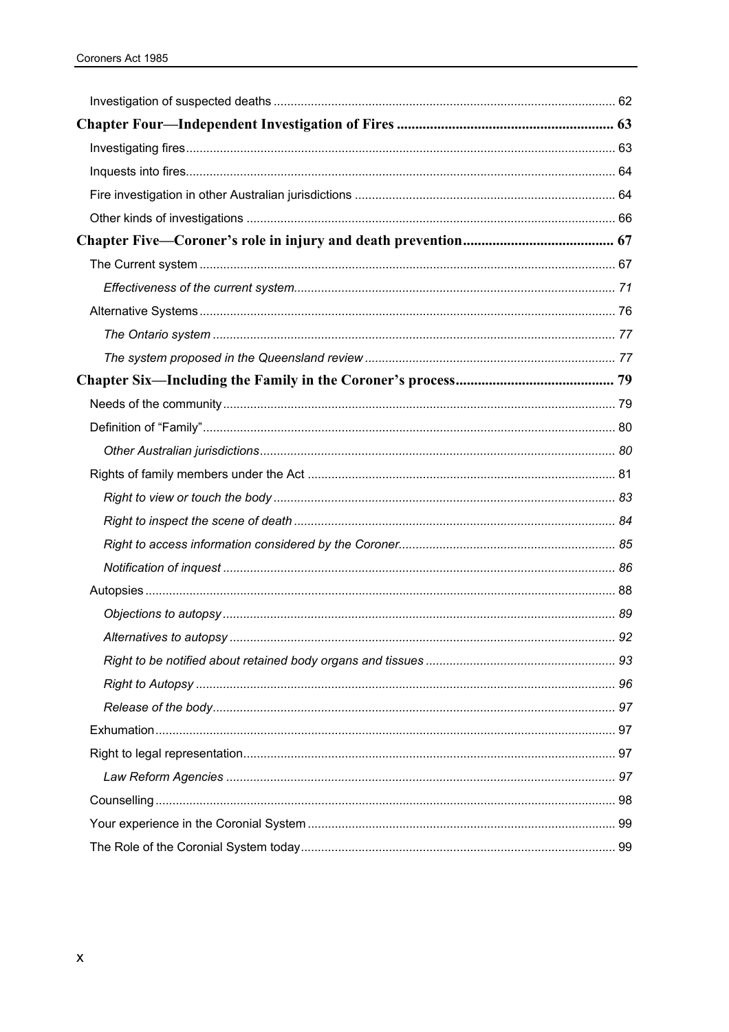Investigation of suspected deaths ... 62

**Chapter Four—Independent Investigation of Fires ... 63**

Investigating fires ... 63

Inquests into fires ... 64

Fire investigation in other Australian jurisdictions ... 64

Other kinds of investigations ... 66

**Chapter Five—Coroner's role in injury and death prevention ... 67**

The Current system ... 67

*Effectiveness of the current system ... 71*

Alternative Systems ... 76

*The Ontario system ... 77*

*The system proposed in the Queensland review ... 77*

**Chapter Six—Including the Family in the Coroner's process ... 79**

Needs of the community ... 79

Definition of "Family" ... 80

*Other Australian jurisdictions ... 80*

Rights of family members under the Act ... 81

*Right to view or touch the body ... 83*

*Right to inspect the scene of death ... 84*

*Right to access information considered by the Coroner ... 85*

*Notification of inquest ... 86*

Autopsies ... 88

*Objections to autopsy ... 89*

*Alternatives to autopsy ... 92*

*Right to be notified about retained body organs and tissues ... 93*

*Right to Autopsy ... 96*

*Release of the body ... 97*

Exhumation ... 97

Right to legal representation ... 97

*Law Reform Agencies ... 97*

Counselling ... 98

Your experience in the Coronial System ... 99

The Role of the Coronial System today ... 99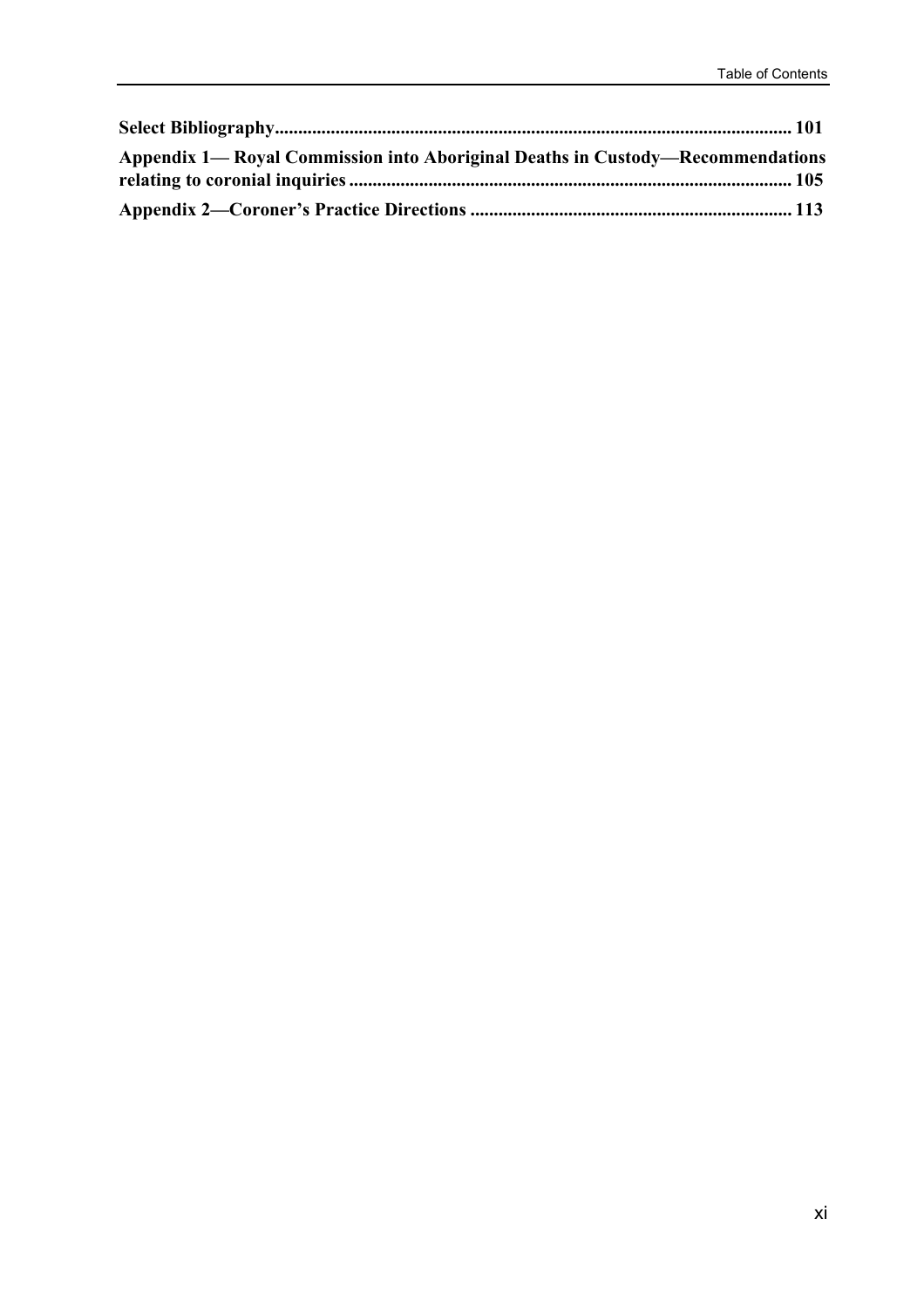**Select Bibliography............................................................................................................ 101**

**Appendix 1— Royal Commission into Aboriginal Deaths in Custody—Recommendations relating to coronial inquiries ............................................................................................. 105**

**Appendix 2—Coroner's Practice Directions .................................................................... 113**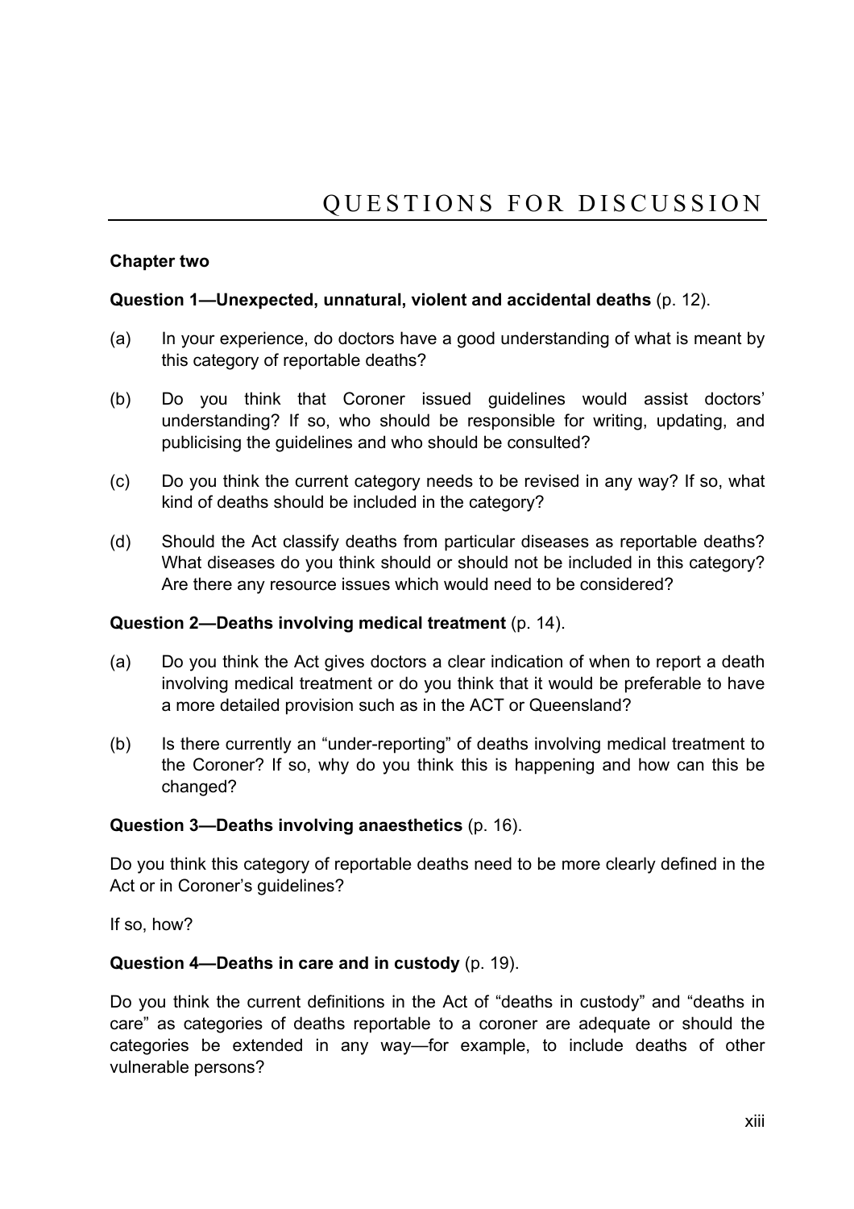# QUESTIONS FOR DISCUSSION

**Chapter two**

**Question 1—Unexpected, unnatural, violent and accidental deaths** (p. 12).

(a) In your experience, do doctors have a good understanding of what is meant by this category of reportable deaths?

(b) Do you think that Coroner issued guidelines would assist doctors' understanding? If so, who should be responsible for writing, updating, and publicising the guidelines and who should be consulted?

(c) Do you think the current category needs to be revised in any way? If so, what kind of deaths should be included in the category?

(d) Should the Act classify deaths from particular diseases as reportable deaths? What diseases do you think should or should not be included in this category? Are there any resource issues which would need to be considered?

**Question 2—Deaths involving medical treatment** (p. 14).

(a) Do you think the Act gives doctors a clear indication of when to report a death involving medical treatment or do you think that it would be preferable to have a more detailed provision such as in the ACT or Queensland?

(b) Is there currently an "under-reporting" of deaths involving medical treatment to the Coroner? If so, why do you think this is happening and how can this be changed?

**Question 3—Deaths involving anaesthetics** (p. 16).

Do you think this category of reportable deaths need to be more clearly defined in the Act or in Coroner's guidelines?

If so, how?

**Question 4—Deaths in care and in custody** (p. 19).

Do you think the current definitions in the Act of "deaths in custody" and "deaths in care" as categories of deaths reportable to a coroner are adequate or should the categories be extended in any way—for example, to include deaths of other vulnerable persons?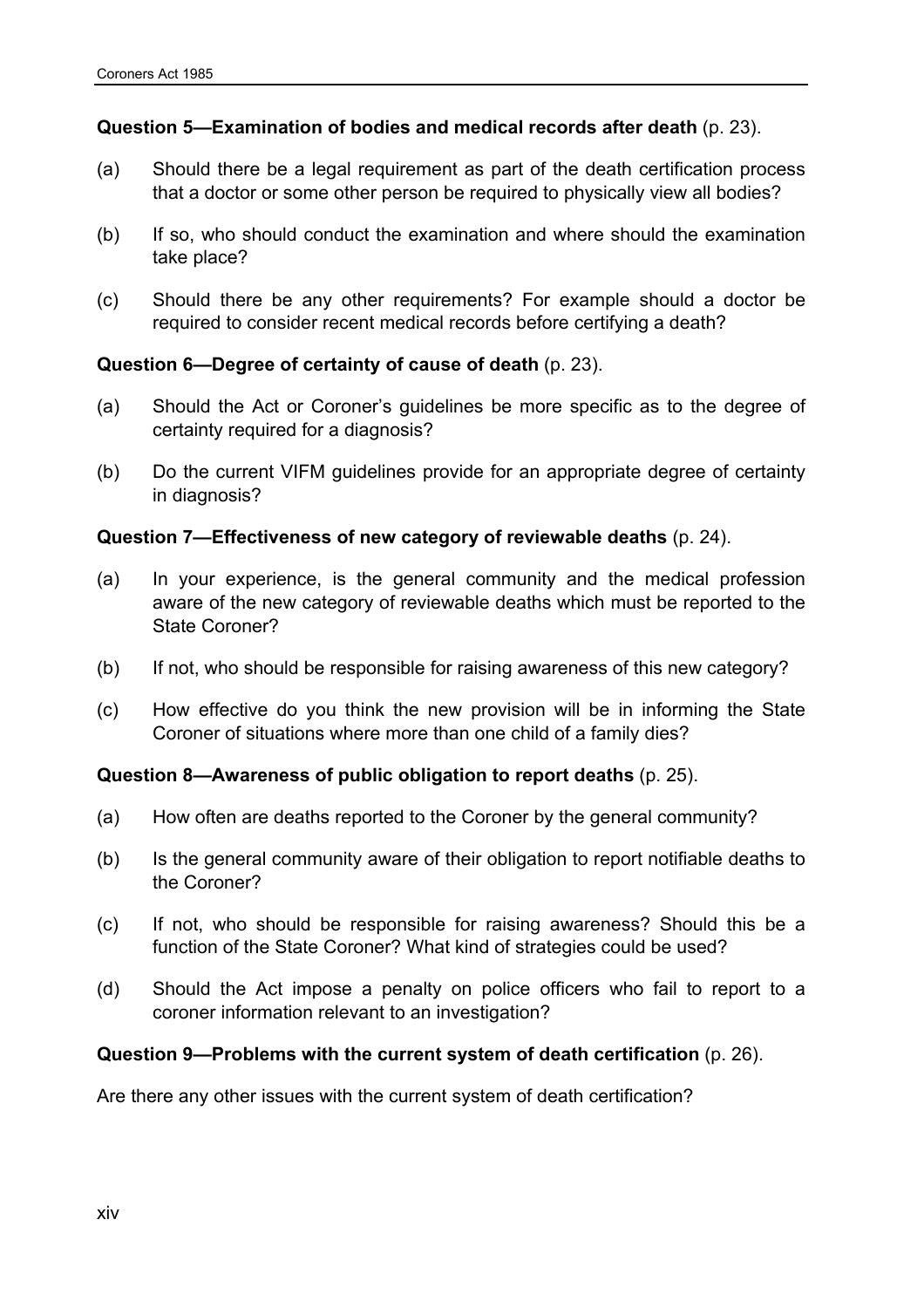**Question 5—Examination of bodies and medical records after death** (p. 23).

(a) Should there be a legal requirement as part of the death certification process that a doctor or some other person be required to physically view all bodies?

(b) If so, who should conduct the examination and where should the examination take place?

(c) Should there be any other requirements? For example should a doctor be required to consider recent medical records before certifying a death?

**Question 6—Degree of certainty of cause of death** (p. 23).

(a) Should the Act or Coroner's guidelines be more specific as to the degree of certainty required for a diagnosis?

(b) Do the current VIFM guidelines provide for an appropriate degree of certainty in diagnosis?

**Question 7—Effectiveness of new category of reviewable deaths** (p. 24).

(a) In your experience, is the general community and the medical profession aware of the new category of reviewable deaths which must be reported to the State Coroner?

(b) If not, who should be responsible for raising awareness of this new category?

(c) How effective do you think the new provision will be in informing the State Coroner of situations where more than one child of a family dies?

**Question 8—Awareness of public obligation to report deaths** (p. 25).

(a) How often are deaths reported to the Coroner by the general community?

(b) Is the general community aware of their obligation to report notifiable deaths to the Coroner?

(c) If not, who should be responsible for raising awareness? Should this be a function of the State Coroner? What kind of strategies could be used?

(d) Should the Act impose a penalty on police officers who fail to report to a coroner information relevant to an investigation?

**Question 9—Problems with the current system of death certification** (p. 26).

Are there any other issues with the current system of death certification?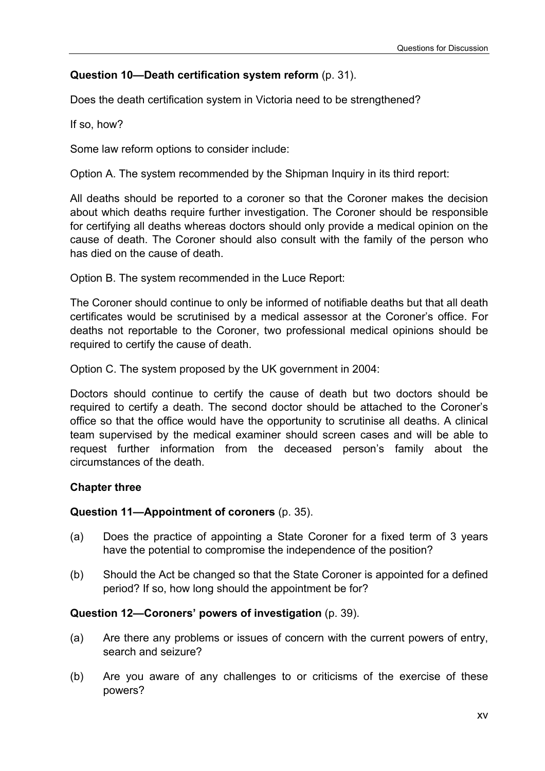**Question 10—Death certification system reform** (p. 31).

Does the death certification system in Victoria need to be strengthened?

If so, how?

Some law reform options to consider include:

Option A. The system recommended by the Shipman Inquiry in its third report:

All deaths should be reported to a coroner so that the Coroner makes the decision about which deaths require further investigation. The Coroner should be responsible for certifying all deaths whereas doctors should only provide a medical opinion on the cause of death. The Coroner should also consult with the family of the person who has died on the cause of death.

Option B. The system recommended in the Luce Report:

The Coroner should continue to only be informed of notifiable deaths but that all death certificates would be scrutinised by a medical assessor at the Coroner's office. For deaths not reportable to the Coroner, two professional medical opinions should be required to certify the cause of death.

Option C. The system proposed by the UK government in 2004:

Doctors should continue to certify the cause of death but two doctors should be required to certify a death. The second doctor should be attached to the Coroner's office so that the office would have the opportunity to scrutinise all deaths. A clinical team supervised by the medical examiner should screen cases and will be able to request further information from the deceased person's family about the circumstances of the death.

## Chapter three

**Question 11—Appointment of coroners** (p. 35).

(a) Does the practice of appointing a State Coroner for a fixed term of 3 years have the potential to compromise the independence of the position?

(b) Should the Act be changed so that the State Coroner is appointed for a defined period? If so, how long should the appointment be for?

**Question 12—Coroners' powers of investigation** (p. 39).

(a) Are there any problems or issues of concern with the current powers of entry, search and seizure?

(b) Are you aware of any challenges to or criticisms of the exercise of these powers?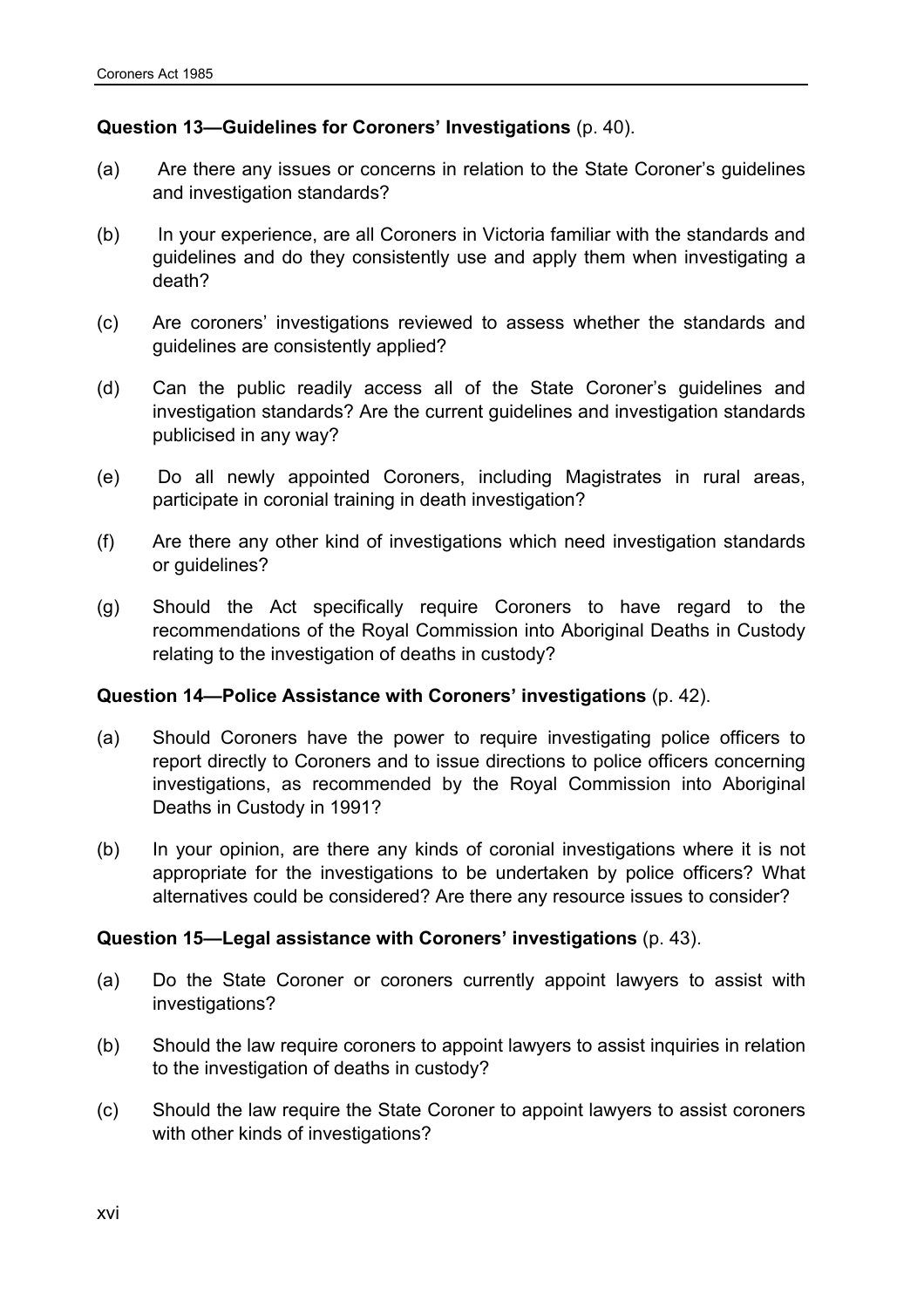**Question 13—Guidelines for Coroners' Investigations** (p. 40).

(a) Are there any issues or concerns in relation to the State Coroner's guidelines and investigation standards?

(b) In your experience, are all Coroners in Victoria familiar with the standards and guidelines and do they consistently use and apply them when investigating a death?

(c) Are coroners' investigations reviewed to assess whether the standards and guidelines are consistently applied?

(d) Can the public readily access all of the State Coroner's guidelines and investigation standards? Are the current guidelines and investigation standards publicised in any way?

(e) Do all newly appointed Coroners, including Magistrates in rural areas, participate in coronial training in death investigation?

(f) Are there any other kind of investigations which need investigation standards or guidelines?

(g) Should the Act specifically require Coroners to have regard to the recommendations of the Royal Commission into Aboriginal Deaths in Custody relating to the investigation of deaths in custody?

**Question 14—Police Assistance with Coroners' investigations** (p. 42).

(a) Should Coroners have the power to require investigating police officers to report directly to Coroners and to issue directions to police officers concerning investigations, as recommended by the Royal Commission into Aboriginal Deaths in Custody in 1991?

(b) In your opinion, are there any kinds of coronial investigations where it is not appropriate for the investigations to be undertaken by police officers? What alternatives could be considered? Are there any resource issues to consider?

**Question 15—Legal assistance with Coroners' investigations** (p. 43).

(a) Do the State Coroner or coroners currently appoint lawyers to assist with investigations?

(b) Should the law require coroners to appoint lawyers to assist inquiries in relation to the investigation of deaths in custody?

(c) Should the law require the State Coroner to appoint lawyers to assist coroners with other kinds of investigations?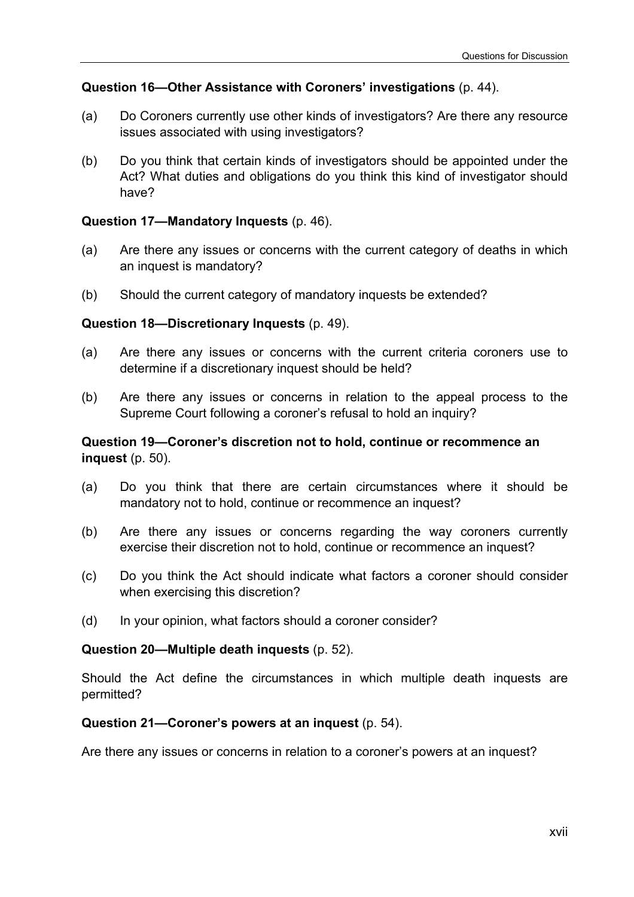**Question 16—Other Assistance with Coroners' investigations** (p. 44).

(a) Do Coroners currently use other kinds of investigators? Are there any resource issues associated with using investigators?

(b) Do you think that certain kinds of investigators should be appointed under the Act? What duties and obligations do you think this kind of investigator should have?

**Question 17—Mandatory Inquests** (p. 46).

(a) Are there any issues or concerns with the current category of deaths in which an inquest is mandatory?

(b) Should the current category of mandatory inquests be extended?

**Question 18—Discretionary Inquests** (p. 49).

(a) Are there any issues or concerns with the current criteria coroners use to determine if a discretionary inquest should be held?

(b) Are there any issues or concerns in relation to the appeal process to the Supreme Court following a coroner's refusal to hold an inquiry?

**Question 19—Coroner's discretion not to hold, continue or recommence an inquest** (p. 50).

(a) Do you think that there are certain circumstances where it should be mandatory not to hold, continue or recommence an inquest?

(b) Are there any issues or concerns regarding the way coroners currently exercise their discretion not to hold, continue or recommence an inquest?

(c) Do you think the Act should indicate what factors a coroner should consider when exercising this discretion?

(d) In your opinion, what factors should a coroner consider?

**Question 20—Multiple death inquests** (p. 52).

Should the Act define the circumstances in which multiple death inquests are permitted?

**Question 21—Coroner's powers at an inquest** (p. 54).

Are there any issues or concerns in relation to a coroner's powers at an inquest?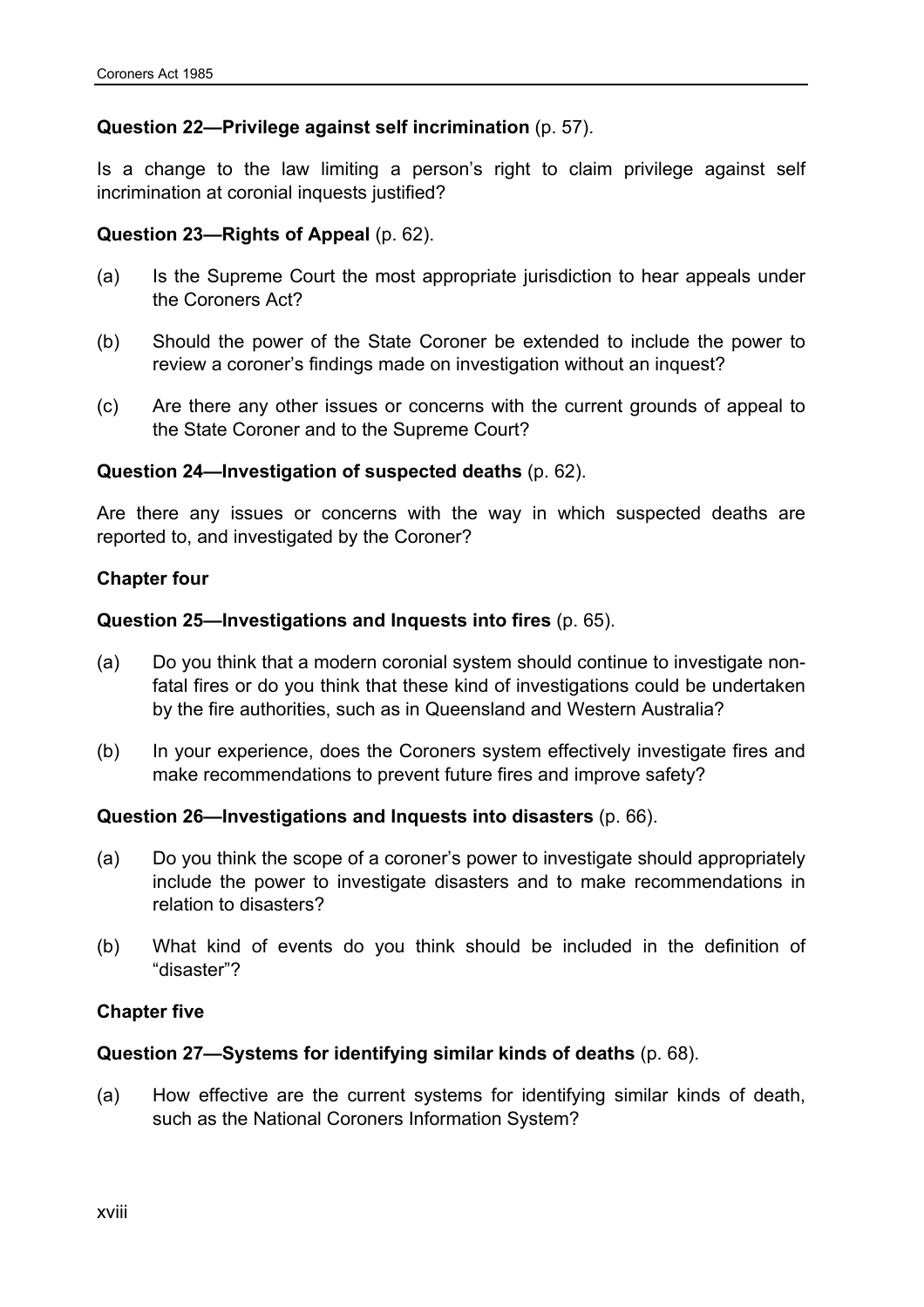**Question 22—Privilege against self incrimination** (p. 57).

Is a change to the law limiting a person's right to claim privilege against self incrimination at coronial inquests justified?

**Question 23—Rights of Appeal** (p. 62).

(a) Is the Supreme Court the most appropriate jurisdiction to hear appeals under the Coroners Act?

(b) Should the power of the State Coroner be extended to include the power to review a coroner's findings made on investigation without an inquest?

(c) Are there any other issues or concerns with the current grounds of appeal to the State Coroner and to the Supreme Court?

**Question 24—Investigation of suspected deaths** (p. 62).

Are there any issues or concerns with the way in which suspected deaths are reported to, and investigated by the Coroner?

**Chapter four**

**Question 25—Investigations and Inquests into fires** (p. 65).

(a) Do you think that a modern coronial system should continue to investigate non-fatal fires or do you think that these kind of investigations could be undertaken by the fire authorities, such as in Queensland and Western Australia?

(b) In your experience, does the Coroners system effectively investigate fires and make recommendations to prevent future fires and improve safety?

**Question 26—Investigations and Inquests into disasters** (p. 66).

(a) Do you think the scope of a coroner's power to investigate should appropriately include the power to investigate disasters and to make recommendations in relation to disasters?

(b) What kind of events do you think should be included in the definition of "disaster"?

**Chapter five**

**Question 27—Systems for identifying similar kinds of deaths** (p. 68).

(a) How effective are the current systems for identifying similar kinds of death, such as the National Coroners Information System?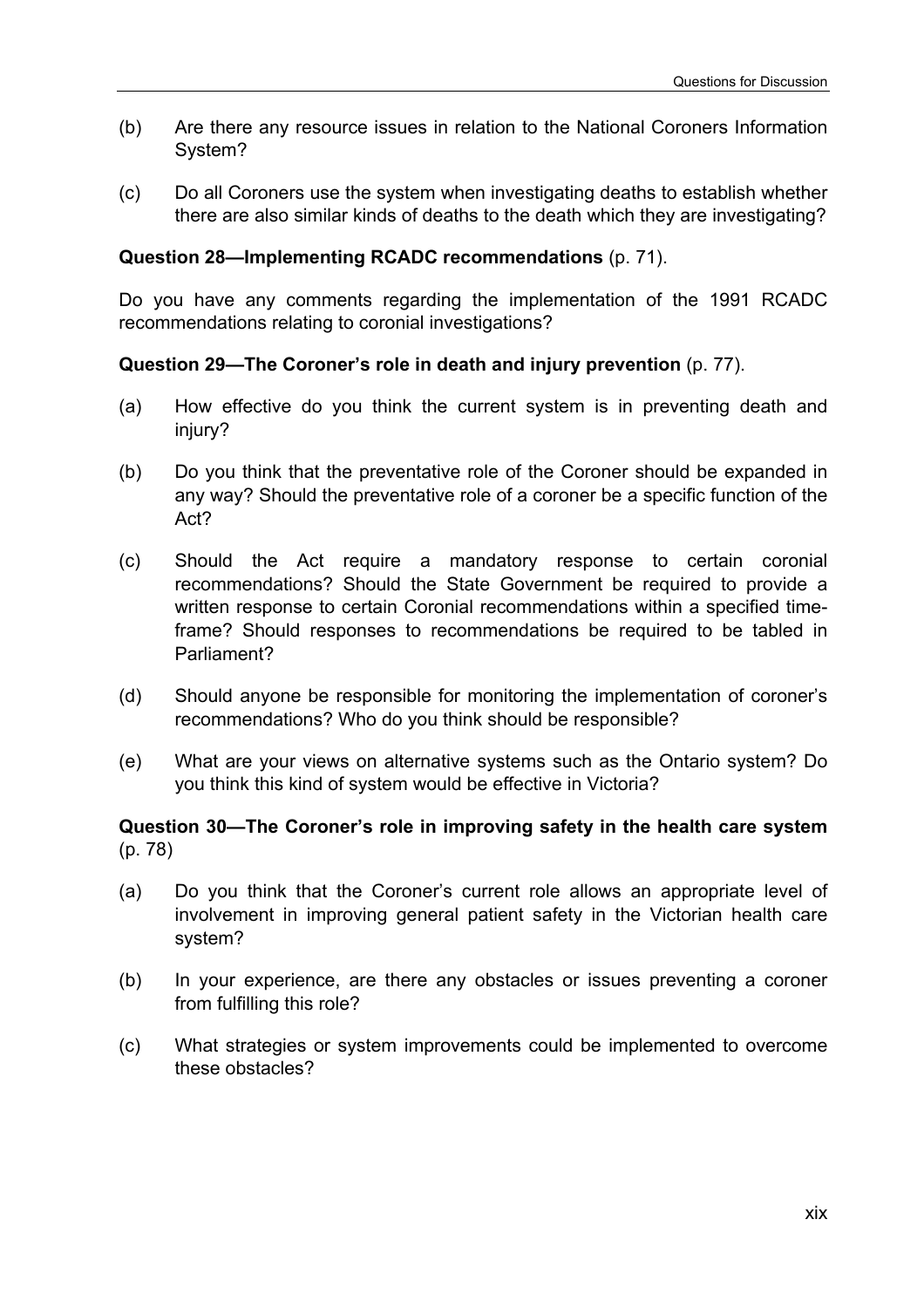(b) Are there any resource issues in relation to the National Coroners Information System?

(c) Do all Coroners use the system when investigating deaths to establish whether there are also similar kinds of deaths to the death which they are investigating?

**Question 28—Implementing RCADC recommendations** (p. 71).

Do you have any comments regarding the implementation of the 1991 RCADC recommendations relating to coronial investigations?

**Question 29—The Coroner's role in death and injury prevention** (p. 77).

(a) How effective do you think the current system is in preventing death and injury?

(b) Do you think that the preventative role of the Coroner should be expanded in any way? Should the preventative role of a coroner be a specific function of the Act?

(c) Should the Act require a mandatory response to certain coronial recommendations? Should the State Government be required to provide a written response to certain Coronial recommendations within a specified time-frame? Should responses to recommendations be required to be tabled in Parliament?

(d) Should anyone be responsible for monitoring the implementation of coroner's recommendations? Who do you think should be responsible?

(e) What are your views on alternative systems such as the Ontario system? Do you think this kind of system would be effective in Victoria?

**Question 30—The Coroner's role in improving safety in the health care system** (p. 78)

(a) Do you think that the Coroner's current role allows an appropriate level of involvement in improving general patient safety in the Victorian health care system?

(b) In your experience, are there any obstacles or issues preventing a coroner from fulfilling this role?

(c) What strategies or system improvements could be implemented to overcome these obstacles?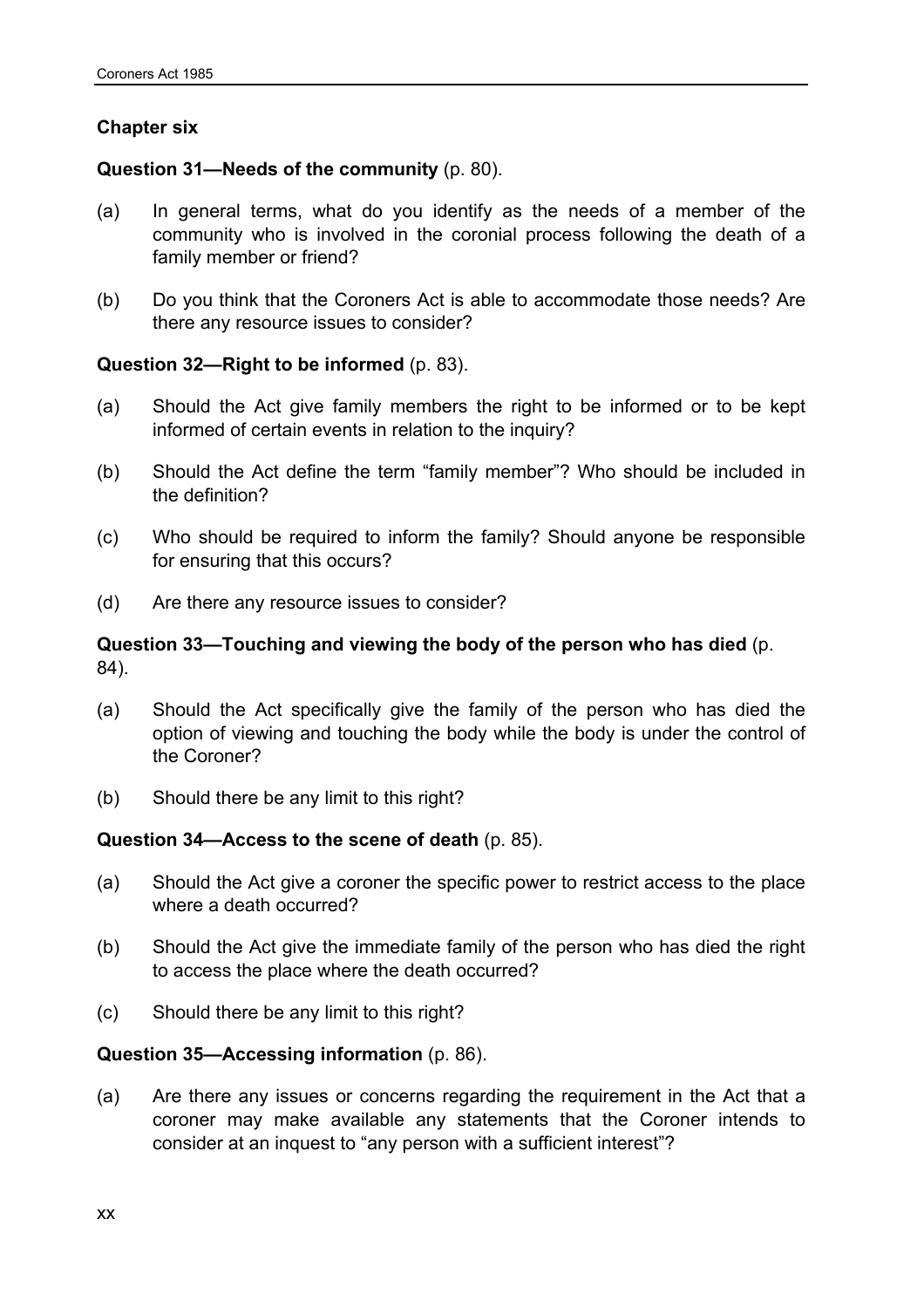**Chapter six**

**Question 31—Needs of the community** (p. 80).

(a) In general terms, what do you identify as the needs of a member of the community who is involved in the coronial process following the death of a family member or friend?

(b) Do you think that the Coroners Act is able to accommodate those needs? Are there any resource issues to consider?

**Question 32—Right to be informed** (p. 83).

(a) Should the Act give family members the right to be informed or to be kept informed of certain events in relation to the inquiry?

(b) Should the Act define the term "family member"? Who should be included in the definition?

(c) Who should be required to inform the family? Should anyone be responsible for ensuring that this occurs?

(d) Are there any resource issues to consider?

**Question 33—Touching and viewing the body of the person who has died** (p. 84).

(a) Should the Act specifically give the family of the person who has died the option of viewing and touching the body while the body is under the control of the Coroner?

(b) Should there be any limit to this right?

**Question 34—Access to the scene of death** (p. 85).

(a) Should the Act give a coroner the specific power to restrict access to the place where a death occurred?

(b) Should the Act give the immediate family of the person who has died the right to access the place where the death occurred?

(c) Should there be any limit to this right?

**Question 35—Accessing information** (p. 86).

(a) Are there any issues or concerns regarding the requirement in the Act that a coroner may make available any statements that the Coroner intends to consider at an inquest to "any person with a sufficient interest"?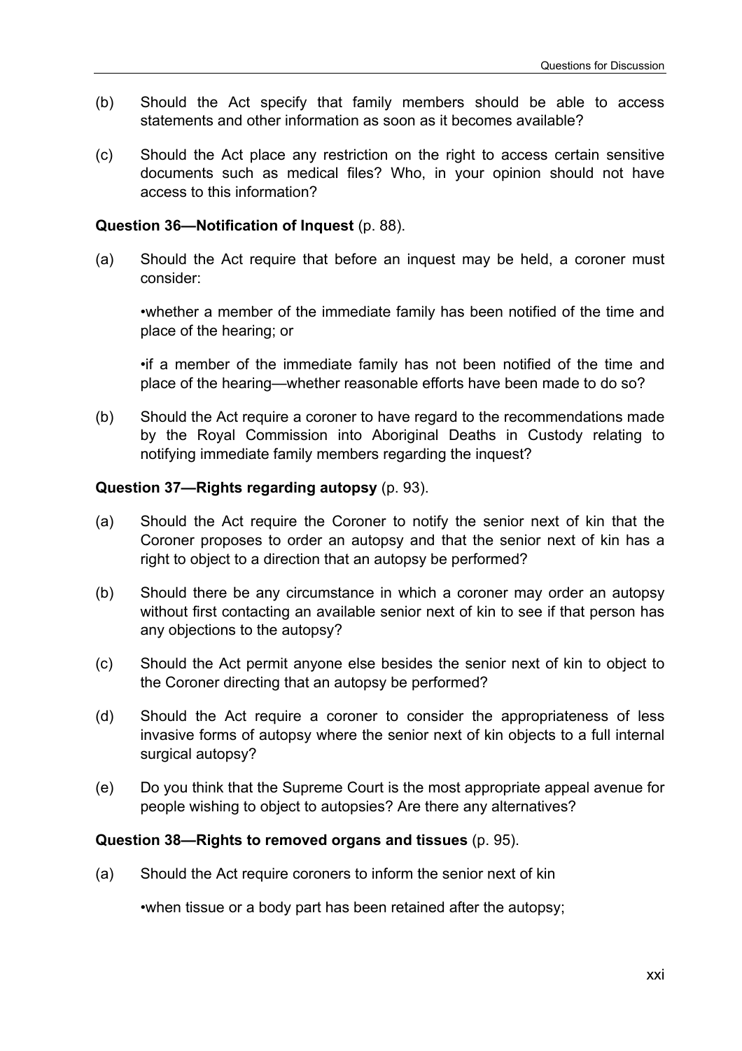(b) Should the Act specify that family members should be able to access statements and other information as soon as it becomes available?

(c) Should the Act place any restriction on the right to access certain sensitive documents such as medical files? Who, in your opinion should not have access to this information?

**Question 36—Notification of Inquest** (p. 88).

(a) Should the Act require that before an inquest may be held, a coroner must consider:

•whether a member of the immediate family has been notified of the time and place of the hearing; or

•if a member of the immediate family has not been notified of the time and place of the hearing—whether reasonable efforts have been made to do so?

(b) Should the Act require a coroner to have regard to the recommendations made by the Royal Commission into Aboriginal Deaths in Custody relating to notifying immediate family members regarding the inquest?

**Question 37—Rights regarding autopsy** (p. 93).

(a) Should the Act require the Coroner to notify the senior next of kin that the Coroner proposes to order an autopsy and that the senior next of kin has a right to object to a direction that an autopsy be performed?

(b) Should there be any circumstance in which a coroner may order an autopsy without first contacting an available senior next of kin to see if that person has any objections to the autopsy?

(c) Should the Act permit anyone else besides the senior next of kin to object to the Coroner directing that an autopsy be performed?

(d) Should the Act require a coroner to consider the appropriateness of less invasive forms of autopsy where the senior next of kin objects to a full internal surgical autopsy?

(e) Do you think that the Supreme Court is the most appropriate appeal avenue for people wishing to object to autopsies? Are there any alternatives?

**Question 38—Rights to removed organs and tissues** (p. 95).

(a) Should the Act require coroners to inform the senior next of kin

•when tissue or a body part has been retained after the autopsy;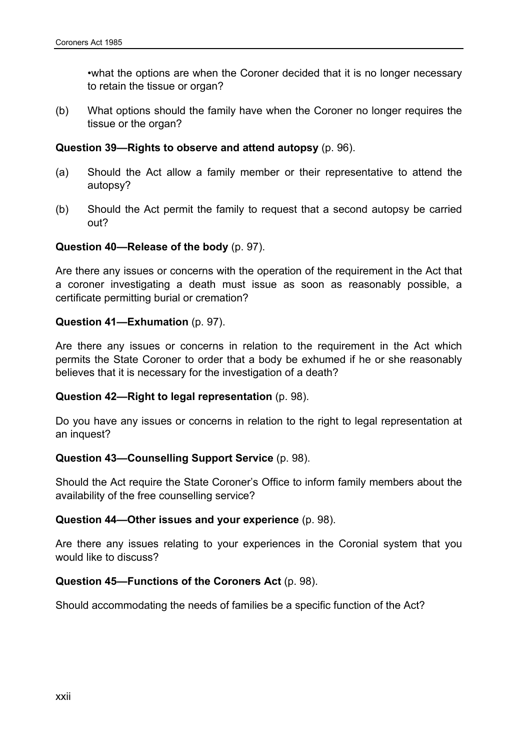•what the options are when the Coroner decided that it is no longer necessary to retain the tissue or organ?

(b) What options should the family have when the Coroner no longer requires the tissue or the organ?

**Question 39—Rights to observe and attend autopsy** (p. 96).

(a) Should the Act allow a family member or their representative to attend the autopsy?

(b) Should the Act permit the family to request that a second autopsy be carried out?

**Question 40—Release of the body** (p. 97).

Are there any issues or concerns with the operation of the requirement in the Act that a coroner investigating a death must issue as soon as reasonably possible, a certificate permitting burial or cremation?

**Question 41—Exhumation** (p. 97).

Are there any issues or concerns in relation to the requirement in the Act which permits the State Coroner to order that a body be exhumed if he or she reasonably believes that it is necessary for the investigation of a death?

**Question 42—Right to legal representation** (p. 98).

Do you have any issues or concerns in relation to the right to legal representation at an inquest?

**Question 43—Counselling Support Service** (p. 98).

Should the Act require the State Coroner's Office to inform family members about the availability of the free counselling service?

**Question 44—Other issues and your experience** (p. 98).

Are there any issues relating to your experiences in the Coronial system that you would like to discuss?

**Question 45—Functions of the Coroners Act** (p. 98).

Should accommodating the needs of families be a specific function of the Act?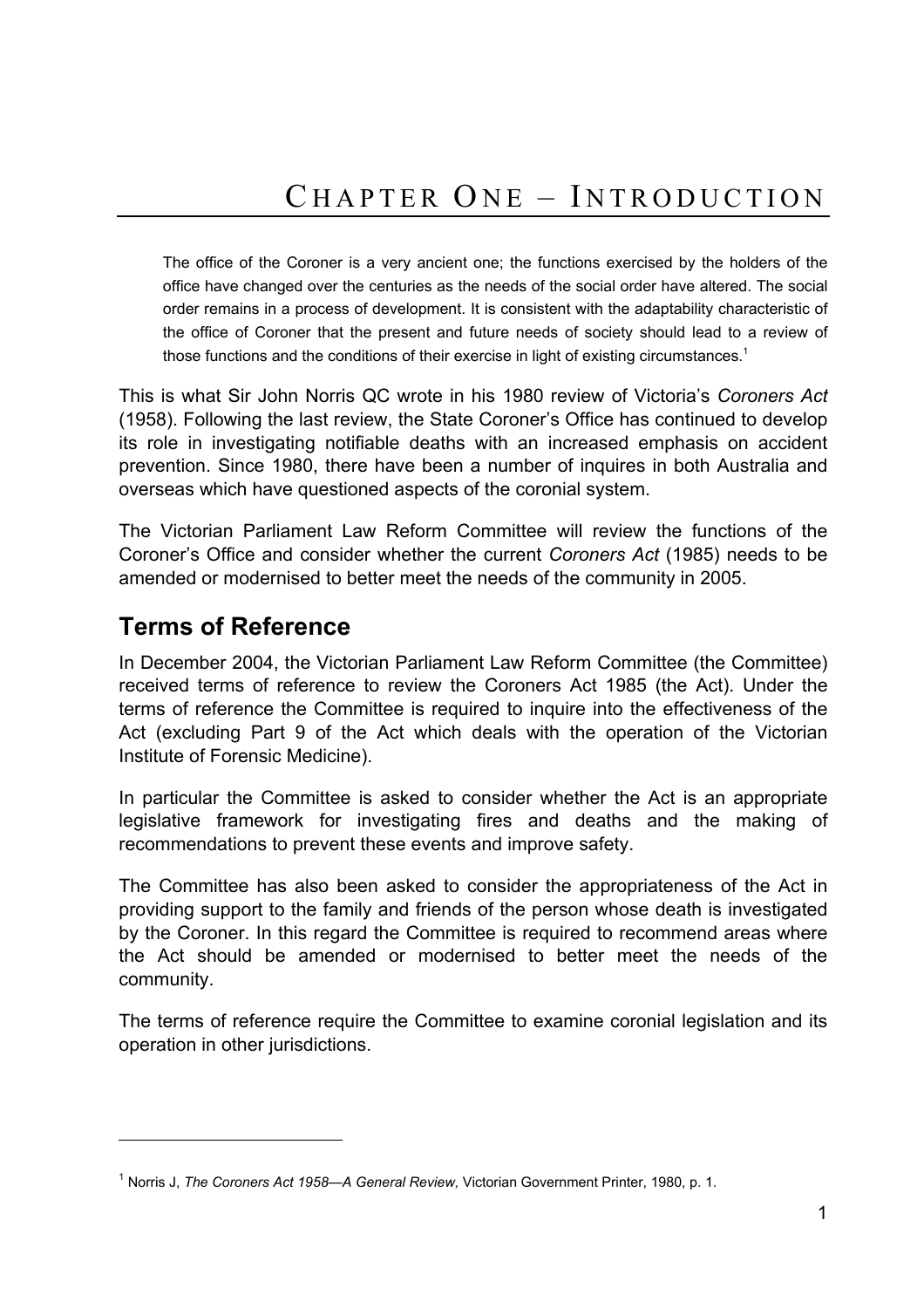# Chapter One – Introduction

> The office of the Coroner is a very ancient one; the functions exercised by the holders of the office have changed over the centuries as the needs of the social order have altered. The social order remains in a process of development. It is consistent with the adaptability characteristic of the office of Coroner that the present and future needs of society should lead to a review of those functions and the conditions of their exercise in light of existing circumstances.[1]

This is what Sir John Norris QC wrote in his 1980 review of Victoria's *Coroners Act* (1958). Following the last review, the State Coroner's Office has continued to develop its role in investigating notifiable deaths with an increased emphasis on accident prevention. Since 1980, there have been a number of inquires in both Australia and overseas which have questioned aspects of the coronial system.

The Victorian Parliament Law Reform Committee will review the functions of the Coroner's Office and consider whether the current *Coroners Act* (1985) needs to be amended or modernised to better meet the needs of the community in 2005.

## Terms of Reference

In December 2004, the Victorian Parliament Law Reform Committee (the Committee) received terms of reference to review the Coroners Act 1985 (the Act). Under the terms of reference the Committee is required to inquire into the effectiveness of the Act (excluding Part 9 of the Act which deals with the operation of the Victorian Institute of Forensic Medicine).

In particular the Committee is asked to consider whether the Act is an appropriate legislative framework for investigating fires and deaths and the making of recommendations to prevent these events and improve safety.

The Committee has also been asked to consider the appropriateness of the Act in providing support to the family and friends of the person whose death is investigated by the Coroner. In this regard the Committee is required to recommend areas where the Act should be amended or modernised to better meet the needs of the community.

The terms of reference require the Committee to examine coronial legislation and its operation in other jurisdictions.

---

[1] Norris J, *The Coroners Act 1958—A General Review,* Victorian Government Printer, 1980, p. 1.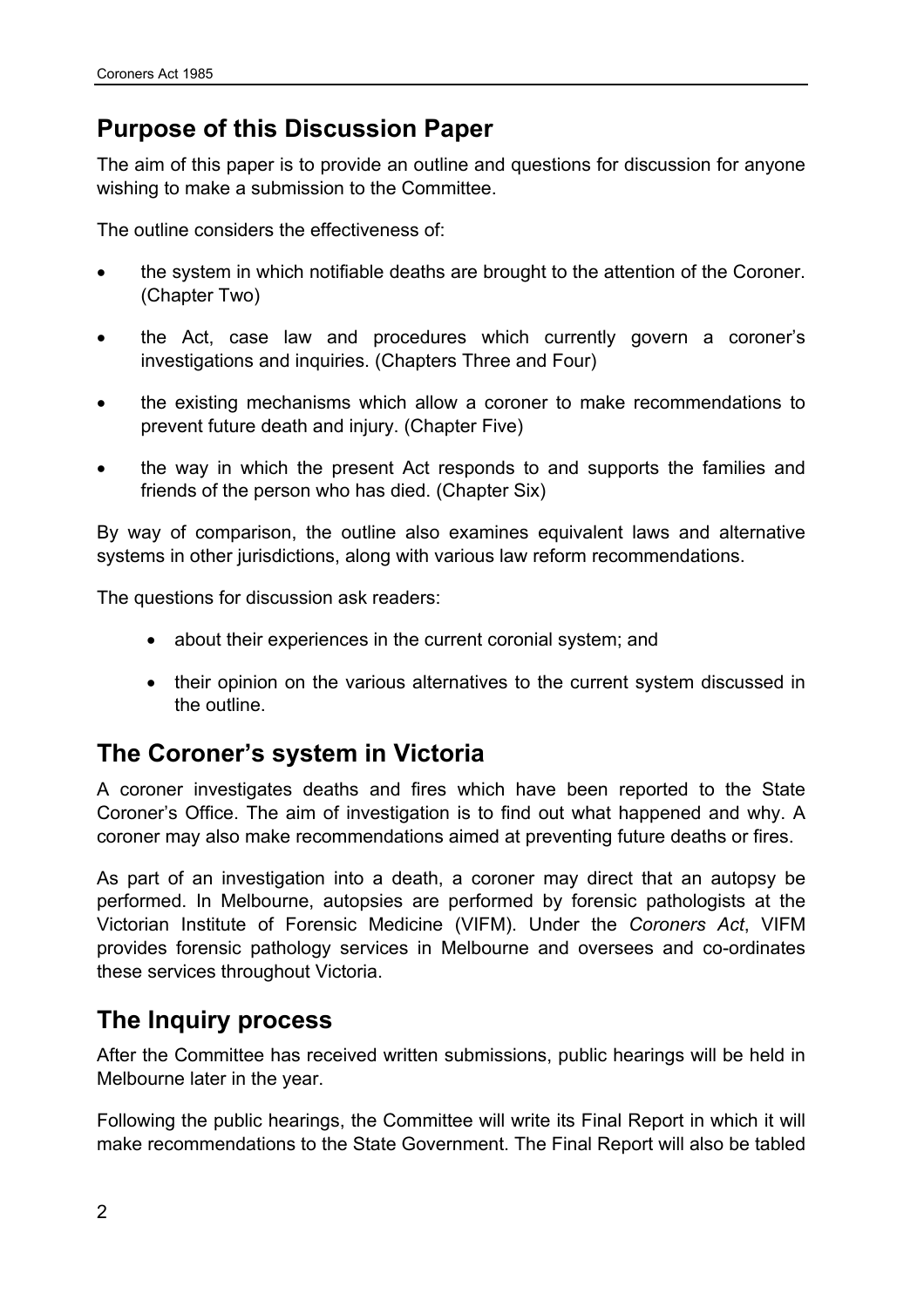## Purpose of this Discussion Paper

The aim of this paper is to provide an outline and questions for discussion for anyone wishing to make a submission to the Committee.

The outline considers the effectiveness of:

- the system in which notifiable deaths are brought to the attention of the Coroner. (Chapter Two)
- the Act, case law and procedures which currently govern a coroner's investigations and inquiries. (Chapters Three and Four)
- the existing mechanisms which allow a coroner to make recommendations to prevent future death and injury. (Chapter Five)
- the way in which the present Act responds to and supports the families and friends of the person who has died. (Chapter Six)

By way of comparison, the outline also examines equivalent laws and alternative systems in other jurisdictions, along with various law reform recommendations.

The questions for discussion ask readers:

- about their experiences in the current coronial system; and
- their opinion on the various alternatives to the current system discussed in the outline.

## The Coroner's system in Victoria

A coroner investigates deaths and fires which have been reported to the State Coroner's Office. The aim of investigation is to find out what happened and why. A coroner may also make recommendations aimed at preventing future deaths or fires.

As part of an investigation into a death, a coroner may direct that an autopsy be performed. In Melbourne, autopsies are performed by forensic pathologists at the Victorian Institute of Forensic Medicine (VIFM). Under the *Coroners Act*, VIFM provides forensic pathology services in Melbourne and oversees and co-ordinates these services throughout Victoria.

## The Inquiry process

After the Committee has received written submissions, public hearings will be held in Melbourne later in the year.

Following the public hearings, the Committee will write its Final Report in which it will make recommendations to the State Government. The Final Report will also be tabled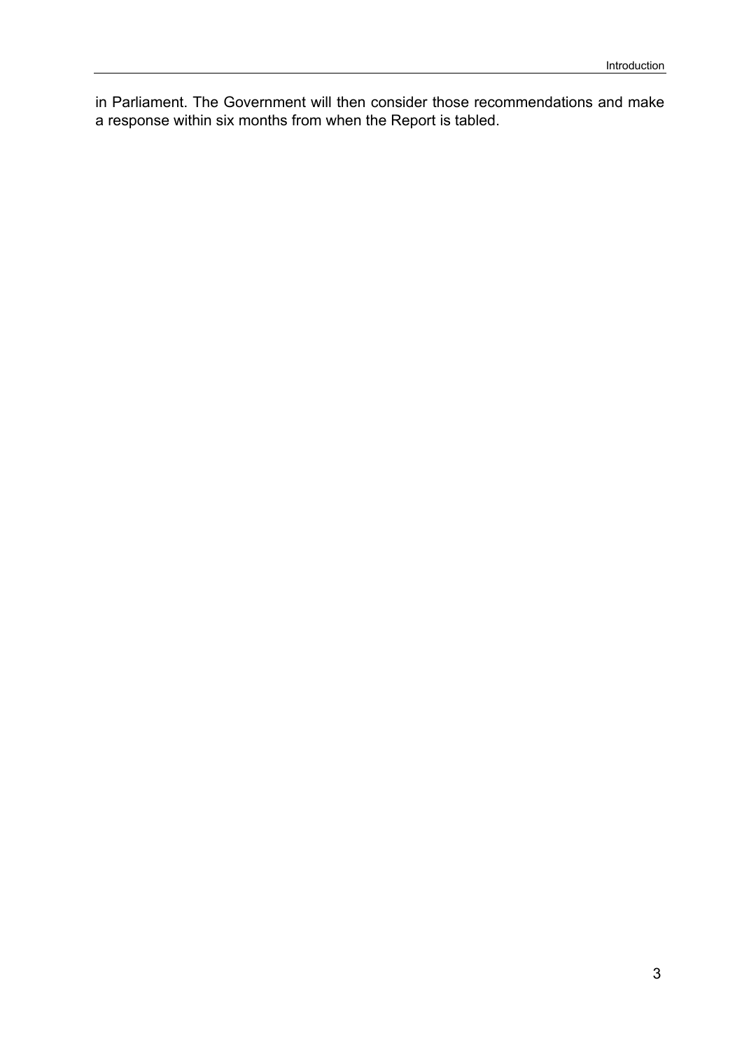in Parliament. The Government will then consider those recommendations and make a response within six months from when the Report is tabled.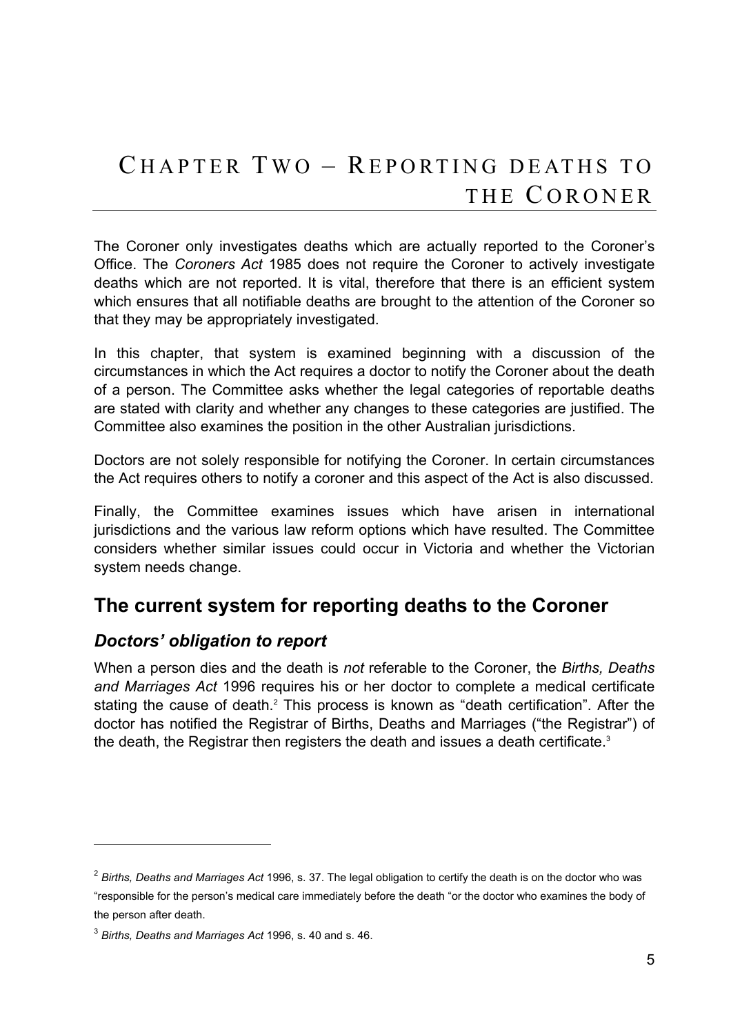# Chapter Two – Reporting deaths to the Coroner

The Coroner only investigates deaths which are actually reported to the Coroner's Office. The *Coroners Act* 1985 does not require the Coroner to actively investigate deaths which are not reported. It is vital, therefore that there is an efficient system which ensures that all notifiable deaths are brought to the attention of the Coroner so that they may be appropriately investigated.

In this chapter, that system is examined beginning with a discussion of the circumstances in which the Act requires a doctor to notify the Coroner about the death of a person. The Committee asks whether the legal categories of reportable deaths are stated with clarity and whether any changes to these categories are justified. The Committee also examines the position in the other Australian jurisdictions.

Doctors are not solely responsible for notifying the Coroner. In certain circumstances the Act requires others to notify a coroner and this aspect of the Act is also discussed.

Finally, the Committee examines issues which have arisen in international jurisdictions and the various law reform options which have resulted. The Committee considers whether similar issues could occur in Victoria and whether the Victorian system needs change.

## The current system for reporting deaths to the Coroner

### *Doctors' obligation to report*

When a person dies and the death is *not* referable to the Coroner, the *Births, Deaths and Marriages Act* 1996 requires his or her doctor to complete a medical certificate stating the cause of death.[2] This process is known as "death certification". After the doctor has notified the Registrar of Births, Deaths and Marriages ("the Registrar") of the death, the Registrar then registers the death and issues a death certificate.[3]

---

[2] *Births, Deaths and Marriages Act* 1996, s. 37. The legal obligation to certify the death is on the doctor who was "responsible for the person's medical care immediately before the death "or the doctor who examines the body of the person after death.

[3] *Births, Deaths and Marriages Act* 1996, s. 40 and s. 46.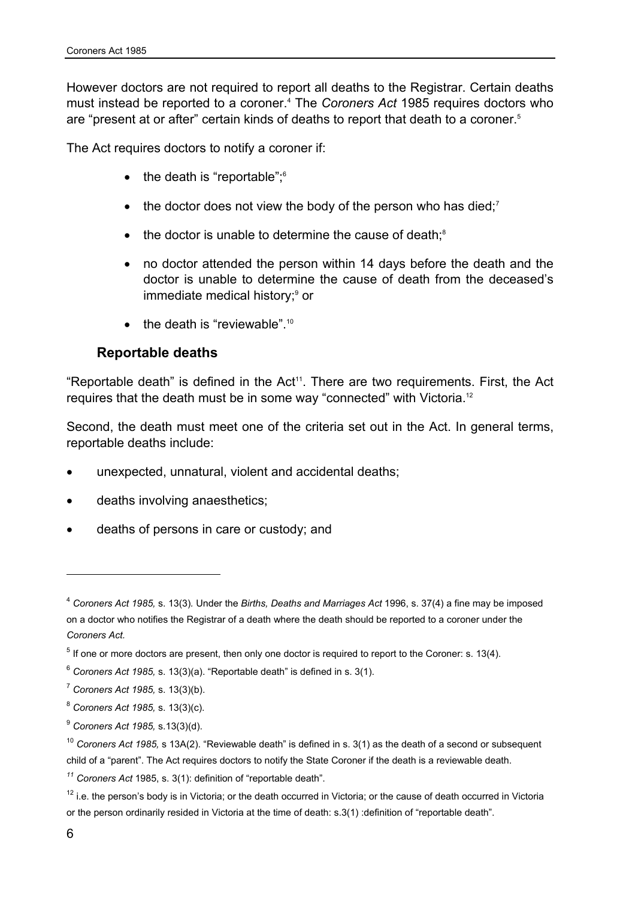However doctors are not required to report all deaths to the Registrar. Certain deaths must instead be reported to a coroner.[4] The *Coroners Act* 1985 requires doctors who are "present at or after" certain kinds of deaths to report that death to a coroner.[5]

The Act requires doctors to notify a coroner if:

- the death is "reportable";[6]
- the doctor does not view the body of the person who has died;[7]
- the doctor is unable to determine the cause of death;[8]
- no doctor attended the person within 14 days before the death and the doctor is unable to determine the cause of death from the deceased's immediate medical history;[9] or
- the death is "reviewable".[10]

### Reportable deaths

"Reportable death" is defined in the Act[11]. There are two requirements. First, the Act requires that the death must be in some way "connected" with Victoria.[12]

Second, the death must meet one of the criteria set out in the Act. In general terms, reportable deaths include:

- unexpected, unnatural, violent and accidental deaths;
- deaths involving anaesthetics;
- deaths of persons in care or custody; and

---

[4] *Coroners Act 1985,* s. 13(3). Under the *Births, Deaths and Marriages Act* 1996, s. 37(4) a fine may be imposed on a doctor who notifies the Registrar of a death where the death should be reported to a coroner under the *Coroners Act.*

[5] If one or more doctors are present, then only one doctor is required to report to the Coroner: s. 13(4).

[6] *Coroners Act 1985,* s. 13(3)(a). "Reportable death" is defined in s. 3(1).

[7] *Coroners Act 1985,* s. 13(3)(b).

[8] *Coroners Act 1985,* s. 13(3)(c).

[9] *Coroners Act 1985,* s.13(3)(d).

[10] *Coroners Act 1985,* s 13A(2). "Reviewable death" is defined in s. 3(1) as the death of a second or subsequent child of a "parent". The Act requires doctors to notify the State Coroner if the death is a reviewable death.

[11] *Coroners Act* 1985, s. 3(1): definition of "reportable death".

[12] i.e. the person's body is in Victoria; or the death occurred in Victoria; or the cause of death occurred in Victoria or the person ordinarily resided in Victoria at the time of death: s.3(1) :definition of "reportable death".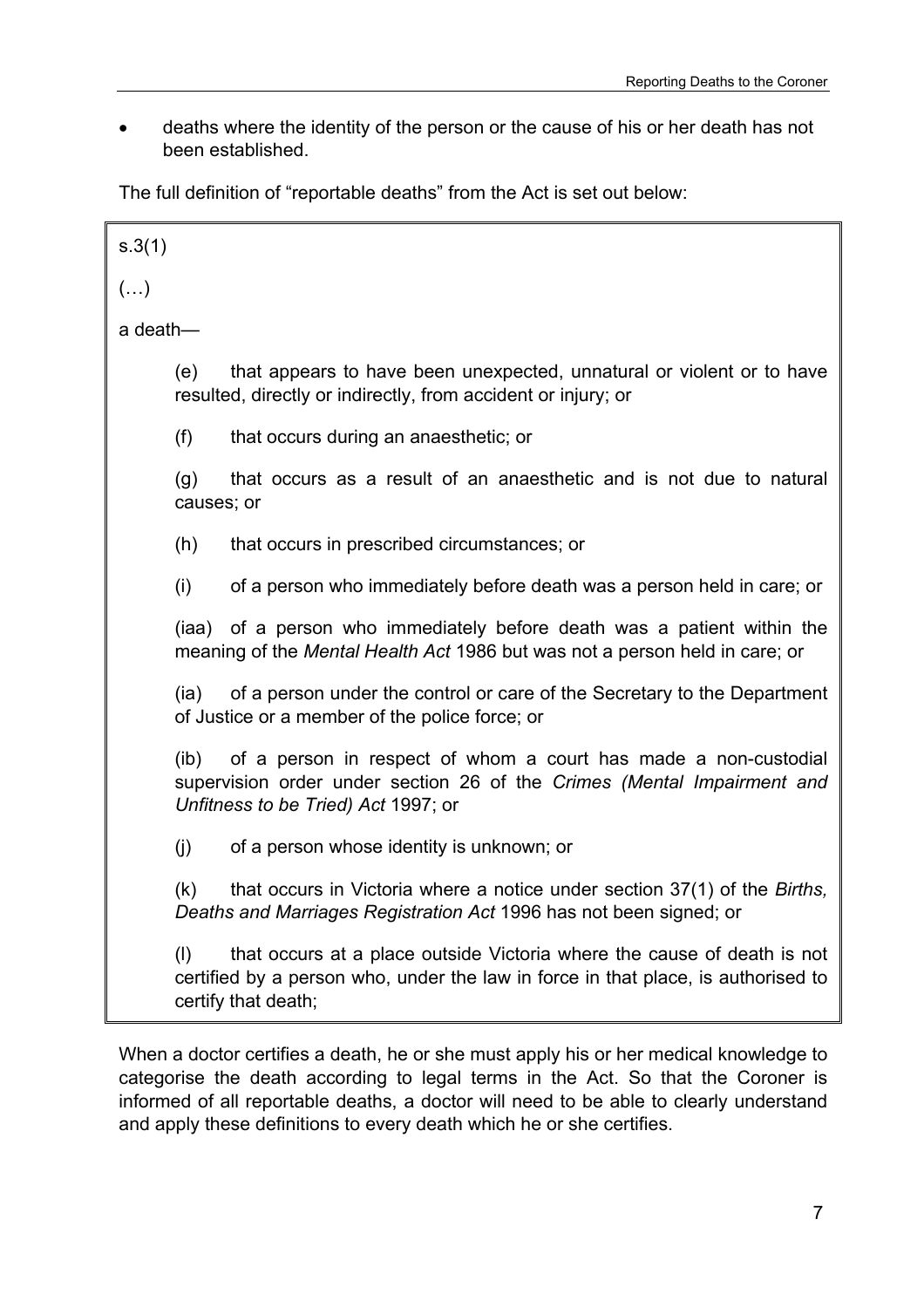- deaths where the identity of the person or the cause of his or her death has not been established.

The full definition of "reportable deaths" from the Act is set out below:

> s.3(1)
>
> (…)
>
> a death—
>
> (e) that appears to have been unexpected, unnatural or violent or to have resulted, directly or indirectly, from accident or injury; or
>
> (f) that occurs during an anaesthetic; or
>
> (g) that occurs as a result of an anaesthetic and is not due to natural causes; or
>
> (h) that occurs in prescribed circumstances; or
>
> (i) of a person who immediately before death was a person held in care; or
>
> (iaa) of a person who immediately before death was a patient within the meaning of the *Mental Health Act* 1986 but was not a person held in care; or
>
> (ia) of a person under the control or care of the Secretary to the Department of Justice or a member of the police force; or
>
> (ib) of a person in respect of whom a court has made a non-custodial supervision order under section 26 of the *Crimes (Mental Impairment and Unfitness to be Tried) Act* 1997; or
>
> (j) of a person whose identity is unknown; or
>
> (k) that occurs in Victoria where a notice under section 37(1) of the *Births, Deaths and Marriages Registration Act* 1996 has not been signed; or
>
> (l) that occurs at a place outside Victoria where the cause of death is not certified by a person who, under the law in force in that place, is authorised to certify that death;

When a doctor certifies a death, he or she must apply his or her medical knowledge to categorise the death according to legal terms in the Act. So that the Coroner is informed of all reportable deaths, a doctor will need to be able to clearly understand and apply these definitions to every death which he or she certifies.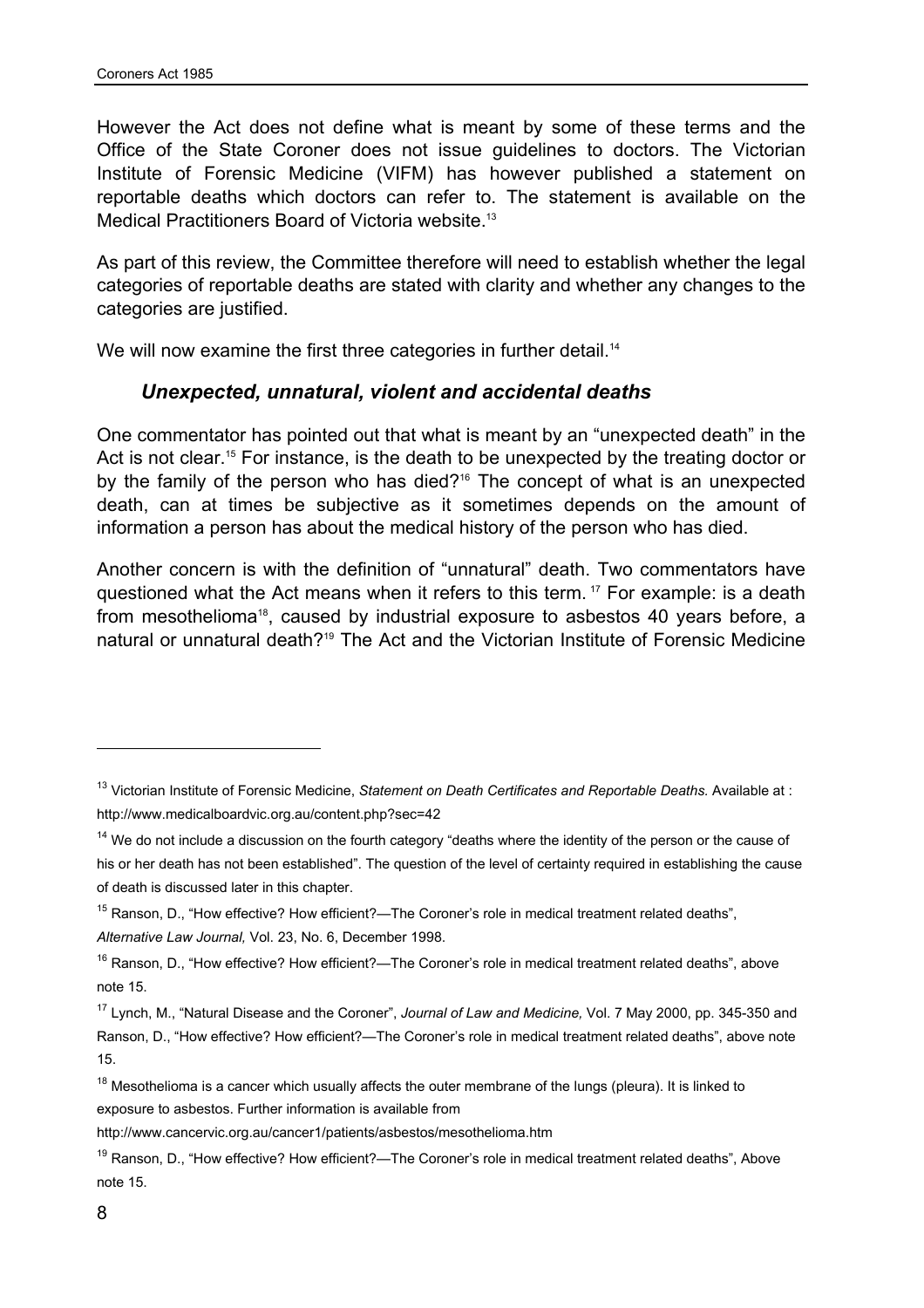However the Act does not define what is meant by some of these terms and the Office of the State Coroner does not issue guidelines to doctors. The Victorian Institute of Forensic Medicine (VIFM) has however published a statement on reportable deaths which doctors can refer to. The statement is available on the Medical Practitioners Board of Victoria website.[13]

As part of this review, the Committee therefore will need to establish whether the legal categories of reportable deaths are stated with clarity and whether any changes to the categories are justified.

We will now examine the first three categories in further detail.[14]

### *Unexpected, unnatural, violent and accidental deaths*

One commentator has pointed out that what is meant by an "unexpected death" in the Act is not clear.[15] For instance, is the death to be unexpected by the treating doctor or by the family of the person who has died?[16] The concept of what is an unexpected death, can at times be subjective as it sometimes depends on the amount of information a person has about the medical history of the person who has died.

Another concern is with the definition of "unnatural" death. Two commentators have questioned what the Act means when it refers to this term.[17] For example: is a death from mesothelioma[18], caused by industrial exposure to asbestos 40 years before, a natural or unnatural death?[19] The Act and the Victorian Institute of Forensic Medicine

---

[13] Victorian Institute of Forensic Medicine, *Statement on Death Certificates and Reportable Deaths.* Available at : http://www.medicalboardvic.org.au/content.php?sec=42

[14] We do not include a discussion on the fourth category "deaths where the identity of the person or the cause of his or her death has not been established". The question of the level of certainty required in establishing the cause of death is discussed later in this chapter.

[15] Ranson, D., "How effective? How efficient?—The Coroner's role in medical treatment related deaths", *Alternative Law Journal,* Vol. 23, No. 6, December 1998.

[16] Ranson, D., "How effective? How efficient?—The Coroner's role in medical treatment related deaths", above note 15.

[17] Lynch, M., "Natural Disease and the Coroner", *Journal of Law and Medicine,* Vol. 7 May 2000, pp. 345-350 and Ranson, D., "How effective? How efficient?—The Coroner's role in medical treatment related deaths", above note 15.

[18] Mesothelioma is a cancer which usually affects the outer membrane of the lungs (pleura). It is linked to exposure to asbestos. Further information is available from http://www.cancervic.org.au/cancer1/patients/asbestos/mesothelioma.htm

[19] Ranson, D., "How effective? How efficient?—The Coroner's role in medical treatment related deaths", Above note 15.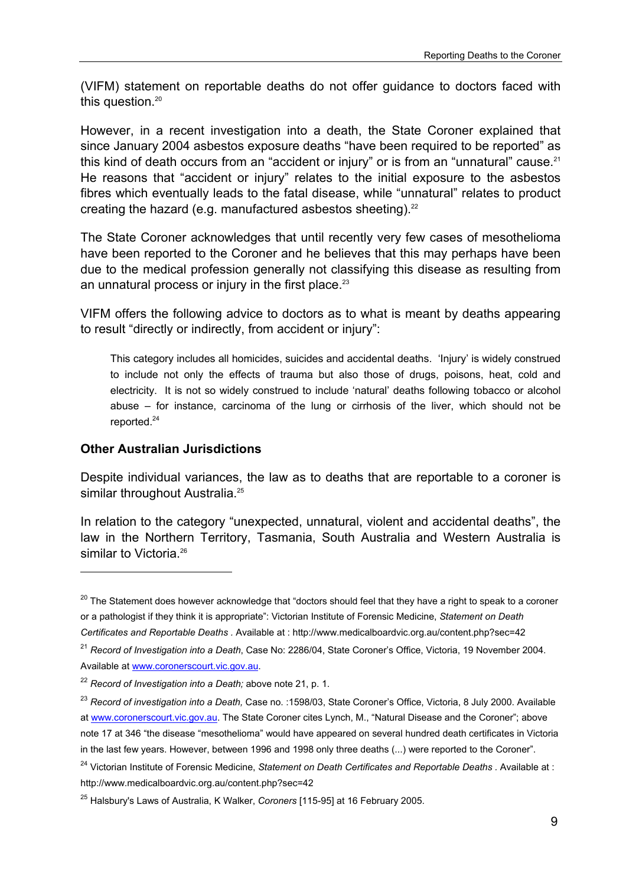(VIFM) statement on reportable deaths do not offer guidance to doctors faced with this question.[20]

However, in a recent investigation into a death, the State Coroner explained that since January 2004 asbestos exposure deaths "have been required to be reported" as this kind of death occurs from an "accident or injury" or is from an "unnatural" cause.[21] He reasons that "accident or injury" relates to the initial exposure to the asbestos fibres which eventually leads to the fatal disease, while "unnatural" relates to product creating the hazard (e.g. manufactured asbestos sheeting).[22]

The State Coroner acknowledges that until recently very few cases of mesothelioma have been reported to the Coroner and he believes that this may perhaps have been due to the medical profession generally not classifying this disease as resulting from an unnatural process or injury in the first place.[23]

VIFM offers the following advice to doctors as to what is meant by deaths appearing to result "directly or indirectly, from accident or injury":

> This category includes all homicides, suicides and accidental deaths. 'Injury' is widely construed to include not only the effects of trauma but also those of drugs, poisons, heat, cold and electricity. It is not so widely construed to include 'natural' deaths following tobacco or alcohol abuse – for instance, carcinoma of the lung or cirrhosis of the liver, which should not be reported.[24]

### Other Australian Jurisdictions

Despite individual variances, the law as to deaths that are reportable to a coroner is similar throughout Australia.[25]

In relation to the category "unexpected, unnatural, violent and accidental deaths", the law in the Northern Territory, Tasmania, South Australia and Western Australia is similar to Victoria.[26]

---

[20] The Statement does however acknowledge that "doctors should feel that they have a right to speak to a coroner or a pathologist if they think it is appropriate": Victorian Institute of Forensic Medicine, *Statement on Death Certificates and Reportable Deaths* . Available at : http://www.medicalboardvic.org.au/content.php?sec=42

[21] *Record of Investigation into a Death*, Case No: 2286/04, State Coroner's Office, Victoria, 19 November 2004. Available at www.coronerscourt.vic.gov.au.

[22] *Record of Investigation into a Death;* above note 21, p. 1.

[23] *Record of investigation into a Death,* Case no. :1598/03, State Coroner's Office, Victoria, 8 July 2000. Available at www.coronerscourt.vic.gov.au. The State Coroner cites Lynch, M., "Natural Disease and the Coroner"; above note 17 at 346 "the disease "mesothelioma" would have appeared on several hundred death certificates in Victoria in the last few years. However, between 1996 and 1998 only three deaths (...) were reported to the Coroner".

[24] Victorian Institute of Forensic Medicine, *Statement on Death Certificates and Reportable Deaths* . Available at : http://www.medicalboardvic.org.au/content.php?sec=42

[25] Halsbury's Laws of Australia, K Walker, *Coroners* [115-95] at 16 February 2005.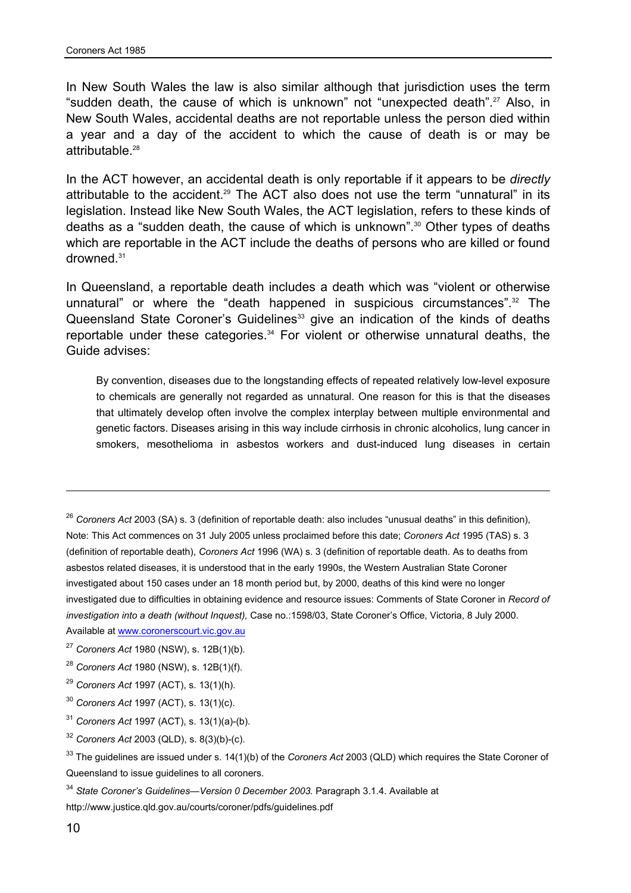In New South Wales the law is also similar although that jurisdiction uses the term "sudden death, the cause of which is unknown" not "unexpected death".[27] Also, in New South Wales, accidental deaths are not reportable unless the person died within a year and a day of the accident to which the cause of death is or may be attributable.[28]

In the ACT however, an accidental death is only reportable if it appears to be *directly* attributable to the accident.[29] The ACT also does not use the term "unnatural" in its legislation. Instead like New South Wales, the ACT legislation, refers to these kinds of deaths as a "sudden death, the cause of which is unknown".[30] Other types of deaths which are reportable in the ACT include the deaths of persons who are killed or found drowned.[31]

In Queensland, a reportable death includes a death which was "violent or otherwise unnatural" or where the "death happened in suspicious circumstances".[32] The Queensland State Coroner's Guidelines[33] give an indication of the kinds of deaths reportable under these categories.[34] For violent or otherwise unnatural deaths, the Guide advises:

> By convention, diseases due to the longstanding effects of repeated relatively low-level exposure to chemicals are generally not regarded as unnatural. One reason for this is that the diseases that ultimately develop often involve the complex interplay between multiple environmental and genetic factors. Diseases arising in this way include cirrhosis in chronic alcoholics, lung cancer in smokers, mesothelioma in asbestos workers and dust-induced lung diseases in certain

---

[26] *Coroners Act* 2003 (SA) s. 3 (definition of reportable death: also includes "unusual deaths" in this definition), Note: This Act commences on 31 July 2005 unless proclaimed before this date; *Coroners Act* 1995 (TAS) s. 3 (definition of reportable death), *Coroners Act* 1996 (WA) s. 3 (definition of reportable death. As to deaths from asbestos related diseases, it is understood that in the early 1990s, the Western Australian State Coroner investigated about 150 cases under an 18 month period but, by 2000, deaths of this kind were no longer investigated due to difficulties in obtaining evidence and resource issues: Comments of State Coroner in *Record of investigation into a death (without Inquest),* Case no.:1598/03, State Coroner's Office, Victoria, 8 July 2000. Available at www.coronerscourt.vic.gov.au

[27] *Coroners Act* 1980 (NSW), s. 12B(1)(b).

[28] *Coroners Act* 1980 (NSW), s. 12B(1)(f).

[29] *Coroners Act* 1997 (ACT), s. 13(1)(h).

[30] *Coroners Act* 1997 (ACT), s. 13(1)(c).

[31] *Coroners Act* 1997 (ACT), s. 13(1)(a)-(b).

[32] *Coroners Act* 2003 (QLD), s. 8(3)(b)-(c).

[33] The guidelines are issued under s. 14(1)(b) of the *Coroners Act* 2003 (QLD) which requires the State Coroner of Queensland to issue guidelines to all coroners.

[34] *State Coroner's Guidelines—Version 0 December 2003.* Paragraph 3.1.4. Available at http://www.justice.qld.gov.au/courts/coroner/pdfs/guidelines.pdf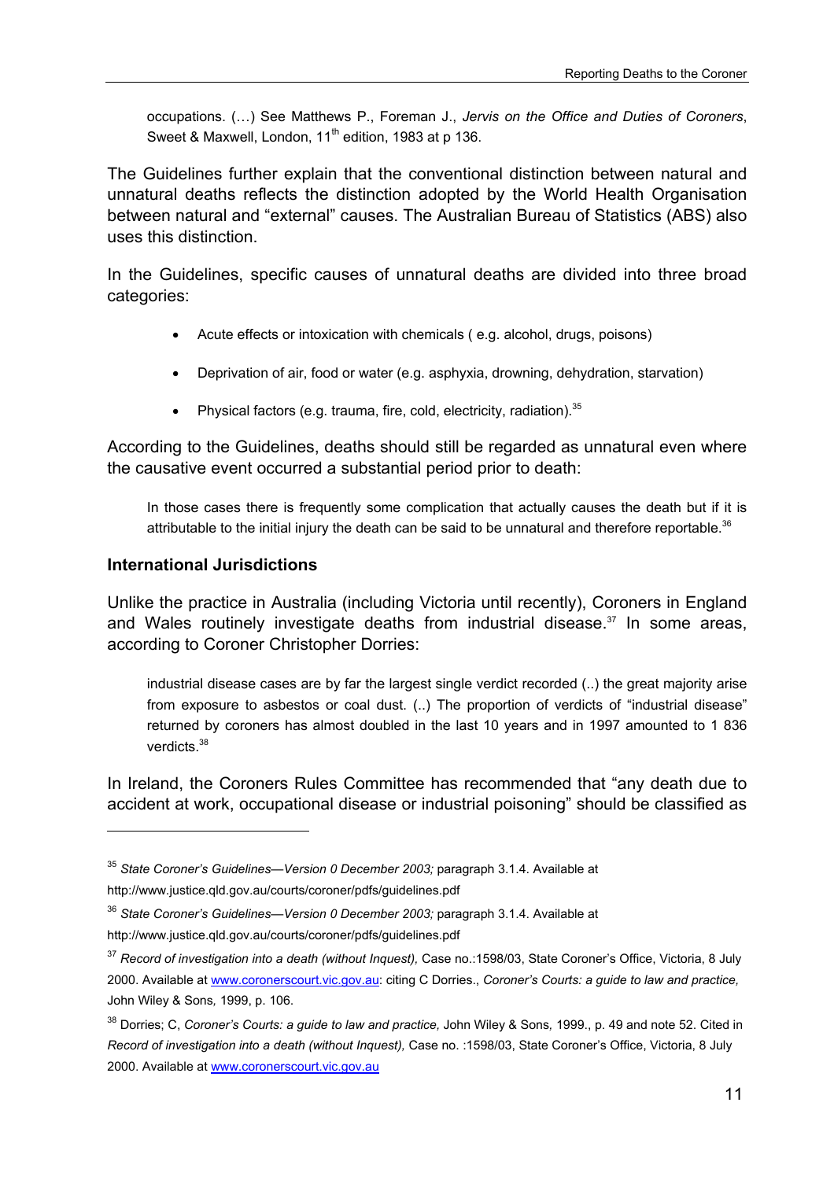occupations. (…) See Matthews P., Foreman J., *Jervis on the Office and Duties of Coroners*, Sweet & Maxwell, London, 11th edition, 1983 at p 136.

The Guidelines further explain that the conventional distinction between natural and unnatural deaths reflects the distinction adopted by the World Health Organisation between natural and "external" causes. The Australian Bureau of Statistics (ABS) also uses this distinction.

In the Guidelines, specific causes of unnatural deaths are divided into three broad categories:

- Acute effects or intoxication with chemicals ( e.g. alcohol, drugs, poisons)
- Deprivation of air, food or water (e.g. asphyxia, drowning, dehydration, starvation)
- Physical factors (e.g. trauma, fire, cold, electricity, radiation).[35]

According to the Guidelines, deaths should still be regarded as unnatural even where the causative event occurred a substantial period prior to death:

> In those cases there is frequently some complication that actually causes the death but if it is attributable to the initial injury the death can be said to be unnatural and therefore reportable.[36]

### International Jurisdictions

Unlike the practice in Australia (including Victoria until recently), Coroners in England and Wales routinely investigate deaths from industrial disease.[37] In some areas, according to Coroner Christopher Dorries:

> industrial disease cases are by far the largest single verdict recorded (..) the great majority arise from exposure to asbestos or coal dust. (..) The proportion of verdicts of "industrial disease" returned by coroners has almost doubled in the last 10 years and in 1997 amounted to 1 836 verdicts.[38]

In Ireland, the Coroners Rules Committee has recommended that "any death due to accident at work, occupational disease or industrial poisoning" should be classified as

---

[35] *State Coroner's Guidelines—Version 0 December 2003;* paragraph 3.1.4. Available at http://www.justice.qld.gov.au/courts/coroner/pdfs/guidelines.pdf

[36] *State Coroner's Guidelines—Version 0 December 2003;* paragraph 3.1.4. Available at http://www.justice.qld.gov.au/courts/coroner/pdfs/guidelines.pdf

[37] *Record of investigation into a death (without Inquest),* Case no.:1598/03, State Coroner's Office, Victoria, 8 July 2000. Available at www.coronerscourt.vic.gov.au: citing C Dorries., *Coroner's Courts: a guide to law and practice,* John Wiley & Sons*,* 1999, p. 106.

[38] Dorries; C, *Coroner's Courts: a guide to law and practice,* John Wiley & Sons*,* 1999., p. 49 and note 52. Cited in *Record of investigation into a death (without Inquest),* Case no. :1598/03, State Coroner's Office, Victoria, 8 July 2000. Available at www.coronerscourt.vic.gov.au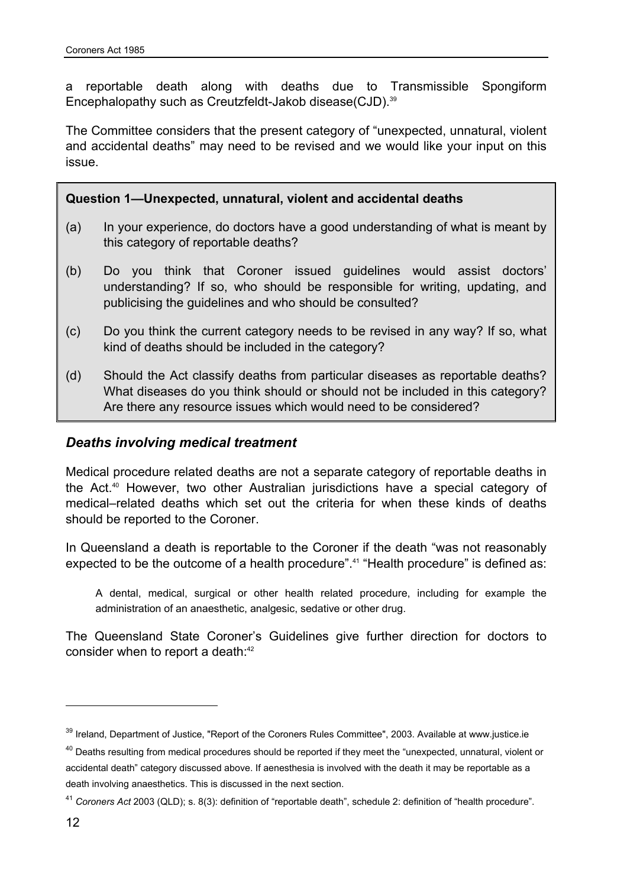a reportable death along with deaths due to Transmissible Spongiform Encephalopathy such as Creutzfeldt-Jakob disease(CJD).[39]

The Committee considers that the present category of "unexpected, unnatural, violent and accidental deaths" may need to be revised and we would like your input on this issue.

**Question 1—Unexpected, unnatural, violent and accidental deaths**

(a) In your experience, do doctors have a good understanding of what is meant by this category of reportable deaths?

(b) Do you think that Coroner issued guidelines would assist doctors' understanding? If so, who should be responsible for writing, updating, and publicising the guidelines and who should be consulted?

(c) Do you think the current category needs to be revised in any way? If so, what kind of deaths should be included in the category?

(d) Should the Act classify deaths from particular diseases as reportable deaths? What diseases do you think should or should not be included in this category? Are there any resource issues which would need to be considered?

### *Deaths involving medical treatment*

Medical procedure related deaths are not a separate category of reportable deaths in the Act.[40] However, two other Australian jurisdictions have a special category of medical–related deaths which set out the criteria for when these kinds of deaths should be reported to the Coroner.

In Queensland a death is reportable to the Coroner if the death "was not reasonably expected to be the outcome of a health procedure".[41] "Health procedure" is defined as:

> A dental, medical, surgical or other health related procedure, including for example the administration of an anaesthetic, analgesic, sedative or other drug.

The Queensland State Coroner's Guidelines give further direction for doctors to consider when to report a death:[42]

---

[39] Ireland, Department of Justice, "Report of the Coroners Rules Committee", 2003. Available at www.justice.ie

[40] Deaths resulting from medical procedures should be reported if they meet the "unexpected, unnatural, violent or accidental death" category discussed above. If aenesthesia is involved with the death it may be reportable as a death involving anaesthetics. This is discussed in the next section.

[41] *Coroners Act* 2003 (QLD); s. 8(3): definition of "reportable death", schedule 2: definition of "health procedure".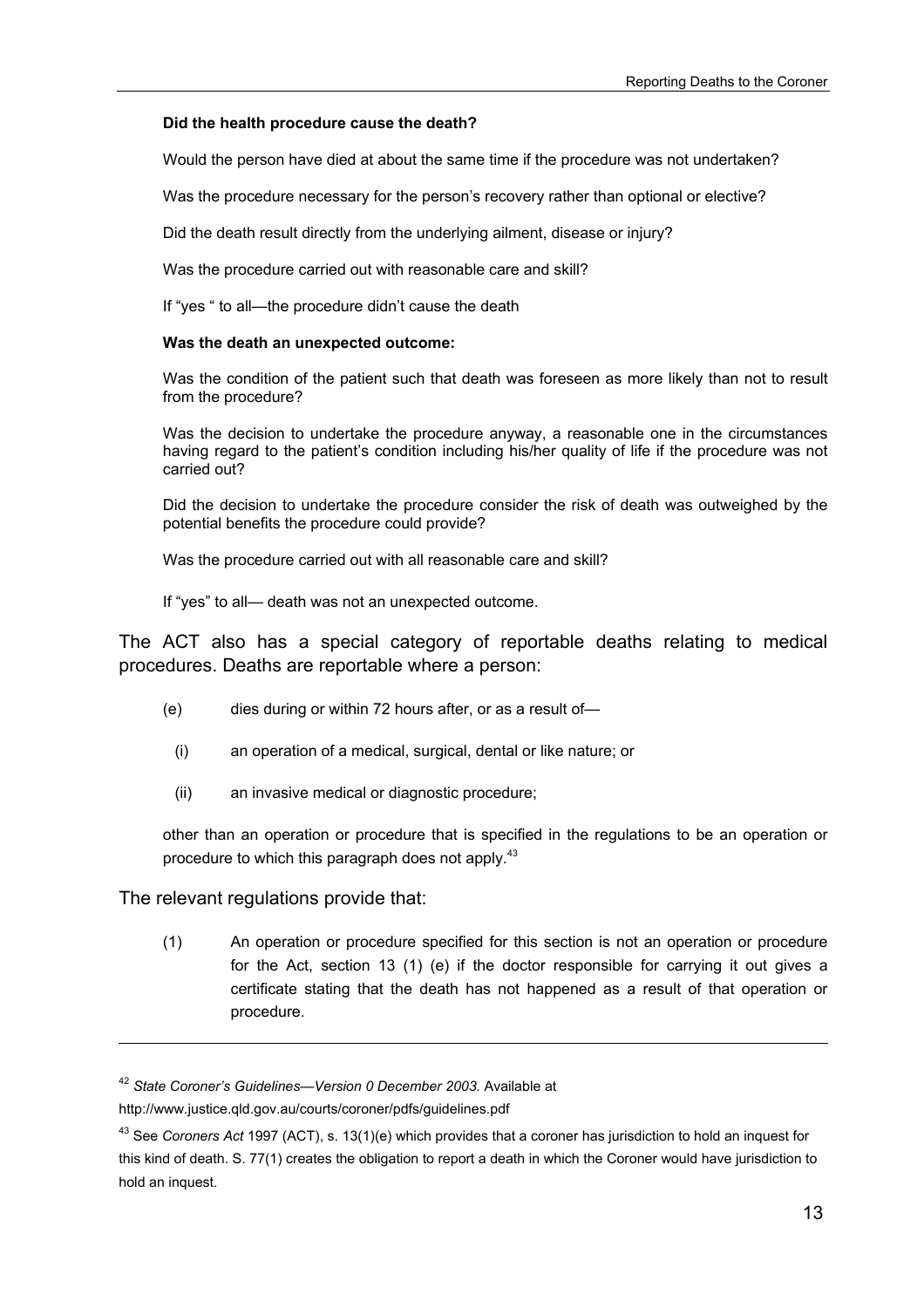**Did the health procedure cause the death?**

Would the person have died at about the same time if the procedure was not undertaken?

Was the procedure necessary for the person's recovery rather than optional or elective?

Did the death result directly from the underlying ailment, disease or injury?

Was the procedure carried out with reasonable care and skill?

If "yes " to all—the procedure didn't cause the death

**Was the death an unexpected outcome:**

Was the condition of the patient such that death was foreseen as more likely than not to result from the procedure?

Was the decision to undertake the procedure anyway, a reasonable one in the circumstances having regard to the patient's condition including his/her quality of life if the procedure was not carried out?

Did the decision to undertake the procedure consider the risk of death was outweighed by the potential benefits the procedure could provide?

Was the procedure carried out with all reasonable care and skill?

If "yes" to all— death was not an unexpected outcome.

The ACT also has a special category of reportable deaths relating to medical procedures. Deaths are reportable where a person:

(e) dies during or within 72 hours after, or as a result of—

(i) an operation of a medical, surgical, dental or like nature; or

(ii) an invasive medical or diagnostic procedure;

other than an operation or procedure that is specified in the regulations to be an operation or procedure to which this paragraph does not apply.[43]

The relevant regulations provide that:

(1) An operation or procedure specified for this section is not an operation or procedure for the Act, section 13 (1) (e) if the doctor responsible for carrying it out gives a certificate stating that the death has not happened as a result of that operation or procedure.

---

[42] *State Coroner's Guidelines—Version 0 December 2003.* Available at http://www.justice.qld.gov.au/courts/coroner/pdfs/guidelines.pdf

[43] See *Coroners Act* 1997 (ACT), s. 13(1)(e) which provides that a coroner has jurisdiction to hold an inquest for this kind of death. S. 77(1) creates the obligation to report a death in which the Coroner would have jurisdiction to hold an inquest.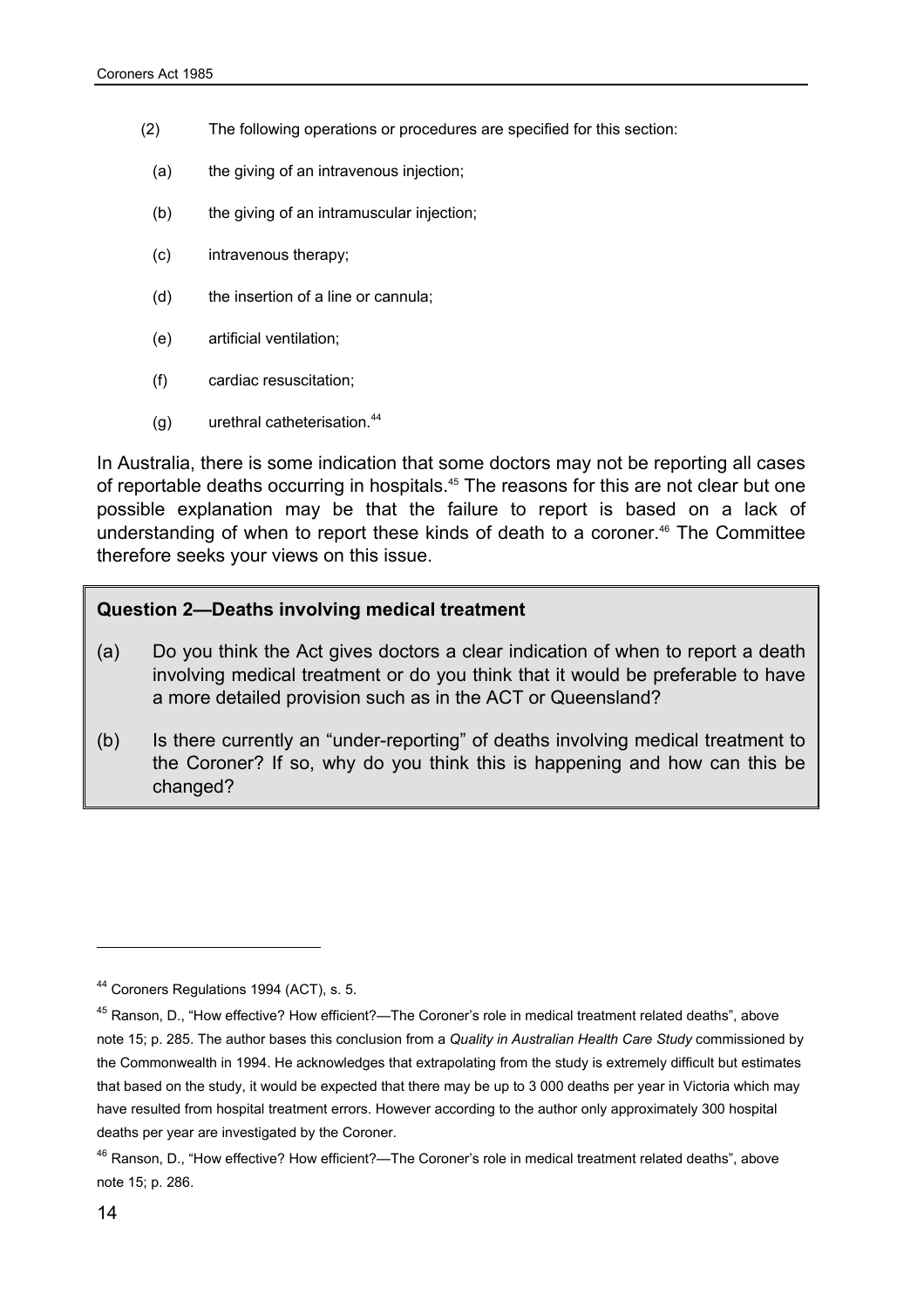(2) The following operations or procedures are specified for this section:

(a) the giving of an intravenous injection;

(b) the giving of an intramuscular injection;

(c) intravenous therapy;

(d) the insertion of a line or cannula;

(e) artificial ventilation;

(f) cardiac resuscitation;

(g) urethral catheterisation.[44]

In Australia, there is some indication that some doctors may not be reporting all cases of reportable deaths occurring in hospitals.[45] The reasons for this are not clear but one possible explanation may be that the failure to report is based on a lack of understanding of when to report these kinds of death to a coroner.[46] The Committee therefore seeks your views on this issue.

> **Question 2—Deaths involving medical treatment**
>
> (a) Do you think the Act gives doctors a clear indication of when to report a death involving medical treatment or do you think that it would be preferable to have a more detailed provision such as in the ACT or Queensland?
>
> (b) Is there currently an "under-reporting" of deaths involving medical treatment to the Coroner? If so, why do you think this is happening and how can this be changed?

---

[44] Coroners Regulations 1994 (ACT), s. 5.

[45] Ranson, D., "How effective? How efficient?—The Coroner's role in medical treatment related deaths", above note 15; p. 285. The author bases this conclusion from a *Quality in Australian Health Care Study* commissioned by the Commonwealth in 1994. He acknowledges that extrapolating from the study is extremely difficult but estimates that based on the study, it would be expected that there may be up to 3 000 deaths per year in Victoria which may have resulted from hospital treatment errors. However according to the author only approximately 300 hospital deaths per year are investigated by the Coroner.

[46] Ranson, D., "How effective? How efficient?—The Coroner's role in medical treatment related deaths", above note 15; p. 286.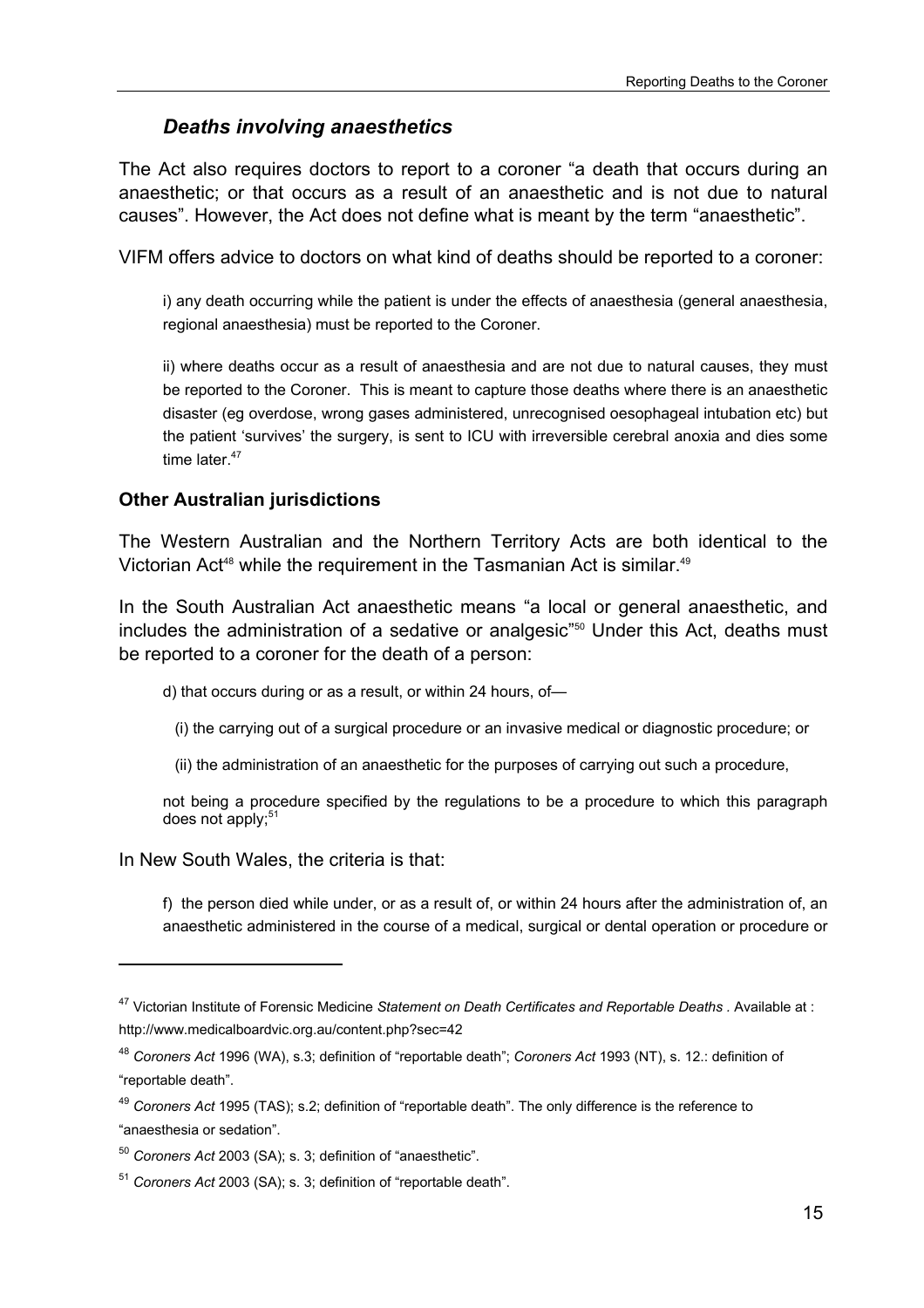### *Deaths involving anaesthetics*

The Act also requires doctors to report to a coroner "a death that occurs during an anaesthetic; or that occurs as a result of an anaesthetic and is not due to natural causes". However, the Act does not define what is meant by the term "anaesthetic".

VIFM offers advice to doctors on what kind of deaths should be reported to a coroner:

> i) any death occurring while the patient is under the effects of anaesthesia (general anaesthesia, regional anaesthesia) must be reported to the Coroner.
>
> ii) where deaths occur as a result of anaesthesia and are not due to natural causes, they must be reported to the Coroner. This is meant to capture those deaths where there is an anaesthetic disaster (eg overdose, wrong gases administered, unrecognised oesophageal intubation etc) but the patient 'survives' the surgery, is sent to ICU with irreversible cerebral anoxia and dies some time later.[47]

**Other Australian jurisdictions**

The Western Australian and the Northern Territory Acts are both identical to the Victorian Act[48] while the requirement in the Tasmanian Act is similar.[49]

In the South Australian Act anaesthetic means "a local or general anaesthetic, and includes the administration of a sedative or analgesic"[50] Under this Act, deaths must be reported to a coroner for the death of a person:

> d) that occurs during or as a result, or within 24 hours, of—
>
> (i) the carrying out of a surgical procedure or an invasive medical or diagnostic procedure; or
>
> (ii) the administration of an anaesthetic for the purposes of carrying out such a procedure,
>
> not being a procedure specified by the regulations to be a procedure to which this paragraph does not apply;[51]

In New South Wales, the criteria is that:

> f) the person died while under, or as a result of, or within 24 hours after the administration of, an anaesthetic administered in the course of a medical, surgical or dental operation or procedure or

---

[47] Victorian Institute of Forensic Medicine *Statement on Death Certificates and Reportable Deaths* . Available at : http://www.medicalboardvic.org.au/content.php?sec=42

[48] *Coroners Act* 1996 (WA), s.3; definition of "reportable death"; *Coroners Act* 1993 (NT), s. 12.: definition of "reportable death".

[49] *Coroners Act* 1995 (TAS); s.2; definition of "reportable death". The only difference is the reference to "anaesthesia or sedation".

[50] *Coroners Act* 2003 (SA); s. 3; definition of "anaesthetic".

[51] *Coroners Act* 2003 (SA); s. 3; definition of "reportable death".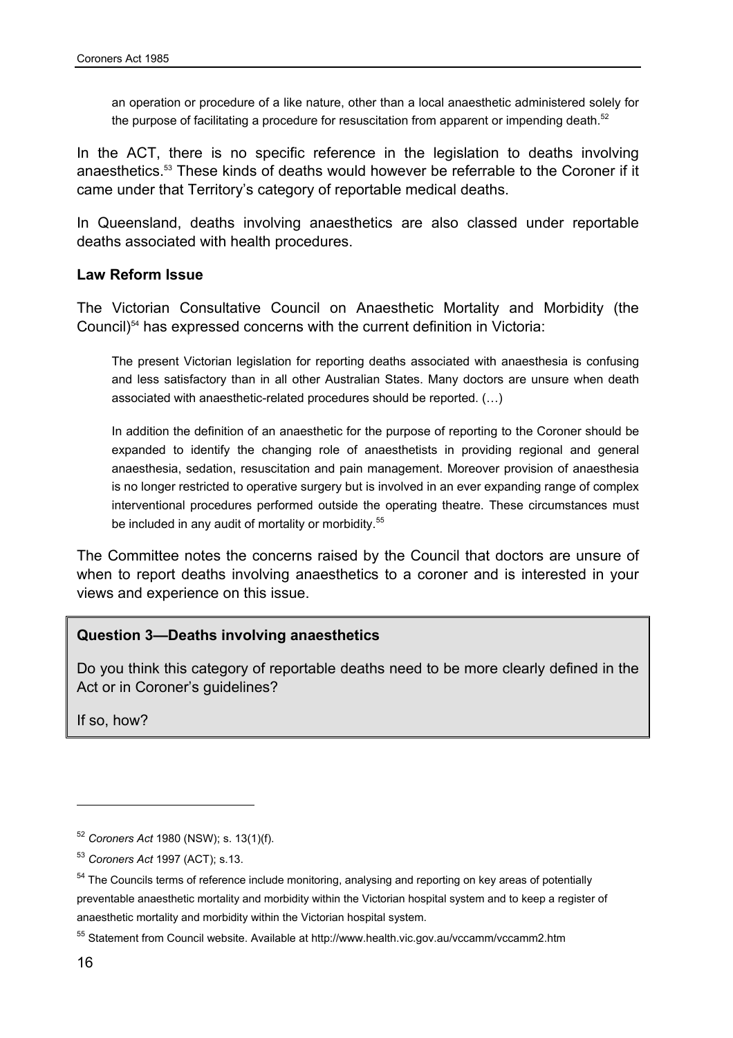> an operation or procedure of a like nature, other than a local anaesthetic administered solely for the purpose of facilitating a procedure for resuscitation from apparent or impending death.[52]

In the ACT, there is no specific reference in the legislation to deaths involving anaesthetics.[53] These kinds of deaths would however be referrable to the Coroner if it came under that Territory's category of reportable medical deaths.

In Queensland, deaths involving anaesthetics are also classed under reportable deaths associated with health procedures.

**Law Reform Issue**

The Victorian Consultative Council on Anaesthetic Mortality and Morbidity (the Council)[54] has expressed concerns with the current definition in Victoria:

> The present Victorian legislation for reporting deaths associated with anaesthesia is confusing and less satisfactory than in all other Australian States. Many doctors are unsure when death associated with anaesthetic-related procedures should be reported. (…)
>
> In addition the definition of an anaesthetic for the purpose of reporting to the Coroner should be expanded to identify the changing role of anaesthetists in providing regional and general anaesthesia, sedation, resuscitation and pain management. Moreover provision of anaesthesia is no longer restricted to operative surgery but is involved in an ever expanding range of complex interventional procedures performed outside the operating theatre. These circumstances must be included in any audit of mortality or morbidity.[55]

The Committee notes the concerns raised by the Council that doctors are unsure of when to report deaths involving anaesthetics to a coroner and is interested in your views and experience on this issue.

**Question 3—Deaths involving anaesthetics**

Do you think this category of reportable deaths need to be more clearly defined in the Act or in Coroner's guidelines?

If so, how?

---

[52] *Coroners Act* 1980 (NSW); s. 13(1)(f).

[53] *Coroners Act* 1997 (ACT); s.13.

[54] The Councils terms of reference include monitoring, analysing and reporting on key areas of potentially preventable anaesthetic mortality and morbidity within the Victorian hospital system and to keep a register of anaesthetic mortality and morbidity within the Victorian hospital system.

[55] Statement from Council website. Available at http://www.health.vic.gov.au/vccamm/vccamm2.htm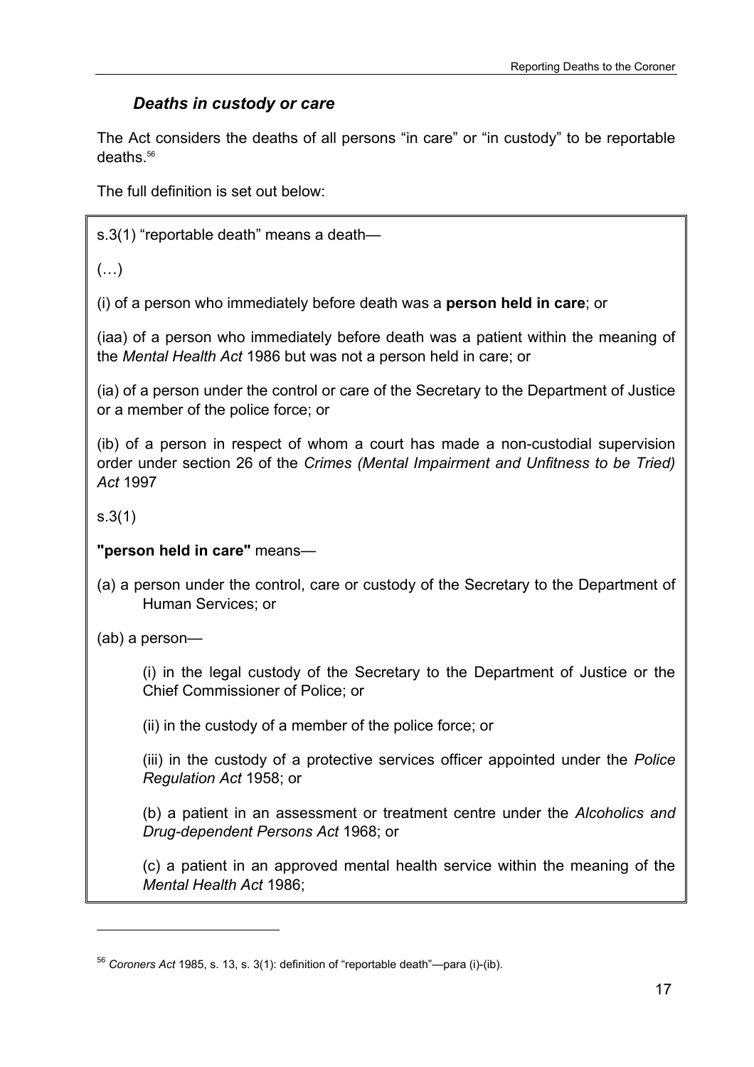### *Deaths in custody or care*

The Act considers the deaths of all persons "in care" or "in custody" to be reportable deaths.[56]

The full definition is set out below:

> s.3(1) "reportable death" means a death—
>
> (…)
>
> (i) of a person who immediately before death was a **person held in care**; or
>
> (iaa) of a person who immediately before death was a patient within the meaning of the *Mental Health Act* 1986 but was not a person held in care; or
>
> (ia) of a person under the control or care of the Secretary to the Department of Justice or a member of the police force; or
>
> (ib) of a person in respect of whom a court has made a non-custodial supervision order under section 26 of the *Crimes (Mental Impairment and Unfitness to be Tried) Act* 1997
>
> s.3(1)
>
> **"person held in care"** means—
>
> (a) a person under the control, care or custody of the Secretary to the Department of Human Services; or
>
> (ab) a person—
>
> (i) in the legal custody of the Secretary to the Department of Justice or the Chief Commissioner of Police; or
>
> (ii) in the custody of a member of the police force; or
>
> (iii) in the custody of a protective services officer appointed under the *Police Regulation Act* 1958; or
>
> (b) a patient in an assessment or treatment centre under the *Alcoholics and Drug-dependent Persons Act* 1968; or
>
> (c) a patient in an approved mental health service within the meaning of the *Mental Health Act* 1986;

---

[56] *Coroners Act* 1985, s. 13, s. 3(1): definition of "reportable death"—para (i)-(ib).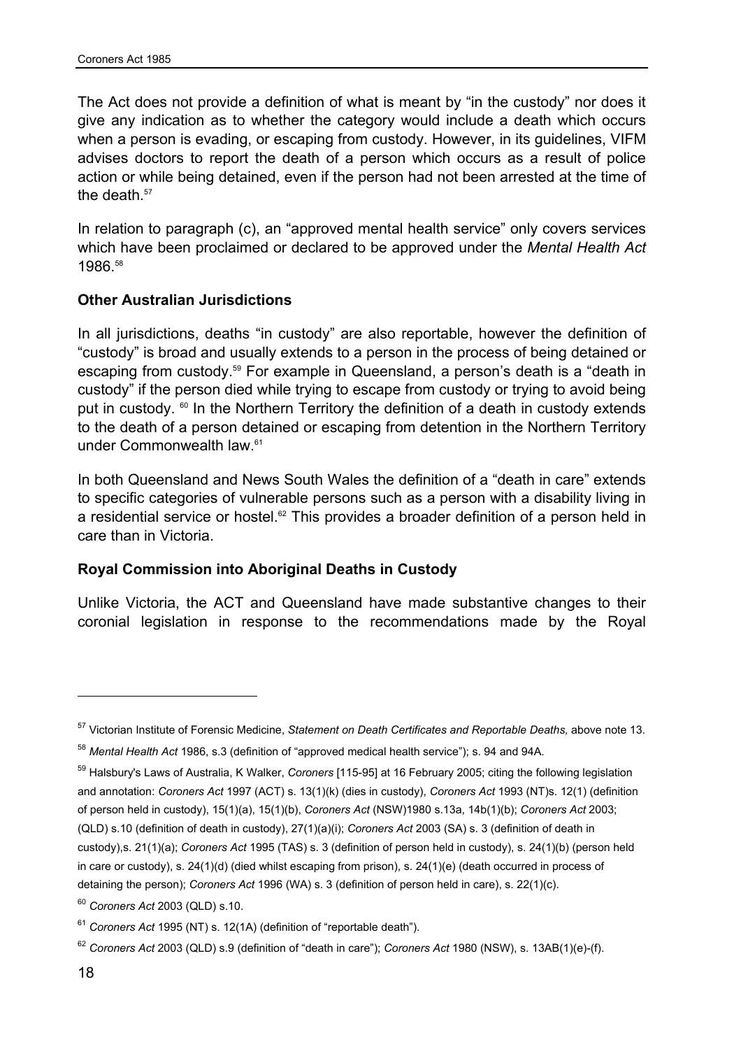The Act does not provide a definition of what is meant by "in the custody" nor does it give any indication as to whether the category would include a death which occurs when a person is evading, or escaping from custody. However, in its guidelines, VIFM advises doctors to report the death of a person which occurs as a result of police action or while being detained, even if the person had not been arrested at the time of the death.[57]

In relation to paragraph (c), an "approved mental health service" only covers services which have been proclaimed or declared to be approved under the *Mental Health Act* 1986.[58]

**Other Australian Jurisdictions**

In all jurisdictions, deaths "in custody" are also reportable, however the definition of "custody" is broad and usually extends to a person in the process of being detained or escaping from custody.[59] For example in Queensland, a person's death is a "death in custody" if the person died while trying to escape from custody or trying to avoid being put in custody. [60] In the Northern Territory the definition of a death in custody extends to the death of a person detained or escaping from detention in the Northern Territory under Commonwealth law.[61]

In both Queensland and News South Wales the definition of a "death in care" extends to specific categories of vulnerable persons such as a person with a disability living in a residential service or hostel.[62] This provides a broader definition of a person held in care than in Victoria.

**Royal Commission into Aboriginal Deaths in Custody**

Unlike Victoria, the ACT and Queensland have made substantive changes to their coronial legislation in response to the recommendations made by the Royal

---

[57] Victorian Institute of Forensic Medicine, *Statement on Death Certificates and Reportable Deaths,* above note 13.

[58] *Mental Health Act* 1986, s.3 (definition of "approved medical health service"); s. 94 and 94A.

[59] Halsbury's Laws of Australia, K Walker, *Coroners* [115-95] at 16 February 2005; citing the following legislation and annotation: *Coroners Act* 1997 (ACT) s. 13(1)(k) (dies in custody), *Coroners Act* 1993 (NT)s. 12(1) (definition of person held in custody), 15(1)(a), 15(1)(b), *Coroners Act* (NSW)1980 s.13a, 14b(1)(b); *Coroners Act* 2003; (QLD) s.10 (definition of death in custody), 27(1)(a)(i); *Coroners Act* 2003 (SA) s. 3 (definition of death in custody),s. 21(1)(a); *Coroners Act* 1995 (TAS) s. 3 (definition of person held in custody), s. 24(1)(b) (person held in care or custody), s. 24(1)(d) (died whilst escaping from prison), s. 24(1)(e) (death occurred in process of detaining the person); *Coroners Act* 1996 (WA) s. 3 (definition of person held in care), s. 22(1)(c).

[60] *Coroners Act* 2003 (QLD) s.10.

[61] *Coroners Act* 1995 (NT) s. 12(1A) (definition of "reportable death").

[62] *Coroners Act* 2003 (QLD) s.9 (definition of "death in care"); *Coroners Act* 1980 (NSW), s. 13AB(1)(e)-(f).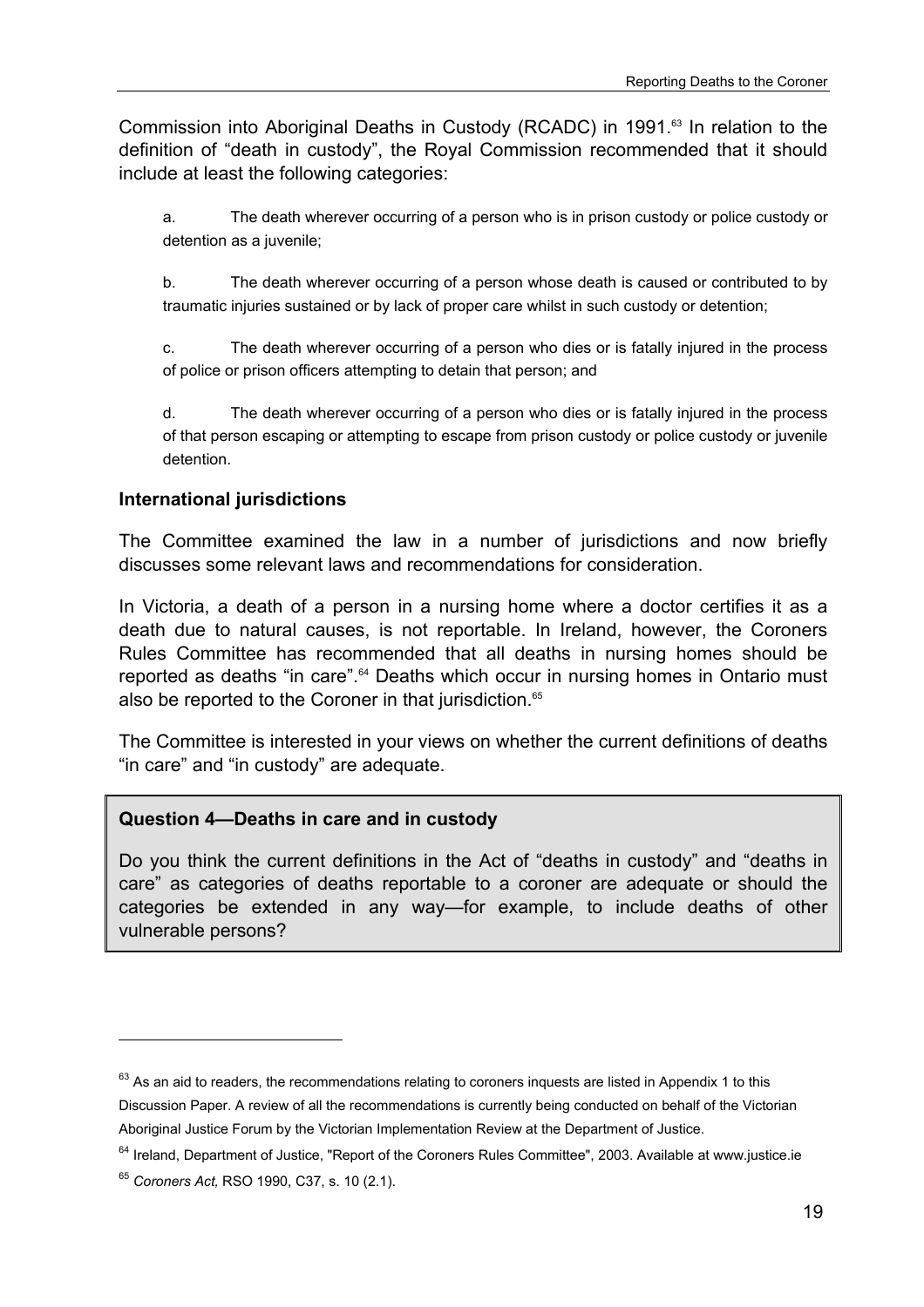Commission into Aboriginal Deaths in Custody (RCADC) in 1991.[63] In relation to the definition of "death in custody", the Royal Commission recommended that it should include at least the following categories:

> a. The death wherever occurring of a person who is in prison custody or police custody or detention as a juvenile;
>
> b. The death wherever occurring of a person whose death is caused or contributed to by traumatic injuries sustained or by lack of proper care whilst in such custody or detention;
>
> c. The death wherever occurring of a person who dies or is fatally injured in the process of police or prison officers attempting to detain that person; and
>
> d. The death wherever occurring of a person who dies or is fatally injured in the process of that person escaping or attempting to escape from prison custody or police custody or juvenile detention.

### International jurisdictions

The Committee examined the law in a number of jurisdictions and now briefly discusses some relevant laws and recommendations for consideration.

In Victoria, a death of a person in a nursing home where a doctor certifies it as a death due to natural causes, is not reportable. In Ireland, however, the Coroners Rules Committee has recommended that all deaths in nursing homes should be reported as deaths "in care".[64] Deaths which occur in nursing homes in Ontario must also be reported to the Coroner in that jurisdiction.[65]

The Committee is interested in your views on whether the current definitions of deaths "in care" and "in custody" are adequate.

> **Question 4—Deaths in care and in custody**
>
> Do you think the current definitions in the Act of "deaths in custody" and "deaths in care" as categories of deaths reportable to a coroner are adequate or should the categories be extended in any way—for example, to include deaths of other vulnerable persons?

---

[63] As an aid to readers, the recommendations relating to coroners inquests are listed in Appendix 1 to this Discussion Paper. A review of all the recommendations is currently being conducted on behalf of the Victorian Aboriginal Justice Forum by the Victorian Implementation Review at the Department of Justice.

[64] Ireland, Department of Justice, "Report of the Coroners Rules Committee", 2003. Available at www.justice.ie

[65] *Coroners Act,* RSO 1990, C37, s. 10 (2.1).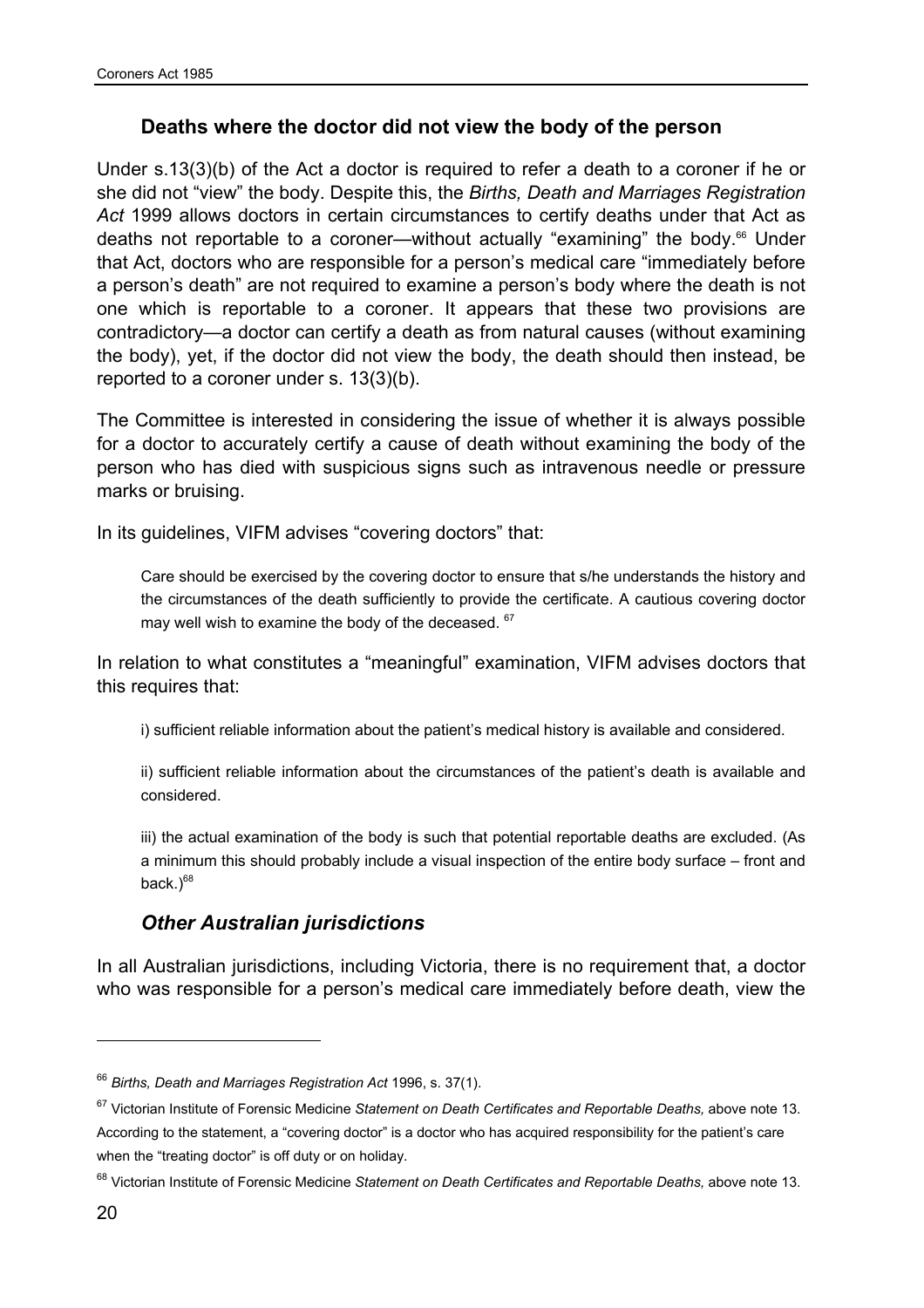## Deaths where the doctor did not view the body of the person

Under s.13(3)(b) of the Act a doctor is required to refer a death to a coroner if he or she did not "view" the body. Despite this, the *Births, Death and Marriages Registration Act* 1999 allows doctors in certain circumstances to certify deaths under that Act as deaths not reportable to a coroner—without actually "examining" the body.[66] Under that Act, doctors who are responsible for a person's medical care "immediately before a person's death" are not required to examine a person's body where the death is not one which is reportable to a coroner. It appears that these two provisions are contradictory—a doctor can certify a death as from natural causes (without examining the body), yet, if the doctor did not view the body, the death should then instead, be reported to a coroner under s. 13(3)(b).

The Committee is interested in considering the issue of whether it is always possible for a doctor to accurately certify a cause of death without examining the body of the person who has died with suspicious signs such as intravenous needle or pressure marks or bruising.

In its guidelines, VIFM advises "covering doctors" that:

> Care should be exercised by the covering doctor to ensure that s/he understands the history and the circumstances of the death sufficiently to provide the certificate. A cautious covering doctor may well wish to examine the body of the deceased. [67]

In relation to what constitutes a "meaningful" examination, VIFM advises doctors that this requires that:

> i) sufficient reliable information about the patient's medical history is available and considered.
>
> ii) sufficient reliable information about the circumstances of the patient's death is available and considered.
>
> iii) the actual examination of the body is such that potential reportable deaths are excluded. (As a minimum this should probably include a visual inspection of the entire body surface – front and back.)[68]

### *Other Australian jurisdictions*

In all Australian jurisdictions, including Victoria, there is no requirement that, a doctor who was responsible for a person's medical care immediately before death, view the

---

[66] *Births, Death and Marriages Registration Act* 1996, s. 37(1).

[67] Victorian Institute of Forensic Medicine *Statement on Death Certificates and Reportable Deaths,* above note 13. According to the statement, a "covering doctor" is a doctor who has acquired responsibility for the patient's care when the "treating doctor" is off duty or on holiday.

[68] Victorian Institute of Forensic Medicine *Statement on Death Certificates and Reportable Deaths,* above note 13.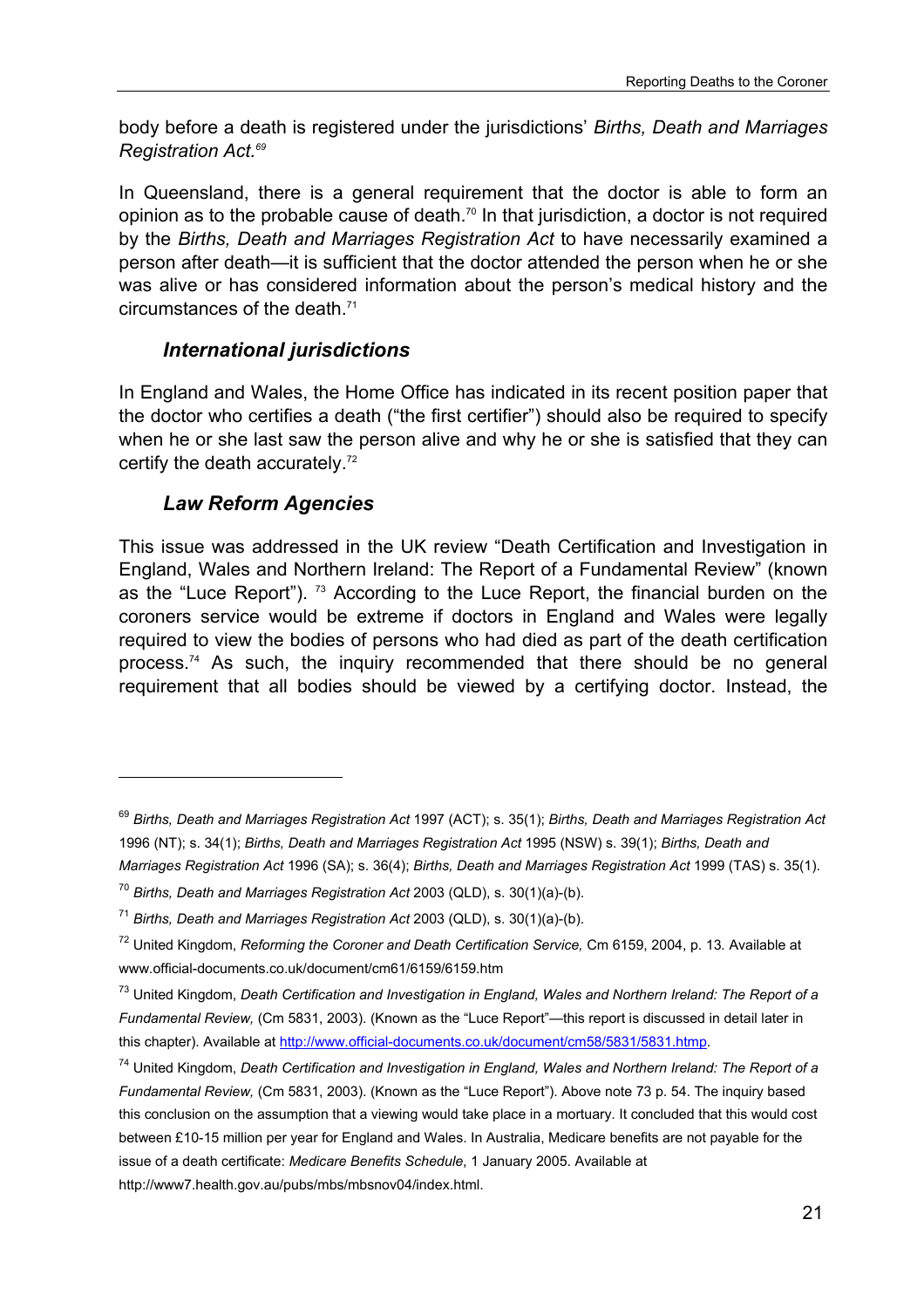body before a death is registered under the jurisdictions' *Births, Death and Marriages Registration Act.*[69]

In Queensland, there is a general requirement that the doctor is able to form an opinion as to the probable cause of death.[70] In that jurisdiction, a doctor is not required by the *Births, Death and Marriages Registration Act* to have necessarily examined a person after death—it is sufficient that the doctor attended the person when he or she was alive or has considered information about the person's medical history and the circumstances of the death.[71]

### *International jurisdictions*

In England and Wales, the Home Office has indicated in its recent position paper that the doctor who certifies a death ("the first certifier") should also be required to specify when he or she last saw the person alive and why he or she is satisfied that they can certify the death accurately.[72]

### *Law Reform Agencies*

This issue was addressed in the UK review "Death Certification and Investigation in England, Wales and Northern Ireland: The Report of a Fundamental Review" (known as the "Luce Report"). [73] According to the Luce Report, the financial burden on the coroners service would be extreme if doctors in England and Wales were legally required to view the bodies of persons who had died as part of the death certification process.[74] As such, the inquiry recommended that there should be no general requirement that all bodies should be viewed by a certifying doctor. Instead, the

---

[69] *Births, Death and Marriages Registration Act* 1997 (ACT); s. 35(1); *Births, Death and Marriages Registration Act* 1996 (NT); s. 34(1); *Births, Death and Marriages Registration Act* 1995 (NSW) s. 39(1); *Births, Death and Marriages Registration Act* 1996 (SA); s. 36(4); *Births, Death and Marriages Registration Act* 1999 (TAS) s. 35(1).

[70] *Births, Death and Marriages Registration Act* 2003 (QLD), s. 30(1)(a)-(b).

[71] *Births, Death and Marriages Registration Act* 2003 (QLD), s. 30(1)(a)-(b).

[72] United Kingdom, *Reforming the Coroner and Death Certification Service,* Cm 6159, 2004, p. 13. Available at www.official-documents.co.uk/document/cm61/6159/6159.htm

[73] United Kingdom, *Death Certification and Investigation in England, Wales and Northern Ireland: The Report of a Fundamental Review,* (Cm 5831, 2003). (Known as the "Luce Report"—this report is discussed in detail later in this chapter). Available at http://www.official-documents.co.uk/document/cm58/5831/5831.htmp.

[74] United Kingdom, *Death Certification and Investigation in England, Wales and Northern Ireland: The Report of a Fundamental Review,* (Cm 5831, 2003). (Known as the "Luce Report"). Above note 73 p. 54. The inquiry based this conclusion on the assumption that a viewing would take place in a mortuary. It concluded that this would cost between £10-15 million per year for England and Wales. In Australia, Medicare benefits are not payable for the issue of a death certificate: *Medicare Benefits Schedule*, 1 January 2005. Available at http://www7.health.gov.au/pubs/mbs/mbsnov04/index.html.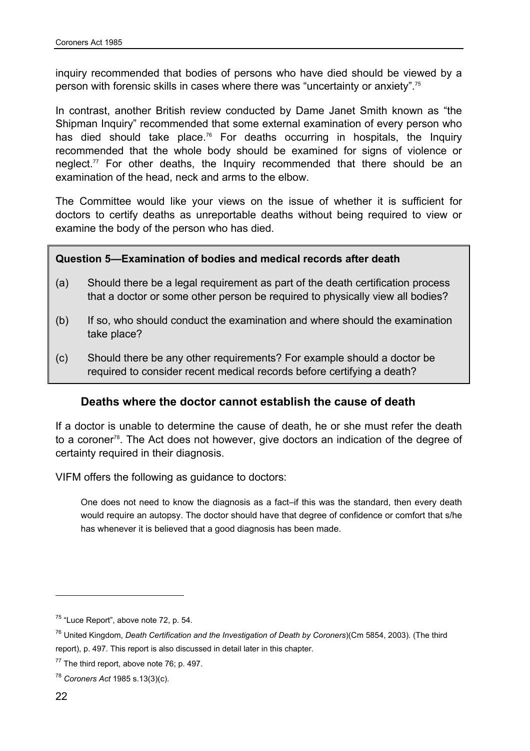inquiry recommended that bodies of persons who have died should be viewed by a person with forensic skills in cases where there was "uncertainty or anxiety".[75]

In contrast, another British review conducted by Dame Janet Smith known as "the Shipman Inquiry" recommended that some external examination of every person who has died should take place.[76] For deaths occurring in hospitals, the Inquiry recommended that the whole body should be examined for signs of violence or neglect.[77] For other deaths, the Inquiry recommended that there should be an examination of the head, neck and arms to the elbow.

The Committee would like your views on the issue of whether it is sufficient for doctors to certify deaths as unreportable deaths without being required to view or examine the body of the person who has died.

**Question 5—Examination of bodies and medical records after death**

(a) Should there be a legal requirement as part of the death certification process that a doctor or some other person be required to physically view all bodies?

(b) If so, who should conduct the examination and where should the examination take place?

(c) Should there be any other requirements? For example should a doctor be required to consider recent medical records before certifying a death?

### Deaths where the doctor cannot establish the cause of death

If a doctor is unable to determine the cause of death, he or she must refer the death to a coroner[78]. The Act does not however, give doctors an indication of the degree of certainty required in their diagnosis.

VIFM offers the following as guidance to doctors:

> One does not need to know the diagnosis as a fact–if this was the standard, then every death would require an autopsy. The doctor should have that degree of confidence or comfort that s/he has whenever it is believed that a good diagnosis has been made.

---

[75] "Luce Report", above note 72, p. 54.

[76] United Kingdom, *Death Certification and the Investigation of Death by Coroners*)(Cm 5854, 2003). (The third report), p. 497. This report is also discussed in detail later in this chapter.

[77] The third report, above note 76; p. 497.

[78] *Coroners Act* 1985 s.13(3)(c).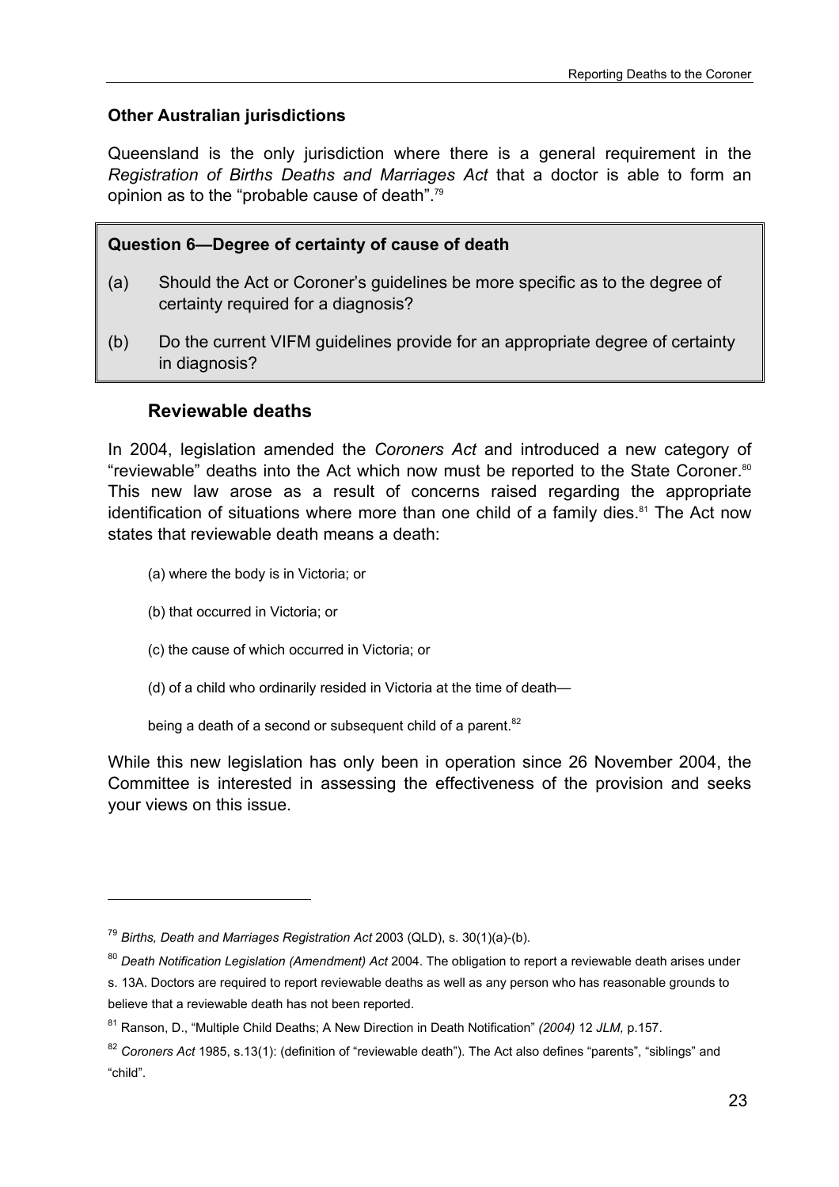### Other Australian jurisdictions

Queensland is the only jurisdiction where there is a general requirement in the *Registration of Births Deaths and Marriages Act* that a doctor is able to form an opinion as to the "probable cause of death".[79]

> **Question 6—Degree of certainty of cause of death**
>
> (a) Should the Act or Coroner's guidelines be more specific as to the degree of certainty required for a diagnosis?
>
> (b) Do the current VIFM guidelines provide for an appropriate degree of certainty in diagnosis?

## Reviewable deaths

In 2004, legislation amended the *Coroners Act* and introduced a new category of "reviewable" deaths into the Act which now must be reported to the State Coroner.[80] This new law arose as a result of concerns raised regarding the appropriate identification of situations where more than one child of a family dies.[81] The Act now states that reviewable death means a death:

> (a) where the body is in Victoria; or
>
> (b) that occurred in Victoria; or
>
> (c) the cause of which occurred in Victoria; or
>
> (d) of a child who ordinarily resided in Victoria at the time of death—
>
> being a death of a second or subsequent child of a parent.[82]

While this new legislation has only been in operation since 26 November 2004, the Committee is interested in assessing the effectiveness of the provision and seeks your views on this issue.

---

[79] *Births, Death and Marriages Registration Act* 2003 (QLD), s. 30(1)(a)-(b).

[80] *Death Notification Legislation (Amendment) Act* 2004. The obligation to report a reviewable death arises under s. 13A. Doctors are required to report reviewable deaths as well as any person who has reasonable grounds to believe that a reviewable death has not been reported.

[81] Ranson, D., "Multiple Child Deaths; A New Direction in Death Notification" *(2004)* 12 *JLM,* p.157.

[82] *Coroners Act* 1985, s.13(1): (definition of "reviewable death"). The Act also defines "parents", "siblings" and "child".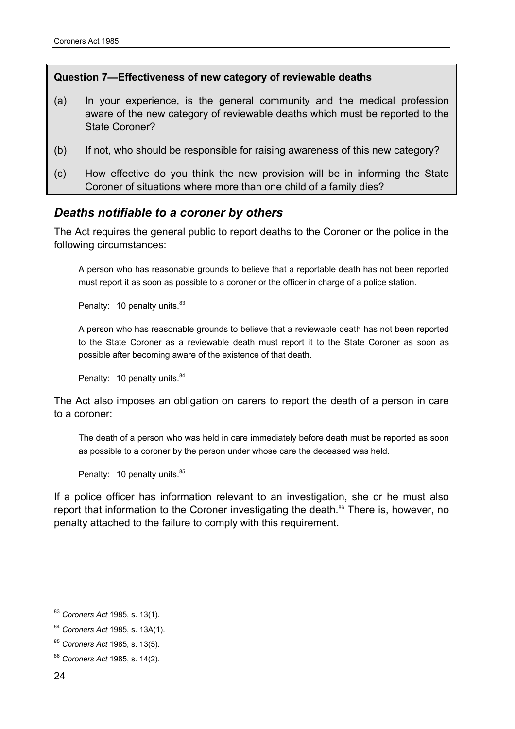**Question 7—Effectiveness of new category of reviewable deaths**

(a) In your experience, is the general community and the medical profession aware of the new category of reviewable deaths which must be reported to the State Coroner?

(b) If not, who should be responsible for raising awareness of this new category?

(c) How effective do you think the new provision will be in informing the State Coroner of situations where more than one child of a family dies?

## *Deaths notifiable to a coroner by others*

The Act requires the general public to report deaths to the Coroner or the police in the following circumstances:

> A person who has reasonable grounds to believe that a reportable death has not been reported must report it as soon as possible to a coroner or the officer in charge of a police station.
>
> Penalty: 10 penalty units.[83]
>
> A person who has reasonable grounds to believe that a reviewable death has not been reported to the State Coroner as a reviewable death must report it to the State Coroner as soon as possible after becoming aware of the existence of that death.
>
> Penalty: 10 penalty units.[84]

The Act also imposes an obligation on carers to report the death of a person in care to a coroner:

> The death of a person who was held in care immediately before death must be reported as soon as possible to a coroner by the person under whose care the deceased was held.
>
> Penalty: 10 penalty units.[85]

If a police officer has information relevant to an investigation, she or he must also report that information to the Coroner investigating the death.[86] There is, however, no penalty attached to the failure to comply with this requirement.

---

[83] *Coroners Act* 1985, s. 13(1).

[84] *Coroners Act* 1985, s. 13A(1).

[85] *Coroners Act* 1985, s. 13(5).

[86] *Coroners Act* 1985, s. 14(2).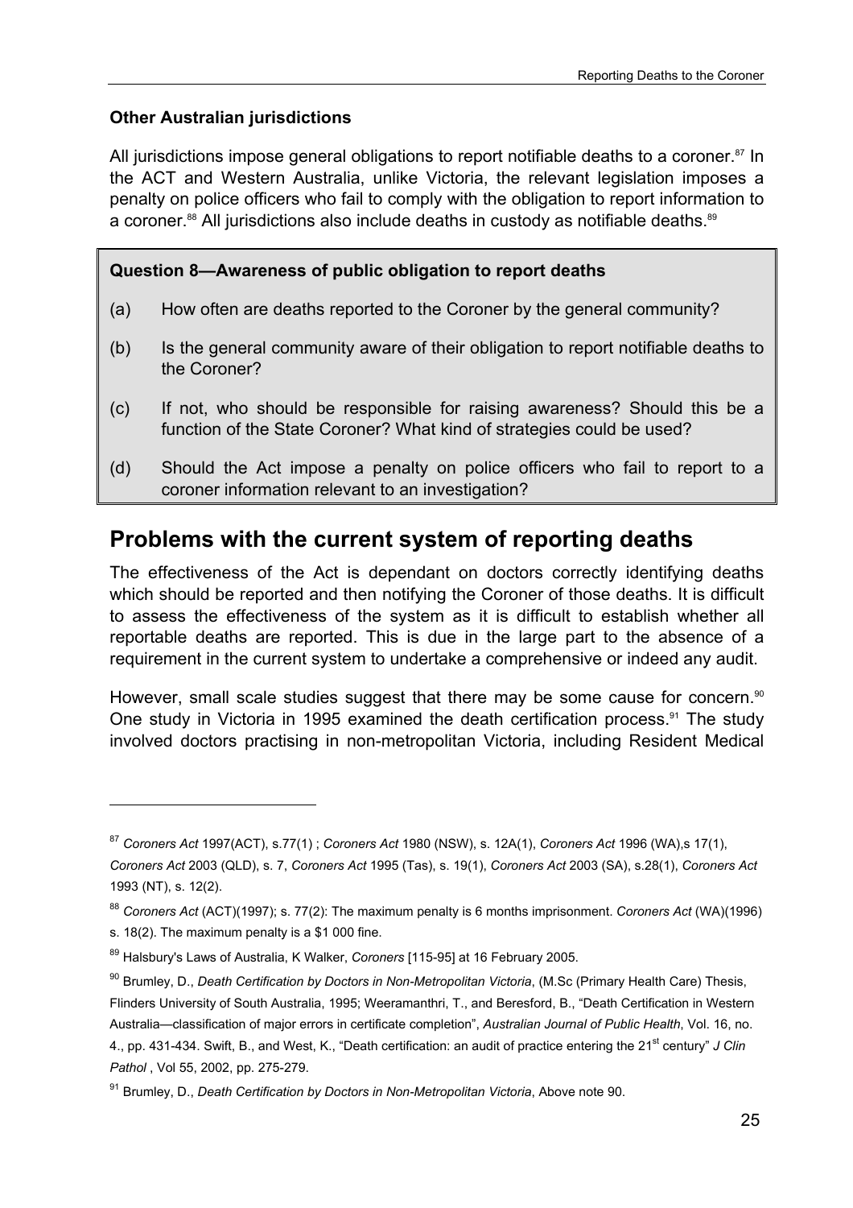### Other Australian jurisdictions

All jurisdictions impose general obligations to report notifiable deaths to a coroner.[87] In the ACT and Western Australia, unlike Victoria, the relevant legislation imposes a penalty on police officers who fail to comply with the obligation to report information to a coroner.[88] All jurisdictions also include deaths in custody as notifiable deaths.[89]

> **Question 8—Awareness of public obligation to report deaths**
>
> (a) How often are deaths reported to the Coroner by the general community?
>
> (b) Is the general community aware of their obligation to report notifiable deaths to the Coroner?
>
> (c) If not, who should be responsible for raising awareness? Should this be a function of the State Coroner? What kind of strategies could be used?
>
> (d) Should the Act impose a penalty on police officers who fail to report to a coroner information relevant to an investigation?

## Problems with the current system of reporting deaths

The effectiveness of the Act is dependant on doctors correctly identifying deaths which should be reported and then notifying the Coroner of those deaths. It is difficult to assess the effectiveness of the system as it is difficult to establish whether all reportable deaths are reported. This is due in the large part to the absence of a requirement in the current system to undertake a comprehensive or indeed any audit.

However, small scale studies suggest that there may be some cause for concern.[90] One study in Victoria in 1995 examined the death certification process.[91] The study involved doctors practising in non-metropolitan Victoria, including Resident Medical

---

[87] *Coroners Act* 1997(ACT), s.77(1) ; *Coroners Act* 1980 (NSW), s. 12A(1), *Coroners Act* 1996 (WA),s 17(1), *Coroners Act* 2003 (QLD), s. 7, *Coroners Act* 1995 (Tas), s. 19(1), *Coroners Act* 2003 (SA), s.28(1), *Coroners Act* 1993 (NT), s. 12(2).

[88] *Coroners Act* (ACT)(1997); s. 77(2): The maximum penalty is 6 months imprisonment. *Coroners Act* (WA)(1996) s. 18(2). The maximum penalty is a $1 000 fine.

[89] Halsbury's Laws of Australia, K Walker, *Coroners* [115-95] at 16 February 2005.

[90] Brumley, D., *Death Certification by Doctors in Non-Metropolitan Victoria*, (M.Sc (Primary Health Care) Thesis, Flinders University of South Australia, 1995; Weeramanthri, T., and Beresford, B., "Death Certification in Western Australia—classification of major errors in certificate completion", *Australian Journal of Public Health*, Vol. 16, no. 4., pp. 431-434. Swift, B., and West, K., "Death certification: an audit of practice entering the 21st century" *J Clin Pathol* , Vol 55, 2002, pp. 275-279.

[91] Brumley, D., *Death Certification by Doctors in Non-Metropolitan Victoria*, Above note 90.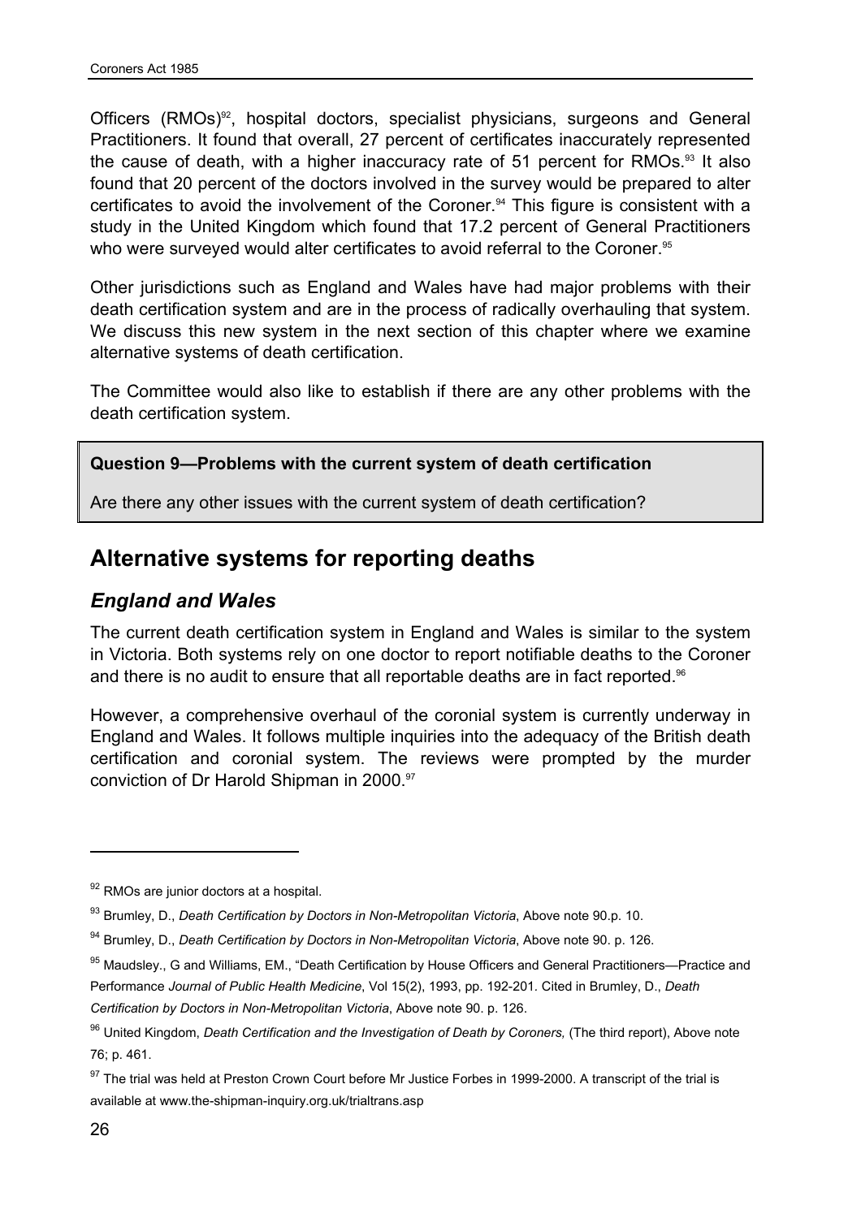Officers (RMOs)[92], hospital doctors, specialist physicians, surgeons and General Practitioners. It found that overall, 27 percent of certificates inaccurately represented the cause of death, with a higher inaccuracy rate of 51 percent for RMOs.[93] It also found that 20 percent of the doctors involved in the survey would be prepared to alter certificates to avoid the involvement of the Coroner.[94] This figure is consistent with a study in the United Kingdom which found that 17.2 percent of General Practitioners who were surveyed would alter certificates to avoid referral to the Coroner.[95]

Other jurisdictions such as England and Wales have had major problems with their death certification system and are in the process of radically overhauling that system. We discuss this new system in the next section of this chapter where we examine alternative systems of death certification.

The Committee would also like to establish if there are any other problems with the death certification system.

> **Question 9—Problems with the current system of death certification**
>
> Are there any other issues with the current system of death certification?

## Alternative systems for reporting deaths

### *England and Wales*

The current death certification system in England and Wales is similar to the system in Victoria. Both systems rely on one doctor to report notifiable deaths to the Coroner and there is no audit to ensure that all reportable deaths are in fact reported.[96]

However, a comprehensive overhaul of the coronial system is currently underway in England and Wales. It follows multiple inquiries into the adequacy of the British death certification and coronial system. The reviews were prompted by the murder conviction of Dr Harold Shipman in 2000.[97]

---

[92] RMOs are junior doctors at a hospital.

[93] Brumley, D., *Death Certification by Doctors in Non-Metropolitan Victoria*, Above note 90.p. 10.

[94] Brumley, D., *Death Certification by Doctors in Non-Metropolitan Victoria*, Above note 90. p. 126.

[95] Maudsley., G and Williams, EM., "Death Certification by House Officers and General Practitioners—Practice and Performance *Journal of Public Health Medicine*, Vol 15(2), 1993, pp. 192-201. Cited in Brumley, D., *Death Certification by Doctors in Non-Metropolitan Victoria*, Above note 90. p. 126.

[96] United Kingdom, *Death Certification and the Investigation of Death by Coroners,* (The third report), Above note 76; p. 461.

[97] The trial was held at Preston Crown Court before Mr Justice Forbes in 1999-2000. A transcript of the trial is available at www.the-shipman-inquiry.org.uk/trialtrans.asp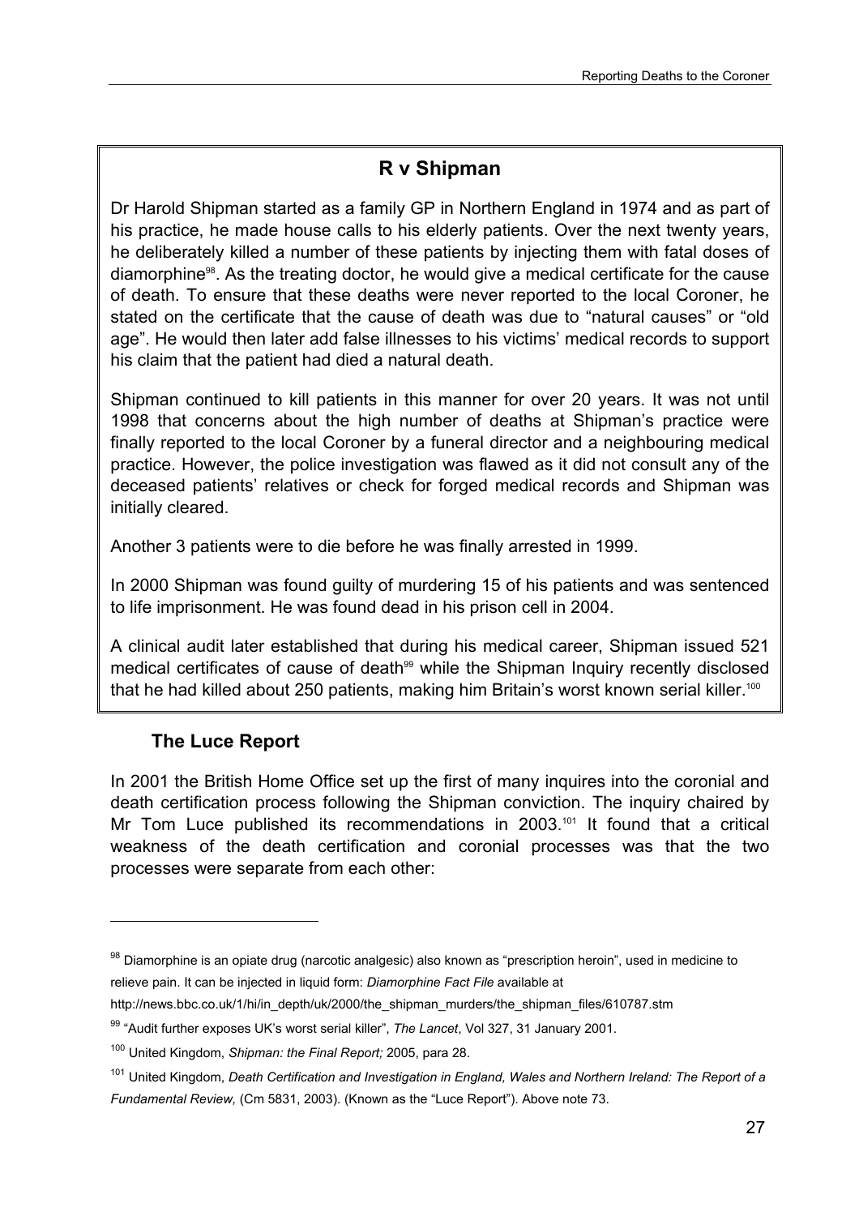## R v Shipman

Dr Harold Shipman started as a family GP in Northern England in 1974 and as part of his practice, he made house calls to his elderly patients. Over the next twenty years, he deliberately killed a number of these patients by injecting them with fatal doses of diamorphine[98]. As the treating doctor, he would give a medical certificate for the cause of death. To ensure that these deaths were never reported to the local Coroner, he stated on the certificate that the cause of death was due to "natural causes" or "old age". He would then later add false illnesses to his victims' medical records to support his claim that the patient had died a natural death.

Shipman continued to kill patients in this manner for over 20 years. It was not until 1998 that concerns about the high number of deaths at Shipman's practice were finally reported to the local Coroner by a funeral director and a neighbouring medical practice. However, the police investigation was flawed as it did not consult any of the deceased patients' relatives or check for forged medical records and Shipman was initially cleared.

Another 3 patients were to die before he was finally arrested in 1999.

In 2000 Shipman was found guilty of murdering 15 of his patients and was sentenced to life imprisonment. He was found dead in his prison cell in 2004.

A clinical audit later established that during his medical career, Shipman issued 521 medical certificates of cause of death[99] while the Shipman Inquiry recently disclosed that he had killed about 250 patients, making him Britain's worst known serial killer.[100]

### The Luce Report

In 2001 the British Home Office set up the first of many inquires into the coronial and death certification process following the Shipman conviction. The inquiry chaired by Mr Tom Luce published its recommendations in 2003.[101] It found that a critical weakness of the death certification and coronial processes was that the two processes were separate from each other:

---

[98] Diamorphine is an opiate drug (narcotic analgesic) also known as "prescription heroin", used in medicine to relieve pain. It can be injected in liquid form: *Diamorphine Fact File* available at http://news.bbc.co.uk/1/hi/in_depth/uk/2000/the_shipman_murders/the_shipman_files/610787.stm

[99] "Audit further exposes UK's worst serial killer", *The Lancet*, Vol 327, 31 January 2001.

[100] United Kingdom, *Shipman: the Final Report;* 2005, para 28.

[101] United Kingdom, *Death Certification and Investigation in England, Wales and Northern Ireland: The Report of a Fundamental Review,* (Cm 5831, 2003). (Known as the "Luce Report"). Above note 73.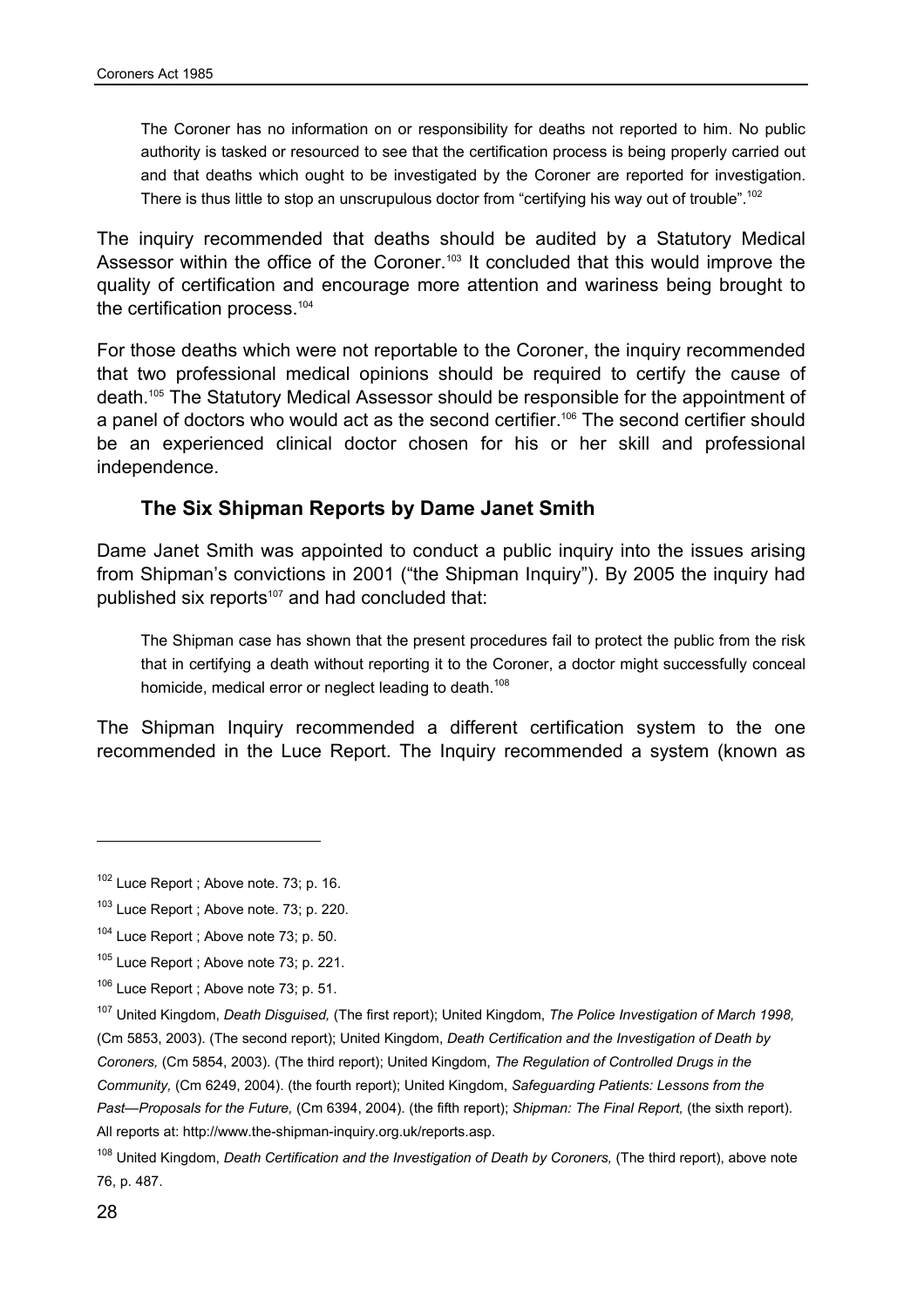> The Coroner has no information on or responsibility for deaths not reported to him. No public authority is tasked or resourced to see that the certification process is being properly carried out and that deaths which ought to be investigated by the Coroner are reported for investigation. There is thus little to stop an unscrupulous doctor from "certifying his way out of trouble".[102]

The inquiry recommended that deaths should be audited by a Statutory Medical Assessor within the office of the Coroner.[103] It concluded that this would improve the quality of certification and encourage more attention and wariness being brought to the certification process.[104]

For those deaths which were not reportable to the Coroner, the inquiry recommended that two professional medical opinions should be required to certify the cause of death.[105] The Statutory Medical Assessor should be responsible for the appointment of a panel of doctors who would act as the second certifier.[106] The second certifier should be an experienced clinical doctor chosen for his or her skill and professional independence.

### The Six Shipman Reports by Dame Janet Smith

Dame Janet Smith was appointed to conduct a public inquiry into the issues arising from Shipman's convictions in 2001 ("the Shipman Inquiry"). By 2005 the inquiry had published six reports[107] and had concluded that:

> The Shipman case has shown that the present procedures fail to protect the public from the risk that in certifying a death without reporting it to the Coroner, a doctor might successfully conceal homicide, medical error or neglect leading to death.[108]

The Shipman Inquiry recommended a different certification system to the one recommended in the Luce Report. The Inquiry recommended a system (known as

---

[102] Luce Report ; Above note. 73; p. 16.

[103] Luce Report ; Above note. 73; p. 220.

[104] Luce Report ; Above note 73; p. 50.

[105] Luce Report ; Above note 73; p. 221.

[106] Luce Report ; Above note 73; p. 51.

[107] United Kingdom, *Death Disguised,* (The first report); United Kingdom, *The Police Investigation of March 1998,* (Cm 5853, 2003). (The second report); United Kingdom, *Death Certification and the Investigation of Death by Coroners,* (Cm 5854, 2003). (The third report); United Kingdom, *The Regulation of Controlled Drugs in the Community,* (Cm 6249, 2004). (the fourth report); United Kingdom, *Safeguarding Patients: Lessons from the Past—Proposals for the Future,* (Cm 6394, 2004). (the fifth report); *Shipman: The Final Report,* (the sixth report). All reports at: http://www.the-shipman-inquiry.org.uk/reports.asp.

[108] United Kingdom, *Death Certification and the Investigation of Death by Coroners,* (The third report), above note 76, p. 487.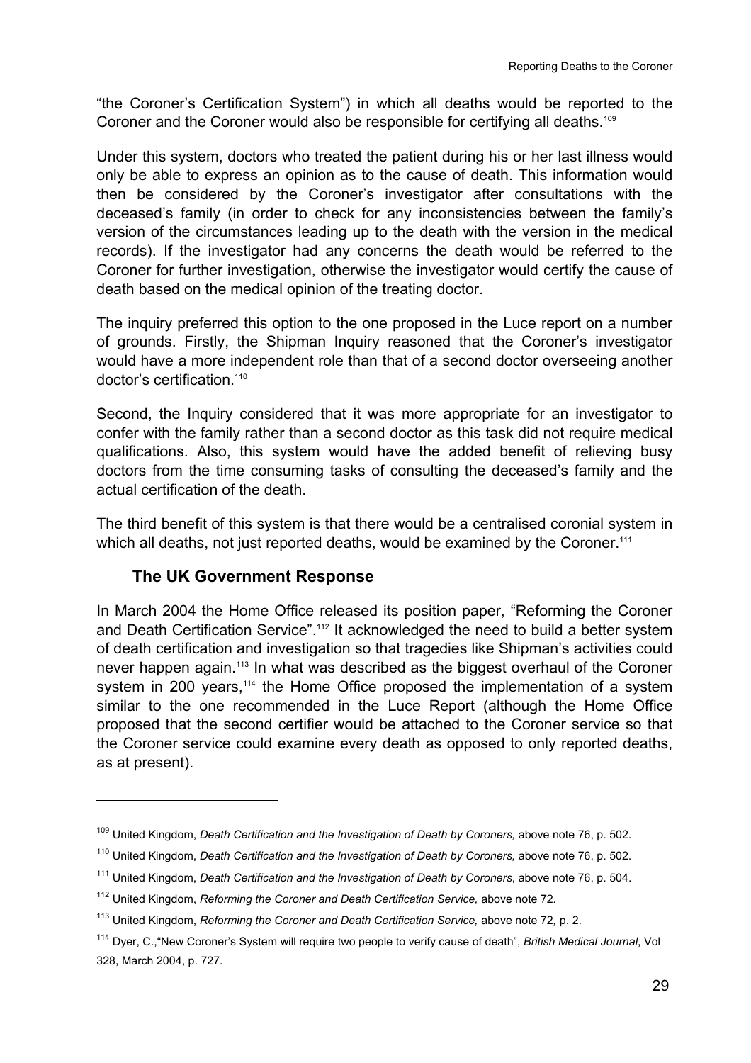"the Coroner's Certification System") in which all deaths would be reported to the Coroner and the Coroner would also be responsible for certifying all deaths.[109]

Under this system, doctors who treated the patient during his or her last illness would only be able to express an opinion as to the cause of death. This information would then be considered by the Coroner's investigator after consultations with the deceased's family (in order to check for any inconsistencies between the family's version of the circumstances leading up to the death with the version in the medical records). If the investigator had any concerns the death would be referred to the Coroner for further investigation, otherwise the investigator would certify the cause of death based on the medical opinion of the treating doctor.

The inquiry preferred this option to the one proposed in the Luce report on a number of grounds. Firstly, the Shipman Inquiry reasoned that the Coroner's investigator would have a more independent role than that of a second doctor overseeing another doctor's certification.[110]

Second, the Inquiry considered that it was more appropriate for an investigator to confer with the family rather than a second doctor as this task did not require medical qualifications. Also, this system would have the added benefit of relieving busy doctors from the time consuming tasks of consulting the deceased's family and the actual certification of the death.

The third benefit of this system is that there would be a centralised coronial system in which all deaths, not just reported deaths, would be examined by the Coroner.[111]

### The UK Government Response

In March 2004 the Home Office released its position paper, "Reforming the Coroner and Death Certification Service".[112] It acknowledged the need to build a better system of death certification and investigation so that tragedies like Shipman's activities could never happen again.[113] In what was described as the biggest overhaul of the Coroner system in 200 years,[114] the Home Office proposed the implementation of a system similar to the one recommended in the Luce Report (although the Home Office proposed that the second certifier would be attached to the Coroner service so that the Coroner service could examine every death as opposed to only reported deaths, as at present).

---

[109] United Kingdom, *Death Certification and the Investigation of Death by Coroners,* above note 76, p. 502.

[110] United Kingdom, *Death Certification and the Investigation of Death by Coroners,* above note 76, p. 502.

[111] United Kingdom, *Death Certification and the Investigation of Death by Coroners*, above note 76, p. 504.

[112] United Kingdom, *Reforming the Coroner and Death Certification Service,* above note 72.

[113] United Kingdom, *Reforming the Coroner and Death Certification Service,* above note 72, p. 2.

[114] Dyer, C.,"New Coroner's System will require two people to verify cause of death", *British Medical Journal*, Vol 328, March 2004, p. 727.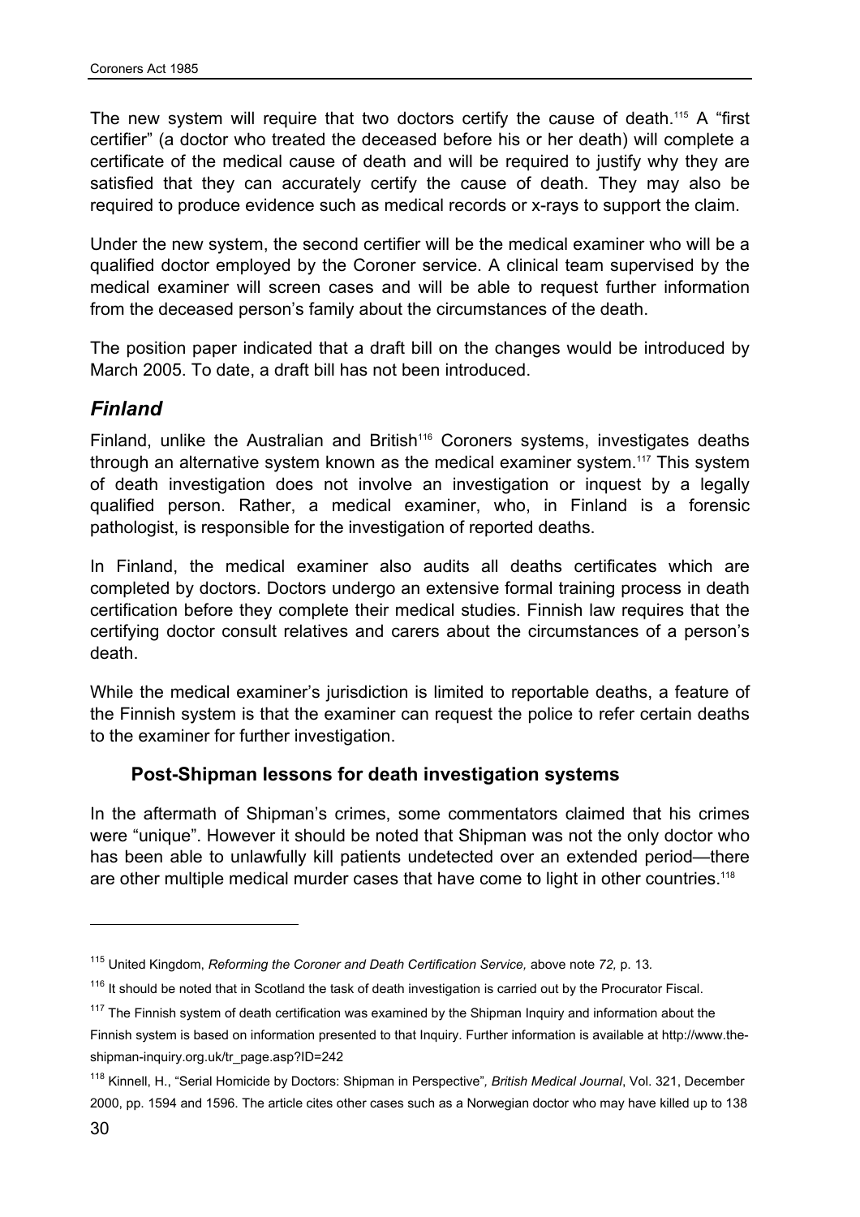The new system will require that two doctors certify the cause of death.[115] A "first certifier" (a doctor who treated the deceased before his or her death) will complete a certificate of the medical cause of death and will be required to justify why they are satisfied that they can accurately certify the cause of death. They may also be required to produce evidence such as medical records or x-rays to support the claim.

Under the new system, the second certifier will be the medical examiner who will be a qualified doctor employed by the Coroner service. A clinical team supervised by the medical examiner will screen cases and will be able to request further information from the deceased person's family about the circumstances of the death.

The position paper indicated that a draft bill on the changes would be introduced by March 2005. To date, a draft bill has not been introduced.

## *Finland*

Finland, unlike the Australian and British[116] Coroners systems, investigates deaths through an alternative system known as the medical examiner system.[117] This system of death investigation does not involve an investigation or inquest by a legally qualified person. Rather, a medical examiner, who, in Finland is a forensic pathologist, is responsible for the investigation of reported deaths.

In Finland, the medical examiner also audits all deaths certificates which are completed by doctors. Doctors undergo an extensive formal training process in death certification before they complete their medical studies. Finnish law requires that the certifying doctor consult relatives and carers about the circumstances of a person's death.

While the medical examiner's jurisdiction is limited to reportable deaths, a feature of the Finnish system is that the examiner can request the police to refer certain deaths to the examiner for further investigation.

### Post-Shipman lessons for death investigation systems

In the aftermath of Shipman's crimes, some commentators claimed that his crimes were "unique". However it should be noted that Shipman was not the only doctor who has been able to unlawfully kill patients undetected over an extended period—there are other multiple medical murder cases that have come to light in other countries.[118]

---

[115] United Kingdom, *Reforming the Coroner and Death Certification Service,* above note 72*,* p. 13.

[116] It should be noted that in Scotland the task of death investigation is carried out by the Procurator Fiscal.

[117] The Finnish system of death certification was examined by the Shipman Inquiry and information about the Finnish system is based on information presented to that Inquiry. Further information is available at http://www.the-shipman-inquiry.org.uk/tr_page.asp?ID=242

[118] Kinnell, H., "Serial Homicide by Doctors: Shipman in Perspective"*, British Medical Journal*, Vol. 321, December 2000, pp. 1594 and 1596. The article cites other cases such as a Norwegian doctor who may have killed up to 138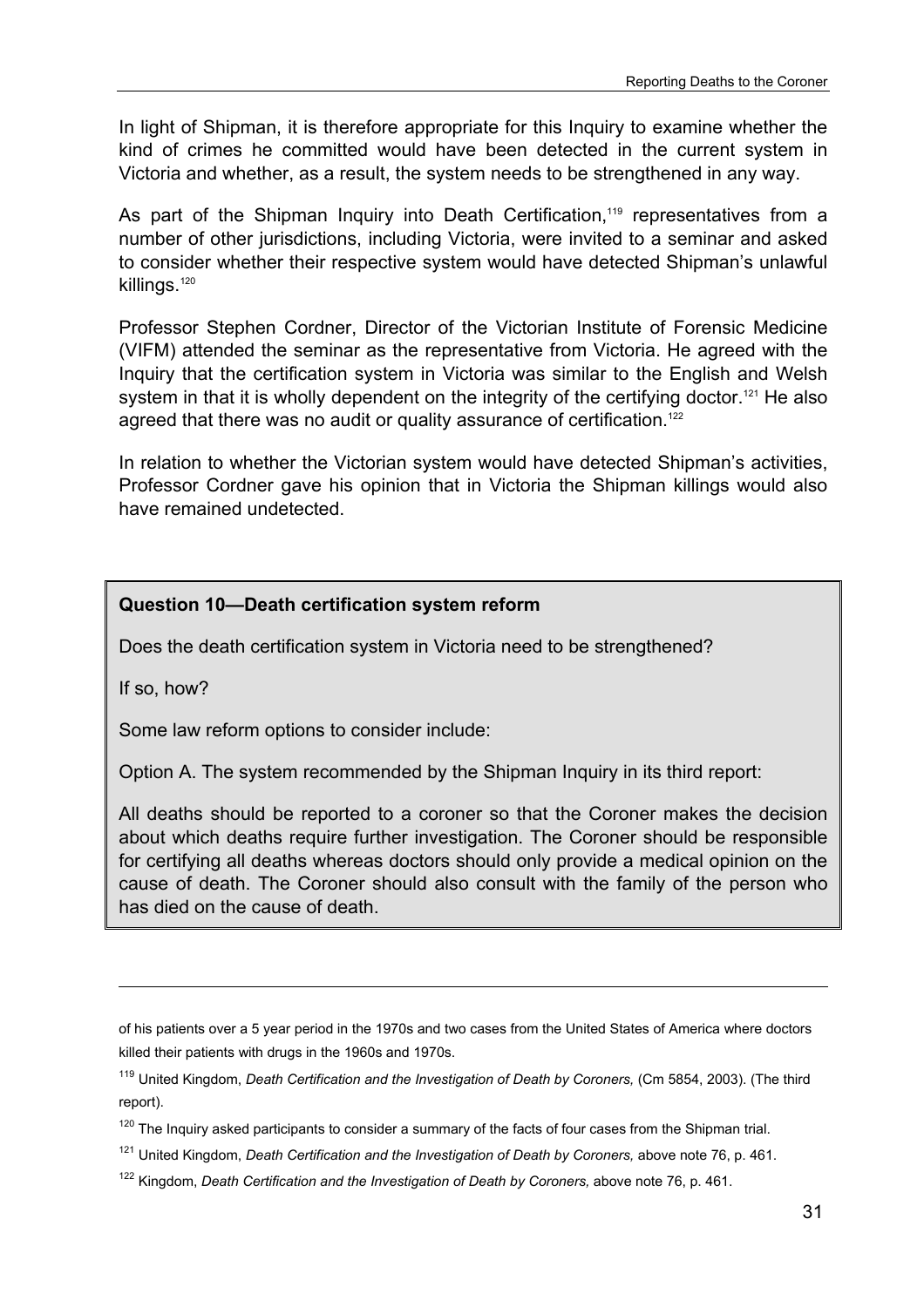In light of Shipman, it is therefore appropriate for this Inquiry to examine whether the kind of crimes he committed would have been detected in the current system in Victoria and whether, as a result, the system needs to be strengthened in any way.

As part of the Shipman Inquiry into Death Certification,[119] representatives from a number of other jurisdictions, including Victoria, were invited to a seminar and asked to consider whether their respective system would have detected Shipman's unlawful killings.[120]

Professor Stephen Cordner, Director of the Victorian Institute of Forensic Medicine (VIFM) attended the seminar as the representative from Victoria. He agreed with the Inquiry that the certification system in Victoria was similar to the English and Welsh system in that it is wholly dependent on the integrity of the certifying doctor.[121] He also agreed that there was no audit or quality assurance of certification.[122]

In relation to whether the Victorian system would have detected Shipman's activities, Professor Cordner gave his opinion that in Victoria the Shipman killings would also have remained undetected.

**Question 10—Death certification system reform**

Does the death certification system in Victoria need to be strengthened?

If so, how?

Some law reform options to consider include:

Option A. The system recommended by the Shipman Inquiry in its third report:

All deaths should be reported to a coroner so that the Coroner makes the decision about which deaths require further investigation. The Coroner should be responsible for certifying all deaths whereas doctors should only provide a medical opinion on the cause of death. The Coroner should also consult with the family of the person who has died on the cause of death.

---

of his patients over a 5 year period in the 1970s and two cases from the United States of America where doctors killed their patients with drugs in the 1960s and 1970s.

[119] United Kingdom, *Death Certification and the Investigation of Death by Coroners,* (Cm 5854, 2003). (The third report).

[120] The Inquiry asked participants to consider a summary of the facts of four cases from the Shipman trial.

[121] United Kingdom, *Death Certification and the Investigation of Death by Coroners,* above note 76, p. 461.

[122] Kingdom, *Death Certification and the Investigation of Death by Coroners,* above note 76, p. 461.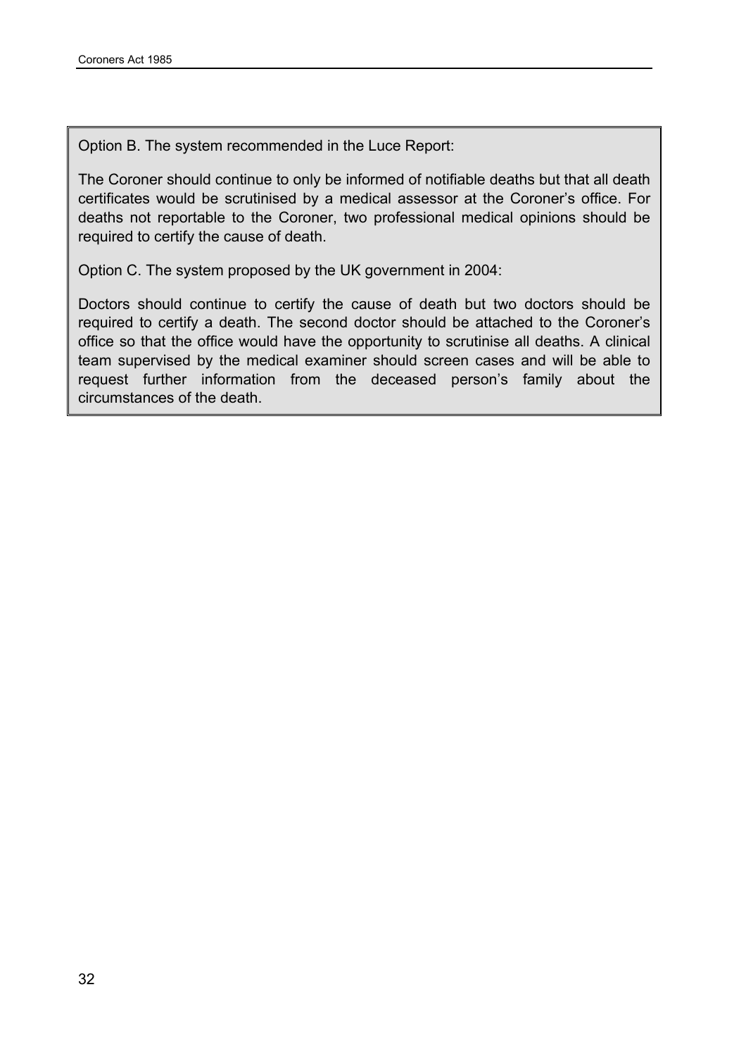Option B. The system recommended in the Luce Report:

The Coroner should continue to only be informed of notifiable deaths but that all death certificates would be scrutinised by a medical assessor at the Coroner's office. For deaths not reportable to the Coroner, two professional medical opinions should be required to certify the cause of death.

Option C. The system proposed by the UK government in 2004:

Doctors should continue to certify the cause of death but two doctors should be required to certify a death. The second doctor should be attached to the Coroner's office so that the office would have the opportunity to scrutinise all deaths. A clinical team supervised by the medical examiner should screen cases and will be able to request further information from the deceased person's family about the circumstances of the death.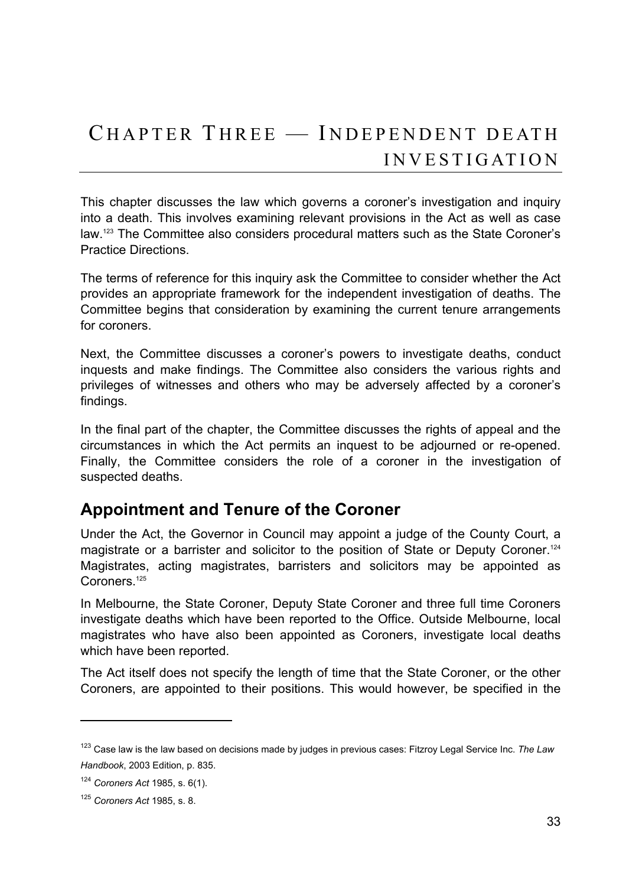# Chapter Three — Independent death investigation

This chapter discusses the law which governs a coroner's investigation and inquiry into a death. This involves examining relevant provisions in the Act as well as case law.[123] The Committee also considers procedural matters such as the State Coroner's Practice Directions.

The terms of reference for this inquiry ask the Committee to consider whether the Act provides an appropriate framework for the independent investigation of deaths. The Committee begins that consideration by examining the current tenure arrangements for coroners.

Next, the Committee discusses a coroner's powers to investigate deaths, conduct inquests and make findings. The Committee also considers the various rights and privileges of witnesses and others who may be adversely affected by a coroner's findings.

In the final part of the chapter, the Committee discusses the rights of appeal and the circumstances in which the Act permits an inquest to be adjourned or re-opened. Finally, the Committee considers the role of a coroner in the investigation of suspected deaths.

## Appointment and Tenure of the Coroner

Under the Act, the Governor in Council may appoint a judge of the County Court, a magistrate or a barrister and solicitor to the position of State or Deputy Coroner.[124] Magistrates, acting magistrates, barristers and solicitors may be appointed as Coroners.[125]

In Melbourne, the State Coroner, Deputy State Coroner and three full time Coroners investigate deaths which have been reported to the Office. Outside Melbourne, local magistrates who have also been appointed as Coroners, investigate local deaths which have been reported.

The Act itself does not specify the length of time that the State Coroner, or the other Coroners, are appointed to their positions. This would however, be specified in the

---

[123] Case law is the law based on decisions made by judges in previous cases: Fitzroy Legal Service Inc. *The Law Handbook*, 2003 Edition, p. 835.

[124] *Coroners Act* 1985, s. 6(1).

[125] *Coroners Act* 1985, s. 8.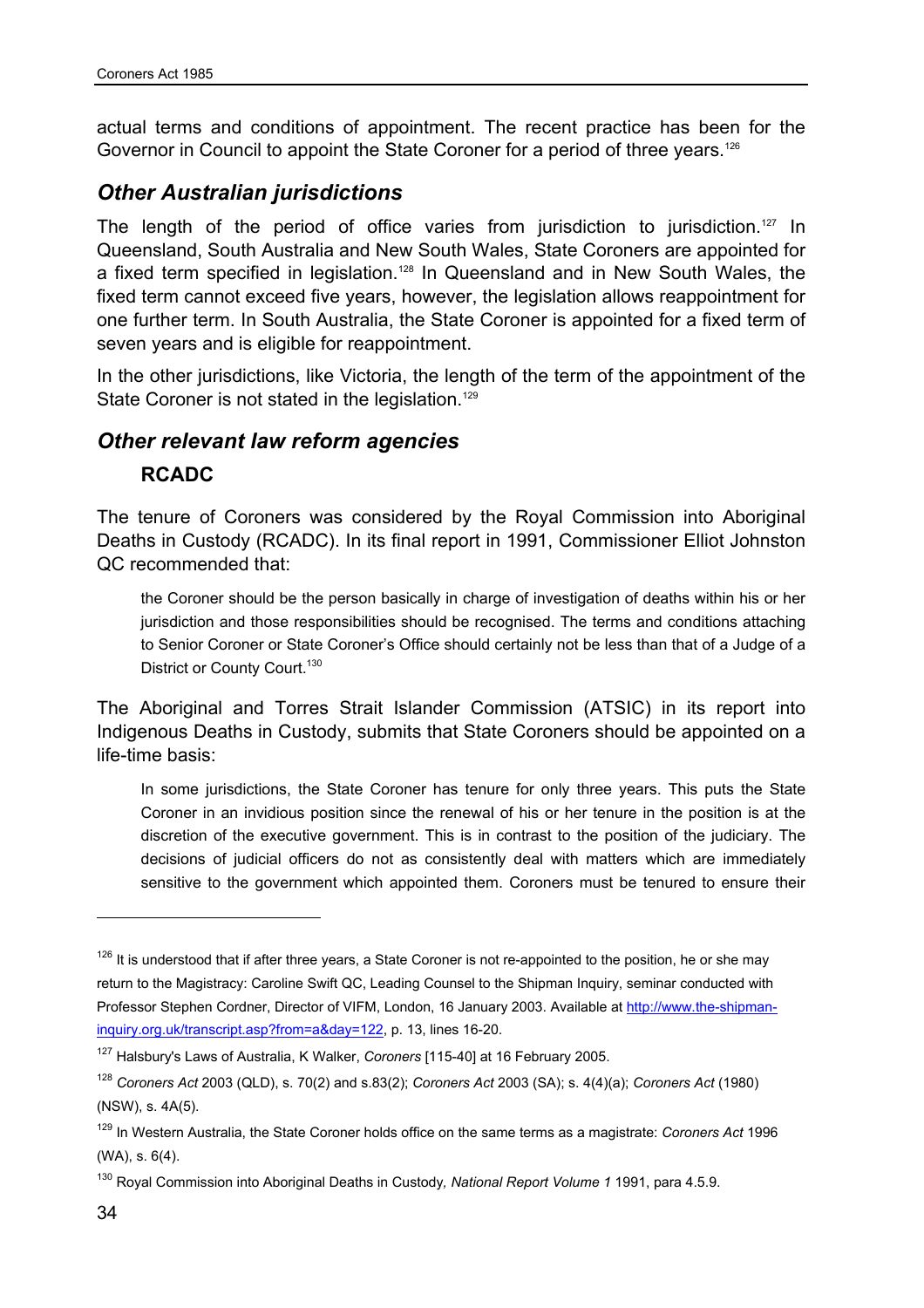actual terms and conditions of appointment. The recent practice has been for the Governor in Council to appoint the State Coroner for a period of three years.[126]

## *Other Australian jurisdictions*

The length of the period of office varies from jurisdiction to jurisdiction.[127] In Queensland, South Australia and New South Wales, State Coroners are appointed for a fixed term specified in legislation.[128] In Queensland and in New South Wales, the fixed term cannot exceed five years, however, the legislation allows reappointment for one further term. In South Australia, the State Coroner is appointed for a fixed term of seven years and is eligible for reappointment.

In the other jurisdictions, like Victoria, the length of the term of the appointment of the State Coroner is not stated in the legislation.[129]

## *Other relevant law reform agencies*

### **RCADC**

The tenure of Coroners was considered by the Royal Commission into Aboriginal Deaths in Custody (RCADC). In its final report in 1991, Commissioner Elliot Johnston QC recommended that:

> the Coroner should be the person basically in charge of investigation of deaths within his or her jurisdiction and those responsibilities should be recognised. The terms and conditions attaching to Senior Coroner or State Coroner's Office should certainly not be less than that of a Judge of a District or County Court.[130]

The Aboriginal and Torres Strait Islander Commission (ATSIC) in its report into Indigenous Deaths in Custody, submits that State Coroners should be appointed on a life-time basis:

> In some jurisdictions, the State Coroner has tenure for only three years. This puts the State Coroner in an invidious position since the renewal of his or her tenure in the position is at the discretion of the executive government. This is in contrast to the position of the judiciary. The decisions of judicial officers do not as consistently deal with matters which are immediately sensitive to the government which appointed them. Coroners must be tenured to ensure their

---

[126] It is understood that if after three years, a State Coroner is not re-appointed to the position, he or she may return to the Magistracy: Caroline Swift QC, Leading Counsel to the Shipman Inquiry, seminar conducted with Professor Stephen Cordner, Director of VIFM, London, 16 January 2003. Available at http://www.the-shipman-inquiry.org.uk/transcript.asp?from=a&day=122, p. 13, lines 16-20.

[127] Halsbury's Laws of Australia, K Walker, *Coroners* [115-40] at 16 February 2005.

[128] *Coroners Act* 2003 (QLD), s. 70(2) and s.83(2); *Coroners Act* 2003 (SA); s. 4(4)(a); *Coroners Act* (1980) (NSW), s. 4A(5).

[129] In Western Australia, the State Coroner holds office on the same terms as a magistrate: *Coroners Act* 1996 (WA), s. 6(4).

[130] Royal Commission into Aboriginal Deaths in Custody, *National Report Volume 1* 1991, para 4.5.9.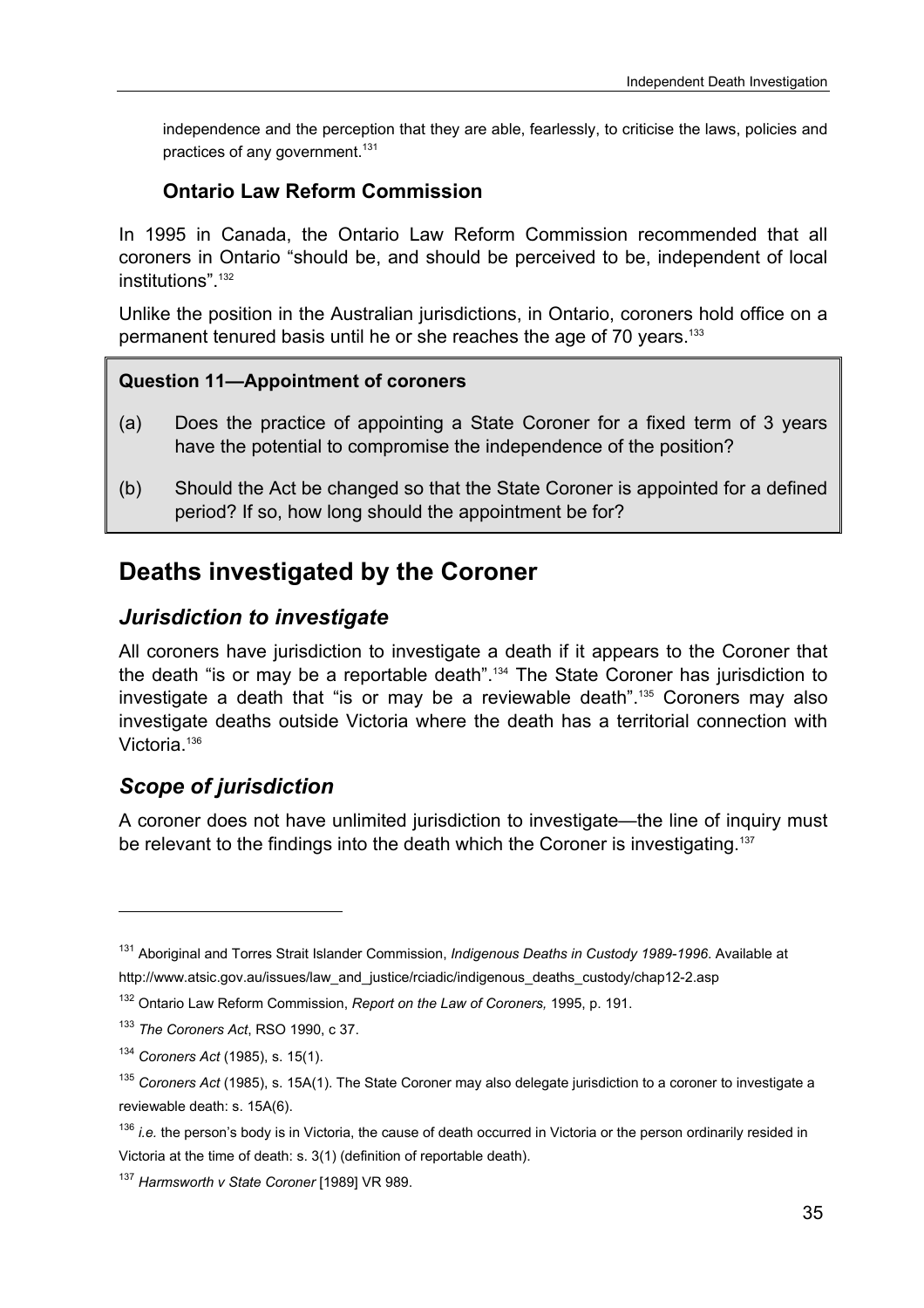independence and the perception that they are able, fearlessly, to criticise the laws, policies and practices of any government.[131]

### Ontario Law Reform Commission

In 1995 in Canada, the Ontario Law Reform Commission recommended that all coroners in Ontario "should be, and should be perceived to be, independent of local institutions".[132]

Unlike the position in the Australian jurisdictions, in Ontario, coroners hold office on a permanent tenured basis until he or she reaches the age of 70 years.[133]

**Question 11—Appointment of coroners**

(a) Does the practice of appointing a State Coroner for a fixed term of 3 years have the potential to compromise the independence of the position?

(b) Should the Act be changed so that the State Coroner is appointed for a defined period? If so, how long should the appointment be for?

## Deaths investigated by the Coroner

### *Jurisdiction to investigate*

All coroners have jurisdiction to investigate a death if it appears to the Coroner that the death "is or may be a reportable death".[134] The State Coroner has jurisdiction to investigate a death that "is or may be a reviewable death".[135] Coroners may also investigate deaths outside Victoria where the death has a territorial connection with Victoria.[136]

### *Scope of jurisdiction*

A coroner does not have unlimited jurisdiction to investigate—the line of inquiry must be relevant to the findings into the death which the Coroner is investigating.[137]

---

[131] Aboriginal and Torres Strait Islander Commission, *Indigenous Deaths in Custody 1989-1996*. Available at http://www.atsic.gov.au/issues/law_and_justice/rciadic/indigenous_deaths_custody/chap12-2.asp

[132] Ontario Law Reform Commission, *Report on the Law of Coroners,* 1995, p. 191.

[133] *The Coroners Act*, RSO 1990, c 37.

[134] *Coroners Act* (1985), s. 15(1).

[135] *Coroners Act* (1985), s. 15A(1). The State Coroner may also delegate jurisdiction to a coroner to investigate a reviewable death: s. 15A(6).

[136] *i.e.* the person's body is in Victoria, the cause of death occurred in Victoria or the person ordinarily resided in Victoria at the time of death: s. 3(1) (definition of reportable death).

[137] *Harmsworth v State Coroner* [1989] VR 989.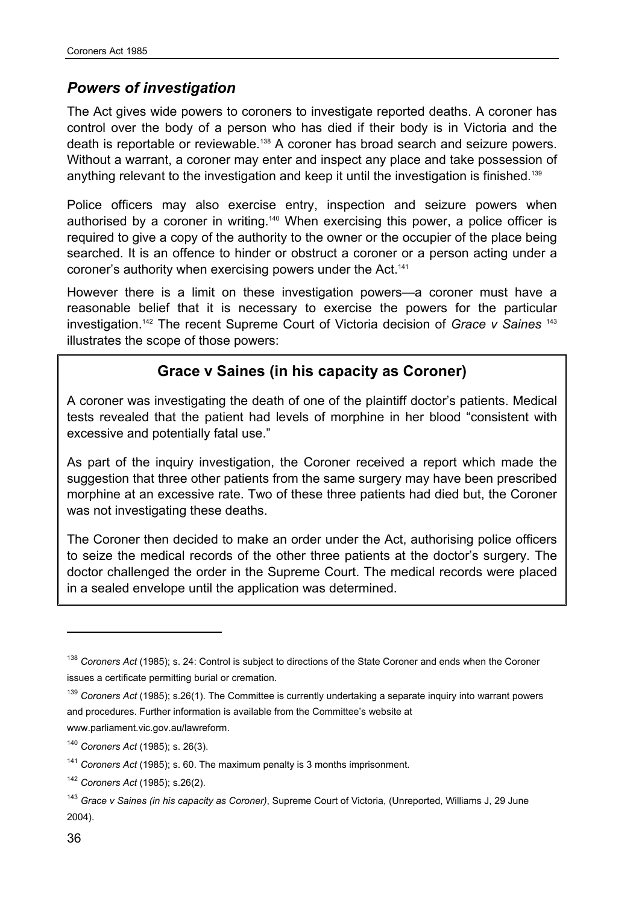## *Powers of investigation*

The Act gives wide powers to coroners to investigate reported deaths. A coroner has control over the body of a person who has died if their body is in Victoria and the death is reportable or reviewable.[138] A coroner has broad search and seizure powers. Without a warrant, a coroner may enter and inspect any place and take possession of anything relevant to the investigation and keep it until the investigation is finished.[139]

Police officers may also exercise entry, inspection and seizure powers when authorised by a coroner in writing.[140] When exercising this power, a police officer is required to give a copy of the authority to the owner or the occupier of the place being searched. It is an offence to hinder or obstruct a coroner or a person acting under a coroner's authority when exercising powers under the Act.[141]

However there is a limit on these investigation powers—a coroner must have a reasonable belief that it is necessary to exercise the powers for the particular investigation.[142] The recent Supreme Court of Victoria decision of *Grace v Saines* [143] illustrates the scope of those powers:

### Grace v Saines (in his capacity as Coroner)

A coroner was investigating the death of one of the plaintiff doctor's patients. Medical tests revealed that the patient had levels of morphine in her blood "consistent with excessive and potentially fatal use."

As part of the inquiry investigation, the Coroner received a report which made the suggestion that three other patients from the same surgery may have been prescribed morphine at an excessive rate. Two of these three patients had died but, the Coroner was not investigating these deaths.

The Coroner then decided to make an order under the Act, authorising police officers to seize the medical records of the other three patients at the doctor's surgery. The doctor challenged the order in the Supreme Court. The medical records were placed in a sealed envelope until the application was determined.

---

[138] *Coroners Act* (1985); s. 24: Control is subject to directions of the State Coroner and ends when the Coroner issues a certificate permitting burial or cremation.

[139] *Coroners Act* (1985); s.26(1). The Committee is currently undertaking a separate inquiry into warrant powers and procedures. Further information is available from the Committee's website at www.parliament.vic.gov.au/lawreform.

[140] *Coroners Act* (1985); s. 26(3).

[141] *Coroners Act* (1985); s. 60. The maximum penalty is 3 months imprisonment.

[142] *Coroners Act* (1985); s.26(2).

[143] *Grace v Saines (in his capacity as Coroner)*, Supreme Court of Victoria, (Unreported, Williams J, 29 June 2004).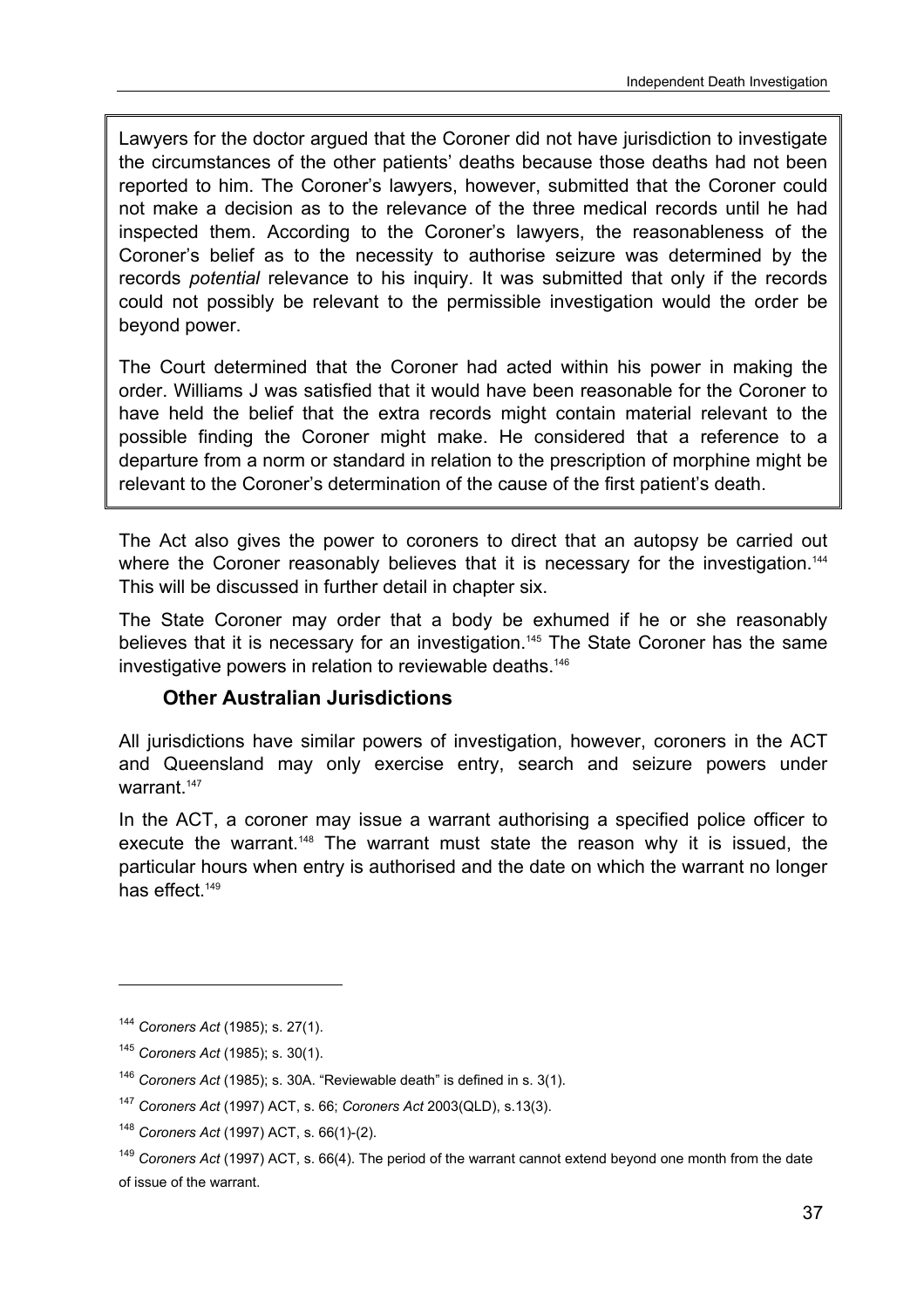Lawyers for the doctor argued that the Coroner did not have jurisdiction to investigate the circumstances of the other patients' deaths because those deaths had not been reported to him. The Coroner's lawyers, however, submitted that the Coroner could not make a decision as to the relevance of the three medical records until he had inspected them. According to the Coroner's lawyers, the reasonableness of the Coroner's belief as to the necessity to authorise seizure was determined by the records *potential* relevance to his inquiry. It was submitted that only if the records could not possibly be relevant to the permissible investigation would the order be beyond power.

The Court determined that the Coroner had acted within his power in making the order. Williams J was satisfied that it would have been reasonable for the Coroner to have held the belief that the extra records might contain material relevant to the possible finding the Coroner might make. He considered that a reference to a departure from a norm or standard in relation to the prescription of morphine might be relevant to the Coroner's determination of the cause of the first patient's death.

The Act also gives the power to coroners to direct that an autopsy be carried out where the Coroner reasonably believes that it is necessary for the investigation.[144] This will be discussed in further detail in chapter six.

The State Coroner may order that a body be exhumed if he or she reasonably believes that it is necessary for an investigation.[145] The State Coroner has the same investigative powers in relation to reviewable deaths.[146]

### Other Australian Jurisdictions

All jurisdictions have similar powers of investigation, however, coroners in the ACT and Queensland may only exercise entry, search and seizure powers under warrant.[147]

In the ACT, a coroner may issue a warrant authorising a specified police officer to execute the warrant.[148] The warrant must state the reason why it is issued, the particular hours when entry is authorised and the date on which the warrant no longer has effect.[149]

---

[144] *Coroners Act* (1985); s. 27(1).

[145] *Coroners Act* (1985); s. 30(1).

[146] *Coroners Act* (1985); s. 30A. "Reviewable death" is defined in s. 3(1).

[147] *Coroners Act* (1997) ACT, s. 66; *Coroners Act* 2003(QLD), s.13(3).

[148] *Coroners Act* (1997) ACT, s. 66(1)-(2).

[149] *Coroners Act* (1997) ACT, s. 66(4). The period of the warrant cannot extend beyond one month from the date of issue of the warrant.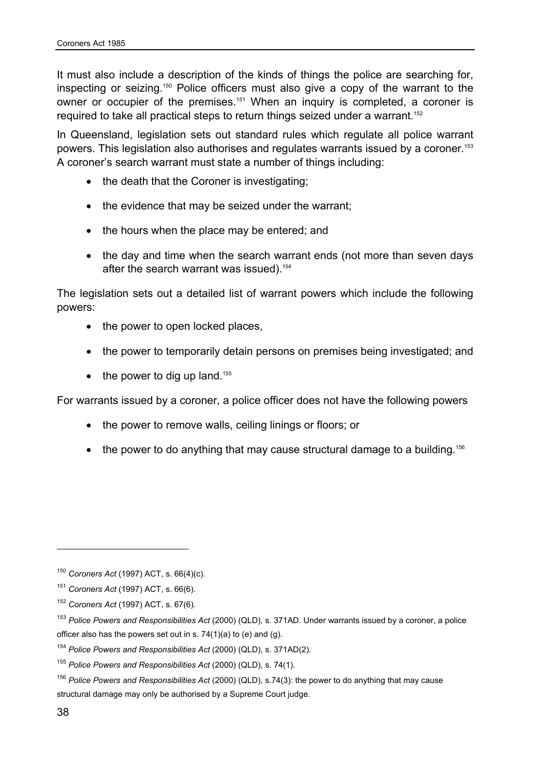It must also include a description of the kinds of things the police are searching for, inspecting or seizing.[150] Police officers must also give a copy of the warrant to the owner or occupier of the premises.[151] When an inquiry is completed, a coroner is required to take all practical steps to return things seized under a warrant.[152]

In Queensland, legislation sets out standard rules which regulate all police warrant powers. This legislation also authorises and regulates warrants issued by a coroner.[153] A coroner's search warrant must state a number of things including:

- the death that the Coroner is investigating;
- the evidence that may be seized under the warrant;
- the hours when the place may be entered; and
- the day and time when the search warrant ends (not more than seven days after the search warrant was issued).[154]

The legislation sets out a detailed list of warrant powers which include the following powers:

- the power to open locked places,
- the power to temporarily detain persons on premises being investigated; and
- the power to dig up land.[155]

For warrants issued by a coroner, a police officer does not have the following powers

- the power to remove walls, ceiling linings or floors; or
- the power to do anything that may cause structural damage to a building.[156]

---

[150] *Coroners Act* (1997) ACT, s. 66(4)(c).

[151] *Coroners Act* (1997) ACT, s. 66(6).

[152] *Coroners Act* (1997) ACT, s. 67(6).

[153] *Police Powers and Responsibilities Act* (2000) (QLD), s. 371AD. Under warrants issued by a coroner, a police officer also has the powers set out in s. 74(1)(a) to (e) and (g).

[154] *Police Powers and Responsibilities Act* (2000) (QLD), s. 371AD(2).

[155] *Police Powers and Responsibilities Act* (2000) (QLD), s. 74(1).

[156] *Police Powers and Responsibilities Act* (2000) (QLD), s.74(3): the power to do anything that may cause structural damage may only be authorised by a Supreme Court judge.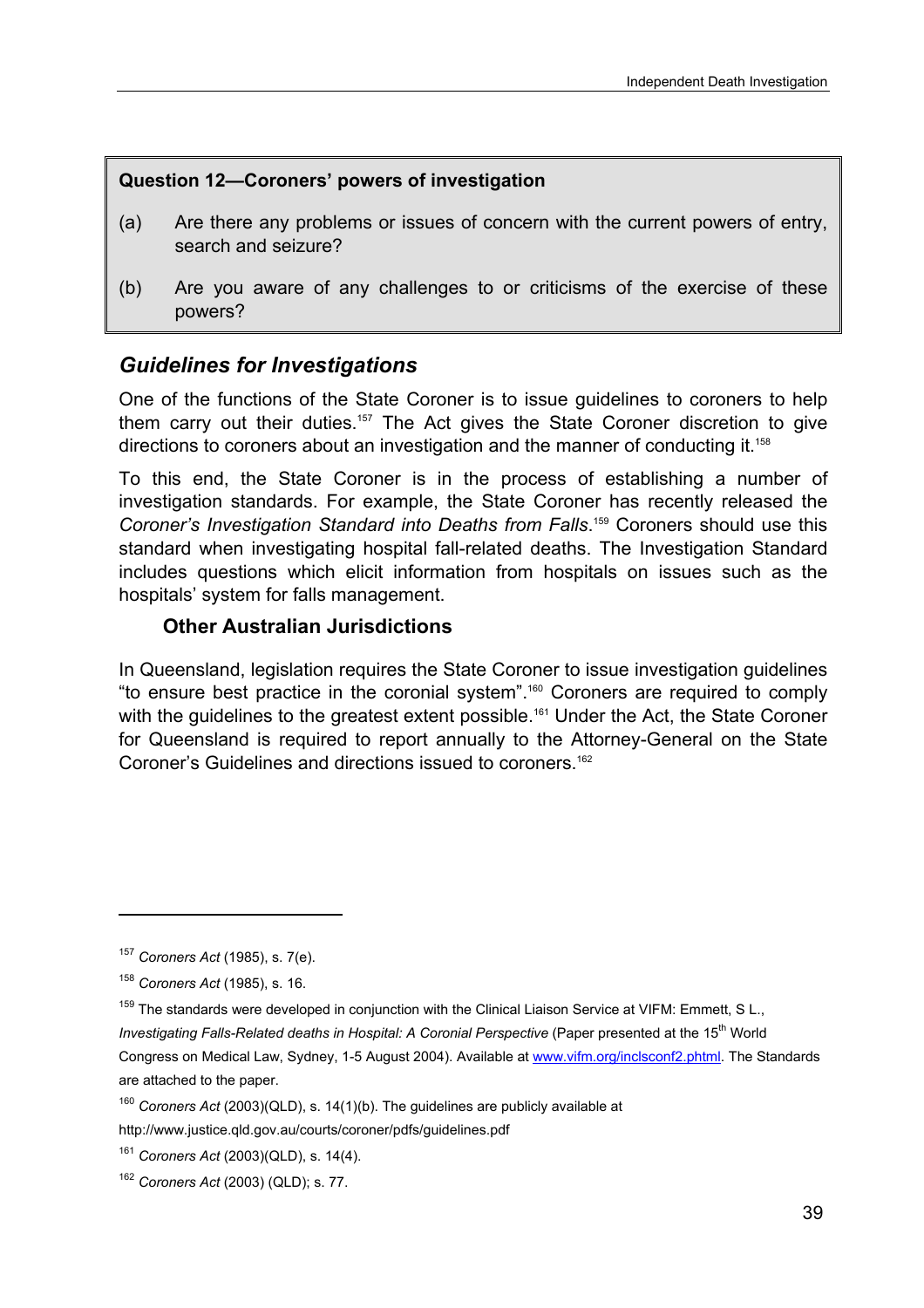**Question 12—Coroners' powers of investigation**

(a) Are there any problems or issues of concern with the current powers of entry, search and seizure?

(b) Are you aware of any challenges to or criticisms of the exercise of these powers?

## *Guidelines for Investigations*

One of the functions of the State Coroner is to issue guidelines to coroners to help them carry out their duties.[157] The Act gives the State Coroner discretion to give directions to coroners about an investigation and the manner of conducting it.[158]

To this end, the State Coroner is in the process of establishing a number of investigation standards. For example, the State Coroner has recently released the *Coroner's Investigation Standard into Deaths from Falls*.[159] Coroners should use this standard when investigating hospital fall-related deaths. The Investigation Standard includes questions which elicit information from hospitals on issues such as the hospitals' system for falls management.

### Other Australian Jurisdictions

In Queensland, legislation requires the State Coroner to issue investigation guidelines "to ensure best practice in the coronial system".[160] Coroners are required to comply with the guidelines to the greatest extent possible.[161] Under the Act, the State Coroner for Queensland is required to report annually to the Attorney-General on the State Coroner's Guidelines and directions issued to coroners.[162]

---

[157] *Coroners Act* (1985), s. 7(e).

[158] *Coroners Act* (1985), s. 16.

[159] The standards were developed in conjunction with the Clinical Liaison Service at VIFM: Emmett, S L., *Investigating Falls-Related deaths in Hospital: A Coronial Perspective* (Paper presented at the 15th World Congress on Medical Law, Sydney, 1-5 August 2004). Available at www.vifm.org/inclsconf2.phtml. The Standards are attached to the paper.

[160] *Coroners Act* (2003)(QLD), s. 14(1)(b). The guidelines are publicly available at http://www.justice.qld.gov.au/courts/coroner/pdfs/guidelines.pdf

[161] *Coroners Act* (2003)(QLD), s. 14(4).

[162] *Coroners Act* (2003) (QLD); s. 77.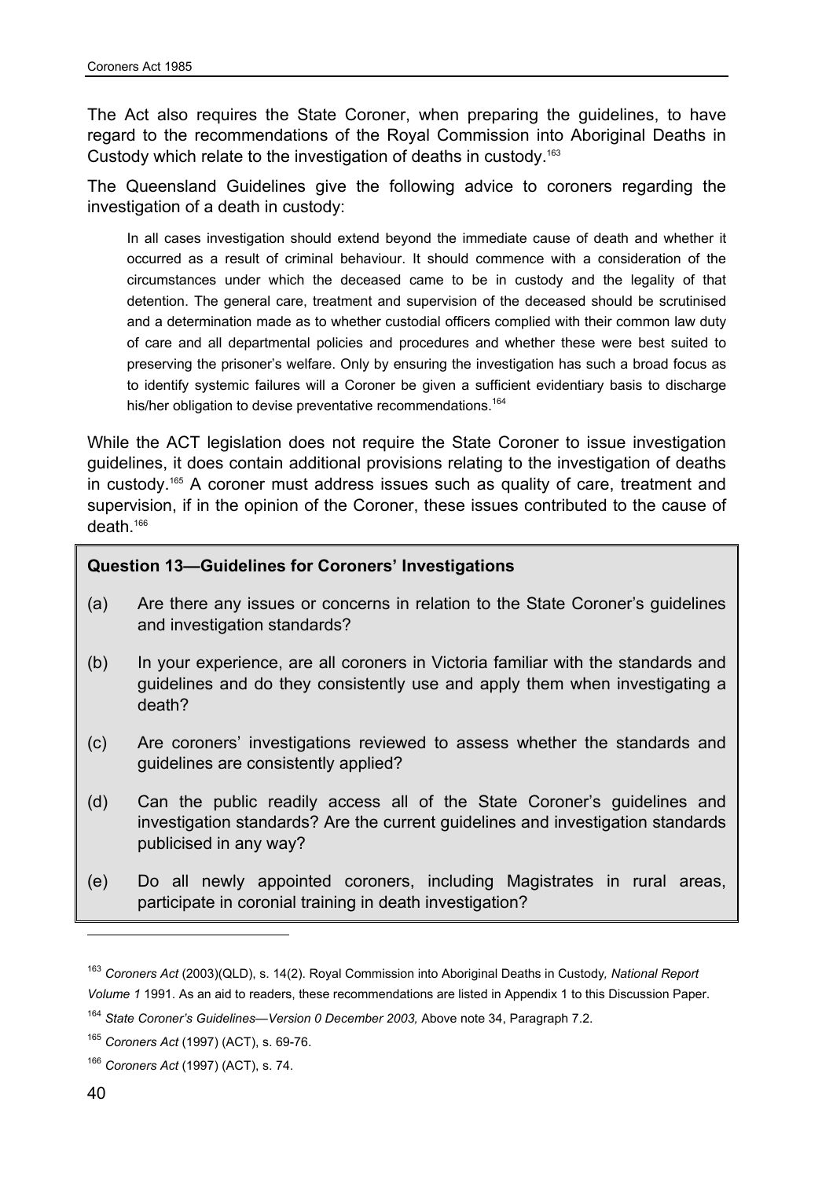The Act also requires the State Coroner, when preparing the guidelines, to have regard to the recommendations of the Royal Commission into Aboriginal Deaths in Custody which relate to the investigation of deaths in custody.[163]

The Queensland Guidelines give the following advice to coroners regarding the investigation of a death in custody:

> In all cases investigation should extend beyond the immediate cause of death and whether it occurred as a result of criminal behaviour. It should commence with a consideration of the circumstances under which the deceased came to be in custody and the legality of that detention. The general care, treatment and supervision of the deceased should be scrutinised and a determination made as to whether custodial officers complied with their common law duty of care and all departmental policies and procedures and whether these were best suited to preserving the prisoner's welfare. Only by ensuring the investigation has such a broad focus as to identify systemic failures will a Coroner be given a sufficient evidentiary basis to discharge his/her obligation to devise preventative recommendations.[164]

While the ACT legislation does not require the State Coroner to issue investigation guidelines, it does contain additional provisions relating to the investigation of deaths in custody.[165] A coroner must address issues such as quality of care, treatment and supervision, if in the opinion of the Coroner, these issues contributed to the cause of death.[166]

**Question 13—Guidelines for Coroners' Investigations**

(a) Are there any issues or concerns in relation to the State Coroner's guidelines and investigation standards?

(b) In your experience, are all coroners in Victoria familiar with the standards and guidelines and do they consistently use and apply them when investigating a death?

(c) Are coroners' investigations reviewed to assess whether the standards and guidelines are consistently applied?

(d) Can the public readily access all of the State Coroner's guidelines and investigation standards? Are the current guidelines and investigation standards publicised in any way?

(e) Do all newly appointed coroners, including Magistrates in rural areas, participate in coronial training in death investigation?

---

[163] *Coroners Act* (2003)(QLD), s. 14(2). Royal Commission into Aboriginal Deaths in Custody, *National Report Volume 1* 1991. As an aid to readers, these recommendations are listed in Appendix 1 to this Discussion Paper.

[164] *State Coroner's Guidelines—Version 0 December 2003,* Above note 34, Paragraph 7.2.

[165] *Coroners Act* (1997) (ACT), s. 69-76.

[166] *Coroners Act* (1997) (ACT), s. 74.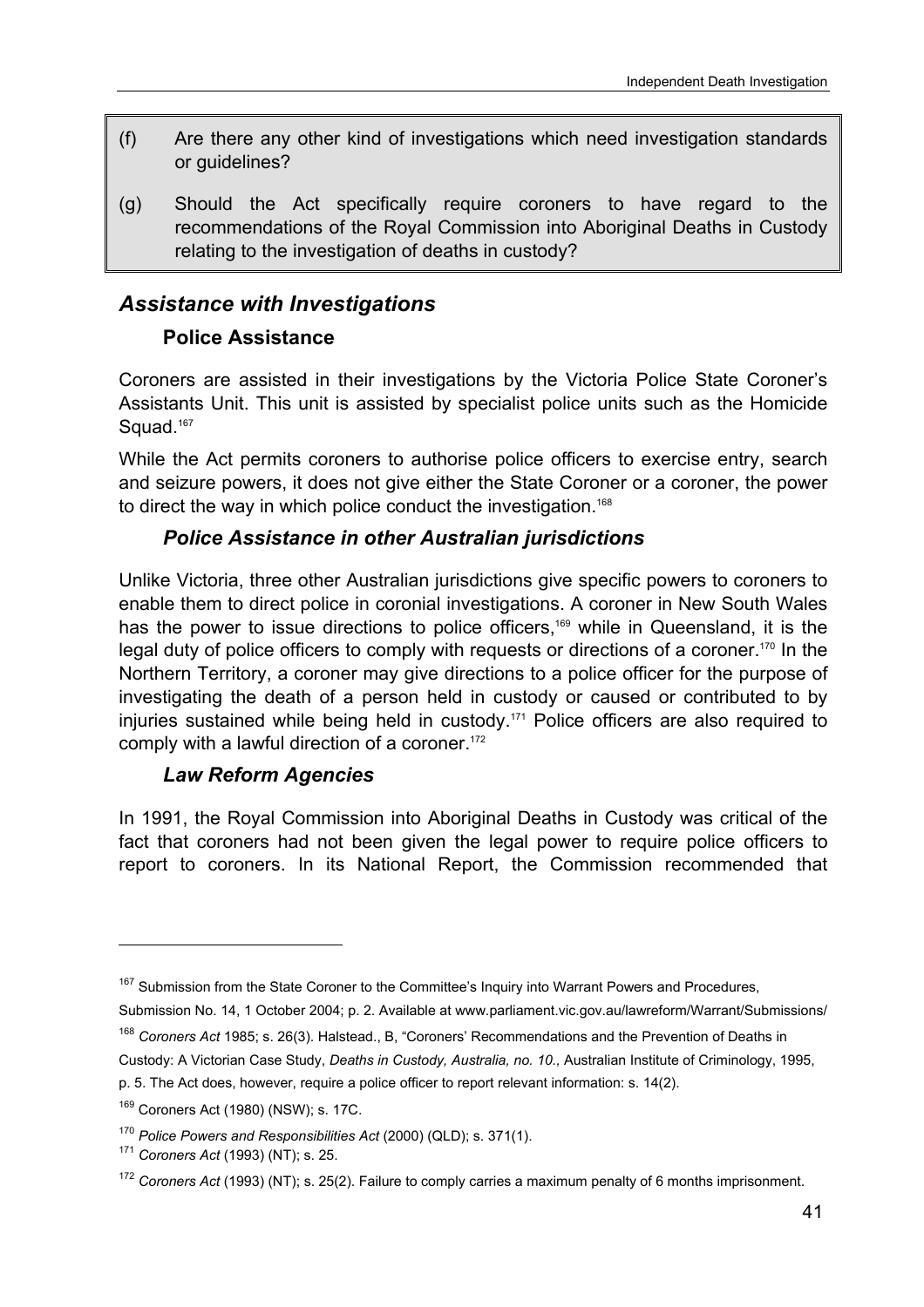(f) Are there any other kind of investigations which need investigation standards or guidelines?

(g) Should the Act specifically require coroners to have regard to the recommendations of the Royal Commission into Aboriginal Deaths in Custody relating to the investigation of deaths in custody?

## *Assistance with Investigations*

### Police Assistance

Coroners are assisted in their investigations by the Victoria Police State Coroner's Assistants Unit. This unit is assisted by specialist police units such as the Homicide Squad.[167]

While the Act permits coroners to authorise police officers to exercise entry, search and seizure powers, it does not give either the State Coroner or a coroner, the power to direct the way in which police conduct the investigation.[168]

#### *Police Assistance in other Australian jurisdictions*

Unlike Victoria, three other Australian jurisdictions give specific powers to coroners to enable them to direct police in coronial investigations. A coroner in New South Wales has the power to issue directions to police officers,[169] while in Queensland, it is the legal duty of police officers to comply with requests or directions of a coroner.[170] In the Northern Territory, a coroner may give directions to a police officer for the purpose of investigating the death of a person held in custody or caused or contributed to by injuries sustained while being held in custody.[171] Police officers are also required to comply with a lawful direction of a coroner.[172]

#### *Law Reform Agencies*

In 1991, the Royal Commission into Aboriginal Deaths in Custody was critical of the fact that coroners had not been given the legal power to require police officers to report to coroners. In its National Report, the Commission recommended that

---

[167] Submission from the State Coroner to the Committee's Inquiry into Warrant Powers and Procedures, Submission No. 14, 1 October 2004; p. 2. Available at www.parliament.vic.gov.au/lawreform/Warrant/Submissions/

[168] *Coroners Act* 1985; s. 26(3). Halstead., B, "Coroners' Recommendations and the Prevention of Deaths in Custody: A Victorian Case Study, *Deaths in Custody, Australia, no. 10.,* Australian Institute of Criminology, 1995, p. 5. The Act does, however, require a police officer to report relevant information: s. 14(2).

[169] Coroners Act (1980) (NSW); s. 17C.

[170] *Police Powers and Responsibilities Act* (2000) (QLD); s. 371(1).

[171] *Coroners Act* (1993) (NT); s. 25.

[172] *Coroners Act* (1993) (NT); s. 25(2). Failure to comply carries a maximum penalty of 6 months imprisonment.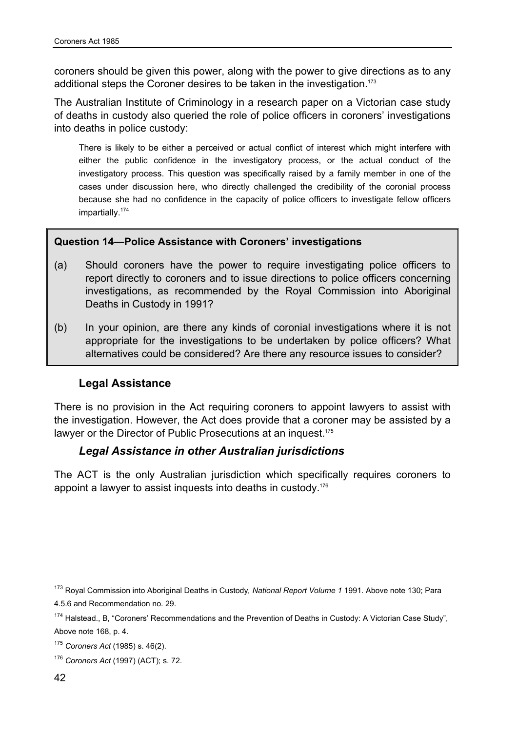coroners should be given this power, along with the power to give directions as to any additional steps the Coroner desires to be taken in the investigation.[173]

The Australian Institute of Criminology in a research paper on a Victorian case study of deaths in custody also queried the role of police officers in coroners' investigations into deaths in police custody:

> There is likely to be either a perceived or actual conflict of interest which might interfere with either the public confidence in the investigatory process, or the actual conduct of the investigatory process. This question was specifically raised by a family member in one of the cases under discussion here, who directly challenged the credibility of the coronial process because she had no confidence in the capacity of police officers to investigate fellow officers impartially.[174]

**Question 14—Police Assistance with Coroners' investigations**

(a) Should coroners have the power to require investigating police officers to report directly to coroners and to issue directions to police officers concerning investigations, as recommended by the Royal Commission into Aboriginal Deaths in Custody in 1991?

(b) In your opinion, are there any kinds of coronial investigations where it is not appropriate for the investigations to be undertaken by police officers? What alternatives could be considered? Are there any resource issues to consider?

### Legal Assistance

There is no provision in the Act requiring coroners to appoint lawyers to assist with the investigation. However, the Act does provide that a coroner may be assisted by a lawyer or the Director of Public Prosecutions at an inquest.[175]

#### *Legal Assistance in other Australian jurisdictions*

The ACT is the only Australian jurisdiction which specifically requires coroners to appoint a lawyer to assist inquests into deaths in custody.[176]

---

[173] Royal Commission into Aboriginal Deaths in Custody*, National Report Volume 1* 1991. Above note 130; Para 4.5.6 and Recommendation no. 29.

[174] Halstead., B, "Coroners' Recommendations and the Prevention of Deaths in Custody: A Victorian Case Study", Above note 168, p. 4.

[175] *Coroners Act* (1985) s. 46(2).

[176] *Coroners Act* (1997) (ACT); s. 72.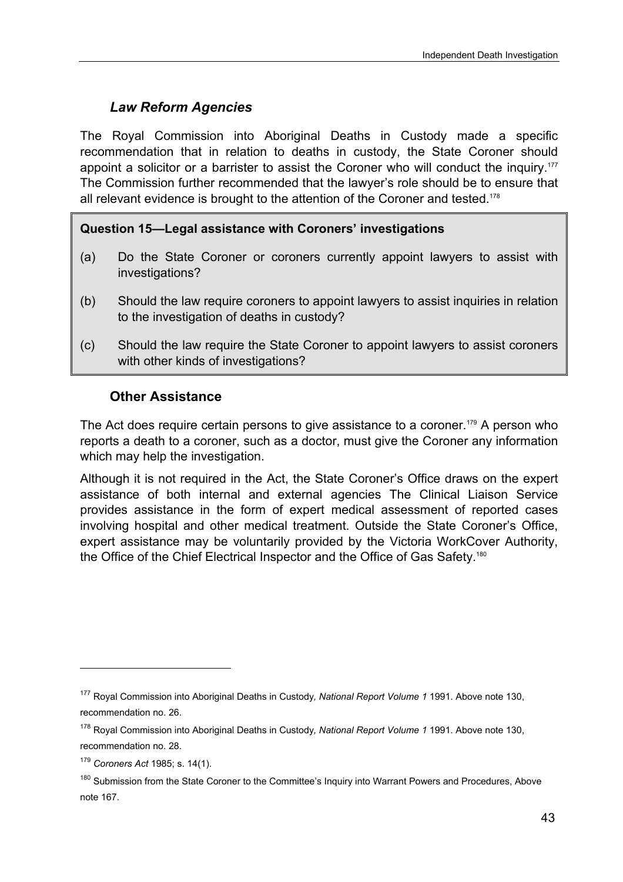### *Law Reform Agencies*

The Royal Commission into Aboriginal Deaths in Custody made a specific recommendation that in relation to deaths in custody, the State Coroner should appoint a solicitor or a barrister to assist the Coroner who will conduct the inquiry.[177] The Commission further recommended that the lawyer's role should be to ensure that all relevant evidence is brought to the attention of the Coroner and tested.[178]

**Question 15—Legal assistance with Coroners' investigations**

(a) Do the State Coroner or coroners currently appoint lawyers to assist with investigations?

(b) Should the law require coroners to appoint lawyers to assist inquiries in relation to the investigation of deaths in custody?

(c) Should the law require the State Coroner to appoint lawyers to assist coroners with other kinds of investigations?

### Other Assistance

The Act does require certain persons to give assistance to a coroner.[179] A person who reports a death to a coroner, such as a doctor, must give the Coroner any information which may help the investigation.

Although it is not required in the Act, the State Coroner's Office draws on the expert assistance of both internal and external agencies The Clinical Liaison Service provides assistance in the form of expert medical assessment of reported cases involving hospital and other medical treatment. Outside the State Coroner's Office, expert assistance may be voluntarily provided by the Victoria WorkCover Authority, the Office of the Chief Electrical Inspector and the Office of Gas Safety.[180]

---

[177] Royal Commission into Aboriginal Deaths in Custody*, National Report Volume 1* 1991. Above note 130, recommendation no. 26.

[178] Royal Commission into Aboriginal Deaths in Custody*, National Report Volume 1* 1991. Above note 130, recommendation no. 28.

[179] *Coroners Act* 1985; s. 14(1).

[180] Submission from the State Coroner to the Committee's Inquiry into Warrant Powers and Procedures, Above note 167.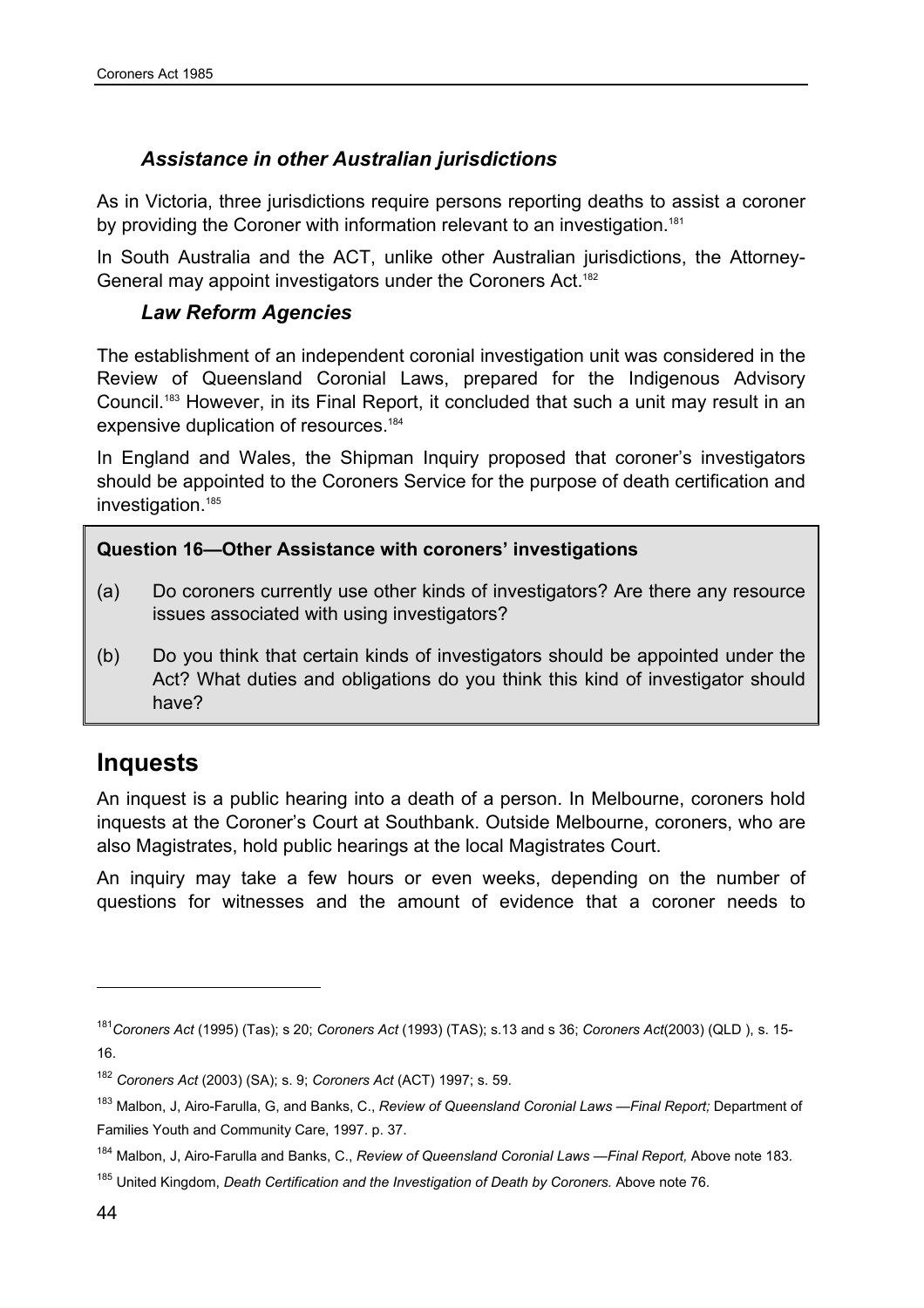### *Assistance in other Australian jurisdictions*

As in Victoria, three jurisdictions require persons reporting deaths to assist a coroner by providing the Coroner with information relevant to an investigation.[181]

In South Australia and the ACT, unlike other Australian jurisdictions, the Attorney-General may appoint investigators under the Coroners Act.[182]

### *Law Reform Agencies*

The establishment of an independent coronial investigation unit was considered in the Review of Queensland Coronial Laws, prepared for the Indigenous Advisory Council.[183] However, in its Final Report, it concluded that such a unit may result in an expensive duplication of resources.[184]

In England and Wales, the Shipman Inquiry proposed that coroner's investigators should be appointed to the Coroners Service for the purpose of death certification and investigation.[185]

**Question 16—Other Assistance with coroners' investigations**

(a) Do coroners currently use other kinds of investigators? Are there any resource issues associated with using investigators?

(b) Do you think that certain kinds of investigators should be appointed under the Act? What duties and obligations do you think this kind of investigator should have?

## Inquests

An inquest is a public hearing into a death of a person. In Melbourne, coroners hold inquests at the Coroner's Court at Southbank. Outside Melbourne, coroners, who are also Magistrates, hold public hearings at the local Magistrates Court.

An inquiry may take a few hours or even weeks, depending on the number of questions for witnesses and the amount of evidence that a coroner needs to

---

[181] *Coroners Act* (1995) (Tas); s 20; *Coroners Act* (1993) (TAS); s.13 and s 36; *Coroners Act*(2003) (QLD ), s. 15-16.

[182] *Coroners Act* (2003) (SA); s. 9; *Coroners Act* (ACT) 1997; s. 59.

[183] Malbon, J, Airo-Farulla, G, and Banks, C., *Review of Queensland Coronial Laws —Final Report;* Department of Families Youth and Community Care, 1997. p. 37.

[184] Malbon, J, Airo-Farulla and Banks, C., *Review of Queensland Coronial Laws —Final Report,* Above note 183.

[185] United Kingdom, *Death Certification and the Investigation of Death by Coroners.* Above note 76.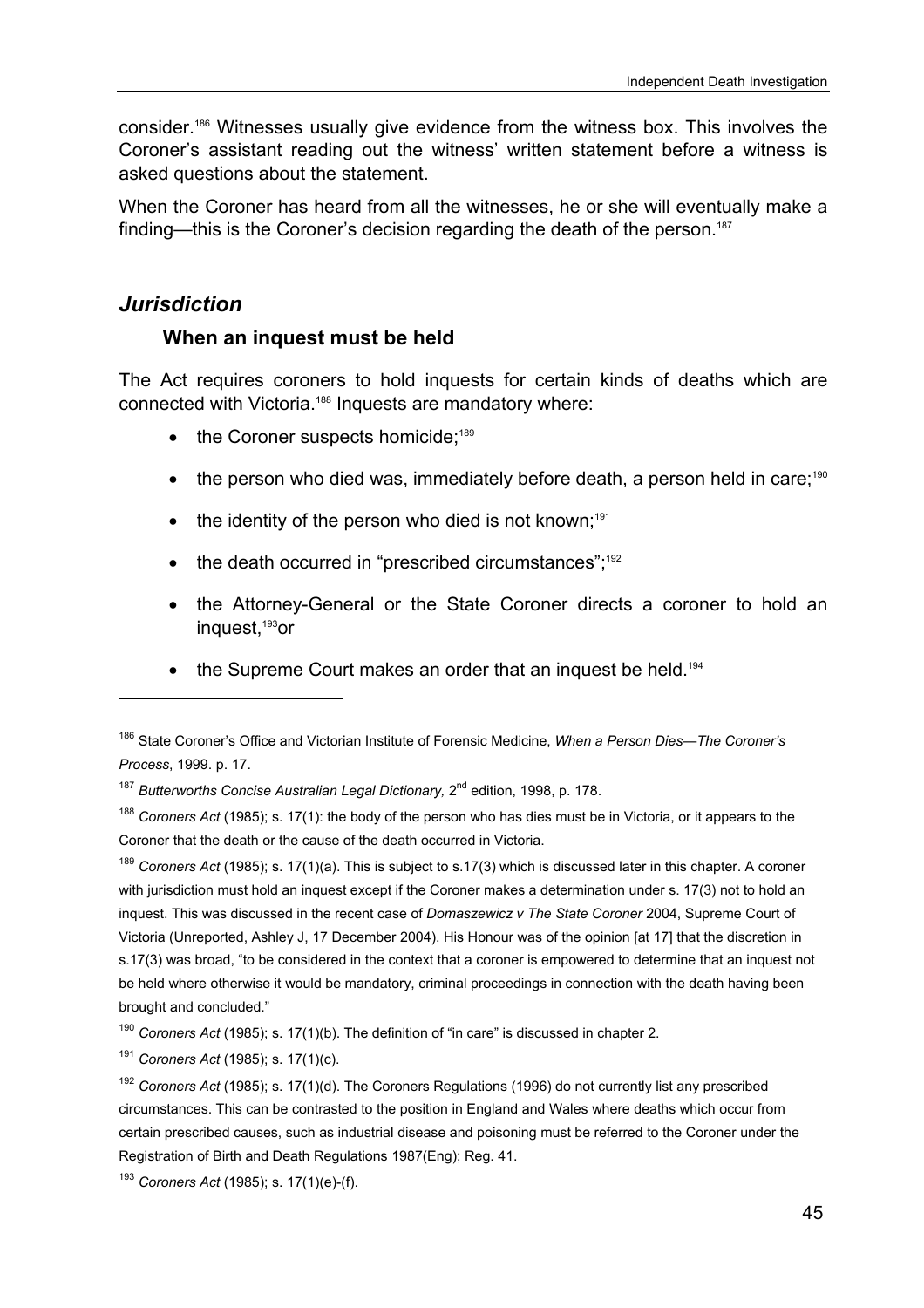consider.[186] Witnesses usually give evidence from the witness box. This involves the Coroner's assistant reading out the witness' written statement before a witness is asked questions about the statement.

When the Coroner has heard from all the witnesses, he or she will eventually make a finding—this is the Coroner's decision regarding the death of the person.[187]

## *Jurisdiction*

### When an inquest must be held

The Act requires coroners to hold inquests for certain kinds of deaths which are connected with Victoria.[188] Inquests are mandatory where:

- the Coroner suspects homicide;[189]
- the person who died was, immediately before death, a person held in care;[190]
- the identity of the person who died is not known;[191]
- the death occurred in "prescribed circumstances";[192]
- the Attorney-General or the State Coroner directs a coroner to hold an inquest,[193]or
- the Supreme Court makes an order that an inquest be held.[194]

---

[186] State Coroner's Office and Victorian Institute of Forensic Medicine, *When a Person Dies—The Coroner's Process*, 1999. p. 17.

[187] *Butterworths Concise Australian Legal Dictionary,* 2nd edition, 1998, p. 178.

[188] *Coroners Act* (1985); s. 17(1): the body of the person who has dies must be in Victoria, or it appears to the Coroner that the death or the cause of the death occurred in Victoria.

[189] *Coroners Act* (1985); s. 17(1)(a). This is subject to s.17(3) which is discussed later in this chapter. A coroner with jurisdiction must hold an inquest except if the Coroner makes a determination under s. 17(3) not to hold an inquest. This was discussed in the recent case of *Domaszewicz v The State Coroner* 2004, Supreme Court of Victoria (Unreported, Ashley J, 17 December 2004). His Honour was of the opinion [at 17] that the discretion in s.17(3) was broad, "to be considered in the context that a coroner is empowered to determine that an inquest not be held where otherwise it would be mandatory, criminal proceedings in connection with the death having been brought and concluded."

[190] *Coroners Act* (1985); s. 17(1)(b). The definition of "in care" is discussed in chapter 2.

[191] *Coroners Act* (1985); s. 17(1)(c).

[192] *Coroners Act* (1985); s. 17(1)(d). The Coroners Regulations (1996) do not currently list any prescribed circumstances. This can be contrasted to the position in England and Wales where deaths which occur from certain prescribed causes, such as industrial disease and poisoning must be referred to the Coroner under the Registration of Birth and Death Regulations 1987(Eng); Reg. 41.

[193] *Coroners Act* (1985); s. 17(1)(e)-(f).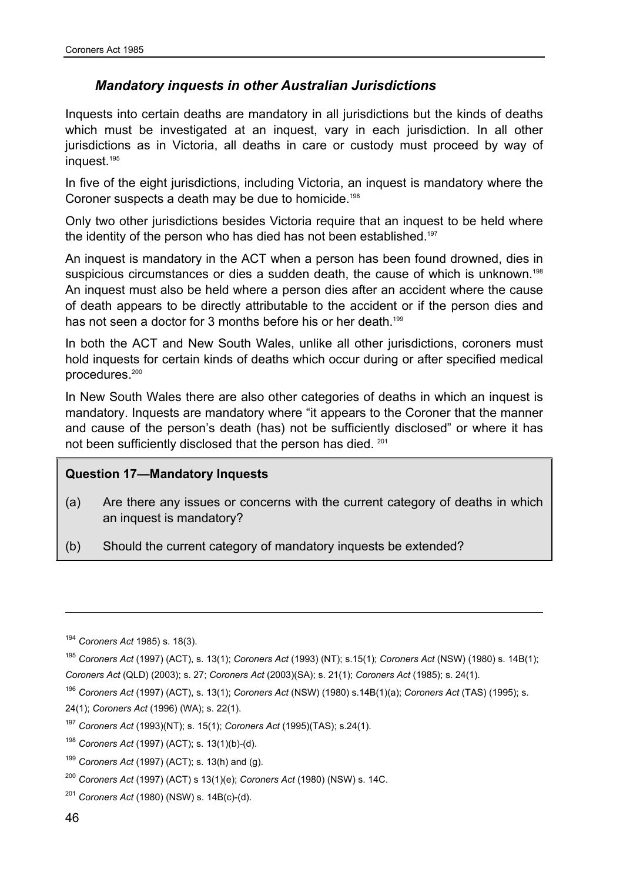### *Mandatory inquests in other Australian Jurisdictions*

Inquests into certain deaths are mandatory in all jurisdictions but the kinds of deaths which must be investigated at an inquest, vary in each jurisdiction. In all other jurisdictions as in Victoria, all deaths in care or custody must proceed by way of inquest.[195]

In five of the eight jurisdictions, including Victoria, an inquest is mandatory where the Coroner suspects a death may be due to homicide.[196]

Only two other jurisdictions besides Victoria require that an inquest to be held where the identity of the person who has died has not been established.[197]

An inquest is mandatory in the ACT when a person has been found drowned, dies in suspicious circumstances or dies a sudden death, the cause of which is unknown.[198] An inquest must also be held where a person dies after an accident where the cause of death appears to be directly attributable to the accident or if the person dies and has not seen a doctor for 3 months before his or her death.[199]

In both the ACT and New South Wales, unlike all other jurisdictions, coroners must hold inquests for certain kinds of deaths which occur during or after specified medical procedures.[200]

In New South Wales there are also other categories of deaths in which an inquest is mandatory. Inquests are mandatory where "it appears to the Coroner that the manner and cause of the person's death (has) not be sufficiently disclosed" or where it has not been sufficiently disclosed that the person has died. [201]

> **Question 17—Mandatory Inquests**
>
> (a) Are there any issues or concerns with the current category of deaths in which an inquest is mandatory?
>
> (b) Should the current category of mandatory inquests be extended?

---

[194] *Coroners Act* 1985) s. 18(3).

[195] *Coroners Act* (1997) (ACT), s. 13(1); *Coroners Act* (1993) (NT); s.15(1); *Coroners Act* (NSW) (1980) s. 14B(1); *Coroners Act* (QLD) (2003); s. 27; *Coroners Act* (2003)(SA); s. 21(1); *Coroners Act* (1985); s. 24(1).

[196] *Coroners Act* (1997) (ACT), s. 13(1); *Coroners Act* (NSW) (1980) s.14B(1)(a); *Coroners Act* (TAS) (1995); s. 24(1); *Coroners Act* (1996) (WA); s. 22(1).

[197] *Coroners Act* (1993)(NT); s. 15(1); *Coroners Act* (1995)(TAS); s.24(1).

[198] *Coroners Act* (1997) (ACT); s. 13(1)(b)-(d).

[199] *Coroners Act* (1997) (ACT); s. 13(h) and (g).

[200] *Coroners Act* (1997) (ACT) s 13(1)(e); *Coroners Act* (1980) (NSW) s. 14C.

[201] *Coroners Act* (1980) (NSW) s. 14B(c)-(d).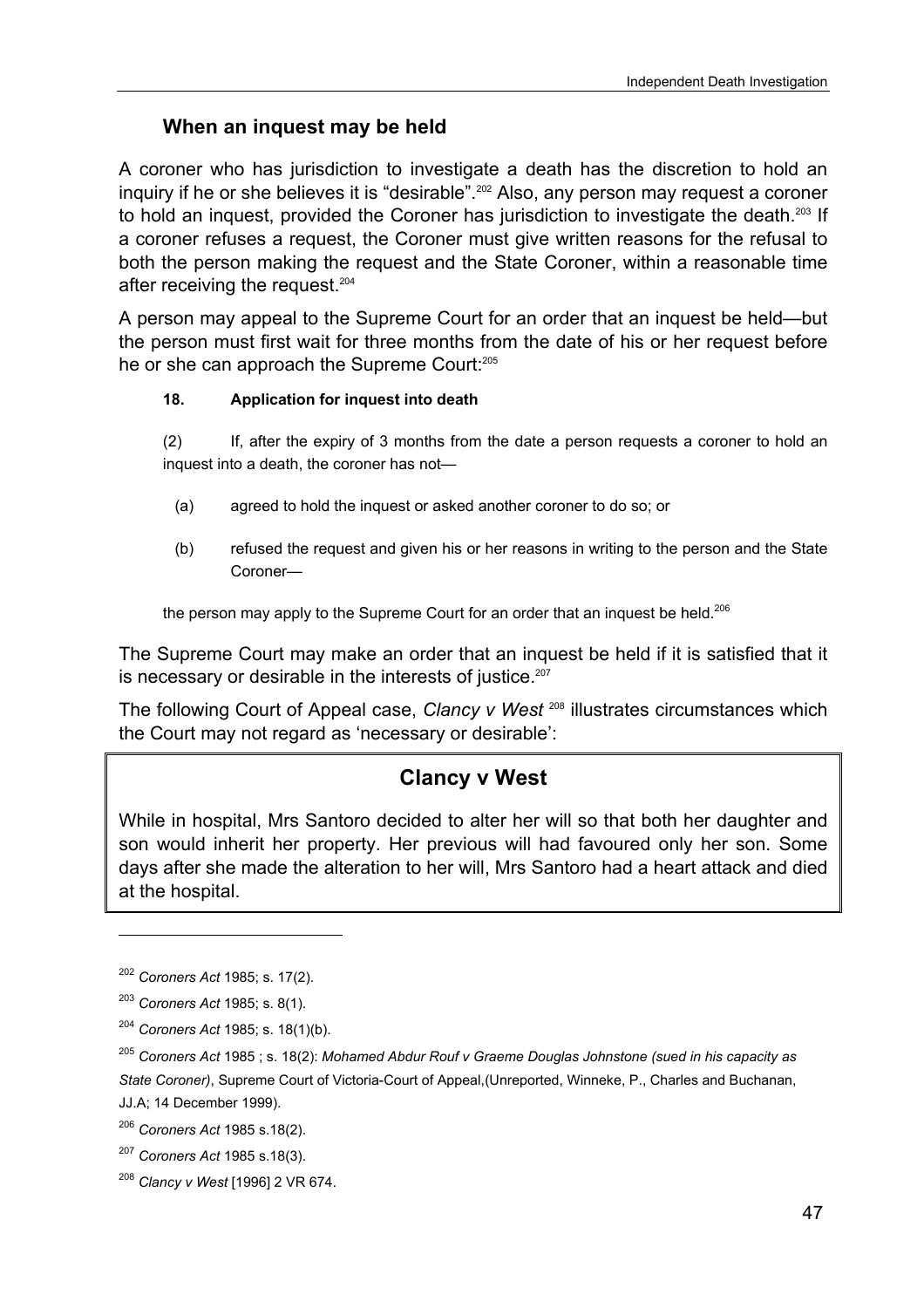## When an inquest may be held

A coroner who has jurisdiction to investigate a death has the discretion to hold an inquiry if he or she believes it is "desirable".[202] Also, any person may request a coroner to hold an inquest, provided the Coroner has jurisdiction to investigate the death.[203] If a coroner refuses a request, the Coroner must give written reasons for the refusal to both the person making the request and the State Coroner, within a reasonable time after receiving the request.[204]

A person may appeal to the Supreme Court for an order that an inquest be held—but the person must first wait for three months from the date of his or her request before he or she can approach the Supreme Court:[205]

> **18. Application for inquest into death**
>
> (2) If, after the expiry of 3 months from the date a person requests a coroner to hold an inquest into a death, the coroner has not—
>
> (a) agreed to hold the inquest or asked another coroner to do so; or
>
> (b) refused the request and given his or her reasons in writing to the person and the State Coroner—
>
> the person may apply to the Supreme Court for an order that an inquest be held.[206]

The Supreme Court may make an order that an inquest be held if it is satisfied that it is necessary or desirable in the interests of justice.[207]

The following Court of Appeal case, *Clancy v West* [208] illustrates circumstances which the Court may not regard as 'necessary or desirable':

### Clancy v West

While in hospital, Mrs Santoro decided to alter her will so that both her daughter and son would inherit her property. Her previous will had favoured only her son. Some days after she made the alteration to her will, Mrs Santoro had a heart attack and died at the hospital.

---

[202] *Coroners Act* 1985; s. 17(2).

[203] *Coroners Act* 1985; s. 8(1).

[204] *Coroners Act* 1985; s. 18(1)(b).

[205] *Coroners Act* 1985 ; s. 18(2): *Mohamed Abdur Rouf v Graeme Douglas Johnstone (sued in his capacity as State Coroner)*, Supreme Court of Victoria-Court of Appeal,(Unreported, Winneke, P., Charles and Buchanan, JJ.A; 14 December 1999).

[206] *Coroners Act* 1985 s.18(2).

[207] *Coroners Act* 1985 s.18(3).

[208] *Clancy v West* [1996] 2 VR 674.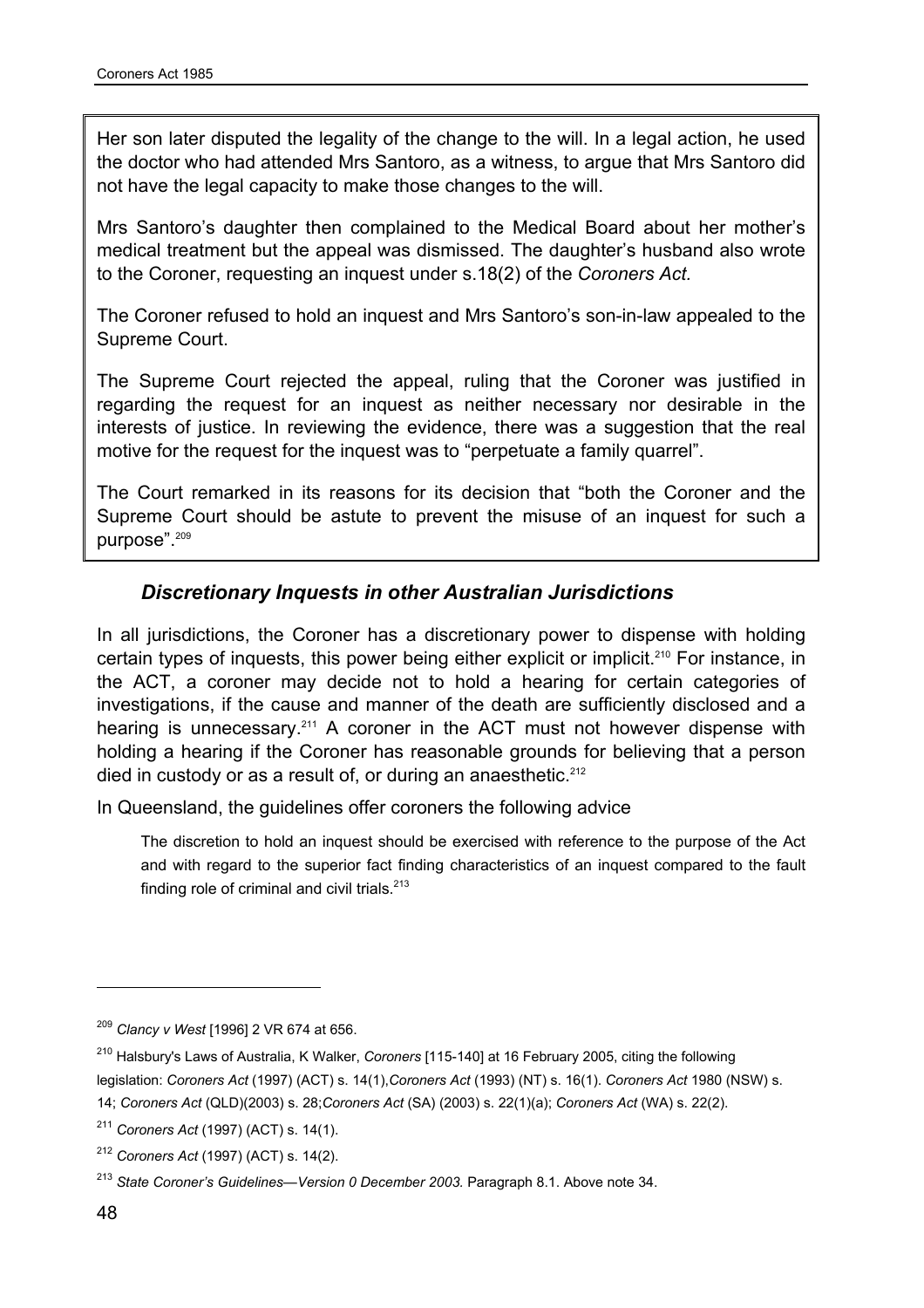Her son later disputed the legality of the change to the will. In a legal action, he used the doctor who had attended Mrs Santoro, as a witness, to argue that Mrs Santoro did not have the legal capacity to make those changes to the will.

Mrs Santoro's daughter then complained to the Medical Board about her mother's medical treatment but the appeal was dismissed. The daughter's husband also wrote to the Coroner, requesting an inquest under s.18(2) of the *Coroners Act.*

The Coroner refused to hold an inquest and Mrs Santoro's son-in-law appealed to the Supreme Court.

The Supreme Court rejected the appeal, ruling that the Coroner was justified in regarding the request for an inquest as neither necessary nor desirable in the interests of justice. In reviewing the evidence, there was a suggestion that the real motive for the request for the inquest was to "perpetuate a family quarrel".

The Court remarked in its reasons for its decision that "both the Coroner and the Supreme Court should be astute to prevent the misuse of an inquest for such a purpose".[209]

### *Discretionary Inquests in other Australian Jurisdictions*

In all jurisdictions, the Coroner has a discretionary power to dispense with holding certain types of inquests, this power being either explicit or implicit.[210] For instance, in the ACT, a coroner may decide not to hold a hearing for certain categories of investigations, if the cause and manner of the death are sufficiently disclosed and a hearing is unnecessary.[211] A coroner in the ACT must not however dispense with holding a hearing if the Coroner has reasonable grounds for believing that a person died in custody or as a result of, or during an anaesthetic.[212]

In Queensland, the guidelines offer coroners the following advice

> The discretion to hold an inquest should be exercised with reference to the purpose of the Act and with regard to the superior fact finding characteristics of an inquest compared to the fault finding role of criminal and civil trials.[213]

---

[209] *Clancy v West* [1996] 2 VR 674 at 656.

[210] Halsbury's Laws of Australia, K Walker, *Coroners* [115-140] at 16 February 2005, citing the following legislation: *Coroners Act* (1997) (ACT) s. 14(1),*Coroners Act* (1993) (NT) s. 16(1). *Coroners Act* 1980 (NSW) s. 14; *Coroners Act* (QLD)(2003) s. 28;*Coroners Act* (SA) (2003) s. 22(1)(a); *Coroners Act* (WA) s. 22(2).

[211] *Coroners Act* (1997) (ACT) s. 14(1).

[212] *Coroners Act* (1997) (ACT) s. 14(2).

[213] *State Coroner's Guidelines—Version 0 December 2003.* Paragraph 8.1. Above note 34.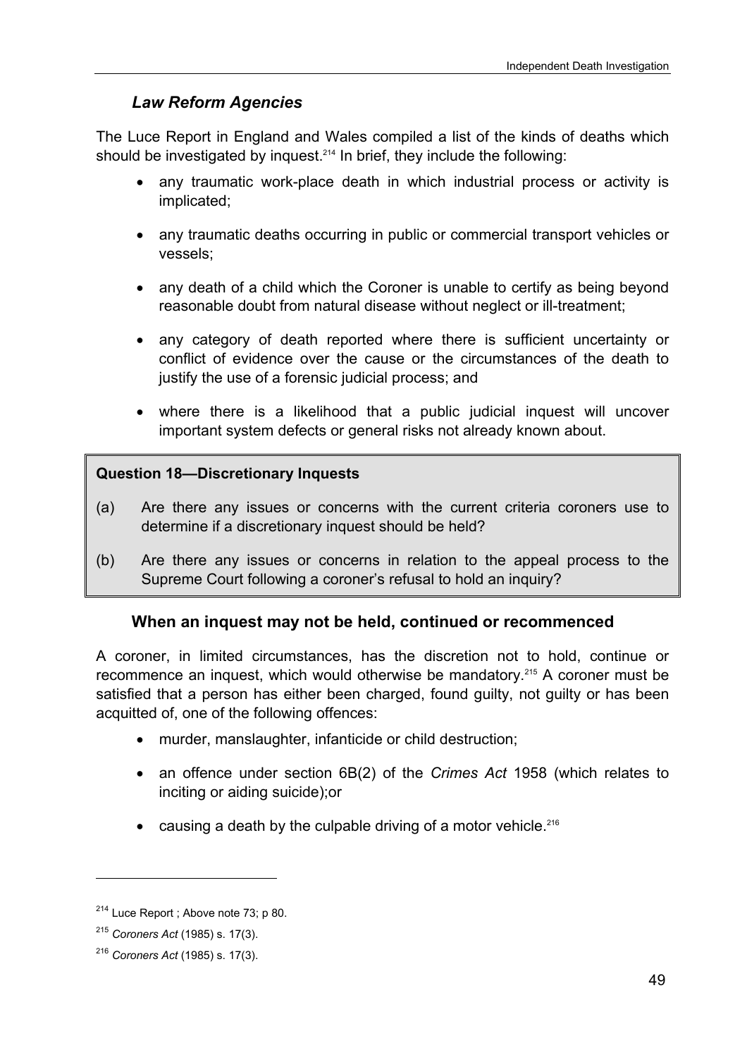### *Law Reform Agencies*

The Luce Report in England and Wales compiled a list of the kinds of deaths which should be investigated by inquest.[214] In brief, they include the following:

- any traumatic work-place death in which industrial process or activity is implicated;
- any traumatic deaths occurring in public or commercial transport vehicles or vessels;
- any death of a child which the Coroner is unable to certify as being beyond reasonable doubt from natural disease without neglect or ill-treatment;
- any category of death reported where there is sufficient uncertainty or conflict of evidence over the cause or the circumstances of the death to justify the use of a forensic judicial process; and
- where there is a likelihood that a public judicial inquest will uncover important system defects or general risks not already known about.

> **Question 18—Discretionary Inquests**
>
> (a) Are there any issues or concerns with the current criteria coroners use to determine if a discretionary inquest should be held?
>
> (b) Are there any issues or concerns in relation to the appeal process to the Supreme Court following a coroner's refusal to hold an inquiry?

### When an inquest may not be held, continued or recommenced

A coroner, in limited circumstances, has the discretion not to hold, continue or recommence an inquest, which would otherwise be mandatory.[215] A coroner must be satisfied that a person has either been charged, found guilty, not guilty or has been acquitted of, one of the following offences:

- murder, manslaughter, infanticide or child destruction;
- an offence under section 6B(2) of the *Crimes Act* 1958 (which relates to inciting or aiding suicide);or
- causing a death by the culpable driving of a motor vehicle.[216]

---

[214] Luce Report ; Above note 73; p 80.

[215] *Coroners Act* (1985) s. 17(3).

[216] *Coroners Act* (1985) s. 17(3).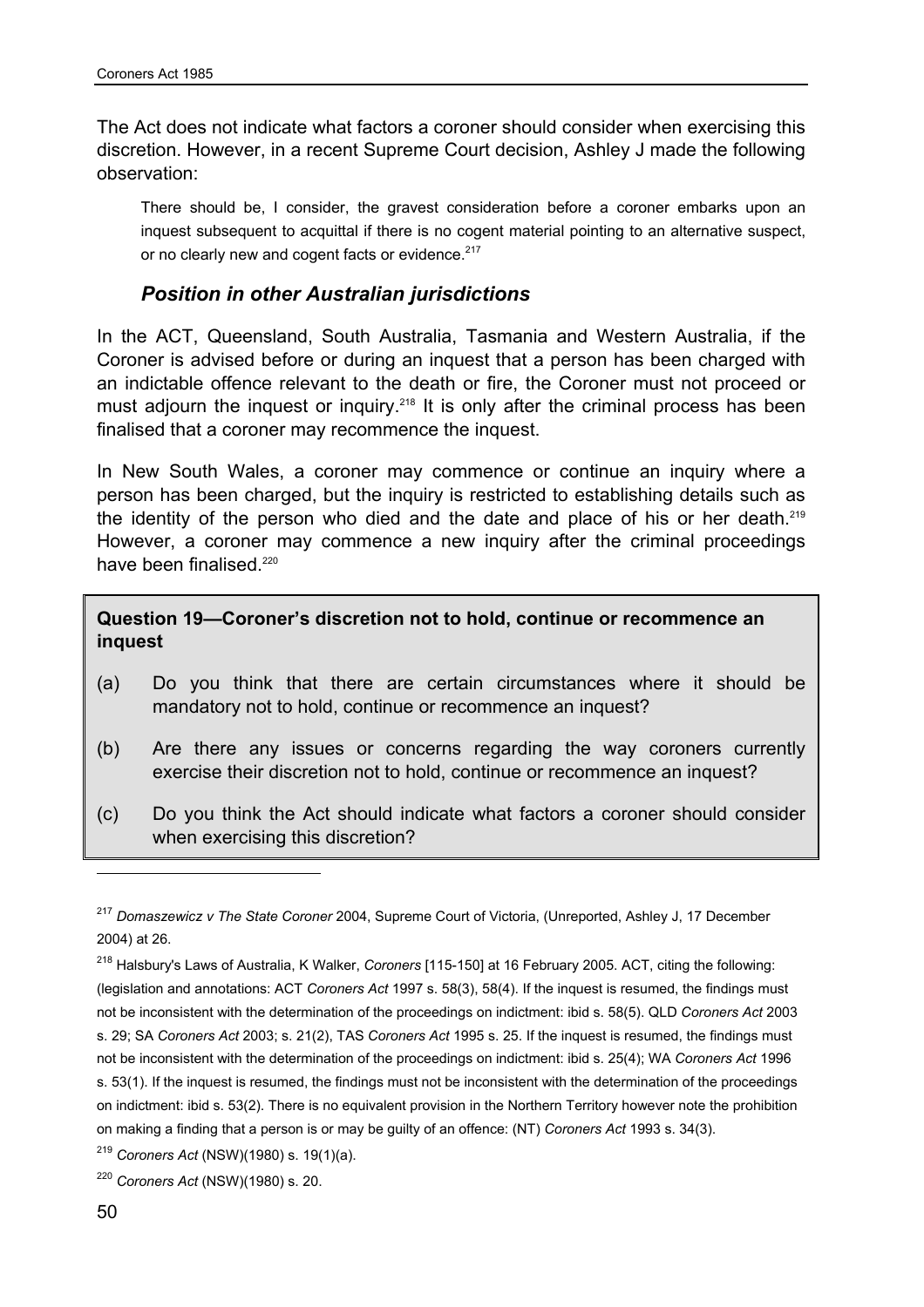The Act does not indicate what factors a coroner should consider when exercising this discretion. However, in a recent Supreme Court decision, Ashley J made the following observation:

> There should be, I consider, the gravest consideration before a coroner embarks upon an inquest subsequent to acquittal if there is no cogent material pointing to an alternative suspect, or no clearly new and cogent facts or evidence.[217]

### *Position in other Australian jurisdictions*

In the ACT, Queensland, South Australia, Tasmania and Western Australia, if the Coroner is advised before or during an inquest that a person has been charged with an indictable offence relevant to the death or fire, the Coroner must not proceed or must adjourn the inquest or inquiry.[218] It is only after the criminal process has been finalised that a coroner may recommence the inquest.

In New South Wales, a coroner may commence or continue an inquiry where a person has been charged, but the inquiry is restricted to establishing details such as the identity of the person who died and the date and place of his or her death.[219] However, a coroner may commence a new inquiry after the criminal proceedings have been finalised.[220]

**Question 19—Coroner's discretion not to hold, continue or recommence an inquest**

(a) Do you think that there are certain circumstances where it should be mandatory not to hold, continue or recommence an inquest?

(b) Are there any issues or concerns regarding the way coroners currently exercise their discretion not to hold, continue or recommence an inquest?

(c) Do you think the Act should indicate what factors a coroner should consider when exercising this discretion?

---

[217] *Domaszewicz v The State Coroner* 2004, Supreme Court of Victoria, (Unreported, Ashley J, 17 December 2004) at 26.

[218] Halsbury's Laws of Australia, K Walker, *Coroners* [115-150] at 16 February 2005. ACT, citing the following: (legislation and annotations: ACT *Coroners Act* 1997 s. 58(3), 58(4). If the inquest is resumed, the findings must not be inconsistent with the determination of the proceedings on indictment: ibid s. 58(5). QLD *Coroners Act* 2003 s. 29; SA *Coroners Act* 2003; s. 21(2), TAS *Coroners Act* 1995 s. 25. If the inquest is resumed, the findings must not be inconsistent with the determination of the proceedings on indictment: ibid s. 25(4); WA *Coroners Act* 1996 s. 53(1). If the inquest is resumed, the findings must not be inconsistent with the determination of the proceedings on indictment: ibid s. 53(2). There is no equivalent provision in the Northern Territory however note the prohibition on making a finding that a person is or may be guilty of an offence: (NT) *Coroners Act* 1993 s. 34(3).

[219] *Coroners Act* (NSW)(1980) s. 19(1)(a).

[220] *Coroners Act* (NSW)(1980) s. 20.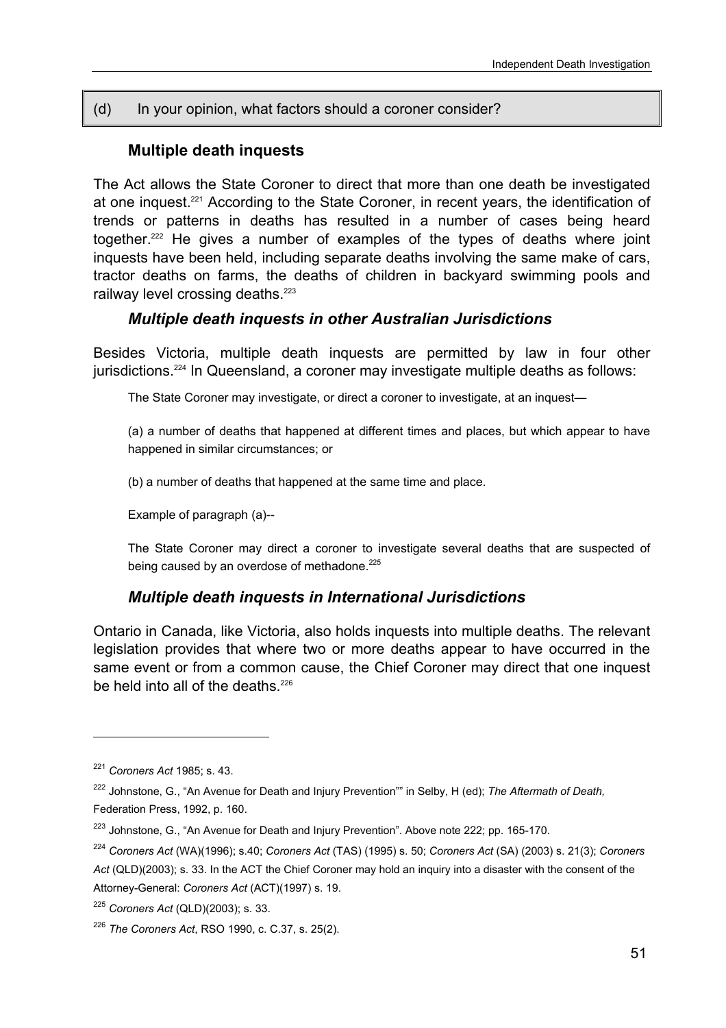(d) In your opinion, what factors should a coroner consider?

## Multiple death inquests

The Act allows the State Coroner to direct that more than one death be investigated at one inquest.[221] According to the State Coroner, in recent years, the identification of trends or patterns in deaths has resulted in a number of cases being heard together.[222] He gives a number of examples of the types of deaths where joint inquests have been held, including separate deaths involving the same make of cars, tractor deaths on farms, the deaths of children in backyard swimming pools and railway level crossing deaths.[223]

### *Multiple death inquests in other Australian Jurisdictions*

Besides Victoria, multiple death inquests are permitted by law in four other jurisdictions.[224] In Queensland, a coroner may investigate multiple deaths as follows:

> The State Coroner may investigate, or direct a coroner to investigate, at an inquest—
>
> (a) a number of deaths that happened at different times and places, but which appear to have happened in similar circumstances; or
>
> (b) a number of deaths that happened at the same time and place.
>
> Example of paragraph (a)--
>
> The State Coroner may direct a coroner to investigate several deaths that are suspected of being caused by an overdose of methadone.[225]

### *Multiple death inquests in International Jurisdictions*

Ontario in Canada, like Victoria, also holds inquests into multiple deaths. The relevant legislation provides that where two or more deaths appear to have occurred in the same event or from a common cause, the Chief Coroner may direct that one inquest be held into all of the deaths.[226]

---

[221] *Coroners Act* 1985; s. 43.

[222] Johnstone, G., "An Avenue for Death and Injury Prevention"" in Selby, H (ed); *The Aftermath of Death,* Federation Press, 1992, p. 160.

[223] Johnstone, G., "An Avenue for Death and Injury Prevention". Above note 222; pp. 165-170.

[224] *Coroners Act* (WA)(1996); s.40; *Coroners Act* (TAS) (1995) s. 50; *Coroners Act* (SA) (2003) s. 21(3); *Coroners Act* (QLD)(2003); s. 33. In the ACT the Chief Coroner may hold an inquiry into a disaster with the consent of the Attorney-General: *Coroners Act* (ACT)(1997) s. 19.

[225] *Coroners Act* (QLD)(2003); s. 33.

[226] *The Coroners Act*, RSO 1990, c. C.37, s. 25(2).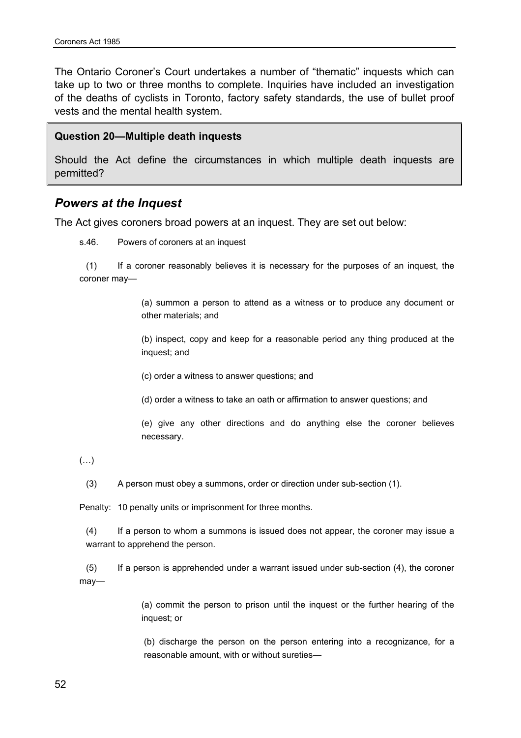The Ontario Coroner's Court undertakes a number of "thematic" inquests which can take up to two or three months to complete. Inquiries have included an investigation of the deaths of cyclists in Toronto, factory safety standards, the use of bullet proof vests and the mental health system.

> **Question 20—Multiple death inquests**
>
> Should the Act define the circumstances in which multiple death inquests are permitted?

## *Powers at the Inquest*

The Act gives coroners broad powers at an inquest. They are set out below:

s.46. Powers of coroners at an inquest

(1) If a coroner reasonably believes it is necessary for the purposes of an inquest, the coroner may—

(a) summon a person to attend as a witness or to produce any document or other materials; and

(b) inspect, copy and keep for a reasonable period any thing produced at the inquest; and

(c) order a witness to answer questions; and

(d) order a witness to take an oath or affirmation to answer questions; and

(e) give any other directions and do anything else the coroner believes necessary.

(…)

(3) A person must obey a summons, order or direction under sub-section (1).

Penalty: 10 penalty units or imprisonment for three months.

(4) If a person to whom a summons is issued does not appear, the coroner may issue a warrant to apprehend the person.

(5) If a person is apprehended under a warrant issued under sub-section (4), the coroner may—

(a) commit the person to prison until the inquest or the further hearing of the inquest; or

(b) discharge the person on the person entering into a recognizance, for a reasonable amount, with or without sureties—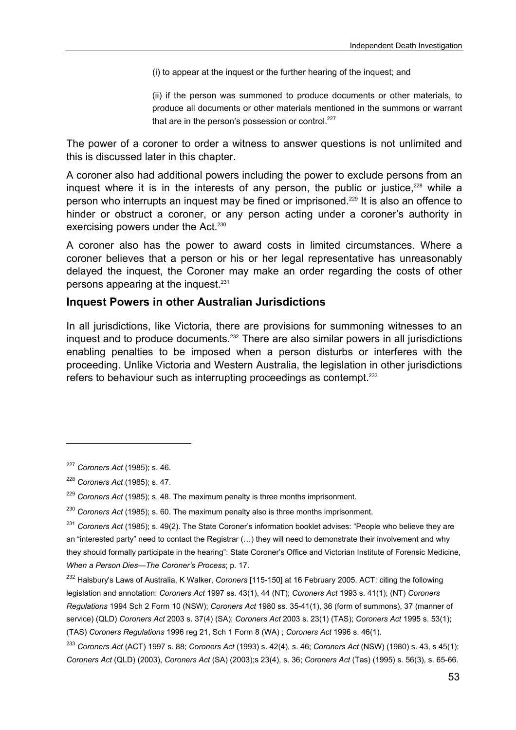(i) to appear at the inquest or the further hearing of the inquest; and

(ii) if the person was summoned to produce documents or other materials, to produce all documents or other materials mentioned in the summons or warrant that are in the person's possession or control.[227]

The power of a coroner to order a witness to answer questions is not unlimited and this is discussed later in this chapter.

A coroner also had additional powers including the power to exclude persons from an inquest where it is in the interests of any person, the public or justice,[228] while a person who interrupts an inquest may be fined or imprisoned.[229] It is also an offence to hinder or obstruct a coroner, or any person acting under a coroner's authority in exercising powers under the Act.[230]

A coroner also has the power to award costs in limited circumstances. Where a coroner believes that a person or his or her legal representative has unreasonably delayed the inquest, the Coroner may make an order regarding the costs of other persons appearing at the inquest.[231]

### Inquest Powers in other Australian Jurisdictions

In all jurisdictions, like Victoria, there are provisions for summoning witnesses to an inquest and to produce documents.[232] There are also similar powers in all jurisdictions enabling penalties to be imposed when a person disturbs or interferes with the proceeding. Unlike Victoria and Western Australia, the legislation in other jurisdictions refers to behaviour such as interrupting proceedings as contempt.[233]

---

[227] *Coroners Act* (1985); s. 46.

[228] *Coroners Act* (1985); s. 47.

[229] *Coroners Act* (1985); s. 48. The maximum penalty is three months imprisonment.

[230] *Coroners Act* (1985); s. 60. The maximum penalty also is three months imprisonment.

[231] *Coroners Act* (1985); s. 49(2). The State Coroner's information booklet advises: "People who believe they are an "interested party" need to contact the Registrar (…) they will need to demonstrate their involvement and why they should formally participate in the hearing": State Coroner's Office and Victorian Institute of Forensic Medicine, *When a Person Dies—The Coroner's Process*; p. 17.

[232] Halsbury's Laws of Australia, K Walker, *Coroners* [115-150] at 16 February 2005. ACT: citing the following legislation and annotation: *Coroners Act* 1997 ss. 43(1), 44 (NT); *Coroners Act* 1993 s. 41(1); (NT) *Coroners Regulations* 1994 Sch 2 Form 10 (NSW); *Coroners Act* 1980 ss. 35-41(1), 36 (form of summons), 37 (manner of service) (QLD) *Coroners Act* 2003 s. 37(4) (SA); *Coroners Act* 2003 s. 23(1) (TAS); *Coroners Act* 1995 s. 53(1); (TAS) *Coroners Regulations* 1996 reg 21, Sch 1 Form 8 (WA) ; *Coroners Act* 1996 s. 46(1).

[233] *Coroners Act* (ACT) 1997 s. 88; *Coroners Act* (1993) s. 42(4), s. 46; *Coroners Act* (NSW) (1980) s. 43, s 45(1); *Coroners Act* (QLD) (2003), *Coroners Act* (SA) (2003);s 23(4), s. 36; *Coroners Act* (Tas) (1995) s. 56(3), s. 65-66.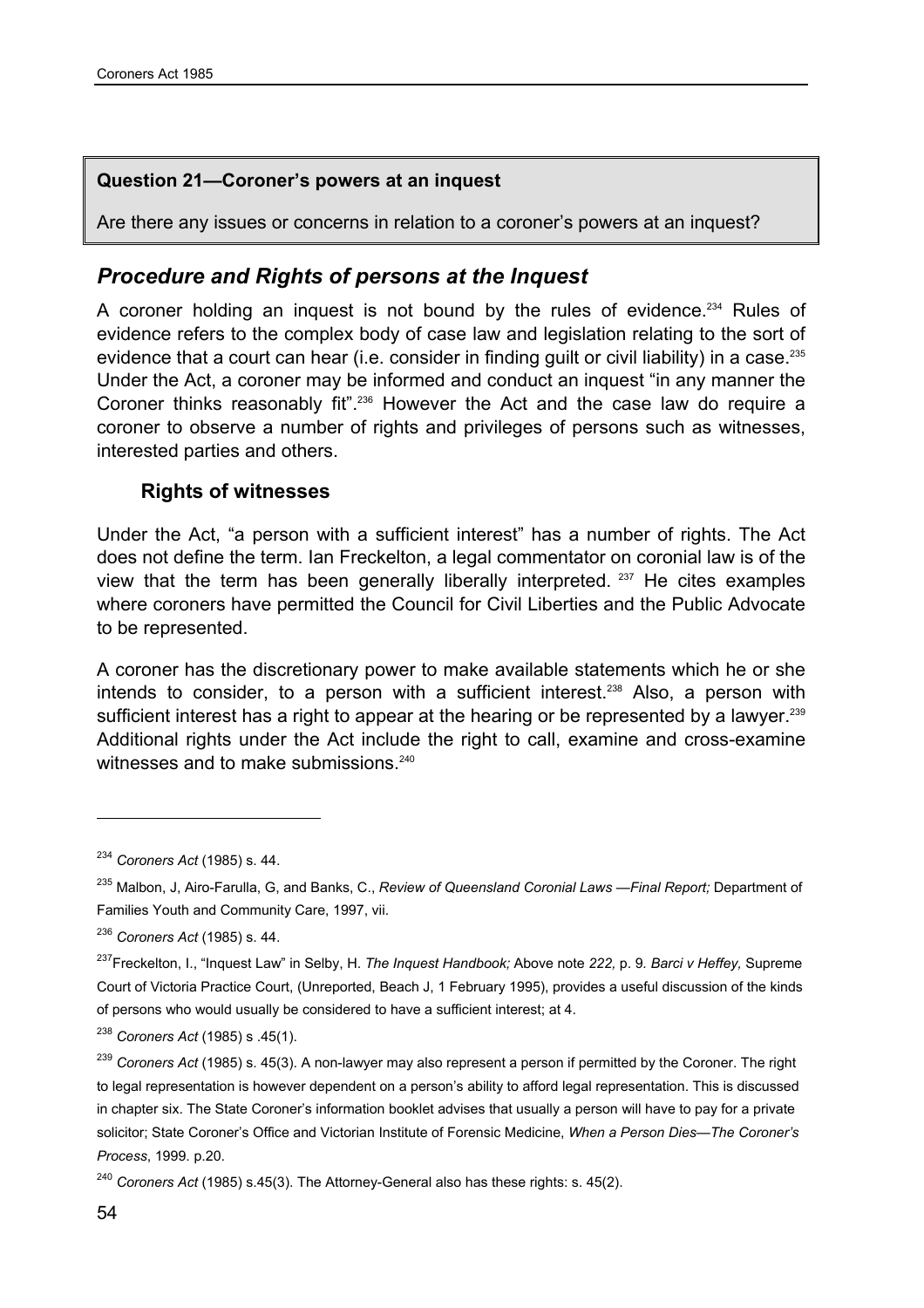**Question 21—Coroner's powers at an inquest**

Are there any issues or concerns in relation to a coroner's powers at an inquest?

## *Procedure and Rights of persons at the Inquest*

A coroner holding an inquest is not bound by the rules of evidence.[234] Rules of evidence refers to the complex body of case law and legislation relating to the sort of evidence that a court can hear (i.e. consider in finding guilt or civil liability) in a case.[235] Under the Act, a coroner may be informed and conduct an inquest "in any manner the Coroner thinks reasonably fit".[236] However the Act and the case law do require a coroner to observe a number of rights and privileges of persons such as witnesses, interested parties and others.

### Rights of witnesses

Under the Act, "a person with a sufficient interest" has a number of rights. The Act does not define the term. Ian Freckelton, a legal commentator on coronial law is of the view that the term has been generally liberally interpreted. [237] He cites examples where coroners have permitted the Council for Civil Liberties and the Public Advocate to be represented.

A coroner has the discretionary power to make available statements which he or she intends to consider, to a person with a sufficient interest.[238] Also, a person with sufficient interest has a right to appear at the hearing or be represented by a lawyer.[239] Additional rights under the Act include the right to call, examine and cross-examine witnesses and to make submissions.[240]

---

[234] *Coroners Act* (1985) s. 44.

[235] Malbon, J, Airo-Farulla, G, and Banks, C., *Review of Queensland Coronial Laws —Final Report;* Department of Families Youth and Community Care, 1997, vii.

[236] *Coroners Act* (1985) s. 44.

[237] Freckelton, I., "Inquest Law" in Selby, H. *The Inquest Handbook;* Above note *222,* p. 9*. Barci v Heffey,* Supreme Court of Victoria Practice Court, (Unreported, Beach J, 1 February 1995), provides a useful discussion of the kinds of persons who would usually be considered to have a sufficient interest; at 4.

[238] *Coroners Act* (1985) s .45(1).

[239] *Coroners Act* (1985) s. 45(3). A non-lawyer may also represent a person if permitted by the Coroner. The right to legal representation is however dependent on a person's ability to afford legal representation. This is discussed in chapter six. The State Coroner's information booklet advises that usually a person will have to pay for a private solicitor; State Coroner's Office and Victorian Institute of Forensic Medicine, *When a Person Dies—The Coroner's Process*, 1999. p.20.

[240] *Coroners Act* (1985) s.45(3). The Attorney-General also has these rights: s. 45(2).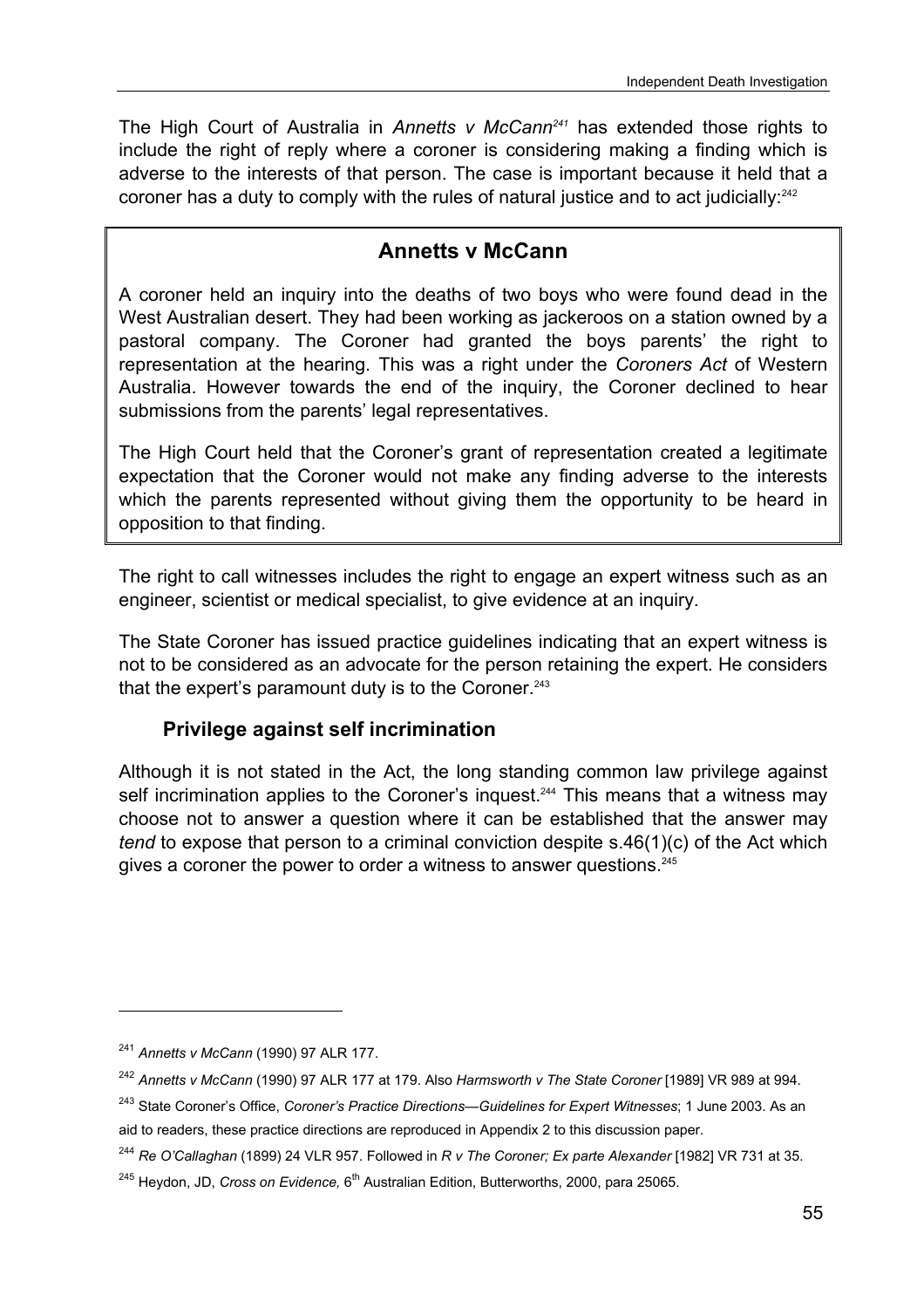The High Court of Australia in *Annetts v McCann*[241] has extended those rights to include the right of reply where a coroner is considering making a finding which is adverse to the interests of that person. The case is important because it held that a coroner has a duty to comply with the rules of natural justice and to act judicially:[242]

> ### Annetts v McCann
>
> A coroner held an inquiry into the deaths of two boys who were found dead in the West Australian desert. They had been working as jackeroos on a station owned by a pastoral company. The Coroner had granted the boys parents' the right to representation at the hearing. This was a right under the *Coroners Act* of Western Australia. However towards the end of the inquiry, the Coroner declined to hear submissions from the parents' legal representatives.
>
> The High Court held that the Coroner's grant of representation created a legitimate expectation that the Coroner would not make any finding adverse to the interests which the parents represented without giving them the opportunity to be heard in opposition to that finding.

The right to call witnesses includes the right to engage an expert witness such as an engineer, scientist or medical specialist, to give evidence at an inquiry.

The State Coroner has issued practice guidelines indicating that an expert witness is not to be considered as an advocate for the person retaining the expert. He considers that the expert's paramount duty is to the Coroner.[243]

### Privilege against self incrimination

Although it is not stated in the Act, the long standing common law privilege against self incrimination applies to the Coroner's inquest.[244] This means that a witness may choose not to answer a question where it can be established that the answer may *tend* to expose that person to a criminal conviction despite s.46(1)(c) of the Act which gives a coroner the power to order a witness to answer questions.[245]

---

[241] *Annetts v McCann* (1990) 97 ALR 177.

[242] *Annetts v McCann* (1990) 97 ALR 177 at 179. Also *Harmsworth v The State Coroner* [1989] VR 989 at 994.

[243] State Coroner's Office, *Coroner's Practice Directions—Guidelines for Expert Witnesses*; 1 June 2003. As an aid to readers, these practice directions are reproduced in Appendix 2 to this discussion paper.

[244] *Re O'Callaghan* (1899) 24 VLR 957. Followed in *R v The Coroner; Ex parte Alexander* [1982] VR 731 at 35.

[245] Heydon, JD, *Cross on Evidence,* 6th Australian Edition, Butterworths, 2000, para 25065.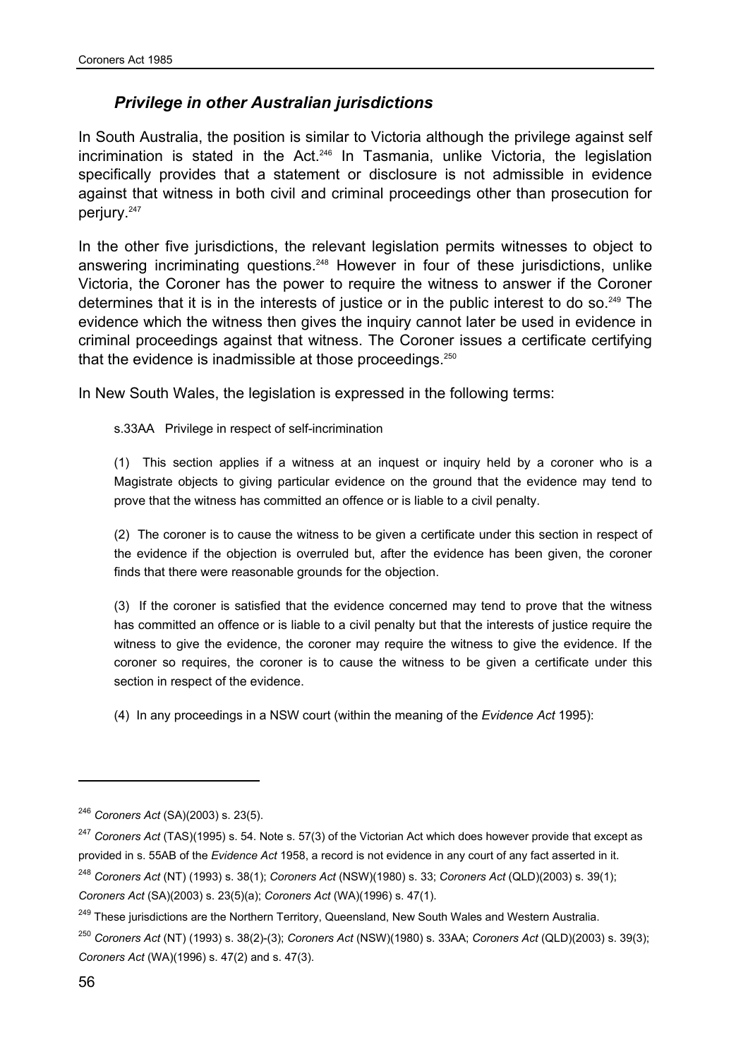### *Privilege in other Australian jurisdictions*

In South Australia, the position is similar to Victoria although the privilege against self incrimination is stated in the Act.[246] In Tasmania, unlike Victoria, the legislation specifically provides that a statement or disclosure is not admissible in evidence against that witness in both civil and criminal proceedings other than prosecution for perjury.[247]

In the other five jurisdictions, the relevant legislation permits witnesses to object to answering incriminating questions.[248] However in four of these jurisdictions, unlike Victoria, the Coroner has the power to require the witness to answer if the Coroner determines that it is in the interests of justice or in the public interest to do so.[249] The evidence which the witness then gives the inquiry cannot later be used in evidence in criminal proceedings against that witness. The Coroner issues a certificate certifying that the evidence is inadmissible at those proceedings.[250]

In New South Wales, the legislation is expressed in the following terms:

> s.33AA Privilege in respect of self-incrimination
>
> (1) This section applies if a witness at an inquest or inquiry held by a coroner who is a Magistrate objects to giving particular evidence on the ground that the evidence may tend to prove that the witness has committed an offence or is liable to a civil penalty.
>
> (2) The coroner is to cause the witness to be given a certificate under this section in respect of the evidence if the objection is overruled but, after the evidence has been given, the coroner finds that there were reasonable grounds for the objection.
>
> (3) If the coroner is satisfied that the evidence concerned may tend to prove that the witness has committed an offence or is liable to a civil penalty but that the interests of justice require the witness to give the evidence, the coroner may require the witness to give the evidence. If the coroner so requires, the coroner is to cause the witness to be given a certificate under this section in respect of the evidence.
>
> (4) In any proceedings in a NSW court (within the meaning of the *Evidence Act* 1995):

---

[246] *Coroners Act* (SA)(2003) s. 23(5).

[247] *Coroners Act* (TAS)(1995) s. 54. Note s. 57(3) of the Victorian Act which does however provide that except as provided in s. 55AB of the *Evidence Act* 1958, a record is not evidence in any court of any fact asserted in it.

[248] *Coroners Act* (NT) (1993) s. 38(1); *Coroners Act* (NSW)(1980) s. 33; *Coroners Act* (QLD)(2003) s. 39(1); *Coroners Act* (SA)(2003) s. 23(5)(a); *Coroners Act* (WA)(1996) s. 47(1).

[249] These jurisdictions are the Northern Territory, Queensland, New South Wales and Western Australia.

[250] *Coroners Act* (NT) (1993) s. 38(2)-(3); *Coroners Act* (NSW)(1980) s. 33AA; *Coroners Act* (QLD)(2003) s. 39(3); *Coroners Act* (WA)(1996) s. 47(2) and s. 47(3).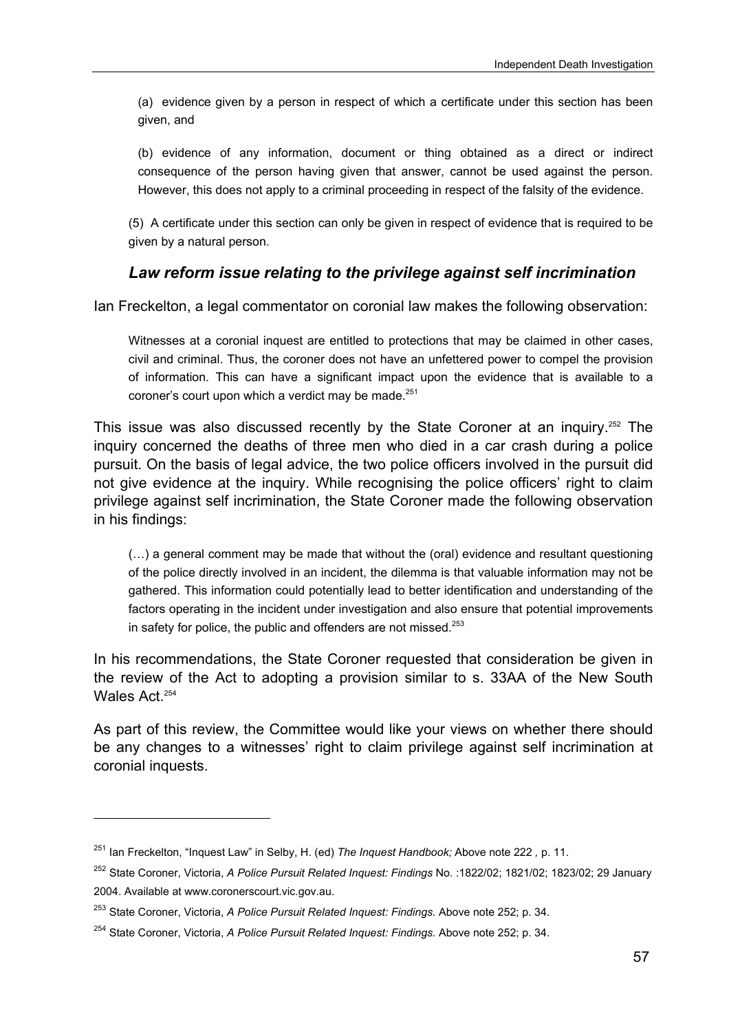(a) evidence given by a person in respect of which a certificate under this section has been given, and

(b) evidence of any information, document or thing obtained as a direct or indirect consequence of the person having given that answer, cannot be used against the person. However, this does not apply to a criminal proceeding in respect of the falsity of the evidence.

(5) A certificate under this section can only be given in respect of evidence that is required to be given by a natural person.

### *Law reform issue relating to the privilege against self incrimination*

Ian Freckelton, a legal commentator on coronial law makes the following observation:

> Witnesses at a coronial inquest are entitled to protections that may be claimed in other cases, civil and criminal. Thus, the coroner does not have an unfettered power to compel the provision of information. This can have a significant impact upon the evidence that is available to a coroner's court upon which a verdict may be made.[251]

This issue was also discussed recently by the State Coroner at an inquiry.[252] The inquiry concerned the deaths of three men who died in a car crash during a police pursuit. On the basis of legal advice, the two police officers involved in the pursuit did not give evidence at the inquiry. While recognising the police officers' right to claim privilege against self incrimination, the State Coroner made the following observation in his findings:

> (…) a general comment may be made that without the (oral) evidence and resultant questioning of the police directly involved in an incident, the dilemma is that valuable information may not be gathered. This information could potentially lead to better identification and understanding of the factors operating in the incident under investigation and also ensure that potential improvements in safety for police, the public and offenders are not missed.[253]

In his recommendations, the State Coroner requested that consideration be given in the review of the Act to adopting a provision similar to s. 33AA of the New South Wales Act.[254]

As part of this review, the Committee would like your views on whether there should be any changes to a witnesses' right to claim privilege against self incrimination at coronial inquests.

---

[251] Ian Freckelton, "Inquest Law" in Selby, H. (ed) *The Inquest Handbook;* Above note 222 , p. 11.

[252] State Coroner, Victoria, *A Police Pursuit Related Inquest: Findings* No. :1822/02; 1821/02; 1823/02; 29 January 2004. Available at www.coronerscourt.vic.gov.au.

[253] State Coroner, Victoria, *A Police Pursuit Related Inquest: Findings.* Above note 252; p. 34.

[254] State Coroner, Victoria, *A Police Pursuit Related Inquest: Findings.* Above note 252; p. 34.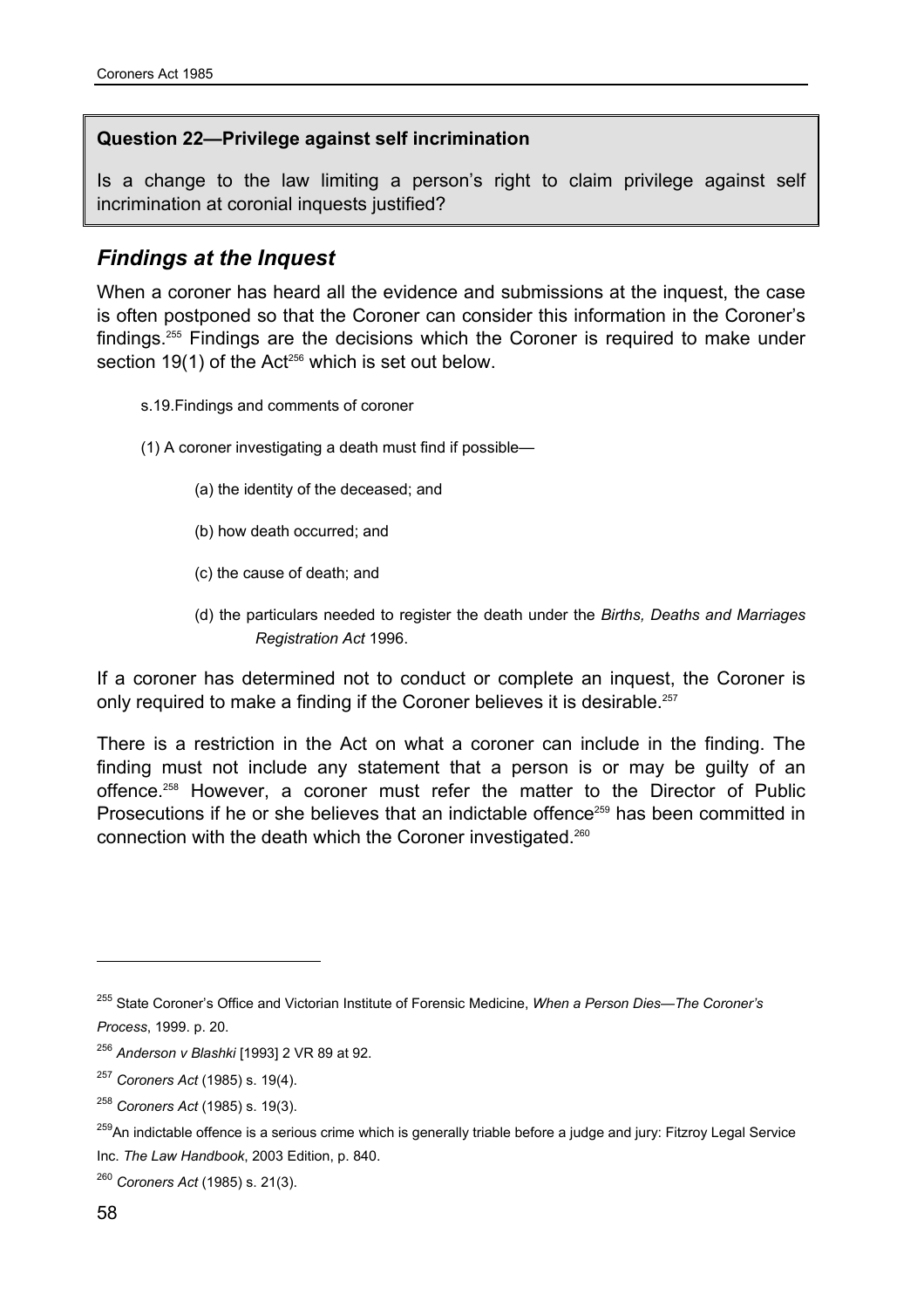**Question 22—Privilege against self incrimination**

Is a change to the law limiting a person's right to claim privilege against self incrimination at coronial inquests justified?

## *Findings at the Inquest*

When a coroner has heard all the evidence and submissions at the inquest, the case is often postponed so that the Coroner can consider this information in the Coroner's findings.[255] Findings are the decisions which the Coroner is required to make under section 19(1) of the Act[256] which is set out below.

s.19.Findings and comments of coroner

(1) A coroner investigating a death must find if possible—

(a) the identity of the deceased; and

(b) how death occurred; and

(c) the cause of death; and

(d) the particulars needed to register the death under the *Births, Deaths and Marriages Registration Act* 1996.

If a coroner has determined not to conduct or complete an inquest, the Coroner is only required to make a finding if the Coroner believes it is desirable.[257]

There is a restriction in the Act on what a coroner can include in the finding. The finding must not include any statement that a person is or may be guilty of an offence.[258] However, a coroner must refer the matter to the Director of Public Prosecutions if he or she believes that an indictable offence[259] has been committed in connection with the death which the Coroner investigated.[260]

---

[255] State Coroner's Office and Victorian Institute of Forensic Medicine, *When a Person Dies—The Coroner's Process*, 1999. p. 20.

[256] *Anderson v Blashki* [1993] 2 VR 89 at 92.

[257] *Coroners Act* (1985) s. 19(4).

[258] *Coroners Act* (1985) s. 19(3).

[259] An indictable offence is a serious crime which is generally triable before a judge and jury: Fitzroy Legal Service Inc. *The Law Handbook*, 2003 Edition, p. 840.

[260] *Coroners Act* (1985) s. 21(3).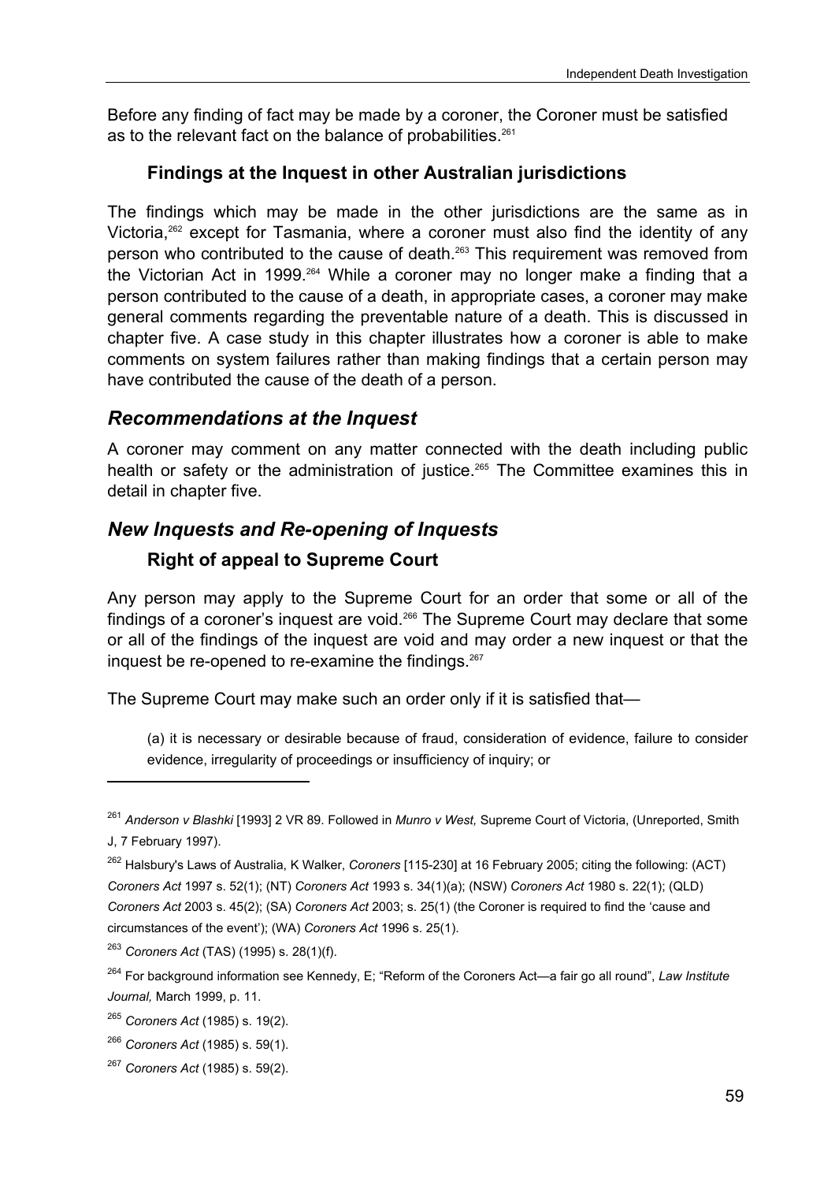Before any finding of fact may be made by a coroner, the Coroner must be satisfied as to the relevant fact on the balance of probabilities.[261]

### Findings at the Inquest in other Australian jurisdictions

The findings which may be made in the other jurisdictions are the same as in Victoria,[262] except for Tasmania, where a coroner must also find the identity of any person who contributed to the cause of death.[263] This requirement was removed from the Victorian Act in 1999.[264] While a coroner may no longer make a finding that a person contributed to the cause of a death, in appropriate cases, a coroner may make general comments regarding the preventable nature of a death. This is discussed in chapter five. A case study in this chapter illustrates how a coroner is able to make comments on system failures rather than making findings that a certain person may have contributed the cause of the death of a person.

## *Recommendations at the Inquest*

A coroner may comment on any matter connected with the death including public health or safety or the administration of justice.[265] The Committee examines this in detail in chapter five.

## *New Inquests and Re-opening of Inquests*

### Right of appeal to Supreme Court

Any person may apply to the Supreme Court for an order that some or all of the findings of a coroner's inquest are void.[266] The Supreme Court may declare that some or all of the findings of the inquest are void and may order a new inquest or that the inquest be re-opened to re-examine the findings.[267]

The Supreme Court may make such an order only if it is satisfied that—

> (a) it is necessary or desirable because of fraud, consideration of evidence, failure to consider evidence, irregularity of proceedings or insufficiency of inquiry; or

---

[261] *Anderson v Blashki* [1993] 2 VR 89. Followed in *Munro v West,* Supreme Court of Victoria, (Unreported, Smith J, 7 February 1997).

[262] Halsbury's Laws of Australia, K Walker, *Coroners* [115-230] at 16 February 2005; citing the following: (ACT) *Coroners Act* 1997 s. 52(1); (NT) *Coroners Act* 1993 s. 34(1)(a); (NSW) *Coroners Act* 1980 s. 22(1); (QLD) *Coroners Act* 2003 s. 45(2); (SA) *Coroners Act* 2003; s. 25(1) (the Coroner is required to find the 'cause and circumstances of the event'); (WA) *Coroners Act* 1996 s. 25(1).

[263] *Coroners Act* (TAS) (1995) s. 28(1)(f).

[264] For background information see Kennedy, E; "Reform of the Coroners Act—a fair go all round", *Law Institute Journal,* March 1999, p. 11.

[265] *Coroners Act* (1985) s. 19(2).

[266] *Coroners Act* (1985) s. 59(1).

[267] *Coroners Act* (1985) s. 59(2).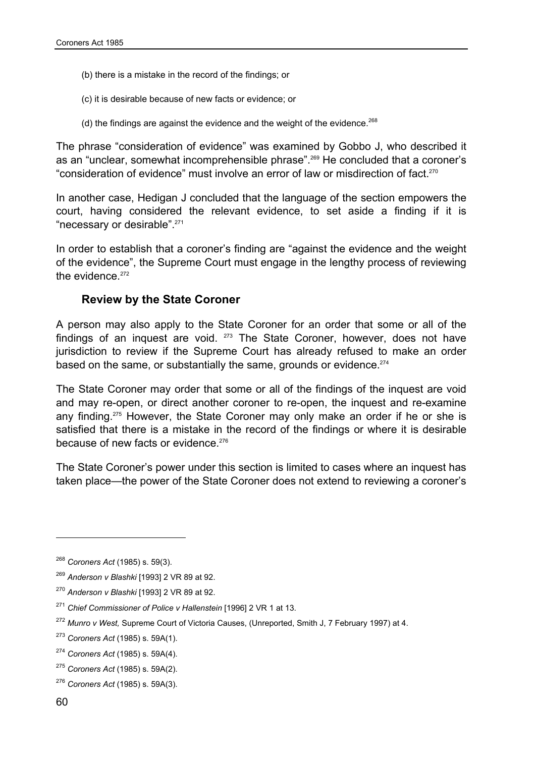(b) there is a mistake in the record of the findings; or

(c) it is desirable because of new facts or evidence; or

(d) the findings are against the evidence and the weight of the evidence.[268]

The phrase "consideration of evidence" was examined by Gobbo J, who described it as an "unclear, somewhat incomprehensible phrase".[269] He concluded that a coroner's "consideration of evidence" must involve an error of law or misdirection of fact.[270]

In another case, Hedigan J concluded that the language of the section empowers the court, having considered the relevant evidence, to set aside a finding if it is "necessary or desirable".[271]

In order to establish that a coroner's finding are "against the evidence and the weight of the evidence", the Supreme Court must engage in the lengthy process of reviewing the evidence.[272]

### Review by the State Coroner

A person may also apply to the State Coroner for an order that some or all of the findings of an inquest are void. [273] The State Coroner, however, does not have jurisdiction to review if the Supreme Court has already refused to make an order based on the same, or substantially the same, grounds or evidence.[274]

The State Coroner may order that some or all of the findings of the inquest are void and may re-open, or direct another coroner to re-open, the inquest and re-examine any finding.[275] However, the State Coroner may only make an order if he or she is satisfied that there is a mistake in the record of the findings or where it is desirable because of new facts or evidence.[276]

The State Coroner's power under this section is limited to cases where an inquest has taken place—the power of the State Coroner does not extend to reviewing a coroner's

---

[268] *Coroners Act* (1985) s. 59(3).

[269] *Anderson v Blashki* [1993] 2 VR 89 at 92.

[270] *Anderson v Blashki* [1993] 2 VR 89 at 92.

[271] *Chief Commissioner of Police v Hallenstein* [1996] 2 VR 1 at 13.

[272] *Munro v West,* Supreme Court of Victoria Causes, (Unreported, Smith J, 7 February 1997) at 4.

[273] *Coroners Act* (1985) s. 59A(1).

[274] *Coroners Act* (1985) s. 59A(4).

[275] *Coroners Act* (1985) s. 59A(2).

[276] *Coroners Act* (1985) s. 59A(3).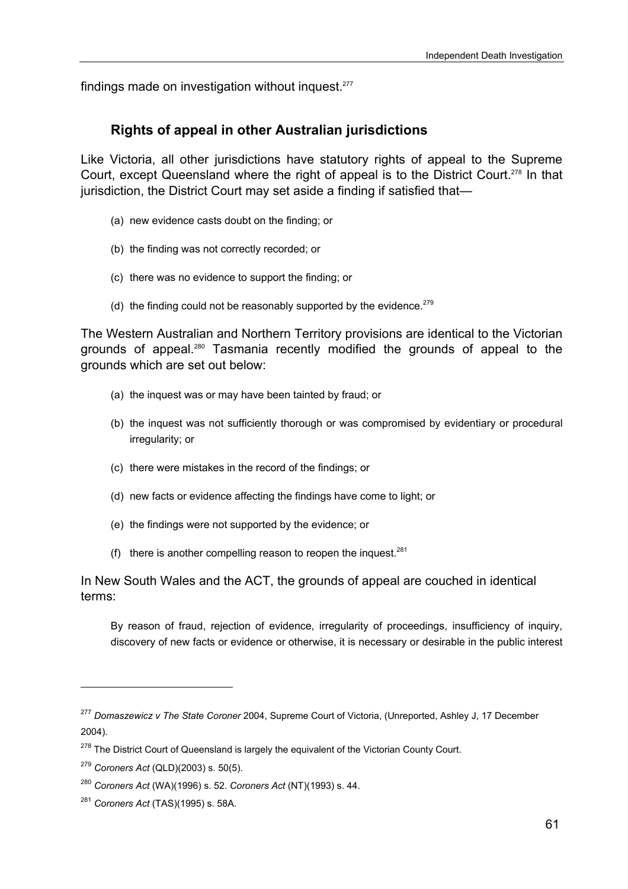findings made on investigation without inquest.[277]

### Rights of appeal in other Australian jurisdictions

Like Victoria, all other jurisdictions have statutory rights of appeal to the Supreme Court, except Queensland where the right of appeal is to the District Court.[278] In that jurisdiction, the District Court may set aside a finding if satisfied that—

(a) new evidence casts doubt on the finding; or

(b) the finding was not correctly recorded; or

(c) there was no evidence to support the finding; or

(d) the finding could not be reasonably supported by the evidence.[279]

The Western Australian and Northern Territory provisions are identical to the Victorian grounds of appeal.[280] Tasmania recently modified the grounds of appeal to the grounds which are set out below:

(a) the inquest was or may have been tainted by fraud; or

(b) the inquest was not sufficiently thorough or was compromised by evidentiary or procedural irregularity; or

(c) there were mistakes in the record of the findings; or

(d) new facts or evidence affecting the findings have come to light; or

(e) the findings were not supported by the evidence; or

(f) there is another compelling reason to reopen the inquest.[281]

In New South Wales and the ACT, the grounds of appeal are couched in identical terms:

> By reason of fraud, rejection of evidence, irregularity of proceedings, insufficiency of inquiry, discovery of new facts or evidence or otherwise, it is necessary or desirable in the public interest

---

[277] *Domaszewicz v The State Coroner* 2004, Supreme Court of Victoria, (Unreported, Ashley J, 17 December 2004).

[278] The District Court of Queensland is largely the equivalent of the Victorian County Court.

[279] *Coroners Act* (QLD)(2003) s. 50(5).

[280] *Coroners Act* (WA)(1996) s. 52. *Coroners Act* (NT)(1993) s. 44.

[281] *Coroners Act* (TAS)(1995) s. 58A.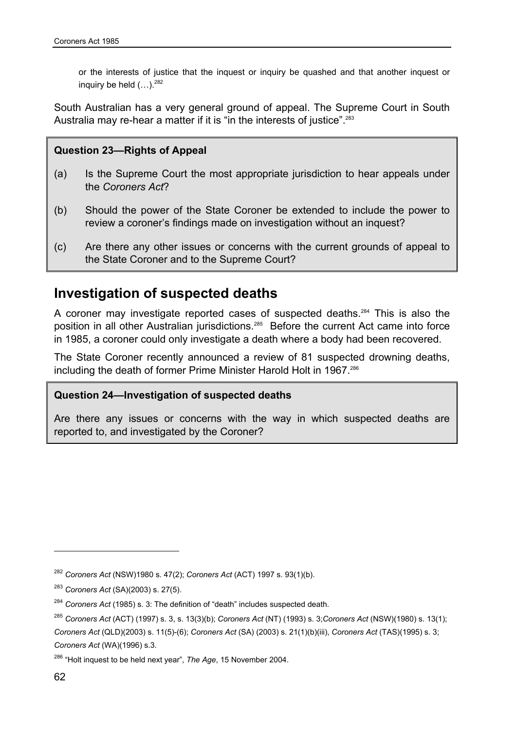> or the interests of justice that the inquest or inquiry be quashed and that another inquest or inquiry be held (…).[282]

South Australian has a very general ground of appeal. The Supreme Court in South Australia may re-hear a matter if it is "in the interests of justice".[283]

> **Question 23—Rights of Appeal**
>
> (a) Is the Supreme Court the most appropriate jurisdiction to hear appeals under the *Coroners Act*?
>
> (b) Should the power of the State Coroner be extended to include the power to review a coroner's findings made on investigation without an inquest?
>
> (c) Are there any other issues or concerns with the current grounds of appeal to the State Coroner and to the Supreme Court?

## Investigation of suspected deaths

A coroner may investigate reported cases of suspected deaths.[284] This is also the position in all other Australian jurisdictions.[285] Before the current Act came into force in 1985, a coroner could only investigate a death where a body had been recovered.

The State Coroner recently announced a review of 81 suspected drowning deaths, including the death of former Prime Minister Harold Holt in 1967.[286]

> **Question 24—Investigation of suspected deaths**
>
> Are there any issues or concerns with the way in which suspected deaths are reported to, and investigated by the Coroner?

---

[282] *Coroners Act* (NSW)1980 s. 47(2); *Coroners Act* (ACT) 1997 s. 93(1)(b).

[283] *Coroners Act* (SA)(2003) s. 27(5).

[284] *Coroners Act* (1985) s. 3: The definition of "death" includes suspected death.

[285] *Coroners Act* (ACT) (1997) s. 3, s. 13(3)(b); *Coroners Act* (NT) (1993) s. 3;*Coroners Act* (NSW)(1980) s. 13(1); *Coroners Act* (QLD)(2003) s. 11(5)-(6); *Coroners Act* (SA) (2003) s. 21(1)(b)(iii), *Coroners Act* (TAS)(1995) s. 3; *Coroners Act* (WA)(1996) s.3.

[286] "Holt inquest to be held next year", *The Age*, 15 November 2004.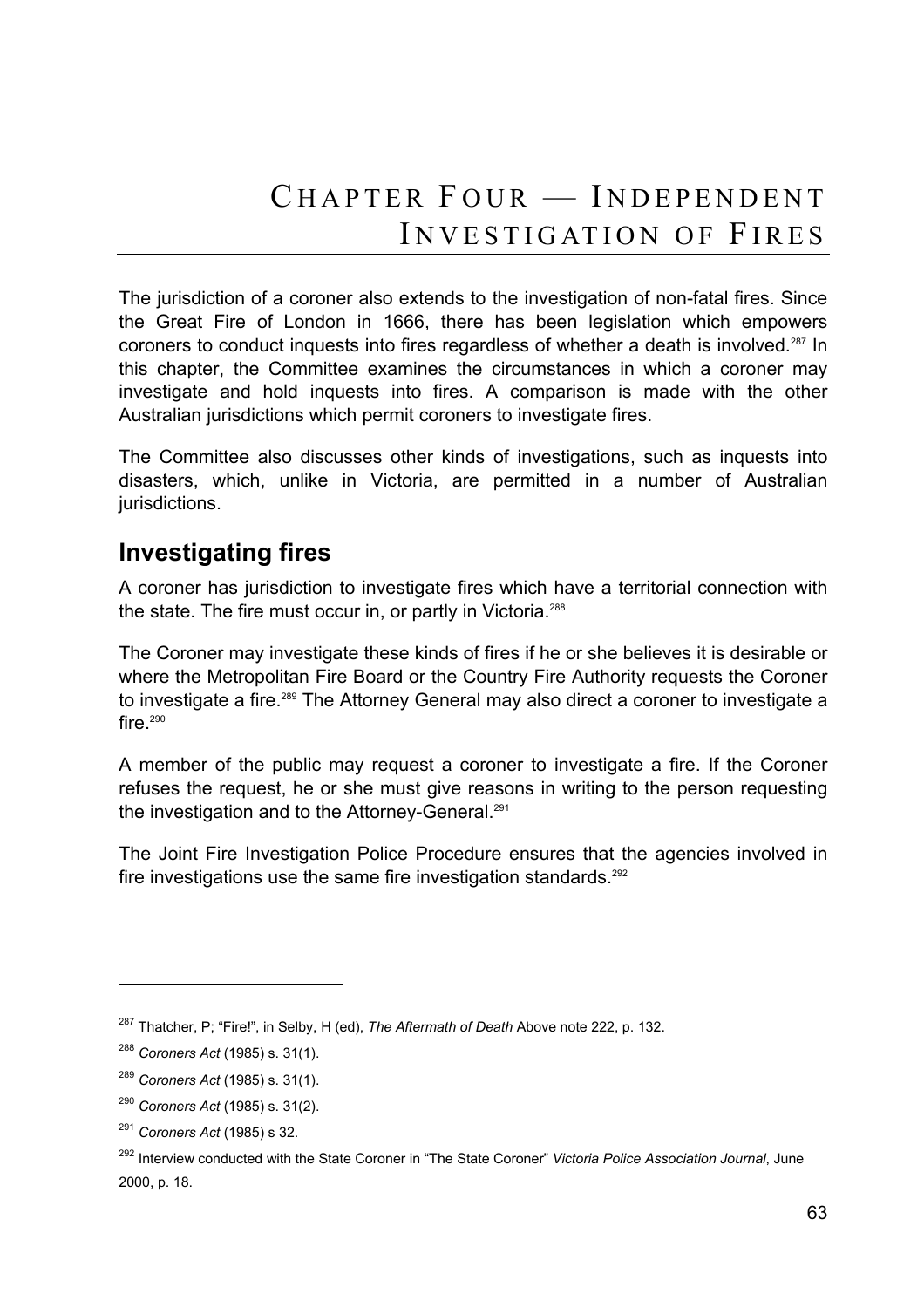# CHAPTER FOUR — INDEPENDENT INVESTIGATION OF FIRES

The jurisdiction of a coroner also extends to the investigation of non-fatal fires. Since the Great Fire of London in 1666, there has been legislation which empowers coroners to conduct inquests into fires regardless of whether a death is involved.[287] In this chapter, the Committee examines the circumstances in which a coroner may investigate and hold inquests into fires. A comparison is made with the other Australian jurisdictions which permit coroners to investigate fires.

The Committee also discusses other kinds of investigations, such as inquests into disasters, which, unlike in Victoria, are permitted in a number of Australian jurisdictions.

## Investigating fires

A coroner has jurisdiction to investigate fires which have a territorial connection with the state. The fire must occur in, or partly in Victoria.[288]

The Coroner may investigate these kinds of fires if he or she believes it is desirable or where the Metropolitan Fire Board or the Country Fire Authority requests the Coroner to investigate a fire.[289] The Attorney General may also direct a coroner to investigate a fire.[290]

A member of the public may request a coroner to investigate a fire. If the Coroner refuses the request, he or she must give reasons in writing to the person requesting the investigation and to the Attorney-General.[291]

The Joint Fire Investigation Police Procedure ensures that the agencies involved in fire investigations use the same fire investigation standards.[292]

---

[287] Thatcher, P; "Fire!", in Selby, H (ed), *The Aftermath of Death* Above note 222, p. 132.

[288] *Coroners Act* (1985) s. 31(1).

[289] *Coroners Act* (1985) s. 31(1).

[290] *Coroners Act* (1985) s. 31(2).

[291] *Coroners Act* (1985) s 32.

[292] Interview conducted with the State Coroner in "The State Coroner" *Victoria Police Association Journal*, June 2000, p. 18.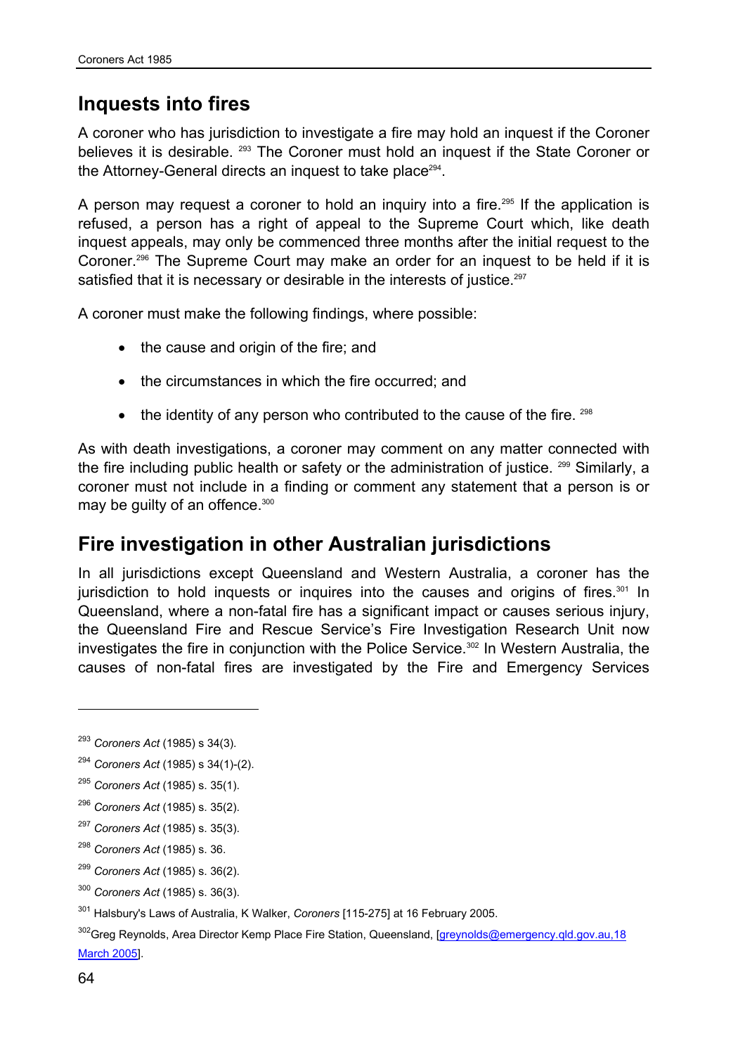## Inquests into fires

A coroner who has jurisdiction to investigate a fire may hold an inquest if the Coroner believes it is desirable. [293] The Coroner must hold an inquest if the State Coroner or the Attorney-General directs an inquest to take place[294].

A person may request a coroner to hold an inquiry into a fire.[295] If the application is refused, a person has a right of appeal to the Supreme Court which, like death inquest appeals, may only be commenced three months after the initial request to the Coroner.[296] The Supreme Court may make an order for an inquest to be held if it is satisfied that it is necessary or desirable in the interests of justice.[297]

A coroner must make the following findings, where possible:

- the cause and origin of the fire; and
- the circumstances in which the fire occurred; and
- the identity of any person who contributed to the cause of the fire. [298]

As with death investigations, a coroner may comment on any matter connected with the fire including public health or safety or the administration of justice. [299] Similarly, a coroner must not include in a finding or comment any statement that a person is or may be guilty of an offence.[300]

## Fire investigation in other Australian jurisdictions

In all jurisdictions except Queensland and Western Australia, a coroner has the jurisdiction to hold inquests or inquires into the causes and origins of fires.[301] In Queensland, where a non-fatal fire has a significant impact or causes serious injury, the Queensland Fire and Rescue Service's Fire Investigation Research Unit now investigates the fire in conjunction with the Police Service.[302] In Western Australia, the causes of non-fatal fires are investigated by the Fire and Emergency Services

---

[293] *Coroners Act* (1985) s 34(3).

[294] *Coroners Act* (1985) s 34(1)-(2).

[295] *Coroners Act* (1985) s. 35(1).

[296] *Coroners Act* (1985) s. 35(2).

[297] *Coroners Act* (1985) s. 35(3).

[298] *Coroners Act* (1985) s. 36.

[299] *Coroners Act* (1985) s. 36(2).

[300] *Coroners Act* (1985) s. 36(3).

[301] Halsbury's Laws of Australia, K Walker, *Coroners* [115-275] at 16 February 2005.

[302] Greg Reynolds, Area Director Kemp Place Fire Station, Queensland, [greynolds@emergency.qld.gov.au,18 March 2005].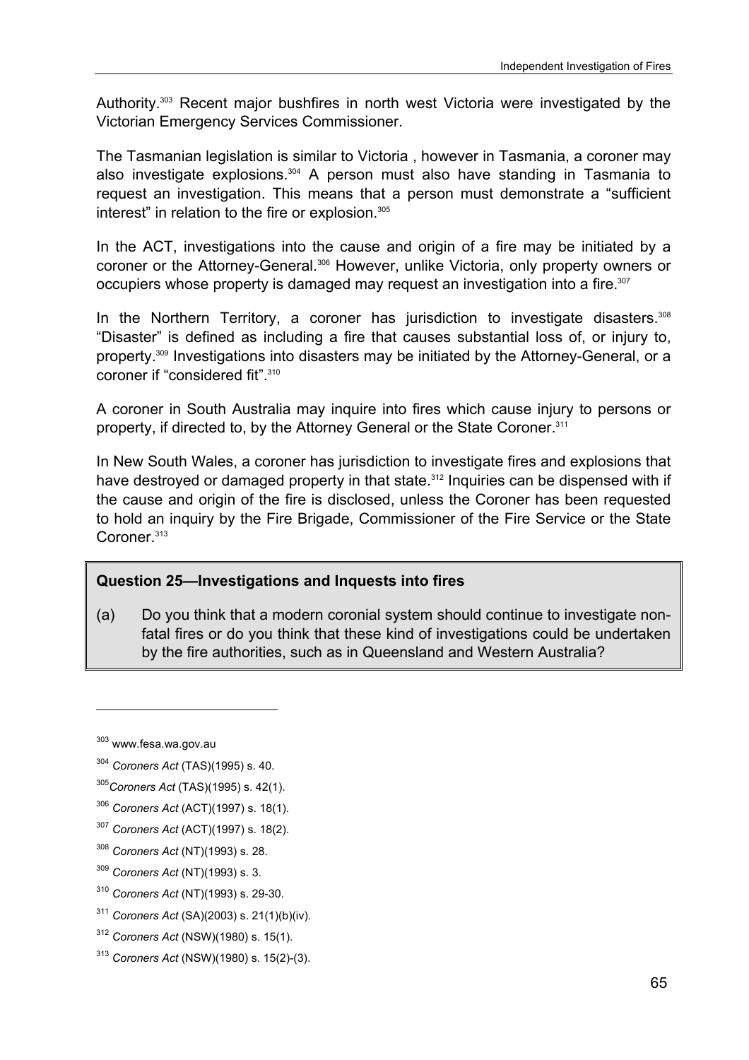Authority.[303] Recent major bushfires in north west Victoria were investigated by the Victorian Emergency Services Commissioner.

The Tasmanian legislation is similar to Victoria , however in Tasmania, a coroner may also investigate explosions.[304] A person must also have standing in Tasmania to request an investigation. This means that a person must demonstrate a "sufficient interest" in relation to the fire or explosion.[305]

In the ACT, investigations into the cause and origin of a fire may be initiated by a coroner or the Attorney-General.[306] However, unlike Victoria, only property owners or occupiers whose property is damaged may request an investigation into a fire.[307]

In the Northern Territory, a coroner has jurisdiction to investigate disasters.[308] "Disaster" is defined as including a fire that causes substantial loss of, or injury to, property.[309] Investigations into disasters may be initiated by the Attorney-General, or a coroner if "considered fit".[310]

A coroner in South Australia may inquire into fires which cause injury to persons or property, if directed to, by the Attorney General or the State Coroner.[311]

In New South Wales, a coroner has jurisdiction to investigate fires and explosions that have destroyed or damaged property in that state.[312] Inquiries can be dispensed with if the cause and origin of the fire is disclosed, unless the Coroner has been requested to hold an inquiry by the Fire Brigade, Commissioner of the Fire Service or the State Coroner.[313]

**Question 25—Investigations and Inquests into fires**

(a) Do you think that a modern coronial system should continue to investigate non-fatal fires or do you think that these kind of investigations could be undertaken by the fire authorities, such as in Queensland and Western Australia?

---

[303] www.fesa.wa.gov.au

[304] *Coroners Act* (TAS)(1995) s. 40.

[305] *Coroners Act* (TAS)(1995) s. 42(1).

[306] *Coroners Act* (ACT)(1997) s. 18(1).

[307] *Coroners Act* (ACT)(1997) s. 18(2).

[308] *Coroners Act* (NT)(1993) s. 28.

[309] *Coroners Act* (NT)(1993) s. 3.

[310] *Coroners Act* (NT)(1993) s. 29-30.

[311] *Coroners Act* (SA)(2003) s. 21(1)(b)(iv).

[312] *Coroners Act* (NSW)(1980) s. 15(1).

[313] *Coroners Act* (NSW)(1980) s. 15(2)-(3).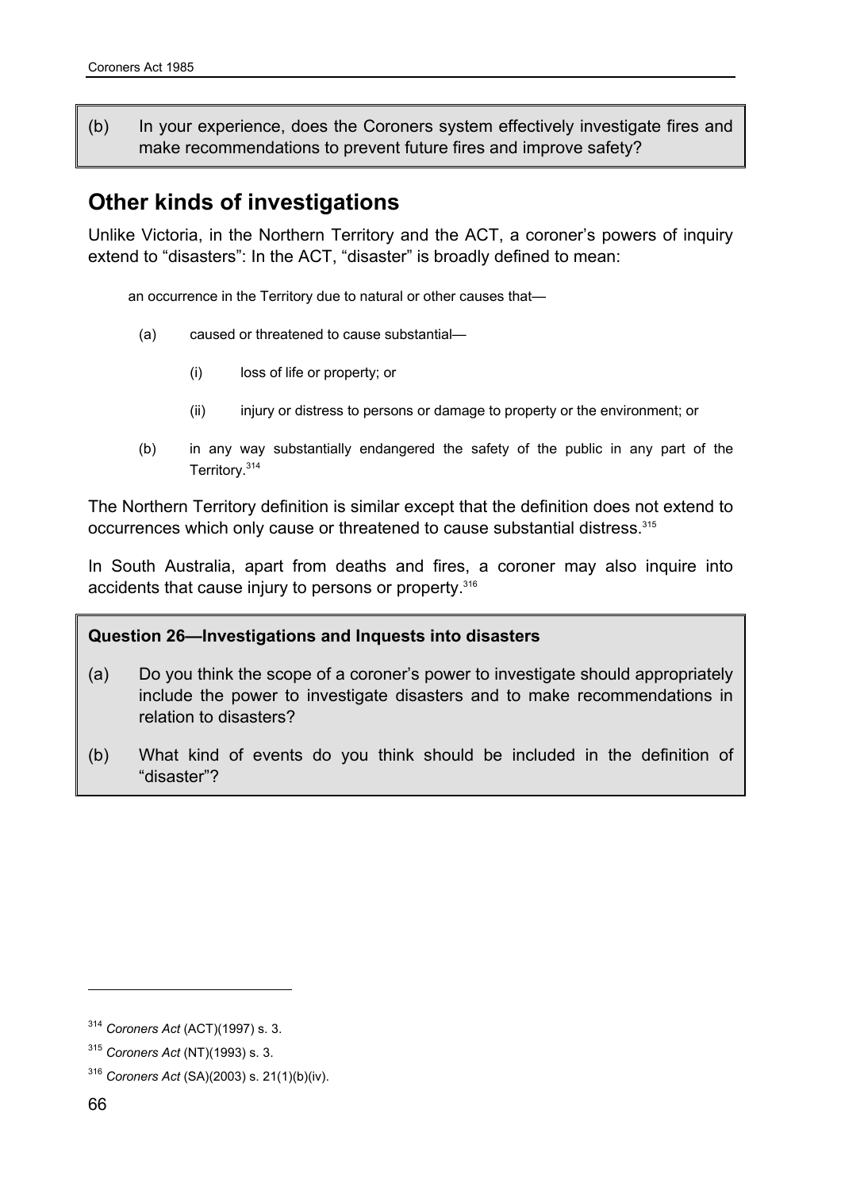(b) In your experience, does the Coroners system effectively investigate fires and make recommendations to prevent future fires and improve safety?

## Other kinds of investigations

Unlike Victoria, in the Northern Territory and the ACT, a coroner's powers of inquiry extend to "disasters": In the ACT, "disaster" is broadly defined to mean:

> an occurrence in the Territory due to natural or other causes that—
>
> (a) caused or threatened to cause substantial—
>
> (i) loss of life or property; or
>
> (ii) injury or distress to persons or damage to property or the environment; or
>
> (b) in any way substantially endangered the safety of the public in any part of the Territory.[314]

The Northern Territory definition is similar except that the definition does not extend to occurrences which only cause or threatened to cause substantial distress.[315]

In South Australia, apart from deaths and fires, a coroner may also inquire into accidents that cause injury to persons or property.[316]

**Question 26—Investigations and Inquests into disasters**

(a) Do you think the scope of a coroner's power to investigate should appropriately include the power to investigate disasters and to make recommendations in relation to disasters?

(b) What kind of events do you think should be included in the definition of "disaster"?

---

[314] *Coroners Act* (ACT)(1997) s. 3.

[315] *Coroners Act* (NT)(1993) s. 3.

[316] *Coroners Act* (SA)(2003) s. 21(1)(b)(iv).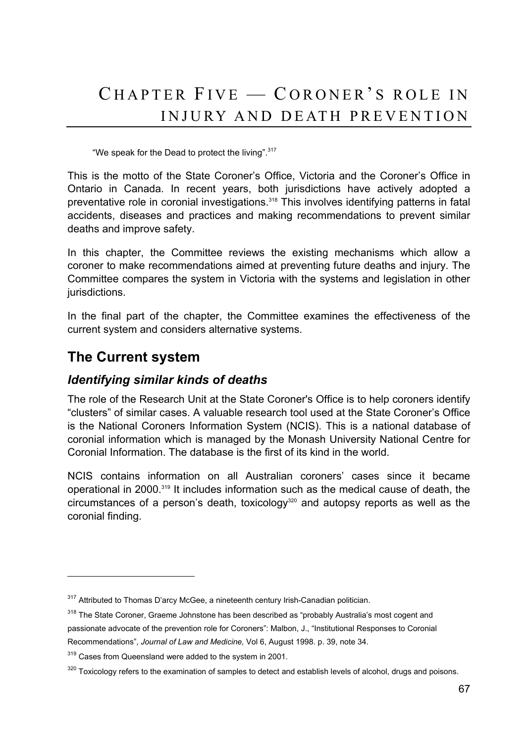# CHAPTER FIVE — CORONER'S ROLE IN INJURY AND DEATH PREVENTION

"We speak for the Dead to protect the living".[317]

This is the motto of the State Coroner's Office, Victoria and the Coroner's Office in Ontario in Canada. In recent years, both jurisdictions have actively adopted a preventative role in coronial investigations.[318] This involves identifying patterns in fatal accidents, diseases and practices and making recommendations to prevent similar deaths and improve safety.

In this chapter, the Committee reviews the existing mechanisms which allow a coroner to make recommendations aimed at preventing future deaths and injury. The Committee compares the system in Victoria with the systems and legislation in other jurisdictions.

In the final part of the chapter, the Committee examines the effectiveness of the current system and considers alternative systems.

## The Current system

### *Identifying similar kinds of deaths*

The role of the Research Unit at the State Coroner's Office is to help coroners identify "clusters" of similar cases. A valuable research tool used at the State Coroner's Office is the National Coroners Information System (NCIS). This is a national database of coronial information which is managed by the Monash University National Centre for Coronial Information. The database is the first of its kind in the world.

NCIS contains information on all Australian coroners' cases since it became operational in 2000.[319] It includes information such as the medical cause of death, the circumstances of a person's death, toxicology[320] and autopsy reports as well as the coronial finding.

---

[317] Attributed to Thomas D'arcy McGee, a nineteenth century Irish-Canadian politician.

[318] The State Coroner, Graeme Johnstone has been described as "probably Australia's most cogent and passionate advocate of the prevention role for Coroners": Malbon, J., "Institutional Responses to Coronial Recommendations", *Journal of Law and Medicine,* Vol 6, August 1998. p. 39, note 34.

[319] Cases from Queensland were added to the system in 2001.

[320] Toxicology refers to the examination of samples to detect and establish levels of alcohol, drugs and poisons.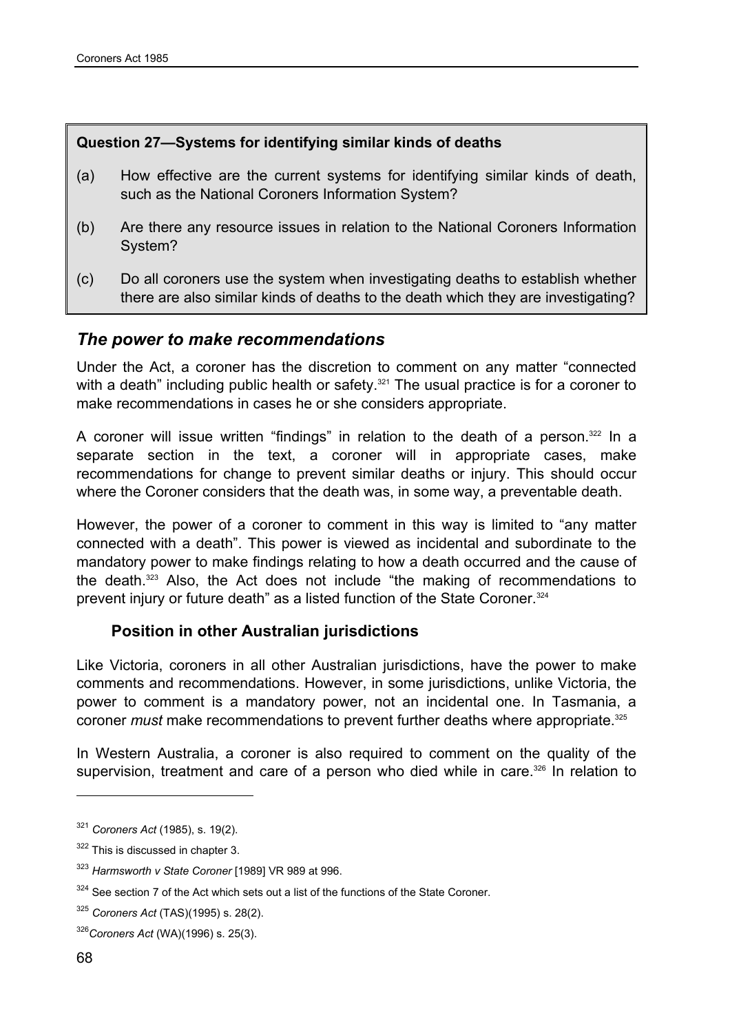**Question 27—Systems for identifying similar kinds of deaths**

(a) How effective are the current systems for identifying similar kinds of death, such as the National Coroners Information System?

(b) Are there any resource issues in relation to the National Coroners Information System?

(c) Do all coroners use the system when investigating deaths to establish whether there are also similar kinds of deaths to the death which they are investigating?

## *The power to make recommendations*

Under the Act, a coroner has the discretion to comment on any matter "connected with a death" including public health or safety.[321] The usual practice is for a coroner to make recommendations in cases he or she considers appropriate.

A coroner will issue written "findings" in relation to the death of a person.[322] In a separate section in the text, a coroner will in appropriate cases, make recommendations for change to prevent similar deaths or injury. This should occur where the Coroner considers that the death was, in some way, a preventable death.

However, the power of a coroner to comment in this way is limited to "any matter connected with a death". This power is viewed as incidental and subordinate to the mandatory power to make findings relating to how a death occurred and the cause of the death.[323] Also, the Act does not include "the making of recommendations to prevent injury or future death" as a listed function of the State Coroner.[324]

### Position in other Australian jurisdictions

Like Victoria, coroners in all other Australian jurisdictions, have the power to make comments and recommendations. However, in some jurisdictions, unlike Victoria, the power to comment is a mandatory power, not an incidental one. In Tasmania, a coroner *must* make recommendations to prevent further deaths where appropriate.[325]

In Western Australia, a coroner is also required to comment on the quality of the supervision, treatment and care of a person who died while in care.[326] In relation to

---

[321] *Coroners Act* (1985), s. 19(2).

[322] This is discussed in chapter 3.

[323] *Harmsworth v State Coroner* [1989] VR 989 at 996.

[324] See section 7 of the Act which sets out a list of the functions of the State Coroner.

[325] *Coroners Act* (TAS)(1995) s. 28(2).

[326] *Coroners Act* (WA)(1996) s. 25(3).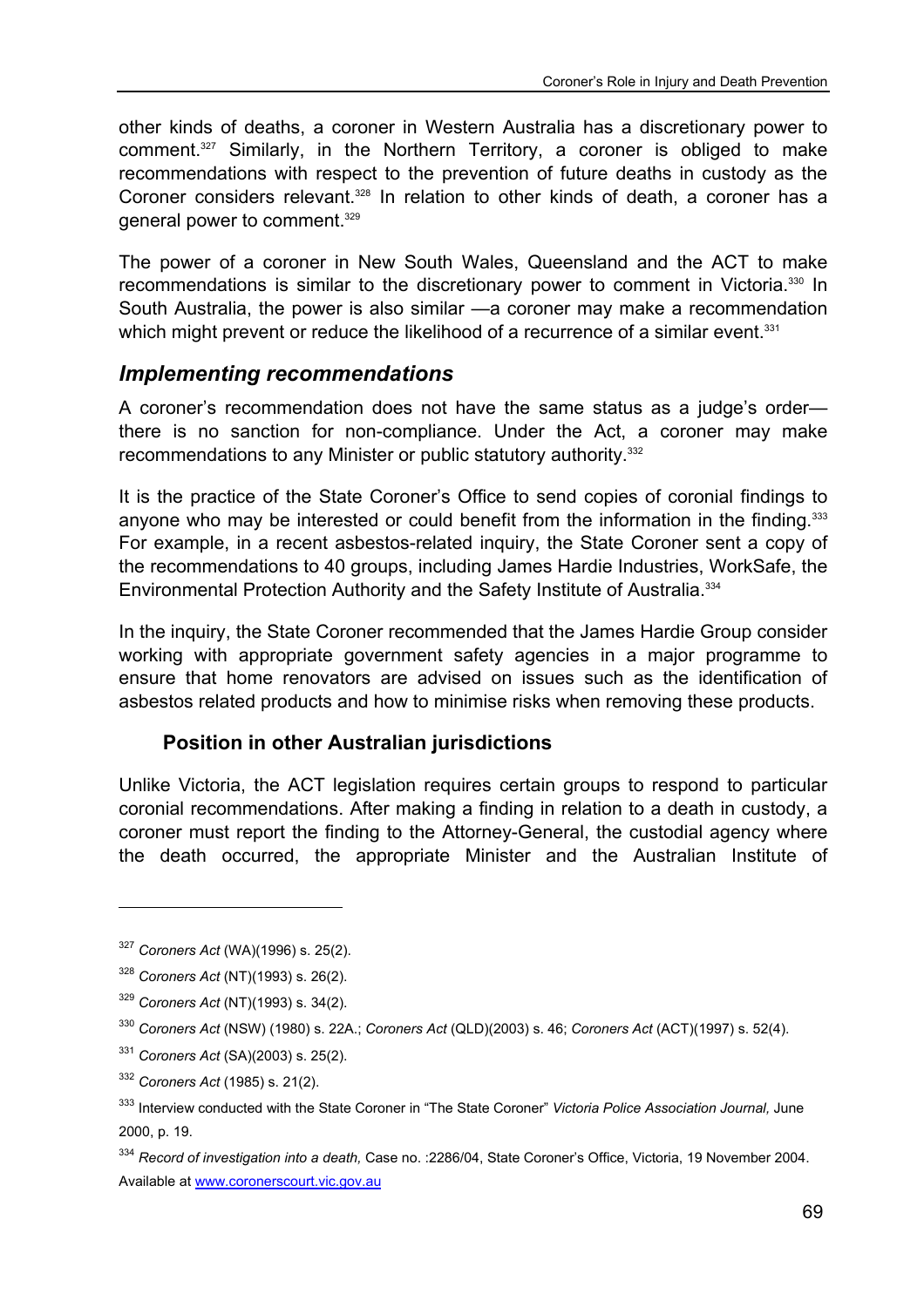other kinds of deaths, a coroner in Western Australia has a discretionary power to comment.[327] Similarly, in the Northern Territory, a coroner is obliged to make recommendations with respect to the prevention of future deaths in custody as the Coroner considers relevant.[328] In relation to other kinds of death, a coroner has a general power to comment.[329]

The power of a coroner in New South Wales, Queensland and the ACT to make recommendations is similar to the discretionary power to comment in Victoria.[330] In South Australia, the power is also similar —a coroner may make a recommendation which might prevent or reduce the likelihood of a recurrence of a similar event.[331]

## *Implementing recommendations*

A coroner's recommendation does not have the same status as a judge's order—there is no sanction for non-compliance. Under the Act, a coroner may make recommendations to any Minister or public statutory authority.[332]

It is the practice of the State Coroner's Office to send copies of coronial findings to anyone who may be interested or could benefit from the information in the finding.[333] For example, in a recent asbestos-related inquiry, the State Coroner sent a copy of the recommendations to 40 groups, including James Hardie Industries, WorkSafe, the Environmental Protection Authority and the Safety Institute of Australia.[334]

In the inquiry, the State Coroner recommended that the James Hardie Group consider working with appropriate government safety agencies in a major programme to ensure that home renovators are advised on issues such as the identification of asbestos related products and how to minimise risks when removing these products.

### Position in other Australian jurisdictions

Unlike Victoria, the ACT legislation requires certain groups to respond to particular coronial recommendations. After making a finding in relation to a death in custody, a coroner must report the finding to the Attorney-General, the custodial agency where the death occurred, the appropriate Minister and the Australian Institute of

---

[327] *Coroners Act* (WA)(1996) s. 25(2).

[328] *Coroners Act* (NT)(1993) s. 26(2).

[329] *Coroners Act* (NT)(1993) s. 34(2).

[330] *Coroners Act* (NSW) (1980) s. 22A.; *Coroners Act* (QLD)(2003) s. 46; *Coroners Act* (ACT)(1997) s. 52(4).

[331] *Coroners Act* (SA)(2003) s. 25(2).

[332] *Coroners Act* (1985) s. 21(2).

[333] Interview conducted with the State Coroner in "The State Coroner" *Victoria Police Association Journal,* June 2000, p. 19.

[334] *Record of investigation into a death,* Case no. :2286/04, State Coroner's Office, Victoria, 19 November 2004. Available at www.coronerscourt.vic.gov.au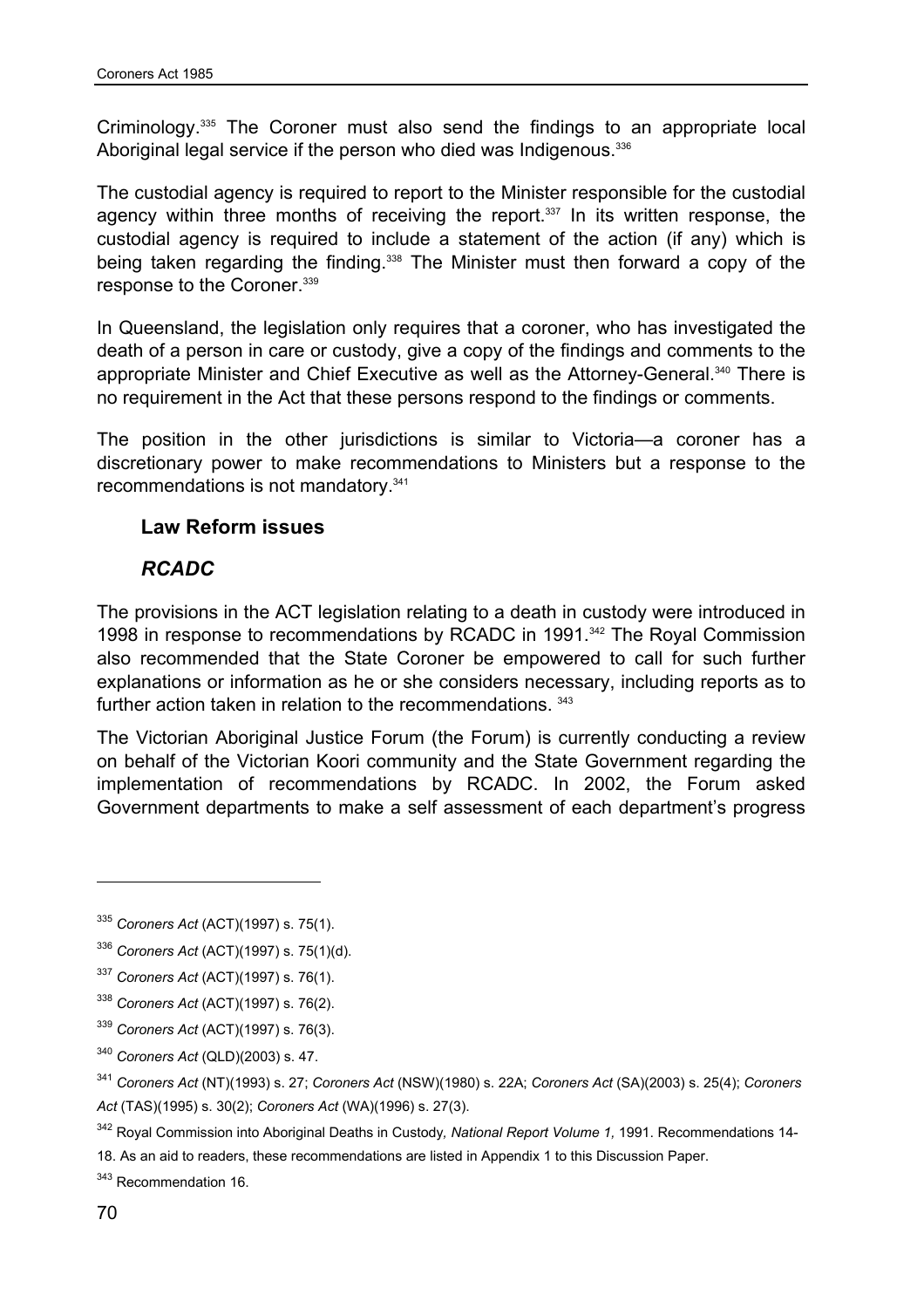Criminology.[335] The Coroner must also send the findings to an appropriate local Aboriginal legal service if the person who died was Indigenous.[336]

The custodial agency is required to report to the Minister responsible for the custodial agency within three months of receiving the report.[337] In its written response, the custodial agency is required to include a statement of the action (if any) which is being taken regarding the finding.[338] The Minister must then forward a copy of the response to the Coroner.[339]

In Queensland, the legislation only requires that a coroner, who has investigated the death of a person in care or custody, give a copy of the findings and comments to the appropriate Minister and Chief Executive as well as the Attorney-General.[340] There is no requirement in the Act that these persons respond to the findings or comments.

The position in the other jurisdictions is similar to Victoria—a coroner has a discretionary power to make recommendations to Ministers but a response to the recommendations is not mandatory.[341]

### Law Reform issues

### *RCADC*

The provisions in the ACT legislation relating to a death in custody were introduced in 1998 in response to recommendations by RCADC in 1991.[342] The Royal Commission also recommended that the State Coroner be empowered to call for such further explanations or information as he or she considers necessary, including reports as to further action taken in relation to the recommendations.[343]

The Victorian Aboriginal Justice Forum (the Forum) is currently conducting a review on behalf of the Victorian Koori community and the State Government regarding the implementation of recommendations by RCADC. In 2002, the Forum asked Government departments to make a self assessment of each department's progress

---

[335] *Coroners Act* (ACT)(1997) s. 75(1).

[336] *Coroners Act* (ACT)(1997) s. 75(1)(d).

[337] *Coroners Act* (ACT)(1997) s. 76(1).

[338] *Coroners Act* (ACT)(1997) s. 76(2).

[339] *Coroners Act* (ACT)(1997) s. 76(3).

[340] *Coroners Act* (QLD)(2003) s. 47.

[341] *Coroners Act* (NT)(1993) s. 27; *Coroners Act* (NSW)(1980) s. 22A; *Coroners Act* (SA)(2003) s. 25(4); *Coroners Act* (TAS)(1995) s. 30(2); *Coroners Act* (WA)(1996) s. 27(3).

[342] Royal Commission into Aboriginal Deaths in Custody, *National Report Volume 1,* 1991. Recommendations 14-18. As an aid to readers, these recommendations are listed in Appendix 1 to this Discussion Paper.

[343] Recommendation 16.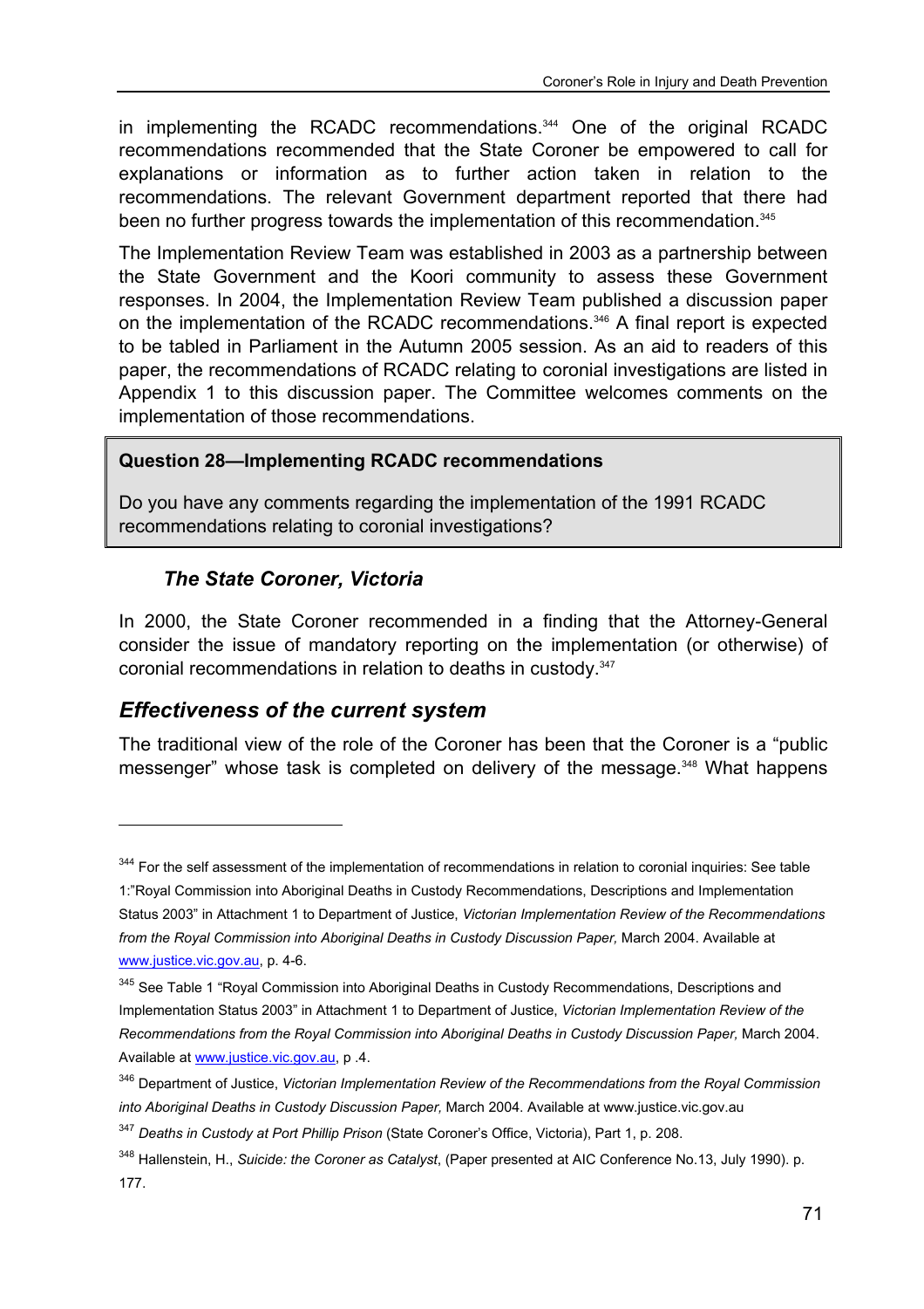in implementing the RCADC recommendations.[344] One of the original RCADC recommendations recommended that the State Coroner be empowered to call for explanations or information as to further action taken in relation to the recommendations. The relevant Government department reported that there had been no further progress towards the implementation of this recommendation.[345]

The Implementation Review Team was established in 2003 as a partnership between the State Government and the Koori community to assess these Government responses. In 2004, the Implementation Review Team published a discussion paper on the implementation of the RCADC recommendations.[346] A final report is expected to be tabled in Parliament in the Autumn 2005 session. As an aid to readers of this paper, the recommendations of RCADC relating to coronial investigations are listed in Appendix 1 to this discussion paper. The Committee welcomes comments on the implementation of those recommendations.

> **Question 28—Implementing RCADC recommendations**
>
> Do you have any comments regarding the implementation of the 1991 RCADC recommendations relating to coronial investigations?

### *The State Coroner, Victoria*

In 2000, the State Coroner recommended in a finding that the Attorney-General consider the issue of mandatory reporting on the implementation (or otherwise) of coronial recommendations in relation to deaths in custody.[347]

## *Effectiveness of the current system*

The traditional view of the role of the Coroner has been that the Coroner is a "public messenger" whose task is completed on delivery of the message.[348] What happens

---

[344] For the self assessment of the implementation of recommendations in relation to coronial inquiries: See table 1:"Royal Commission into Aboriginal Deaths in Custody Recommendations, Descriptions and Implementation Status 2003" in Attachment 1 to Department of Justice, *Victorian Implementation Review of the Recommendations from the Royal Commission into Aboriginal Deaths in Custody Discussion Paper,* March 2004. Available at www.justice.vic.gov.au, p. 4-6.

[345] See Table 1 "Royal Commission into Aboriginal Deaths in Custody Recommendations, Descriptions and Implementation Status 2003" in Attachment 1 to Department of Justice, *Victorian Implementation Review of the Recommendations from the Royal Commission into Aboriginal Deaths in Custody Discussion Paper,* March 2004. Available at www.justice.vic.gov.au, p .4.

[346] Department of Justice, *Victorian Implementation Review of the Recommendations from the Royal Commission into Aboriginal Deaths in Custody Discussion Paper,* March 2004. Available at www.justice.vic.gov.au

[347] *Deaths in Custody at Port Phillip Prison* (State Coroner's Office, Victoria), Part 1, p. 208.

[348] Hallenstein, H., *Suicide: the Coroner as Catalyst*, (Paper presented at AIC Conference No.13, July 1990). p. 177.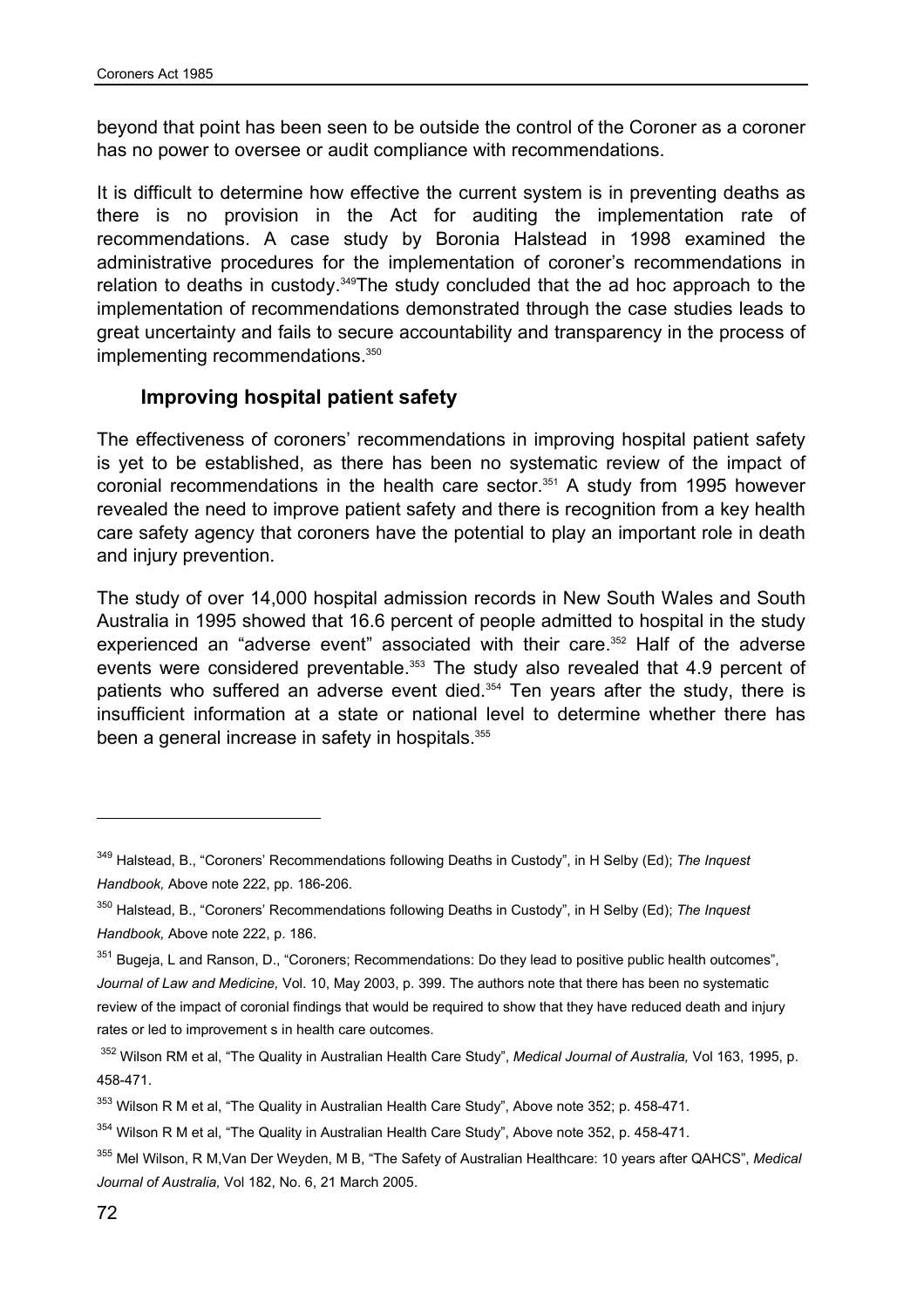beyond that point has been seen to be outside the control of the Coroner as a coroner has no power to oversee or audit compliance with recommendations.

It is difficult to determine how effective the current system is in preventing deaths as there is no provision in the Act for auditing the implementation rate of recommendations. A case study by Boronia Halstead in 1998 examined the administrative procedures for the implementation of coroner's recommendations in relation to deaths in custody.[349]The study concluded that the ad hoc approach to the implementation of recommendations demonstrated through the case studies leads to great uncertainty and fails to secure accountability and transparency in the process of implementing recommendations.[350]

### Improving hospital patient safety

The effectiveness of coroners' recommendations in improving hospital patient safety is yet to be established, as there has been no systematic review of the impact of coronial recommendations in the health care sector.[351] A study from 1995 however revealed the need to improve patient safety and there is recognition from a key health care safety agency that coroners have the potential to play an important role in death and injury prevention.

The study of over 14,000 hospital admission records in New South Wales and South Australia in 1995 showed that 16.6 percent of people admitted to hospital in the study experienced an "adverse event" associated with their care.[352] Half of the adverse events were considered preventable.[353] The study also revealed that 4.9 percent of patients who suffered an adverse event died.[354] Ten years after the study, there is insufficient information at a state or national level to determine whether there has been a general increase in safety in hospitals.[355]

---

[349] Halstead, B., "Coroners' Recommendations following Deaths in Custody", in H Selby (Ed); *The Inquest Handbook,* Above note 222, pp. 186-206.

[350] Halstead, B., "Coroners' Recommendations following Deaths in Custody", in H Selby (Ed); *The Inquest Handbook,* Above note 222, p. 186.

[351] Bugeja, L and Ranson, D., "Coroners; Recommendations: Do they lead to positive public health outcomes", *Journal of Law and Medicine,* Vol. 10, May 2003, p. 399. The authors note that there has been no systematic review of the impact of coronial findings that would be required to show that they have reduced death and injury rates or led to improvement s in health care outcomes.

[352] Wilson RM et al, "The Quality in Australian Health Care Study", *Medical Journal of Australia,* Vol 163, 1995, p. 458-471.

[353] Wilson R M et al, "The Quality in Australian Health Care Study", Above note 352; p. 458-471.

[354] Wilson R M et al, "The Quality in Australian Health Care Study", Above note 352, p. 458-471.

[355] Mel Wilson, R M,Van Der Weyden, M B, "The Safety of Australian Healthcare: 10 years after QAHCS", *Medical Journal of Australia,* Vol 182, No. 6, 21 March 2005.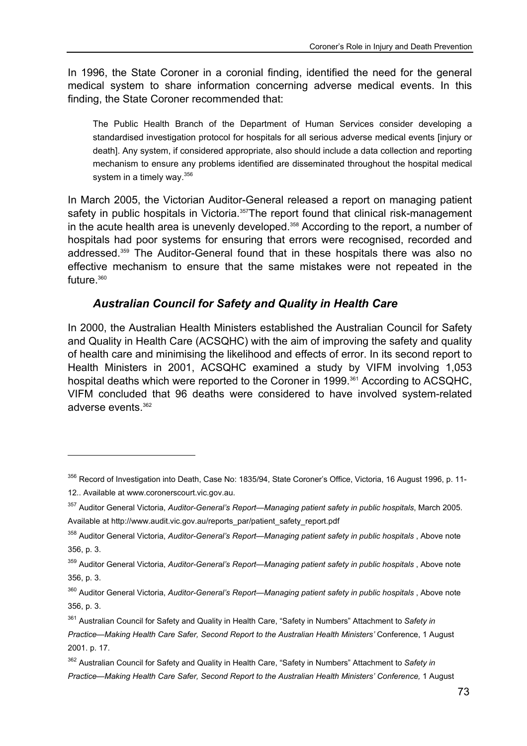In 1996, the State Coroner in a coronial finding, identified the need for the general medical system to share information concerning adverse medical events. In this finding, the State Coroner recommended that:

> The Public Health Branch of the Department of Human Services consider developing a standardised investigation protocol for hospitals for all serious adverse medical events [injury or death]. Any system, if considered appropriate, also should include a data collection and reporting mechanism to ensure any problems identified are disseminated throughout the hospital medical system in a timely way.[356]

In March 2005, the Victorian Auditor-General released a report on managing patient safety in public hospitals in Victoria.[357]The report found that clinical risk-management in the acute health area is unevenly developed.[358] According to the report, a number of hospitals had poor systems for ensuring that errors were recognised, recorded and addressed.[359] The Auditor-General found that in these hospitals there was also no effective mechanism to ensure that the same mistakes were not repeated in the future.[360]

### *Australian Council for Safety and Quality in Health Care*

In 2000, the Australian Health Ministers established the Australian Council for Safety and Quality in Health Care (ACSQHC) with the aim of improving the safety and quality of health care and minimising the likelihood and effects of error. In its second report to Health Ministers in 2001, ACSQHC examined a study by VIFM involving 1,053 hospital deaths which were reported to the Coroner in 1999.[361] According to ACSQHC, VIFM concluded that 96 deaths were considered to have involved system-related adverse events.[362]

---

[356] Record of Investigation into Death, Case No: 1835/94, State Coroner's Office, Victoria, 16 August 1996, p. 11-12.. Available at www.coronerscourt.vic.gov.au.

[357] Auditor General Victoria, *Auditor-General's Report—Managing patient safety in public hospitals*, March 2005. Available at http://www.audit.vic.gov.au/reports_par/patient_safety_report.pdf

[358] Auditor General Victoria, *Auditor-General's Report—Managing patient safety in public hospitals* , Above note 356, p. 3.

[359] Auditor General Victoria, *Auditor-General's Report—Managing patient safety in public hospitals* , Above note 356, p. 3.

[360] Auditor General Victoria, *Auditor-General's Report—Managing patient safety in public hospitals* , Above note 356, p. 3.

[361] Australian Council for Safety and Quality in Health Care, "Safety in Numbers" Attachment to *Safety in Practice—Making Health Care Safer, Second Report to the Australian Health Ministers'* Conference, 1 August 2001. p. 17.

[362] Australian Council for Safety and Quality in Health Care, "Safety in Numbers" Attachment to *Safety in Practice—Making Health Care Safer, Second Report to the Australian Health Ministers' Conference,* 1 August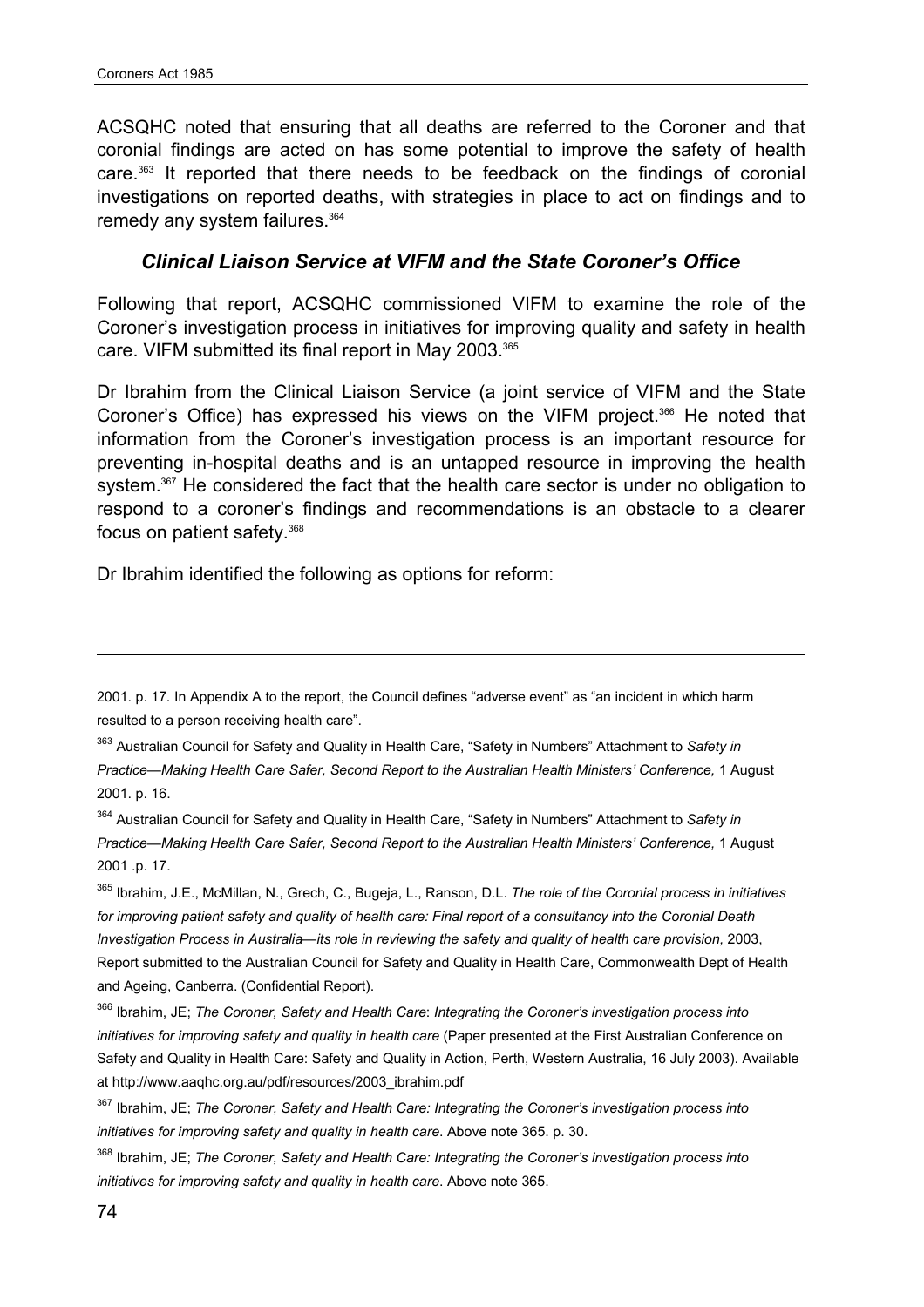ACSQHC noted that ensuring that all deaths are referred to the Coroner and that coronial findings are acted on has some potential to improve the safety of health care.[363] It reported that there needs to be feedback on the findings of coronial investigations on reported deaths, with strategies in place to act on findings and to remedy any system failures.[364]

### *Clinical Liaison Service at VIFM and the State Coroner's Office*

Following that report, ACSQHC commissioned VIFM to examine the role of the Coroner's investigation process in initiatives for improving quality and safety in health care. VIFM submitted its final report in May 2003.[365]

Dr Ibrahim from the Clinical Liaison Service (a joint service of VIFM and the State Coroner's Office) has expressed his views on the VIFM project.[366] He noted that information from the Coroner's investigation process is an important resource for preventing in-hospital deaths and is an untapped resource in improving the health system.[367] He considered the fact that the health care sector is under no obligation to respond to a coroner's findings and recommendations is an obstacle to a clearer focus on patient safety.[368]

Dr Ibrahim identified the following as options for reform:

---

2001. p. 17. In Appendix A to the report, the Council defines "adverse event" as "an incident in which harm resulted to a person receiving health care".

[363] Australian Council for Safety and Quality in Health Care, "Safety in Numbers" Attachment to *Safety in Practice—Making Health Care Safer, Second Report to the Australian Health Ministers' Conference,* 1 August 2001. p. 16.

[364] Australian Council for Safety and Quality in Health Care, "Safety in Numbers" Attachment to *Safety in Practice—Making Health Care Safer, Second Report to the Australian Health Ministers' Conference,* 1 August 2001 .p. 17.

[365] Ibrahim, J.E., McMillan, N., Grech, C., Bugeja, L., Ranson, D.L. *The role of the Coronial process in initiatives for improving patient safety and quality of health care: Final report of a consultancy into the Coronial Death Investigation Process in Australia—its role in reviewing the safety and quality of health care provision,* 2003, Report submitted to the Australian Council for Safety and Quality in Health Care, Commonwealth Dept of Health and Ageing, Canberra. (Confidential Report).

[366] Ibrahim, JE; *The Coroner, Safety and Health Care*: *Integrating the Coroner's investigation process into initiatives for improving safety and quality in health care* (Paper presented at the First Australian Conference on Safety and Quality in Health Care: Safety and Quality in Action, Perth, Western Australia, 16 July 2003). Available at http://www.aaqhc.org.au/pdf/resources/2003_ibrahim.pdf

[367] Ibrahim, JE; *The Coroner, Safety and Health Care: Integrating the Coroner's investigation process into initiatives for improving safety and quality in health care*. Above note 365. p. 30.

[368] Ibrahim, JE; *The Coroner, Safety and Health Care: Integrating the Coroner's investigation process into initiatives for improving safety and quality in health care*. Above note 365.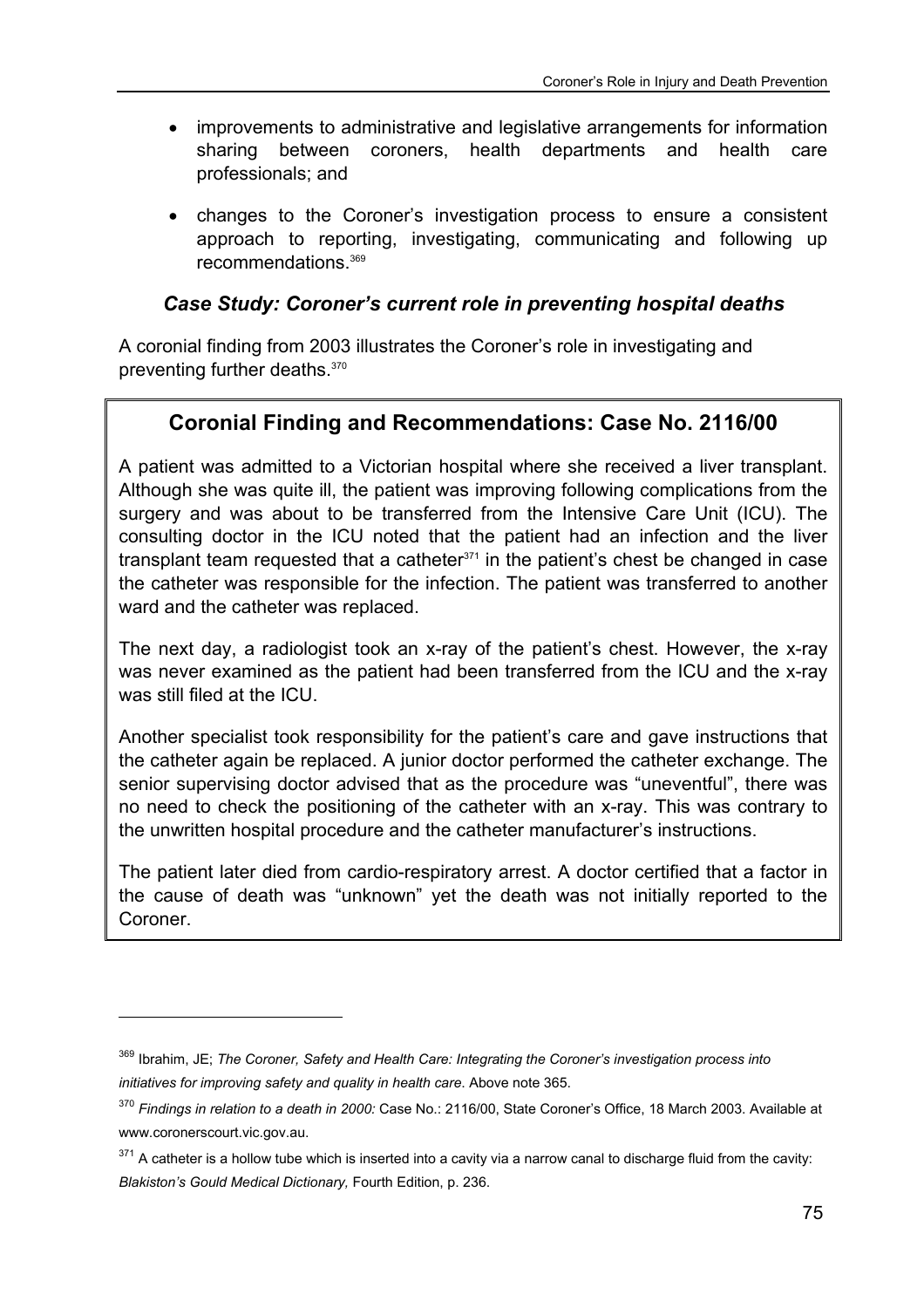- improvements to administrative and legislative arrangements for information sharing between coroners, health departments and health care professionals; and
- changes to the Coroner's investigation process to ensure a consistent approach to reporting, investigating, communicating and following up recommendations.[369]

### *Case Study: Coroner's current role in preventing hospital deaths*

A coronial finding from 2003 illustrates the Coroner's role in investigating and preventing further deaths.[370]

> ## Coronial Finding and Recommendations: Case No. 2116/00
>
> A patient was admitted to a Victorian hospital where she received a liver transplant. Although she was quite ill, the patient was improving following complications from the surgery and was about to be transferred from the Intensive Care Unit (ICU). The consulting doctor in the ICU noted that the patient had an infection and the liver transplant team requested that a catheter[371] in the patient's chest be changed in case the catheter was responsible for the infection. The patient was transferred to another ward and the catheter was replaced.
>
> The next day, a radiologist took an x-ray of the patient's chest. However, the x-ray was never examined as the patient had been transferred from the ICU and the x-ray was still filed at the ICU.
>
> Another specialist took responsibility for the patient's care and gave instructions that the catheter again be replaced. A junior doctor performed the catheter exchange. The senior supervising doctor advised that as the procedure was "uneventful", there was no need to check the positioning of the catheter with an x-ray. This was contrary to the unwritten hospital procedure and the catheter manufacturer's instructions.
>
> The patient later died from cardio-respiratory arrest. A doctor certified that a factor in the cause of death was "unknown" yet the death was not initially reported to the Coroner.

---

[369] Ibrahim, JE; *The Coroner, Safety and Health Care: Integrating the Coroner's investigation process into initiatives for improving safety and quality in health care.* Above note 365.

[370] *Findings in relation to a death in 2000:* Case No.: 2116/00, State Coroner's Office, 18 March 2003. Available at www.coronerscourt.vic.gov.au.

[371] A catheter is a hollow tube which is inserted into a cavity via a narrow canal to discharge fluid from the cavity: *Blakiston's Gould Medical Dictionary,* Fourth Edition, p. 236.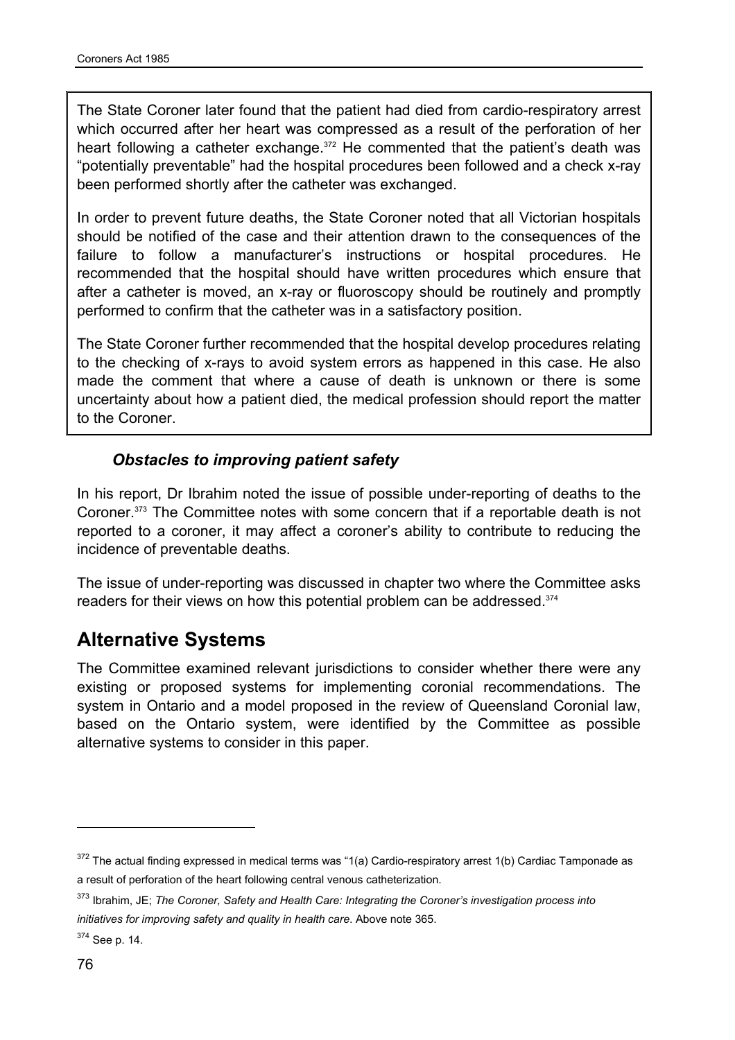The State Coroner later found that the patient had died from cardio-respiratory arrest which occurred after her heart was compressed as a result of the perforation of her heart following a catheter exchange.[372] He commented that the patient's death was "potentially preventable" had the hospital procedures been followed and a check x-ray been performed shortly after the catheter was exchanged.

In order to prevent future deaths, the State Coroner noted that all Victorian hospitals should be notified of the case and their attention drawn to the consequences of the failure to follow a manufacturer's instructions or hospital procedures. He recommended that the hospital should have written procedures which ensure that after a catheter is moved, an x-ray or fluoroscopy should be routinely and promptly performed to confirm that the catheter was in a satisfactory position.

The State Coroner further recommended that the hospital develop procedures relating to the checking of x-rays to avoid system errors as happened in this case. He also made the comment that where a cause of death is unknown or there is some uncertainty about how a patient died, the medical profession should report the matter to the Coroner.

### *Obstacles to improving patient safety*

In his report, Dr Ibrahim noted the issue of possible under-reporting of deaths to the Coroner.[373] The Committee notes with some concern that if a reportable death is not reported to a coroner, it may affect a coroner's ability to contribute to reducing the incidence of preventable deaths.

The issue of under-reporting was discussed in chapter two where the Committee asks readers for their views on how this potential problem can be addressed.[374]

## Alternative Systems

The Committee examined relevant jurisdictions to consider whether there were any existing or proposed systems for implementing coronial recommendations. The system in Ontario and a model proposed in the review of Queensland Coronial law, based on the Ontario system, were identified by the Committee as possible alternative systems to consider in this paper.

---

[372] The actual finding expressed in medical terms was "1(a) Cardio-respiratory arrest 1(b) Cardiac Tamponade as a result of perforation of the heart following central venous catheterization.

[373] Ibrahim, JE; *The Coroner, Safety and Health Care: Integrating the Coroner's investigation process into initiatives for improving safety and quality in health care*. Above note 365.

[374] See p. 14.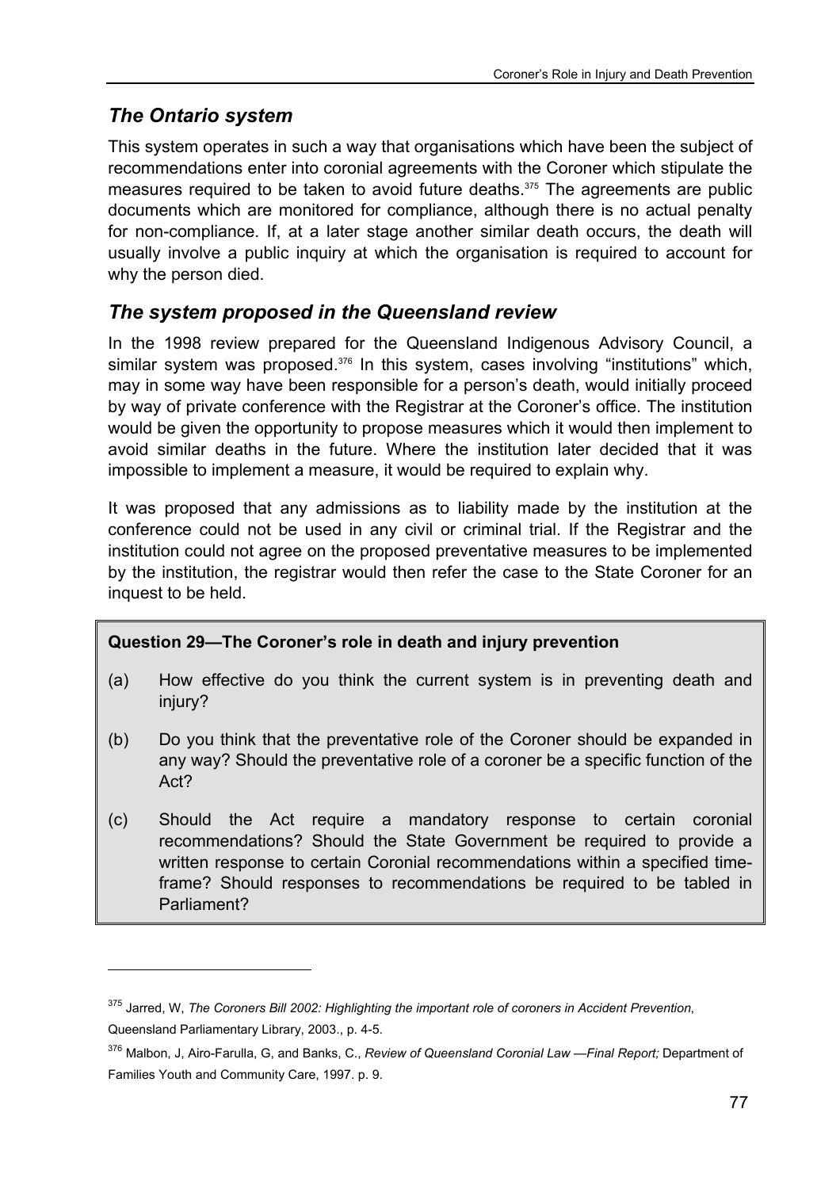## *The Ontario system*

This system operates in such a way that organisations which have been the subject of recommendations enter into coronial agreements with the Coroner which stipulate the measures required to be taken to avoid future deaths.[375] The agreements are public documents which are monitored for compliance, although there is no actual penalty for non-compliance. If, at a later stage another similar death occurs, the death will usually involve a public inquiry at which the organisation is required to account for why the person died.

## *The system proposed in the Queensland review*

In the 1998 review prepared for the Queensland Indigenous Advisory Council, a similar system was proposed.[376] In this system, cases involving "institutions" which, may in some way have been responsible for a person's death, would initially proceed by way of private conference with the Registrar at the Coroner's office. The institution would be given the opportunity to propose measures which it would then implement to avoid similar deaths in the future. Where the institution later decided that it was impossible to implement a measure, it would be required to explain why.

It was proposed that any admissions as to liability made by the institution at the conference could not be used in any civil or criminal trial. If the Registrar and the institution could not agree on the proposed preventative measures to be implemented by the institution, the registrar would then refer the case to the State Coroner for an inquest to be held.

**Question 29—The Coroner's role in death and injury prevention**

(a) How effective do you think the current system is in preventing death and injury?

(b) Do you think that the preventative role of the Coroner should be expanded in any way? Should the preventative role of a coroner be a specific function of the Act?

(c) Should the Act require a mandatory response to certain coronial recommendations? Should the State Government be required to provide a written response to certain Coronial recommendations within a specified time-frame? Should responses to recommendations be required to be tabled in Parliament?

---

[375] Jarred, W, *The Coroners Bill 2002: Highlighting the important role of coroners in Accident Prevention*, Queensland Parliamentary Library, 2003., p. 4-5.

[376] Malbon, J, Airo-Farulla, G, and Banks, C., *Review of Queensland Coronial Law —Final Report;* Department of Families Youth and Community Care, 1997. p. 9.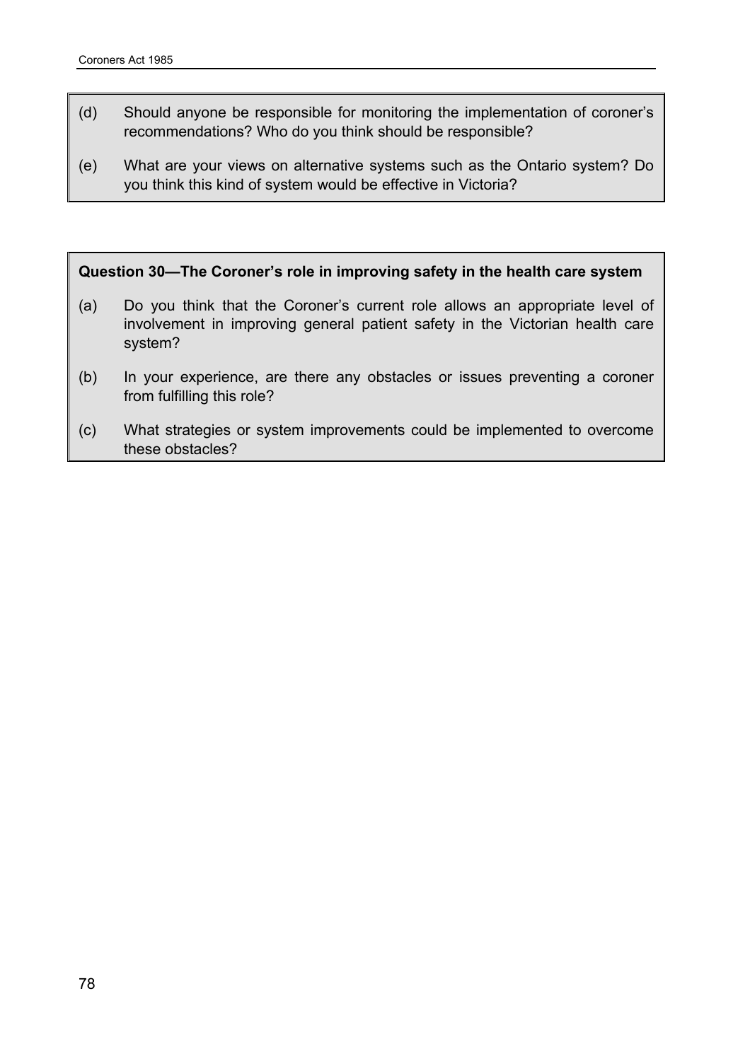(d) Should anyone be responsible for monitoring the implementation of coroner's recommendations? Who do you think should be responsible?

(e) What are your views on alternative systems such as the Ontario system? Do you think this kind of system would be effective in Victoria?

**Question 30—The Coroner's role in improving safety in the health care system**

(a) Do you think that the Coroner's current role allows an appropriate level of involvement in improving general patient safety in the Victorian health care system?

(b) In your experience, are there any obstacles or issues preventing a coroner from fulfilling this role?

(c) What strategies or system improvements could be implemented to overcome these obstacles?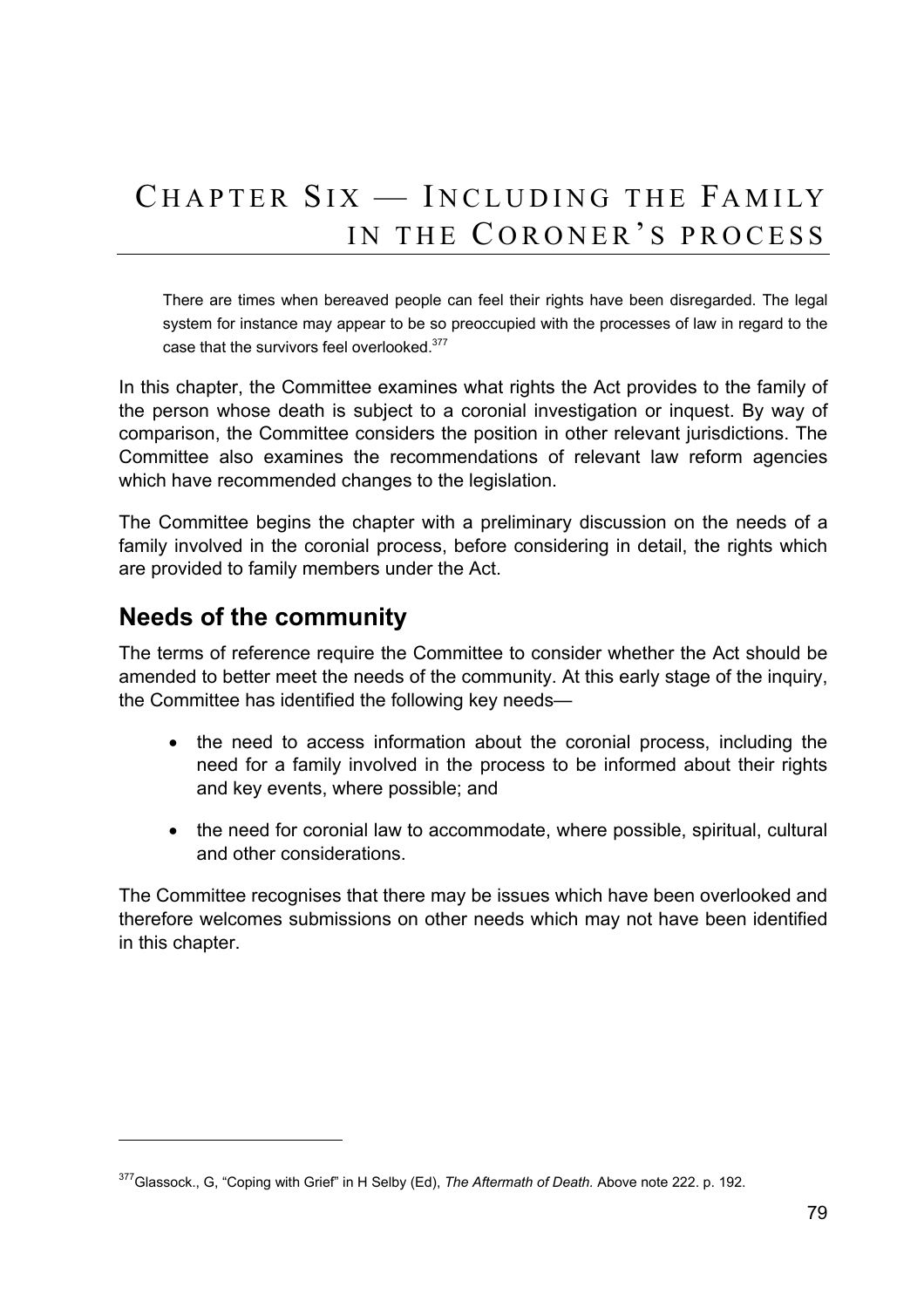# CHAPTER SIX — INCLUDING THE FAMILY IN THE CORONER'S PROCESS

> There are times when bereaved people can feel their rights have been disregarded. The legal system for instance may appear to be so preoccupied with the processes of law in regard to the case that the survivors feel overlooked.[377]

In this chapter, the Committee examines what rights the Act provides to the family of the person whose death is subject to a coronial investigation or inquest. By way of comparison, the Committee considers the position in other relevant jurisdictions. The Committee also examines the recommendations of relevant law reform agencies which have recommended changes to the legislation.

The Committee begins the chapter with a preliminary discussion on the needs of a family involved in the coronial process, before considering in detail, the rights which are provided to family members under the Act.

## Needs of the community

The terms of reference require the Committee to consider whether the Act should be amended to better meet the needs of the community. At this early stage of the inquiry, the Committee has identified the following key needs—

- the need to access information about the coronial process, including the need for a family involved in the process to be informed about their rights and key events, where possible; and
- the need for coronial law to accommodate, where possible, spiritual, cultural and other considerations.

The Committee recognises that there may be issues which have been overlooked and therefore welcomes submissions on other needs which may not have been identified in this chapter.

---

[377] Glassock., G, "Coping with Grief" in H Selby (Ed), *The Aftermath of Death.* Above note 222. p. 192.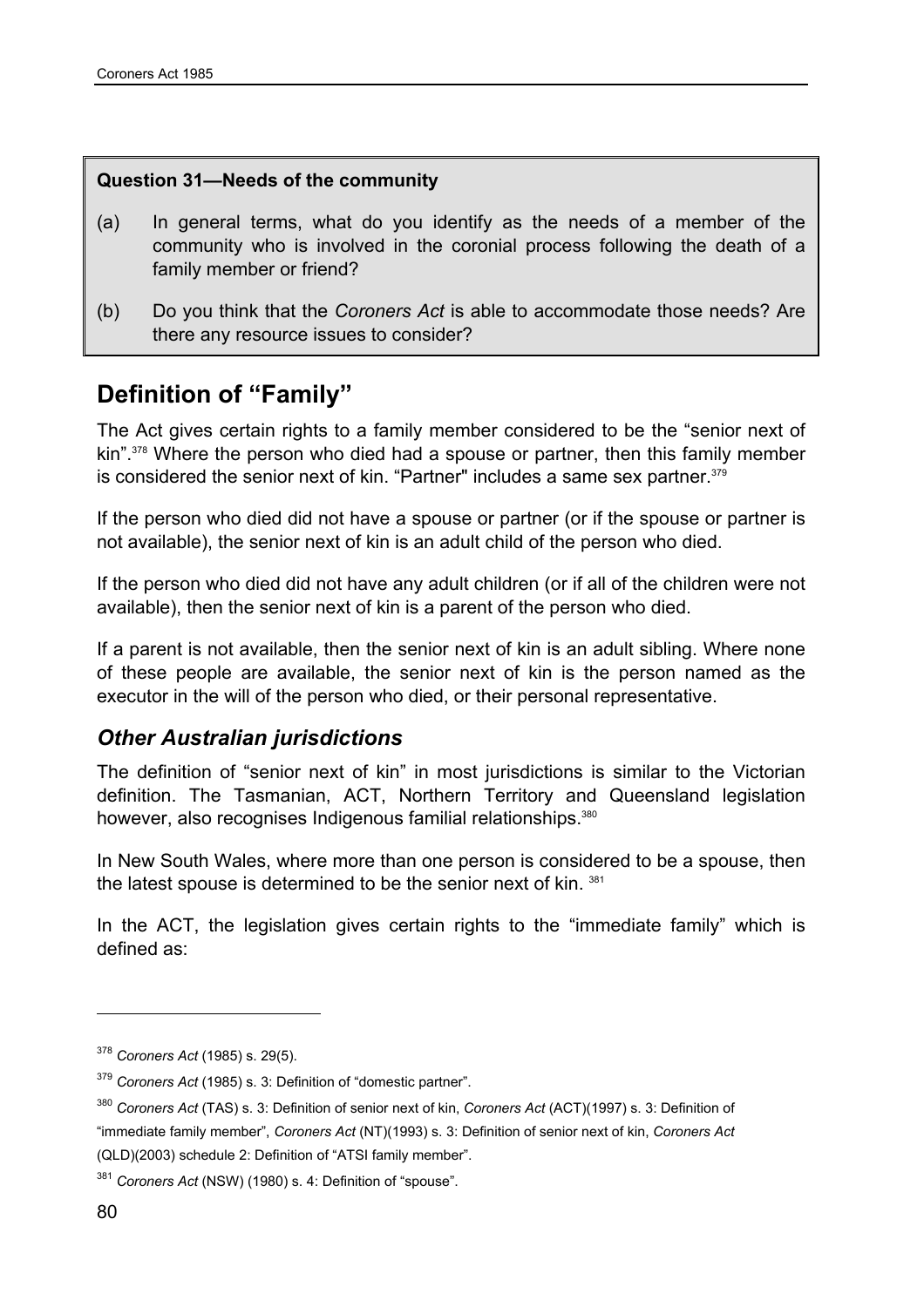**Question 31—Needs of the community**

(a) In general terms, what do you identify as the needs of a member of the community who is involved in the coronial process following the death of a family member or friend?

(b) Do you think that the *Coroners Act* is able to accommodate those needs? Are there any resource issues to consider?

## Definition of "Family"

The Act gives certain rights to a family member considered to be the "senior next of kin".[378] Where the person who died had a spouse or partner, then this family member is considered the senior next of kin. "Partner" includes a same sex partner.[379]

If the person who died did not have a spouse or partner (or if the spouse or partner is not available), the senior next of kin is an adult child of the person who died.

If the person who died did not have any adult children (or if all of the children were not available), then the senior next of kin is a parent of the person who died.

If a parent is not available, then the senior next of kin is an adult sibling. Where none of these people are available, the senior next of kin is the person named as the executor in the will of the person who died, or their personal representative.

### *Other Australian jurisdictions*

The definition of "senior next of kin" in most jurisdictions is similar to the Victorian definition. The Tasmanian, ACT, Northern Territory and Queensland legislation however, also recognises Indigenous familial relationships.[380]

In New South Wales, where more than one person is considered to be a spouse, then the latest spouse is determined to be the senior next of kin. [381]

In the ACT, the legislation gives certain rights to the "immediate family" which is defined as:

---

[378] *Coroners Act* (1985) s. 29(5).

[379] *Coroners Act* (1985) s. 3: Definition of "domestic partner".

[380] *Coroners Act* (TAS) s. 3: Definition of senior next of kin, *Coroners Act* (ACT)(1997) s. 3: Definition of "immediate family member", *Coroners Act* (NT)(1993) s. 3: Definition of senior next of kin, *Coroners Act* (QLD)(2003) schedule 2: Definition of "ATSI family member".

[381] *Coroners Act* (NSW) (1980) s. 4: Definition of "spouse".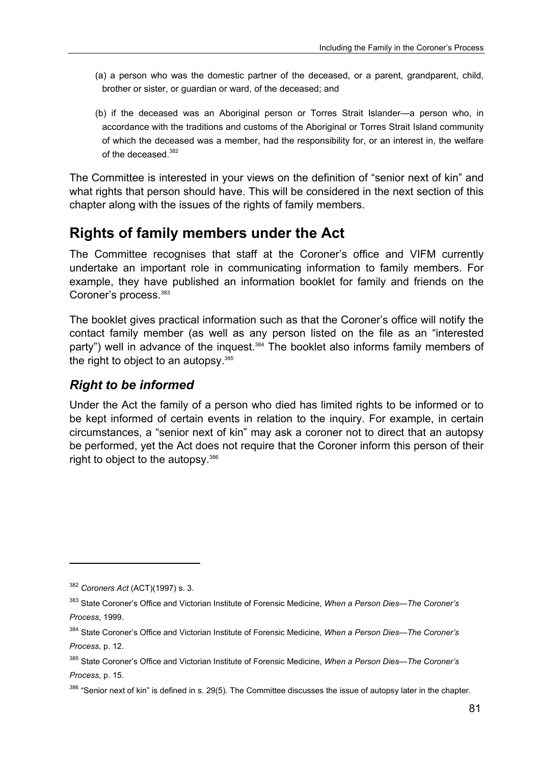(a) a person who was the domestic partner of the deceased, or a parent, grandparent, child, brother or sister, or guardian or ward, of the deceased; and

(b) if the deceased was an Aboriginal person or Torres Strait Islander—a person who, in accordance with the traditions and customs of the Aboriginal or Torres Strait Island community of which the deceased was a member, had the responsibility for, or an interest in, the welfare of the deceased.[382]

The Committee is interested in your views on the definition of "senior next of kin" and what rights that person should have. This will be considered in the next section of this chapter along with the issues of the rights of family members.

## Rights of family members under the Act

The Committee recognises that staff at the Coroner's office and VIFM currently undertake an important role in communicating information to family members. For example, they have published an information booklet for family and friends on the Coroner's process.[383]

The booklet gives practical information such as that the Coroner's office will notify the contact family member (as well as any person listed on the file as an "interested party") well in advance of the inquest.[384] The booklet also informs family members of the right to object to an autopsy.[385]

### *Right to be informed*

Under the Act the family of a person who died has limited rights to be informed or to be kept informed of certain events in relation to the inquiry. For example, in certain circumstances, a "senior next of kin" may ask a coroner not to direct that an autopsy be performed, yet the Act does not require that the Coroner inform this person of their right to object to the autopsy.[386]

---

[382] *Coroners Act* (ACT)(1997) s. 3.

[383] State Coroner's Office and Victorian Institute of Forensic Medicine, *When a Person Dies—The Coroner's Process*, 1999.

[384] State Coroner's Office and Victorian Institute of Forensic Medicine, *When a Person Dies—The Coroner's Process*, p. 12.

[385] State Coroner's Office and Victorian Institute of Forensic Medicine, *When a Person Dies—The Coroner's Process*, p. 15.

[386] "Senior next of kin" is defined in s. 29(5). The Committee discusses the issue of autopsy later in the chapter.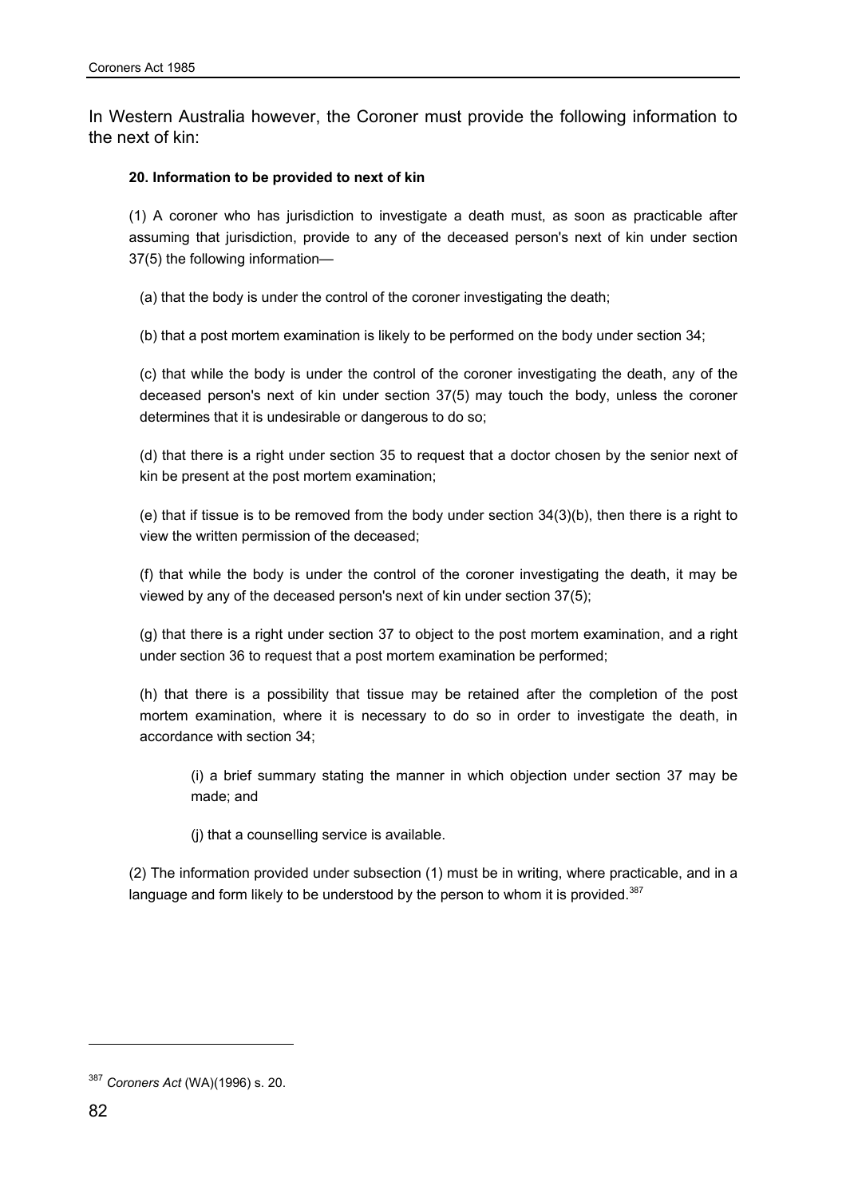In Western Australia however, the Coroner must provide the following information to the next of kin:

> **20. Information to be provided to next of kin**
>
> (1) A coroner who has jurisdiction to investigate a death must, as soon as practicable after assuming that jurisdiction, provide to any of the deceased person's next of kin under section 37(5) the following information—
>
> (a) that the body is under the control of the coroner investigating the death;
>
> (b) that a post mortem examination is likely to be performed on the body under section 34;
>
> (c) that while the body is under the control of the coroner investigating the death, any of the deceased person's next of kin under section 37(5) may touch the body, unless the coroner determines that it is undesirable or dangerous to do so;
>
> (d) that there is a right under section 35 to request that a doctor chosen by the senior next of kin be present at the post mortem examination;
>
> (e) that if tissue is to be removed from the body under section 34(3)(b), then there is a right to view the written permission of the deceased;
>
> (f) that while the body is under the control of the coroner investigating the death, it may be viewed by any of the deceased person's next of kin under section 37(5);
>
> (g) that there is a right under section 37 to object to the post mortem examination, and a right under section 36 to request that a post mortem examination be performed;
>
> (h) that there is a possibility that tissue may be retained after the completion of the post mortem examination, where it is necessary to do so in order to investigate the death, in accordance with section 34;
>
> (i) a brief summary stating the manner in which objection under section 37 may be made; and
>
> (j) that a counselling service is available.
>
> (2) The information provided under subsection (1) must be in writing, where practicable, and in a language and form likely to be understood by the person to whom it is provided.[387]

---

[387] *Coroners Act* (WA)(1996) s. 20.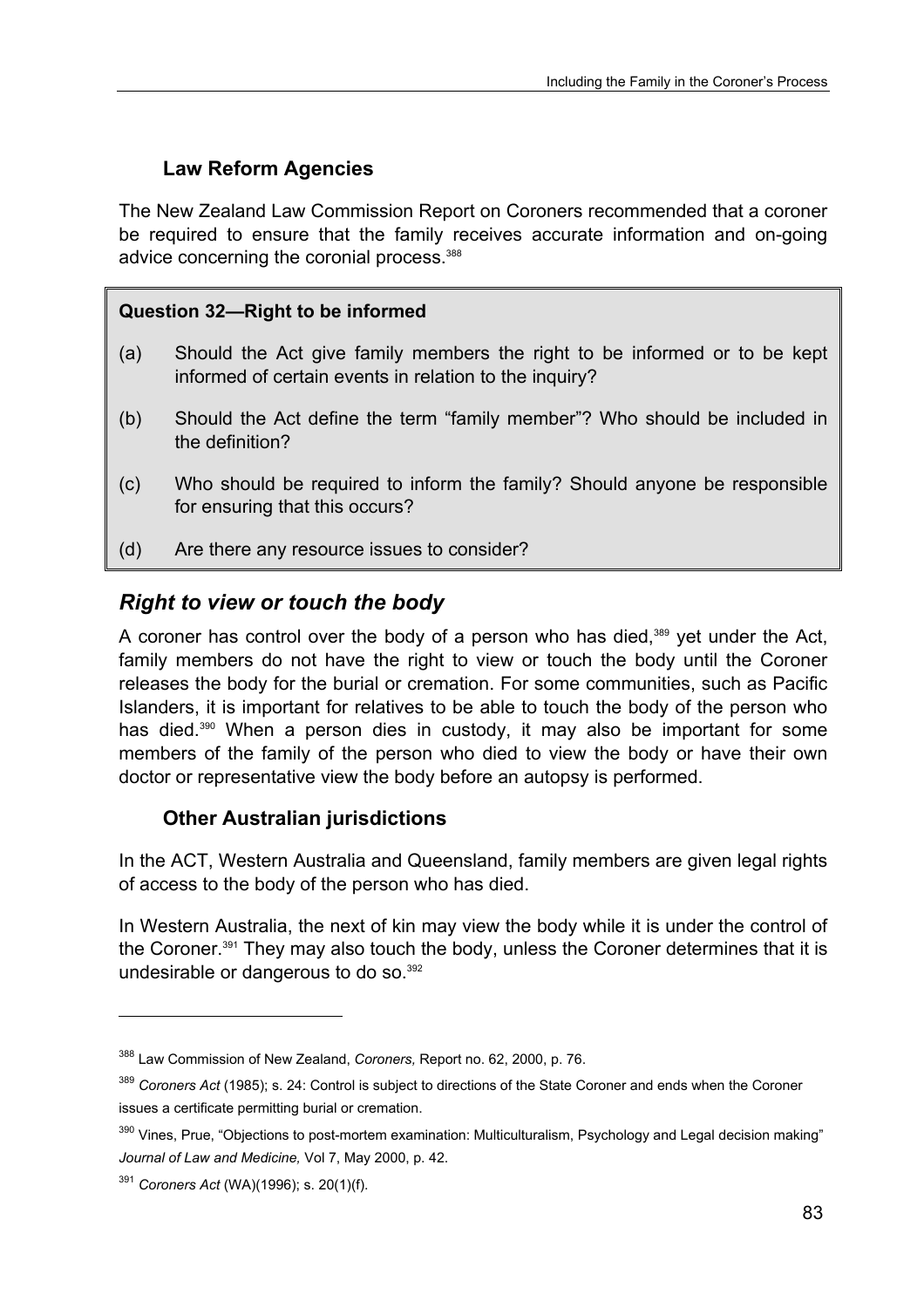### Law Reform Agencies

The New Zealand Law Commission Report on Coroners recommended that a coroner be required to ensure that the family receives accurate information and on-going advice concerning the coronial process.[388]

> **Question 32—Right to be informed**
>
> (a) Should the Act give family members the right to be informed or to be kept informed of certain events in relation to the inquiry?
>
> (b) Should the Act define the term "family member"? Who should be included in the definition?
>
> (c) Who should be required to inform the family? Should anyone be responsible for ensuring that this occurs?
>
> (d) Are there any resource issues to consider?

## *Right to view or touch the body*

A coroner has control over the body of a person who has died,[389] yet under the Act, family members do not have the right to view or touch the body until the Coroner releases the body for the burial or cremation. For some communities, such as Pacific Islanders, it is important for relatives to be able to touch the body of the person who has died.[390] When a person dies in custody, it may also be important for some members of the family of the person who died to view the body or have their own doctor or representative view the body before an autopsy is performed.

### Other Australian jurisdictions

In the ACT, Western Australia and Queensland, family members are given legal rights of access to the body of the person who has died.

In Western Australia, the next of kin may view the body while it is under the control of the Coroner.[391] They may also touch the body, unless the Coroner determines that it is undesirable or dangerous to do so.[392]

---

[388] Law Commission of New Zealand, *Coroners,* Report no. 62, 2000, p. 76.

[389] *Coroners Act* (1985); s. 24: Control is subject to directions of the State Coroner and ends when the Coroner issues a certificate permitting burial or cremation.

[390] Vines, Prue, "Objections to post-mortem examination: Multiculturalism, Psychology and Legal decision making" *Journal of Law and Medicine,* Vol 7, May 2000, p. 42.

[391] *Coroners Act* (WA)(1996); s. 20(1)(f).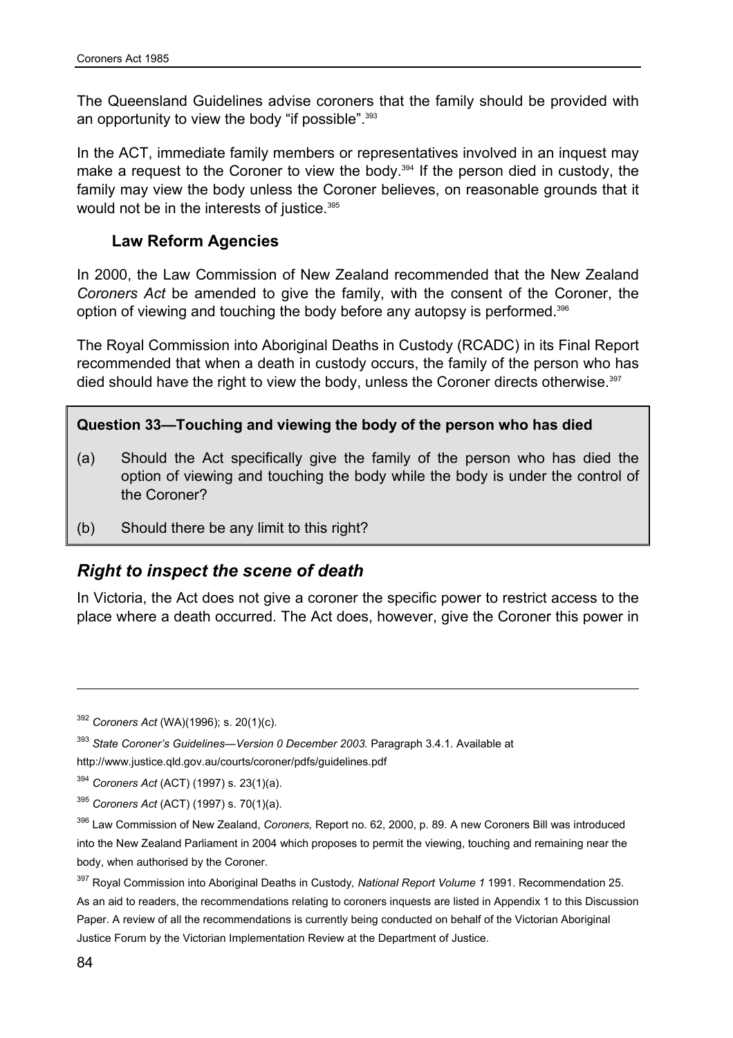The Queensland Guidelines advise coroners that the family should be provided with an opportunity to view the body "if possible".[393]

In the ACT, immediate family members or representatives involved in an inquest may make a request to the Coroner to view the body.[394] If the person died in custody, the family may view the body unless the Coroner believes, on reasonable grounds that it would not be in the interests of justice.[395]

### Law Reform Agencies

In 2000, the Law Commission of New Zealand recommended that the New Zealand *Coroners Act* be amended to give the family, with the consent of the Coroner, the option of viewing and touching the body before any autopsy is performed.[396]

The Royal Commission into Aboriginal Deaths in Custody (RCADC) in its Final Report recommended that when a death in custody occurs, the family of the person who has died should have the right to view the body, unless the Coroner directs otherwise.[397]

**Question 33—Touching and viewing the body of the person who has died**

(a) Should the Act specifically give the family of the person who has died the option of viewing and touching the body while the body is under the control of the Coroner?

(b) Should there be any limit to this right?

## *Right to inspect the scene of death*

In Victoria, the Act does not give a coroner the specific power to restrict access to the place where a death occurred. The Act does, however, give the Coroner this power in

---

[392] *Coroners Act* (WA)(1996); s. 20(1)(c).

[393] *State Coroner's Guidelines—Version 0 December 2003.* Paragraph 3.4.1. Available at http://www.justice.qld.gov.au/courts/coroner/pdfs/guidelines.pdf

[394] *Coroners Act* (ACT) (1997) s. 23(1)(a).

[395] *Coroners Act* (ACT) (1997) s. 70(1)(a).

[396] Law Commission of New Zealand, *Coroners,* Report no. 62, 2000, p. 89. A new Coroners Bill was introduced into the New Zealand Parliament in 2004 which proposes to permit the viewing, touching and remaining near the body, when authorised by the Coroner.

[397] Royal Commission into Aboriginal Deaths in Custody*, National Report Volume 1* 1991. Recommendation 25. As an aid to readers, the recommendations relating to coroners inquests are listed in Appendix 1 to this Discussion Paper. A review of all the recommendations is currently being conducted on behalf of the Victorian Aboriginal Justice Forum by the Victorian Implementation Review at the Department of Justice.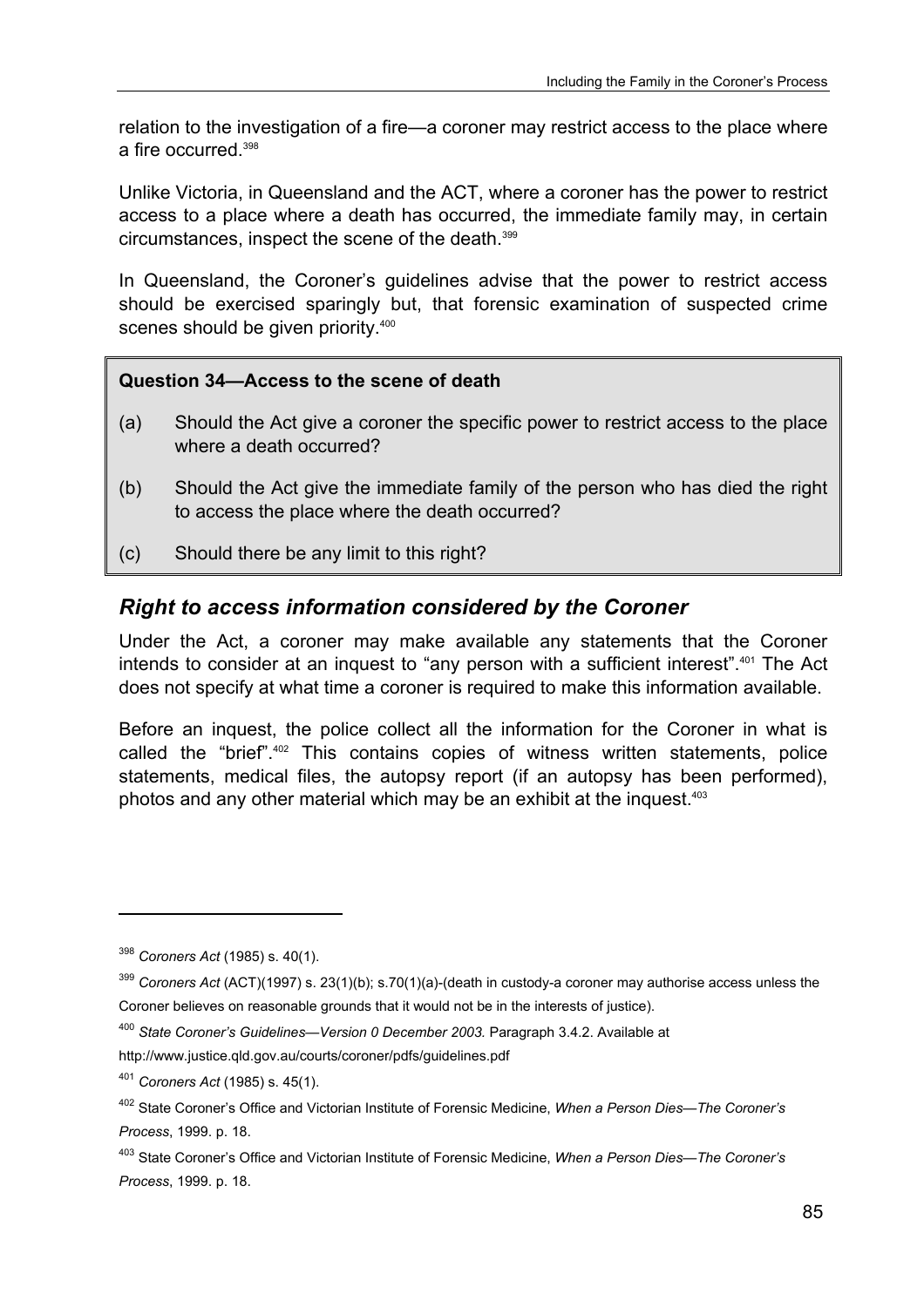relation to the investigation of a fire—a coroner may restrict access to the place where a fire occurred.[398]

Unlike Victoria, in Queensland and the ACT, where a coroner has the power to restrict access to a place where a death has occurred, the immediate family may, in certain circumstances, inspect the scene of the death.[399]

In Queensland, the Coroner's guidelines advise that the power to restrict access should be exercised sparingly but, that forensic examination of suspected crime scenes should be given priority.[400]

> **Question 34—Access to the scene of death**
>
> (a) Should the Act give a coroner the specific power to restrict access to the place where a death occurred?
>
> (b) Should the Act give the immediate family of the person who has died the right to access the place where the death occurred?
>
> (c) Should there be any limit to this right?

## *Right to access information considered by the Coroner*

Under the Act, a coroner may make available any statements that the Coroner intends to consider at an inquest to "any person with a sufficient interest".[401] The Act does not specify at what time a coroner is required to make this information available.

Before an inquest, the police collect all the information for the Coroner in what is called the "brief".[402] This contains copies of witness written statements, police statements, medical files, the autopsy report (if an autopsy has been performed), photos and any other material which may be an exhibit at the inquest.[403]

---

[398] *Coroners Act* (1985) s. 40(1).

[399] *Coroners Act* (ACT)(1997) s. 23(1)(b); s.70(1)(a)-(death in custody-a coroner may authorise access unless the Coroner believes on reasonable grounds that it would not be in the interests of justice).

[400] *State Coroner's Guidelines—Version 0 December 2003.* Paragraph 3.4.2. Available at http://www.justice.qld.gov.au/courts/coroner/pdfs/guidelines.pdf

[401] *Coroners Act* (1985) s. 45(1).

[402] State Coroner's Office and Victorian Institute of Forensic Medicine, *When a Person Dies—The Coroner's Process*, 1999. p. 18.

[403] State Coroner's Office and Victorian Institute of Forensic Medicine, *When a Person Dies—The Coroner's Process*, 1999. p. 18.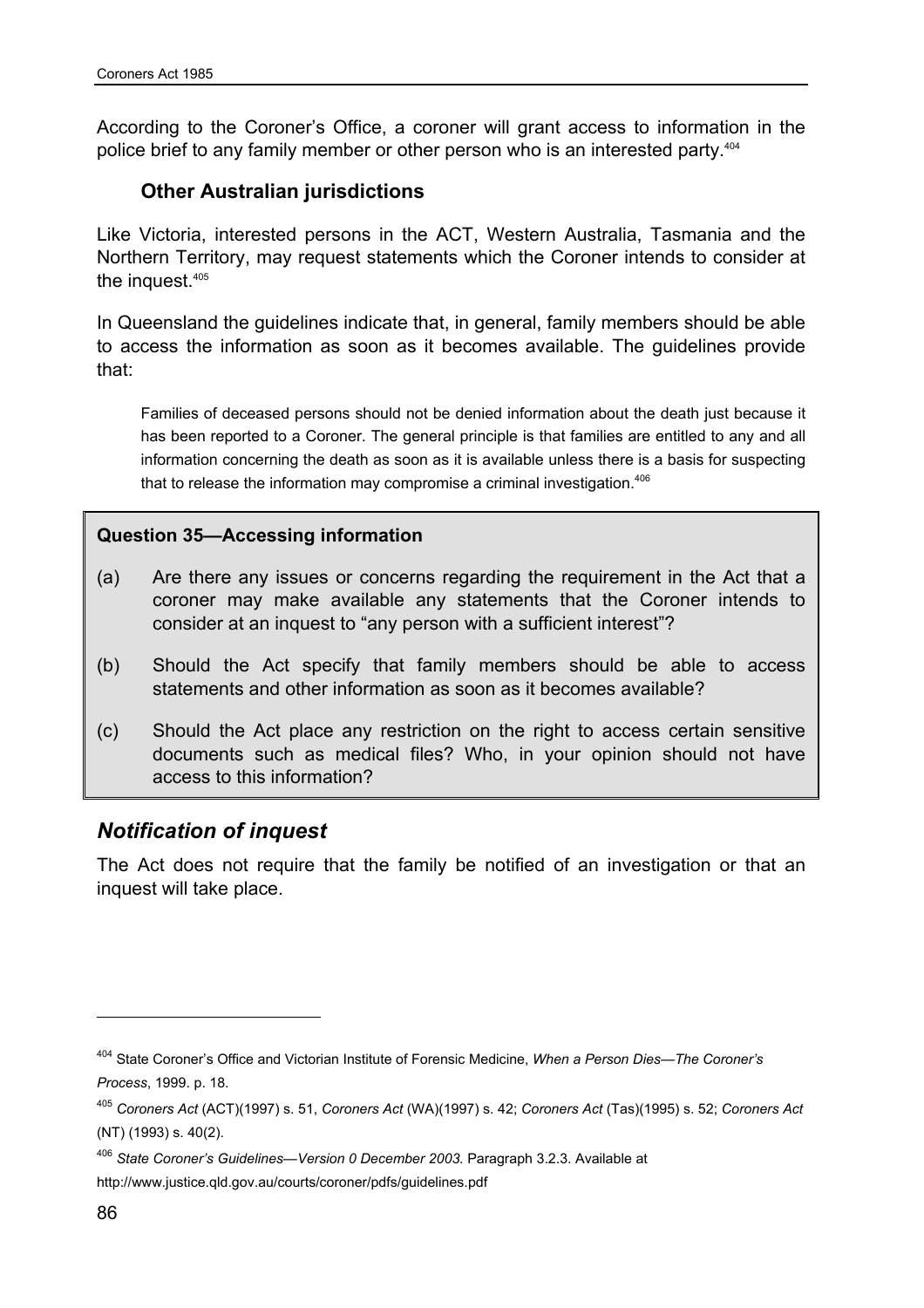According to the Coroner's Office, a coroner will grant access to information in the police brief to any family member or other person who is an interested party.[404]

### Other Australian jurisdictions

Like Victoria, interested persons in the ACT, Western Australia, Tasmania and the Northern Territory, may request statements which the Coroner intends to consider at the inquest.[405]

In Queensland the guidelines indicate that, in general, family members should be able to access the information as soon as it becomes available. The guidelines provide that:

> Families of deceased persons should not be denied information about the death just because it has been reported to a Coroner. The general principle is that families are entitled to any and all information concerning the death as soon as it is available unless there is a basis for suspecting that to release the information may compromise a criminal investigation.[406]

**Question 35—Accessing information**

(a) Are there any issues or concerns regarding the requirement in the Act that a coroner may make available any statements that the Coroner intends to consider at an inquest to "any person with a sufficient interest"?

(b) Should the Act specify that family members should be able to access statements and other information as soon as it becomes available?

(c) Should the Act place any restriction on the right to access certain sensitive documents such as medical files? Who, in your opinion should not have access to this information?

## *Notification of inquest*

The Act does not require that the family be notified of an investigation or that an inquest will take place.

---

[404] State Coroner's Office and Victorian Institute of Forensic Medicine, *When a Person Dies—The Coroner's Process*, 1999. p. 18.

[405] *Coroners Act* (ACT)(1997) s. 51, *Coroners Act* (WA)(1997) s. 42; *Coroners Act* (Tas)(1995) s. 52; *Coroners Act* (NT) (1993) s. 40(2).

[406] *State Coroner's Guidelines—Version 0 December 2003.* Paragraph 3.2.3. Available at http://www.justice.qld.gov.au/courts/coroner/pdfs/guidelines.pdf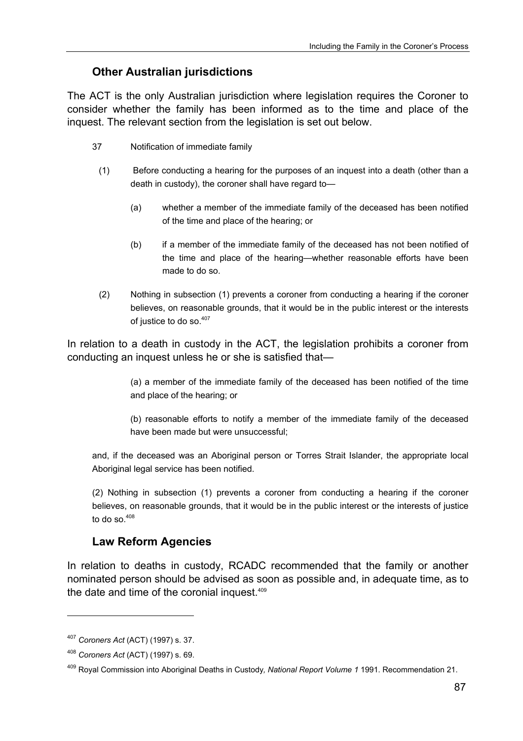## Other Australian jurisdictions

The ACT is the only Australian jurisdiction where legislation requires the Coroner to consider whether the family has been informed as to the time and place of the inquest. The relevant section from the legislation is set out below.

> 37 Notification of immediate family
>
> (1) Before conducting a hearing for the purposes of an inquest into a death (other than a death in custody), the coroner shall have regard to—
>
> (a) whether a member of the immediate family of the deceased has been notified of the time and place of the hearing; or
>
> (b) if a member of the immediate family of the deceased has not been notified of the time and place of the hearing—whether reasonable efforts have been made to do so.
>
> (2) Nothing in subsection (1) prevents a coroner from conducting a hearing if the coroner believes, on reasonable grounds, that it would be in the public interest or the interests of justice to do so.[407]

In relation to a death in custody in the ACT, the legislation prohibits a coroner from conducting an inquest unless he or she is satisfied that—

> (a) a member of the immediate family of the deceased has been notified of the time and place of the hearing; or
>
> (b) reasonable efforts to notify a member of the immediate family of the deceased have been made but were unsuccessful;
>
> and, if the deceased was an Aboriginal person or Torres Strait Islander, the appropriate local Aboriginal legal service has been notified.
>
> (2) Nothing in subsection (1) prevents a coroner from conducting a hearing if the coroner believes, on reasonable grounds, that it would be in the public interest or the interests of justice to do so.[408]

## Law Reform Agencies

In relation to deaths in custody, RCADC recommended that the family or another nominated person should be advised as soon as possible and, in adequate time, as to the date and time of the coronial inquest.[409]

---

[407] *Coroners Act* (ACT) (1997) s. 37.

[408] *Coroners Act* (ACT) (1997) s. 69.

[409] Royal Commission into Aboriginal Deaths in Custody*, National Report Volume 1* 1991. Recommendation 21.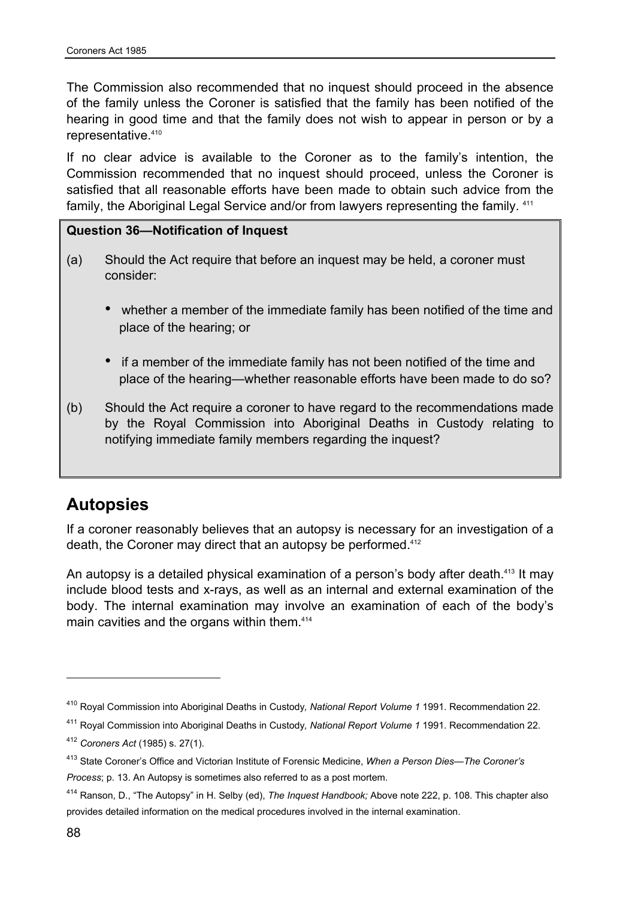The Commission also recommended that no inquest should proceed in the absence of the family unless the Coroner is satisfied that the family has been notified of the hearing in good time and that the family does not wish to appear in person or by a representative.[410]

If no clear advice is available to the Coroner as to the family's intention, the Commission recommended that no inquest should proceed, unless the Coroner is satisfied that all reasonable efforts have been made to obtain such advice from the family, the Aboriginal Legal Service and/or from lawyers representing the family.[411]

> **Question 36—Notification of Inquest**
>
> (a) Should the Act require that before an inquest may be held, a coroner must consider:
>
> - whether a member of the immediate family has been notified of the time and place of the hearing; or
> - if a member of the immediate family has not been notified of the time and place of the hearing—whether reasonable efforts have been made to do so?
>
> (b) Should the Act require a coroner to have regard to the recommendations made by the Royal Commission into Aboriginal Deaths in Custody relating to notifying immediate family members regarding the inquest?

## Autopsies

If a coroner reasonably believes that an autopsy is necessary for an investigation of a death, the Coroner may direct that an autopsy be performed.[412]

An autopsy is a detailed physical examination of a person's body after death.[413] It may include blood tests and x-rays, as well as an internal and external examination of the body. The internal examination may involve an examination of each of the body's main cavities and the organs within them.[414]

---

[410] Royal Commission into Aboriginal Deaths in Custody, *National Report Volume 1* 1991. Recommendation 22.

[411] Royal Commission into Aboriginal Deaths in Custody, *National Report Volume 1* 1991. Recommendation 22.

[412] *Coroners Act* (1985) s. 27(1).

[413] State Coroner's Office and Victorian Institute of Forensic Medicine, *When a Person Dies—The Coroner's Process*; p. 13. An Autopsy is sometimes also referred to as a post mortem.

[414] Ranson, D., "The Autopsy" in H. Selby (ed), *The Inquest Handbook;* Above note 222, p. 108. This chapter also provides detailed information on the medical procedures involved in the internal examination.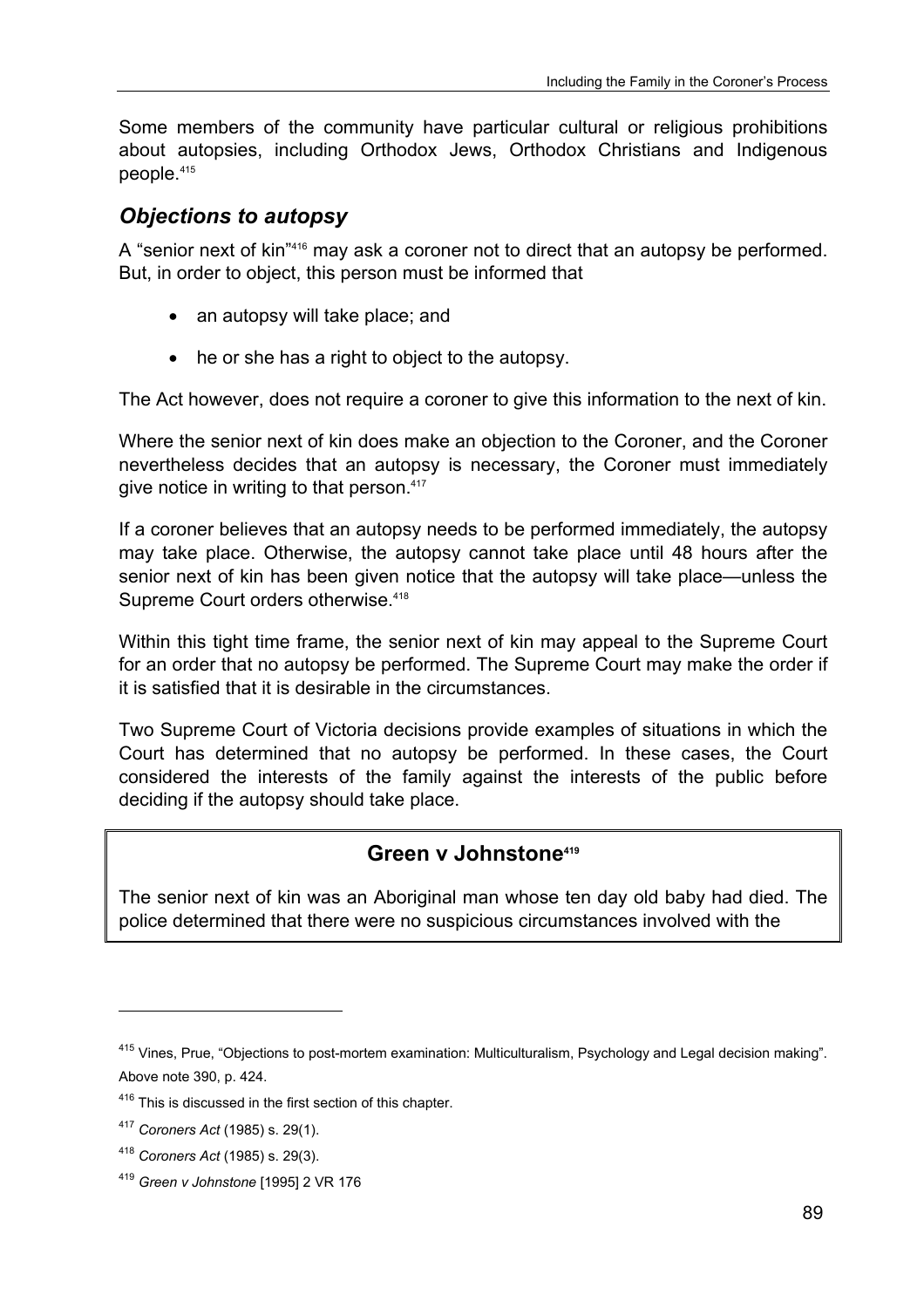Some members of the community have particular cultural or religious prohibitions about autopsies, including Orthodox Jews, Orthodox Christians and Indigenous people.[415]

## *Objections to autopsy*

A "senior next of kin"[416] may ask a coroner not to direct that an autopsy be performed. But, in order to object, this person must be informed that

- an autopsy will take place; and
- he or she has a right to object to the autopsy.

The Act however, does not require a coroner to give this information to the next of kin.

Where the senior next of kin does make an objection to the Coroner, and the Coroner nevertheless decides that an autopsy is necessary, the Coroner must immediately give notice in writing to that person.[417]

If a coroner believes that an autopsy needs to be performed immediately, the autopsy may take place. Otherwise, the autopsy cannot take place until 48 hours after the senior next of kin has been given notice that the autopsy will take place—unless the Supreme Court orders otherwise.[418]

Within this tight time frame, the senior next of kin may appeal to the Supreme Court for an order that no autopsy be performed. The Supreme Court may make the order if it is satisfied that it is desirable in the circumstances.

Two Supreme Court of Victoria decisions provide examples of situations in which the Court has determined that no autopsy be performed. In these cases, the Court considered the interests of the family against the interests of the public before deciding if the autopsy should take place.

### Green v Johnstone[419]

The senior next of kin was an Aboriginal man whose ten day old baby had died. The police determined that there were no suspicious circumstances involved with the

---

[415] Vines, Prue, "Objections to post-mortem examination: Multiculturalism, Psychology and Legal decision making". Above note 390, p. 424.

[416] This is discussed in the first section of this chapter.

[417] *Coroners Act* (1985) s. 29(1).

[418] *Coroners Act* (1985) s. 29(3).

[419] *Green v Johnstone* [1995] 2 VR 176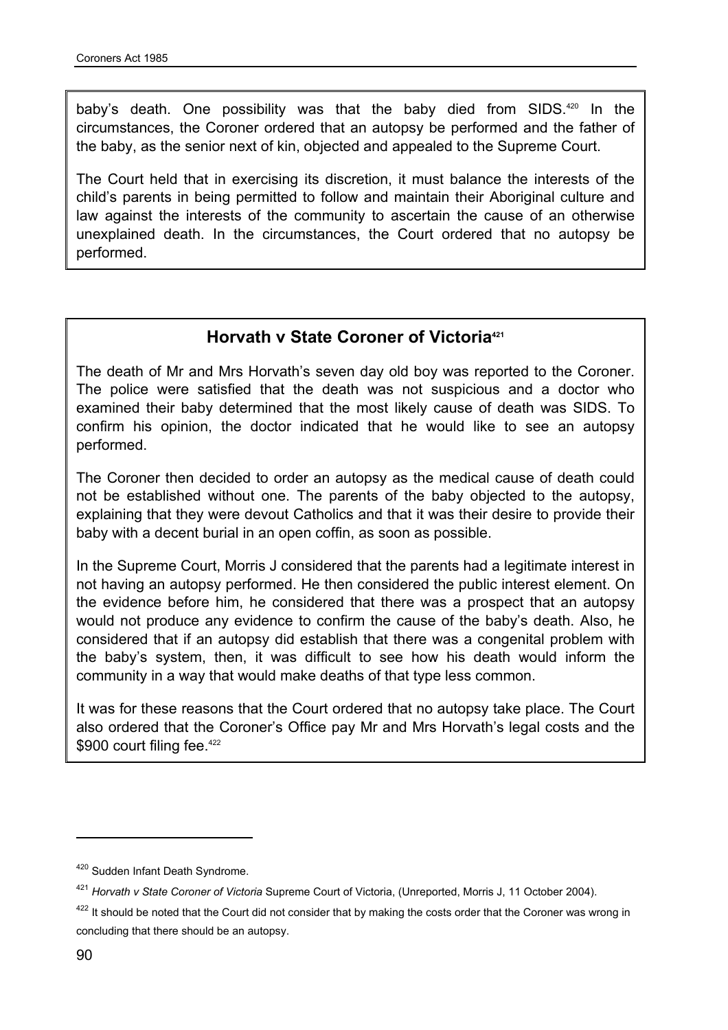baby's death. One possibility was that the baby died from SIDS.[420] In the circumstances, the Coroner ordered that an autopsy be performed and the father of the baby, as the senior next of kin, objected and appealed to the Supreme Court.

The Court held that in exercising its discretion, it must balance the interests of the child's parents in being permitted to follow and maintain their Aboriginal culture and law against the interests of the community to ascertain the cause of an otherwise unexplained death. In the circumstances, the Court ordered that no autopsy be performed.

### Horvath v State Coroner of Victoria[421]

The death of Mr and Mrs Horvath's seven day old boy was reported to the Coroner. The police were satisfied that the death was not suspicious and a doctor who examined their baby determined that the most likely cause of death was SIDS. To confirm his opinion, the doctor indicated that he would like to see an autopsy performed.

The Coroner then decided to order an autopsy as the medical cause of death could not be established without one. The parents of the baby objected to the autopsy, explaining that they were devout Catholics and that it was their desire to provide their baby with a decent burial in an open coffin, as soon as possible.

In the Supreme Court, Morris J considered that the parents had a legitimate interest in not having an autopsy performed. He then considered the public interest element. On the evidence before him, he considered that there was a prospect that an autopsy would not produce any evidence to confirm the cause of the baby's death. Also, he considered that if an autopsy did establish that there was a congenital problem with the baby's system, then, it was difficult to see how his death would inform the community in a way that would make deaths of that type less common.

It was for these reasons that the Court ordered that no autopsy take place. The Court also ordered that the Coroner's Office pay Mr and Mrs Horvath's legal costs and the $900 court filing fee.[422]

---

[420] Sudden Infant Death Syndrome.

[421] *Horvath v State Coroner of Victoria* Supreme Court of Victoria, (Unreported, Morris J, 11 October 2004).

[422] It should be noted that the Court did not consider that by making the costs order that the Coroner was wrong in concluding that there should be an autopsy.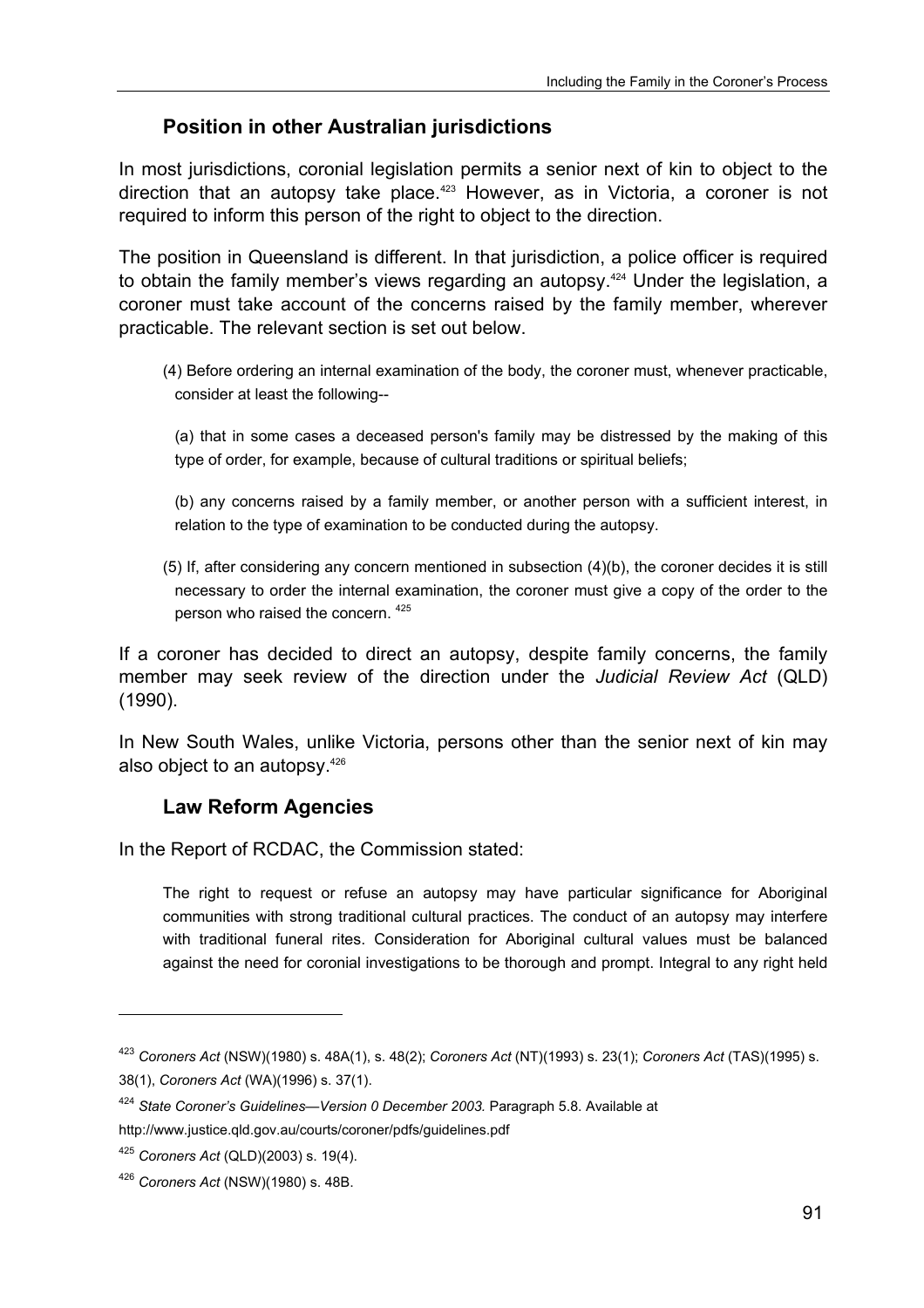### Position in other Australian jurisdictions

In most jurisdictions, coronial legislation permits a senior next of kin to object to the direction that an autopsy take place.[423] However, as in Victoria, a coroner is not required to inform this person of the right to object to the direction.

The position in Queensland is different. In that jurisdiction, a police officer is required to obtain the family member's views regarding an autopsy.[424] Under the legislation, a coroner must take account of the concerns raised by the family member, wherever practicable. The relevant section is set out below.

> (4) Before ordering an internal examination of the body, the coroner must, whenever practicable, consider at least the following--
>
> (a) that in some cases a deceased person's family may be distressed by the making of this type of order, for example, because of cultural traditions or spiritual beliefs;
>
> (b) any concerns raised by a family member, or another person with a sufficient interest, in relation to the type of examination to be conducted during the autopsy.
>
> (5) If, after considering any concern mentioned in subsection (4)(b), the coroner decides it is still necessary to order the internal examination, the coroner must give a copy of the order to the person who raised the concern. [425]

If a coroner has decided to direct an autopsy, despite family concerns, the family member may seek review of the direction under the *Judicial Review Act* (QLD) (1990).

In New South Wales, unlike Victoria, persons other than the senior next of kin may also object to an autopsy.[426]

### Law Reform Agencies

In the Report of RCDAC, the Commission stated:

> The right to request or refuse an autopsy may have particular significance for Aboriginal communities with strong traditional cultural practices. The conduct of an autopsy may interfere with traditional funeral rites. Consideration for Aboriginal cultural values must be balanced against the need for coronial investigations to be thorough and prompt. Integral to any right held

---

[423] *Coroners Act* (NSW)(1980) s. 48A(1), s. 48(2); *Coroners Act* (NT)(1993) s. 23(1); *Coroners Act* (TAS)(1995) s. 38(1), *Coroners Act* (WA)(1996) s. 37(1).

[424] *State Coroner's Guidelines—Version 0 December 2003.* Paragraph 5.8. Available at http://www.justice.qld.gov.au/courts/coroner/pdfs/guidelines.pdf

[425] *Coroners Act* (QLD)(2003) s. 19(4).

[426] *Coroners Act* (NSW)(1980) s. 48B.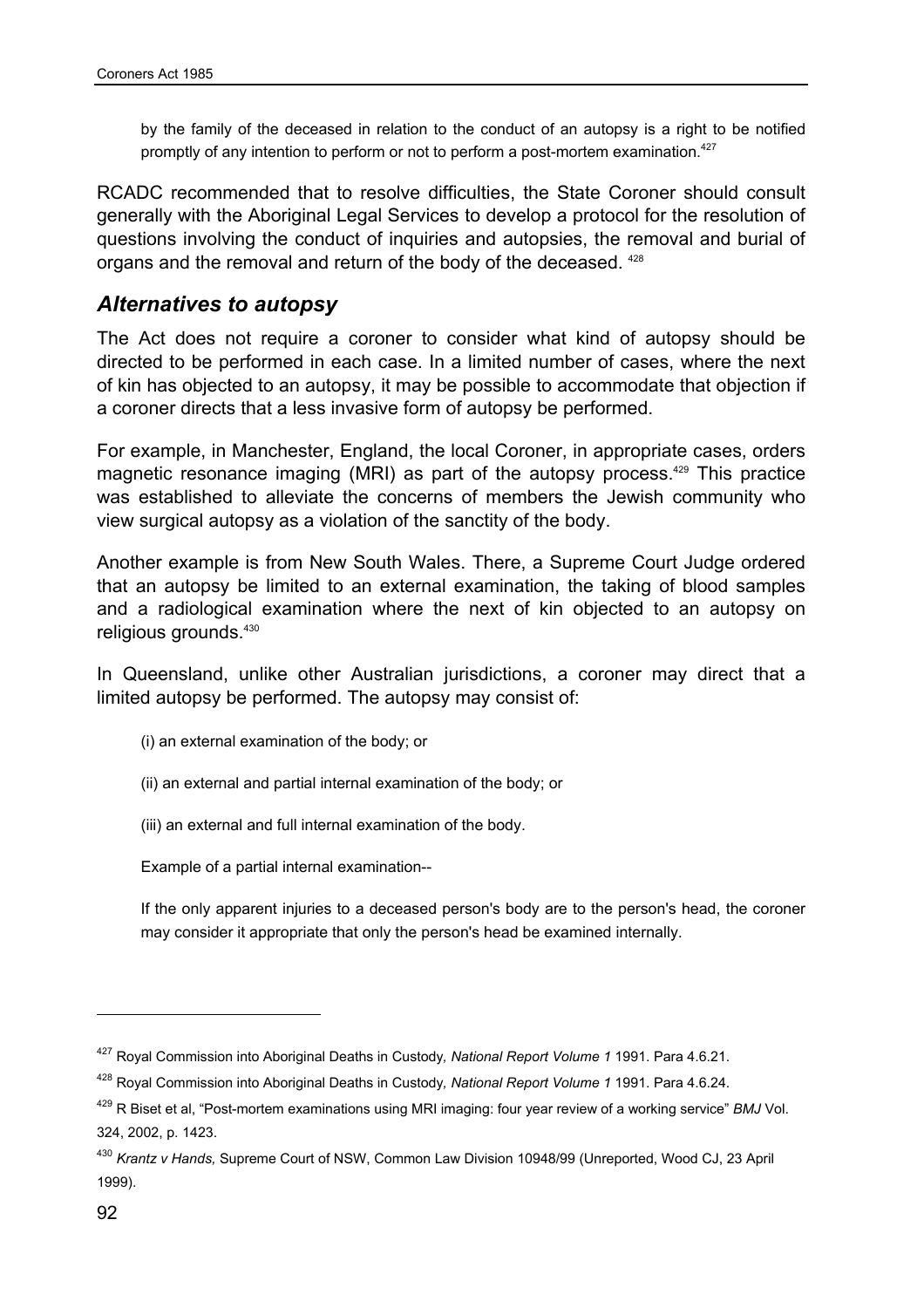by the family of the deceased in relation to the conduct of an autopsy is a right to be notified promptly of any intention to perform or not to perform a post-mortem examination.[427]

RCADC recommended that to resolve difficulties, the State Coroner should consult generally with the Aboriginal Legal Services to develop a protocol for the resolution of questions involving the conduct of inquiries and autopsies, the removal and burial of organs and the removal and return of the body of the deceased. [428]

## *Alternatives to autopsy*

The Act does not require a coroner to consider what kind of autopsy should be directed to be performed in each case. In a limited number of cases, where the next of kin has objected to an autopsy, it may be possible to accommodate that objection if a coroner directs that a less invasive form of autopsy be performed.

For example, in Manchester, England, the local Coroner, in appropriate cases, orders magnetic resonance imaging (MRI) as part of the autopsy process.[429] This practice was established to alleviate the concerns of members the Jewish community who view surgical autopsy as a violation of the sanctity of the body.

Another example is from New South Wales. There, a Supreme Court Judge ordered that an autopsy be limited to an external examination, the taking of blood samples and a radiological examination where the next of kin objected to an autopsy on religious grounds.[430]

In Queensland, unlike other Australian jurisdictions, a coroner may direct that a limited autopsy be performed. The autopsy may consist of:

(i) an external examination of the body; or

(ii) an external and partial internal examination of the body; or

(iii) an external and full internal examination of the body.

Example of a partial internal examination--

If the only apparent injuries to a deceased person's body are to the person's head, the coroner may consider it appropriate that only the person's head be examined internally.

---

[427] Royal Commission into Aboriginal Deaths in Custody, *National Report Volume 1* 1991. Para 4.6.21.

[428] Royal Commission into Aboriginal Deaths in Custody, *National Report Volume 1* 1991. Para 4.6.24.

[429] R Biset et al, "Post-mortem examinations using MRI imaging: four year review of a working service" *BMJ* Vol. 324, 2002, p. 1423.

[430] *Krantz v Hands,* Supreme Court of NSW, Common Law Division 10948/99 (Unreported, Wood CJ, 23 April 1999).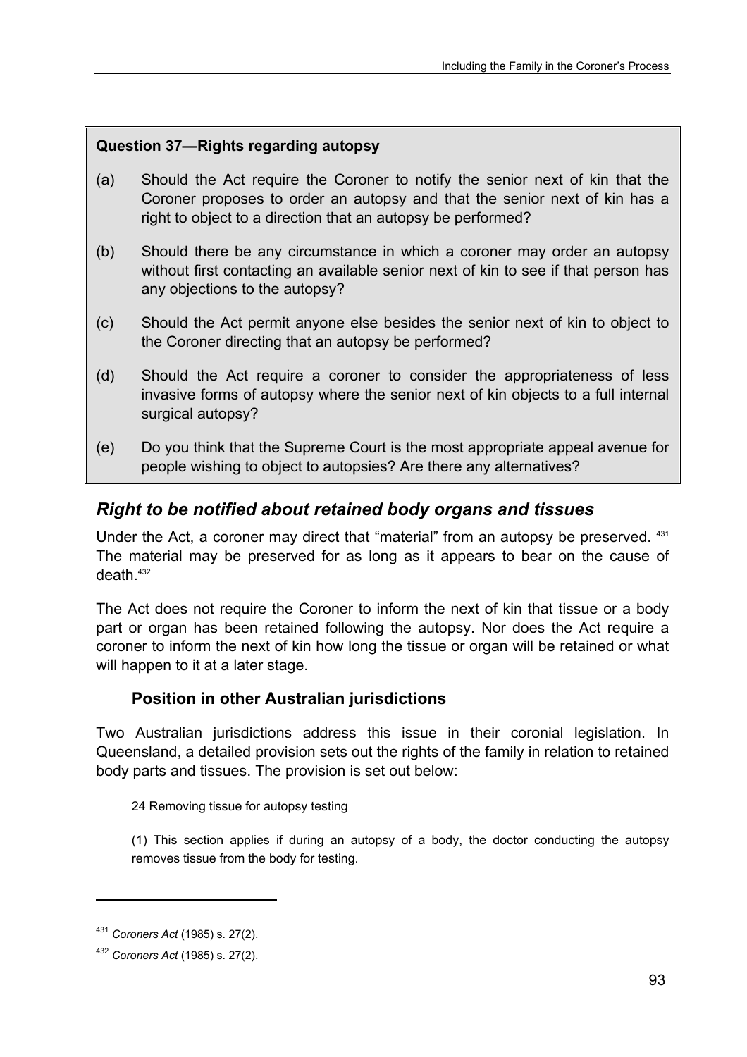**Question 37—Rights regarding autopsy**

(a) Should the Act require the Coroner to notify the senior next of kin that the Coroner proposes to order an autopsy and that the senior next of kin has a right to object to a direction that an autopsy be performed?

(b) Should there be any circumstance in which a coroner may order an autopsy without first contacting an available senior next of kin to see if that person has any objections to the autopsy?

(c) Should the Act permit anyone else besides the senior next of kin to object to the Coroner directing that an autopsy be performed?

(d) Should the Act require a coroner to consider the appropriateness of less invasive forms of autopsy where the senior next of kin objects to a full internal surgical autopsy?

(e) Do you think that the Supreme Court is the most appropriate appeal avenue for people wishing to object to autopsies? Are there any alternatives?

## *Right to be notified about retained body organs and tissues*

Under the Act, a coroner may direct that "material" from an autopsy be preserved. [431] The material may be preserved for as long as it appears to bear on the cause of death.[432]

The Act does not require the Coroner to inform the next of kin that tissue or a body part or organ has been retained following the autopsy. Nor does the Act require a coroner to inform the next of kin how long the tissue or organ will be retained or what will happen to it at a later stage.

### Position in other Australian jurisdictions

Two Australian jurisdictions address this issue in their coronial legislation. In Queensland, a detailed provision sets out the rights of the family in relation to retained body parts and tissues. The provision is set out below:

> 24 Removing tissue for autopsy testing
>
> (1) This section applies if during an autopsy of a body, the doctor conducting the autopsy removes tissue from the body for testing.

---

[431] *Coroners Act* (1985) s. 27(2).

[432] *Coroners Act* (1985) s. 27(2).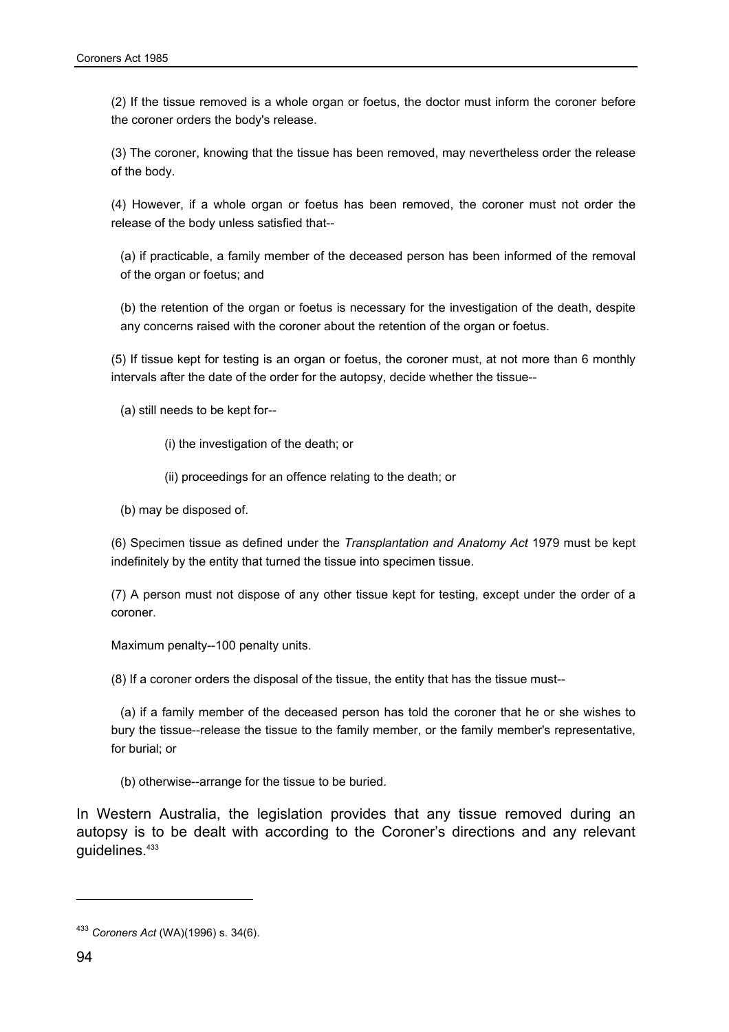(2) If the tissue removed is a whole organ or foetus, the doctor must inform the coroner before the coroner orders the body's release.

(3) The coroner, knowing that the tissue has been removed, may nevertheless order the release of the body.

(4) However, if a whole organ or foetus has been removed, the coroner must not order the release of the body unless satisfied that--

(a) if practicable, a family member of the deceased person has been informed of the removal of the organ or foetus; and

(b) the retention of the organ or foetus is necessary for the investigation of the death, despite any concerns raised with the coroner about the retention of the organ or foetus.

(5) If tissue kept for testing is an organ or foetus, the coroner must, at not more than 6 monthly intervals after the date of the order for the autopsy, decide whether the tissue--

(a) still needs to be kept for--

(i) the investigation of the death; or

(ii) proceedings for an offence relating to the death; or

(b) may be disposed of.

(6) Specimen tissue as defined under the *Transplantation and Anatomy Act* 1979 must be kept indefinitely by the entity that turned the tissue into specimen tissue.

(7) A person must not dispose of any other tissue kept for testing, except under the order of a coroner.

Maximum penalty--100 penalty units.

(8) If a coroner orders the disposal of the tissue, the entity that has the tissue must--

(a) if a family member of the deceased person has told the coroner that he or she wishes to bury the tissue--release the tissue to the family member, or the family member's representative, for burial; or

(b) otherwise--arrange for the tissue to be buried.

In Western Australia, the legislation provides that any tissue removed during an autopsy is to be dealt with according to the Coroner's directions and any relevant guidelines.[433]

---

[433] *Coroners Act* (WA)(1996) s. 34(6).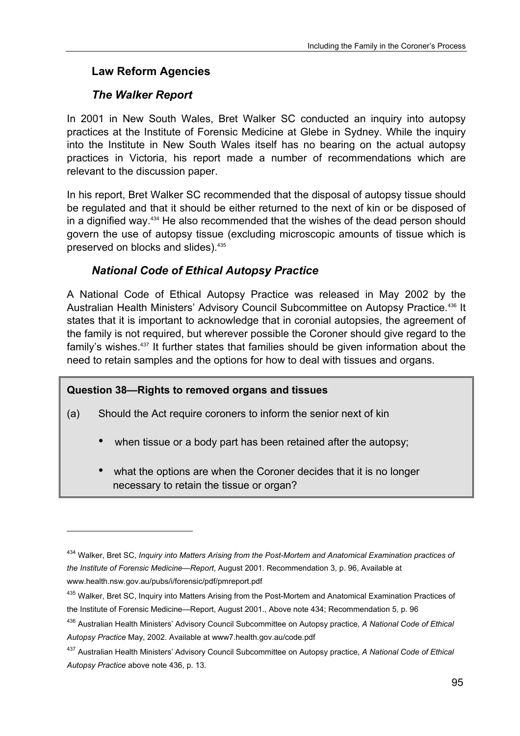## Law Reform Agencies

### *The Walker Report*

In 2001 in New South Wales, Bret Walker SC conducted an inquiry into autopsy practices at the Institute of Forensic Medicine at Glebe in Sydney. While the inquiry into the Institute in New South Wales itself has no bearing on the actual autopsy practices in Victoria, his report made a number of recommendations which are relevant to the discussion paper.

In his report, Bret Walker SC recommended that the disposal of autopsy tissue should be regulated and that it should be either returned to the next of kin or be disposed of in a dignified way.[434] He also recommended that the wishes of the dead person should govern the use of autopsy tissue (excluding microscopic amounts of tissue which is preserved on blocks and slides).[435]

### *National Code of Ethical Autopsy Practice*

A National Code of Ethical Autopsy Practice was released in May 2002 by the Australian Health Ministers' Advisory Council Subcommittee on Autopsy Practice.[436] It states that it is important to acknowledge that in coronial autopsies, the agreement of the family is not required, but wherever possible the Coroner should give regard to the family's wishes.[437] It further states that families should be given information about the need to retain samples and the options for how to deal with tissues and organs.

> **Question 38—Rights to removed organs and tissues**
>
> (a) Should the Act require coroners to inform the senior next of kin
>
> - when tissue or a body part has been retained after the autopsy;
> - what the options are when the Coroner decides that it is no longer necessary to retain the tissue or organ?

---

[434] Walker, Bret SC, *Inquiry into Matters Arising from the Post-Mortem and Anatomical Examination practices of the Institute of Forensic Medicine—Report*, August 2001. Recommendation 3, p. 96, Available at www.health.nsw.gov.au/pubs/i/forensic/pdf/pmreport.pdf

[435] Walker, Bret SC, Inquiry into Matters Arising from the Post-Mortem and Anatomical Examination Practices of the Institute of Forensic Medicine—Report, August 2001., Above note 434; Recommendation 5, p. 96

[436] Australian Health Ministers' Advisory Council Subcommittee on Autopsy practice, *A National Code of Ethical Autopsy Practice* May, 2002. Available at www7.health.gov.au/code.pdf

[437] Australian Health Ministers' Advisory Council Subcommittee on Autopsy practice, *A National Code of Ethical Autopsy Practice* above note 436, p. 13.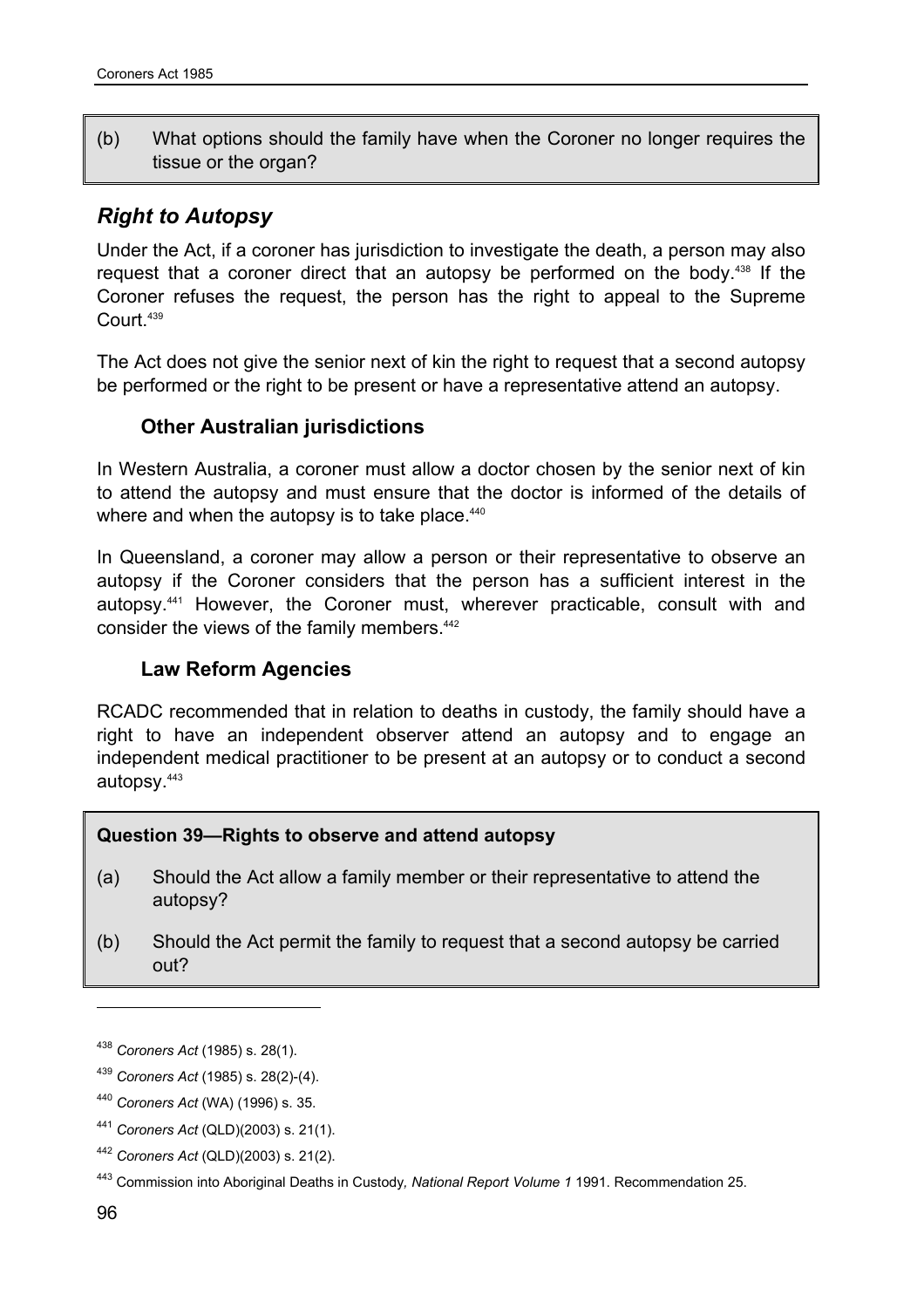(b) What options should the family have when the Coroner no longer requires the tissue or the organ?

## *Right to Autopsy*

Under the Act, if a coroner has jurisdiction to investigate the death, a person may also request that a coroner direct that an autopsy be performed on the body.[438] If the Coroner refuses the request, the person has the right to appeal to the Supreme Court.[439]

The Act does not give the senior next of kin the right to request that a second autopsy be performed or the right to be present or have a representative attend an autopsy.

### Other Australian jurisdictions

In Western Australia, a coroner must allow a doctor chosen by the senior next of kin to attend the autopsy and must ensure that the doctor is informed of the details of where and when the autopsy is to take place.[440]

In Queensland, a coroner may allow a person or their representative to observe an autopsy if the Coroner considers that the person has a sufficient interest in the autopsy.[441] However, the Coroner must, wherever practicable, consult with and consider the views of the family members.[442]

### Law Reform Agencies

RCADC recommended that in relation to deaths in custody, the family should have a right to have an independent observer attend an autopsy and to engage an independent medical practitioner to be present at an autopsy or to conduct a second autopsy.[443]

**Question 39—Rights to observe and attend autopsy**

(a) Should the Act allow a family member or their representative to attend the autopsy?

(b) Should the Act permit the family to request that a second autopsy be carried out?

---

[438] *Coroners Act* (1985) s. 28(1).

[439] *Coroners Act* (1985) s. 28(2)-(4).

[440] *Coroners Act* (WA) (1996) s. 35.

[441] *Coroners Act* (QLD)(2003) s. 21(1).

[442] *Coroners Act* (QLD)(2003) s. 21(2).

[443] Commission into Aboriginal Deaths in Custody*, National Report Volume 1* 1991. Recommendation 25.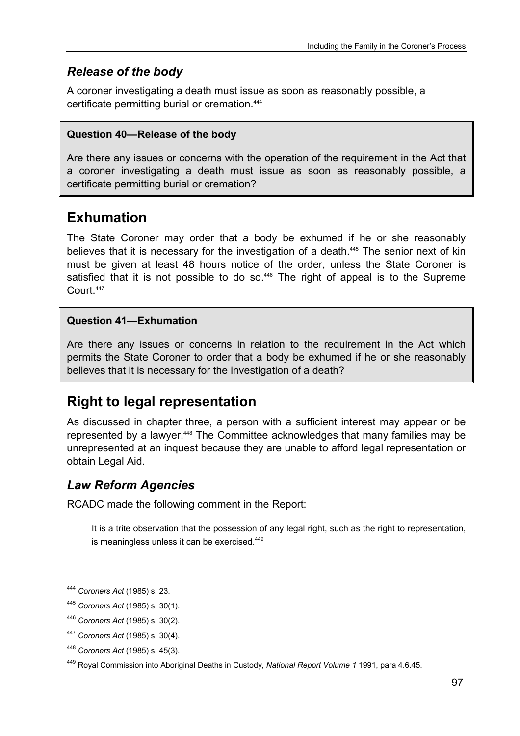### *Release of the body*

A coroner investigating a death must issue as soon as reasonably possible, a certificate permitting burial or cremation.[444]

> **Question 40—Release of the body**
>
> Are there any issues or concerns with the operation of the requirement in the Act that a coroner investigating a death must issue as soon as reasonably possible, a certificate permitting burial or cremation?

## Exhumation

The State Coroner may order that a body be exhumed if he or she reasonably believes that it is necessary for the investigation of a death.[445] The senior next of kin must be given at least 48 hours notice of the order, unless the State Coroner is satisfied that it is not possible to do so.[446] The right of appeal is to the Supreme Court.[447]

> **Question 41—Exhumation**
>
> Are there any issues or concerns in relation to the requirement in the Act which permits the State Coroner to order that a body be exhumed if he or she reasonably believes that it is necessary for the investigation of a death?

## Right to legal representation

As discussed in chapter three, a person with a sufficient interest may appear or be represented by a lawyer.[448] The Committee acknowledges that many families may be unrepresented at an inquest because they are unable to afford legal representation or obtain Legal Aid.

### *Law Reform Agencies*

RCADC made the following comment in the Report:

> It is a trite observation that the possession of any legal right, such as the right to representation, is meaningless unless it can be exercised.[449]

---

[444] *Coroners Act* (1985) s. 23.

[445] *Coroners Act* (1985) s. 30(1).

[446] *Coroners Act* (1985) s. 30(2).

[447] *Coroners Act* (1985) s. 30(4).

[448] *Coroners Act* (1985) s. 45(3).

[449] Royal Commission into Aboriginal Deaths in Custody*, National Report Volume 1* 1991, para 4.6.45.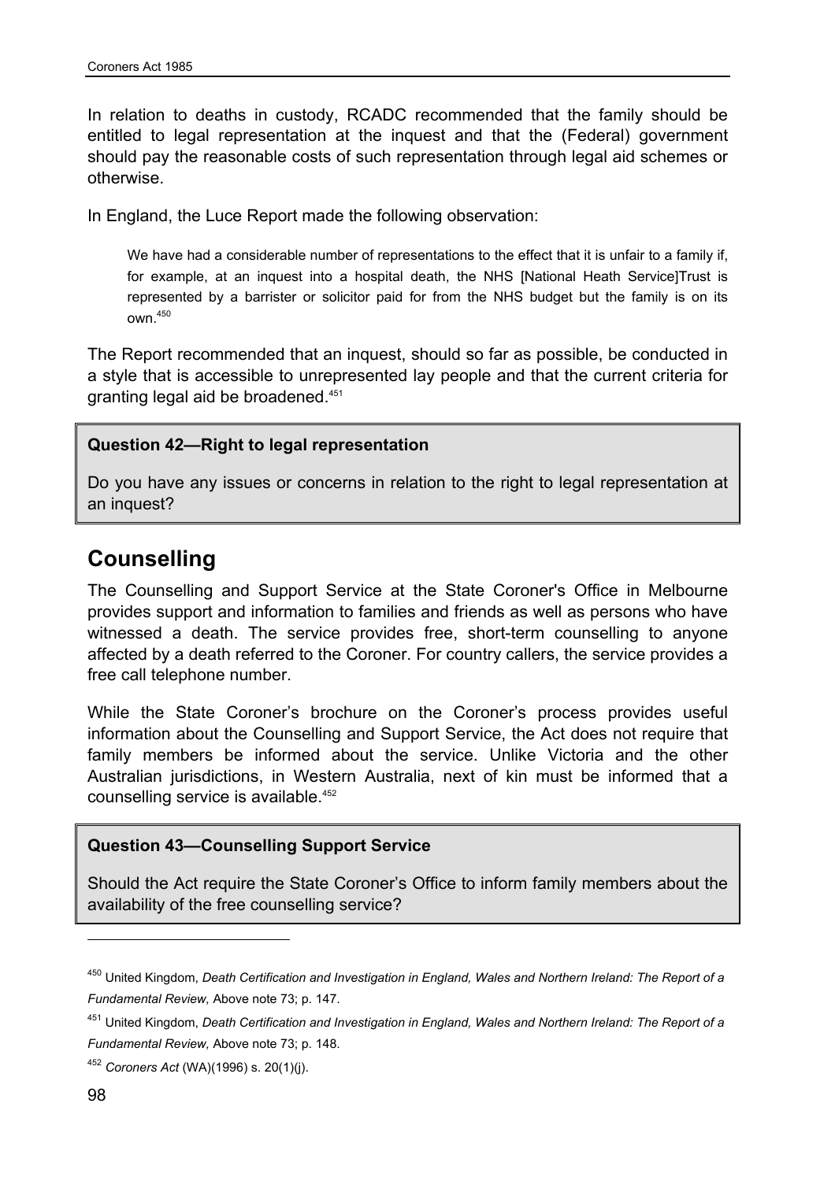In relation to deaths in custody, RCADC recommended that the family should be entitled to legal representation at the inquest and that the (Federal) government should pay the reasonable costs of such representation through legal aid schemes or otherwise.

In England, the Luce Report made the following observation:

> We have had a considerable number of representations to the effect that it is unfair to a family if, for example, at an inquest into a hospital death, the NHS [National Heath Service]Trust is represented by a barrister or solicitor paid for from the NHS budget but the family is on its own.[450]

The Report recommended that an inquest, should so far as possible, be conducted in a style that is accessible to unrepresented lay people and that the current criteria for granting legal aid be broadened.[451]

**Question 42—Right to legal representation**

Do you have any issues or concerns in relation to the right to legal representation at an inquest?

## Counselling

The Counselling and Support Service at the State Coroner's Office in Melbourne provides support and information to families and friends as well as persons who have witnessed a death. The service provides free, short-term counselling to anyone affected by a death referred to the Coroner. For country callers, the service provides a free call telephone number.

While the State Coroner's brochure on the Coroner's process provides useful information about the Counselling and Support Service, the Act does not require that family members be informed about the service. Unlike Victoria and the other Australian jurisdictions, in Western Australia, next of kin must be informed that a counselling service is available.[452]

**Question 43—Counselling Support Service**

Should the Act require the State Coroner's Office to inform family members about the availability of the free counselling service?

---

[450] United Kingdom, *Death Certification and Investigation in England, Wales and Northern Ireland: The Report of a Fundamental Review,* Above note 73; p. 147.

[451] United Kingdom, *Death Certification and Investigation in England, Wales and Northern Ireland: The Report of a Fundamental Review,* Above note 73; p. 148.

[452] *Coroners Act* (WA)(1996) s. 20(1)(j).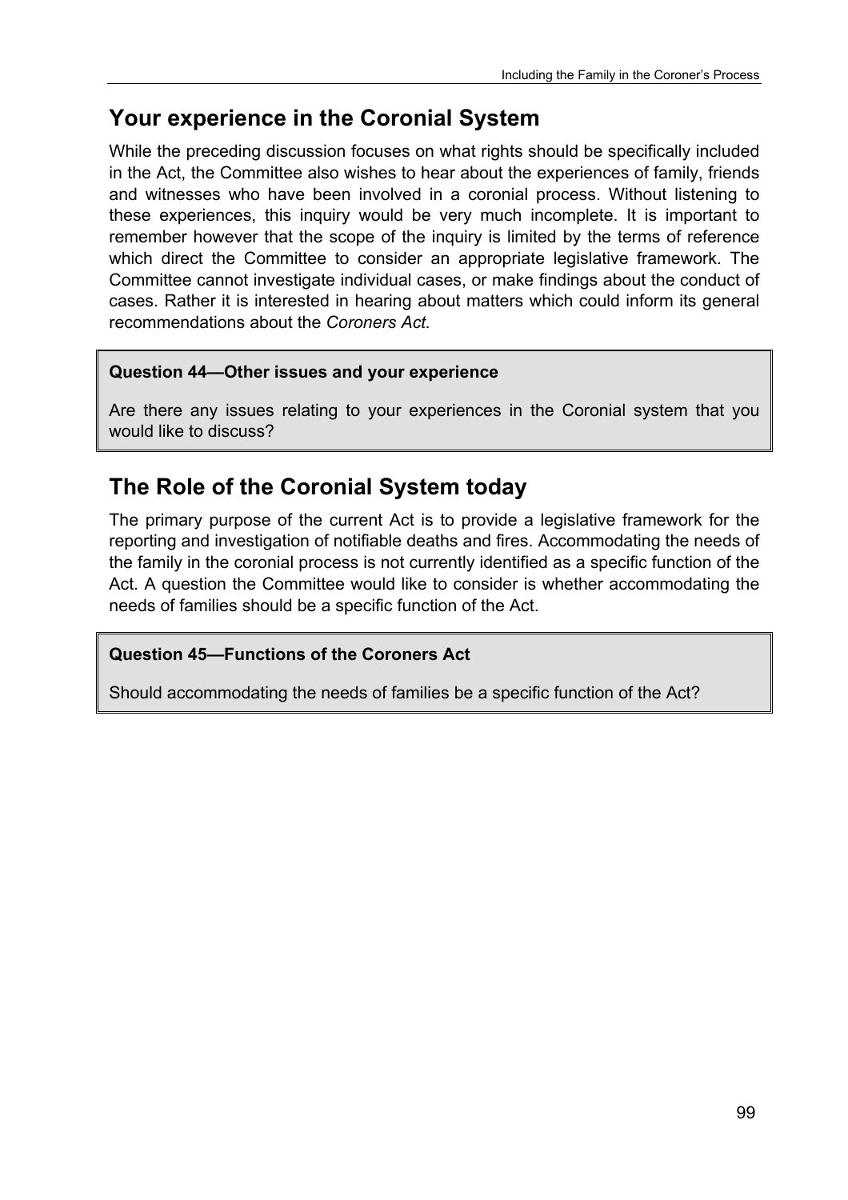## Your experience in the Coronial System

While the preceding discussion focuses on what rights should be specifically included in the Act, the Committee also wishes to hear about the experiences of family, friends and witnesses who have been involved in a coronial process. Without listening to these experiences, this inquiry would be very much incomplete. It is important to remember however that the scope of the inquiry is limited by the terms of reference which direct the Committee to consider an appropriate legislative framework. The Committee cannot investigate individual cases, or make findings about the conduct of cases. Rather it is interested in hearing about matters which could inform its general recommendations about the *Coroners Act.*

> **Question 44—Other issues and your experience**
>
> Are there any issues relating to your experiences in the Coronial system that you would like to discuss?

## The Role of the Coronial System today

The primary purpose of the current Act is to provide a legislative framework for the reporting and investigation of notifiable deaths and fires. Accommodating the needs of the family in the coronial process is not currently identified as a specific function of the Act. A question the Committee would like to consider is whether accommodating the needs of families should be a specific function of the Act.

> **Question 45—Functions of the Coroners Act**
>
> Should accommodating the needs of families be a specific function of the Act?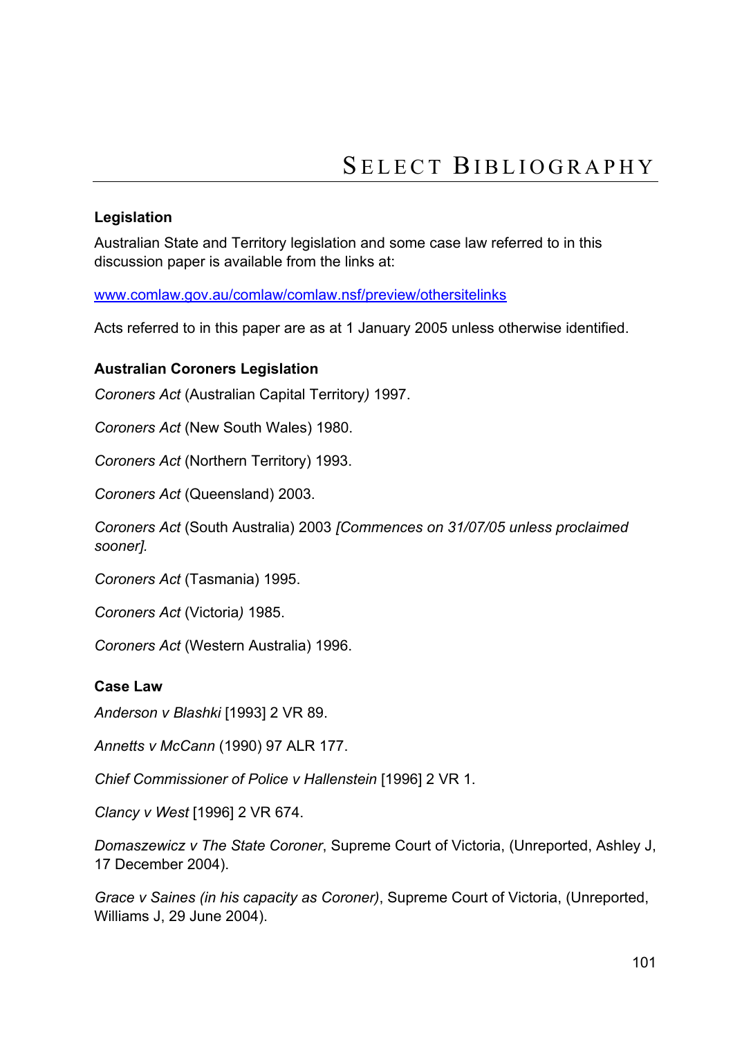# Select Bibliography

### Legislation

Australian State and Territory legislation and some case law referred to in this discussion paper is available from the links at:

www.comlaw.gov.au/comlaw/comlaw.nsf/preview/othersitelinks

Acts referred to in this paper are as at 1 January 2005 unless otherwise identified.

### Australian Coroners Legislation

*Coroners Act* (Australian Capital Territory) 1997.

*Coroners Act* (New South Wales) 1980.

*Coroners Act* (Northern Territory) 1993.

*Coroners Act* (Queensland) 2003.

*Coroners Act* (South Australia) 2003 *[Commences on 31/07/05 unless proclaimed sooner].*

*Coroners Act* (Tasmania) 1995.

*Coroners Act* (Victoria) 1985.

*Coroners Act* (Western Australia) 1996.

### Case Law

*Anderson v Blashki* [1993] 2 VR 89.

*Annetts v McCann* (1990) 97 ALR 177.

*Chief Commissioner of Police v Hallenstein* [1996] 2 VR 1.

*Clancy v West* [1996] 2 VR 674.

*Domaszewicz v The State Coroner*, Supreme Court of Victoria, (Unreported, Ashley J, 17 December 2004).

*Grace v Saines (in his capacity as Coroner)*, Supreme Court of Victoria, (Unreported, Williams J, 29 June 2004).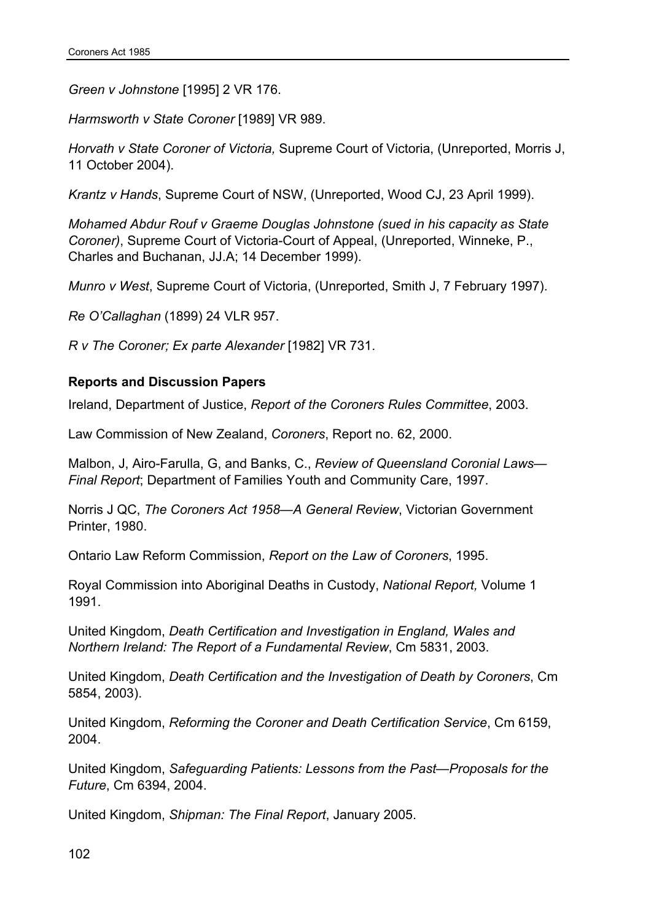*Green v Johnstone* [1995] 2 VR 176.

*Harmsworth v State Coroner* [1989] VR 989.

*Horvath v State Coroner of Victoria,* Supreme Court of Victoria, (Unreported, Morris J, 11 October 2004).

*Krantz v Hands*, Supreme Court of NSW, (Unreported, Wood CJ, 23 April 1999).

*Mohamed Abdur Rouf v Graeme Douglas Johnstone (sued in his capacity as State Coroner)*, Supreme Court of Victoria-Court of Appeal, (Unreported, Winneke, P., Charles and Buchanan, JJ.A; 14 December 1999).

*Munro v West*, Supreme Court of Victoria, (Unreported, Smith J, 7 February 1997).

*Re O'Callaghan* (1899) 24 VLR 957.

*R v The Coroner; Ex parte Alexander* [1982] VR 731.

**Reports and Discussion Papers**

Ireland, Department of Justice, *Report of the Coroners Rules Committee*, 2003.

Law Commission of New Zealand, *Coroners*, Report no. 62, 2000.

Malbon, J, Airo-Farulla, G, and Banks, C., *Review of Queensland Coronial Laws—Final Report*; Department of Families Youth and Community Care, 1997.

Norris J QC, *The Coroners Act 1958—A General Review*, Victorian Government Printer, 1980.

Ontario Law Reform Commission, *Report on the Law of Coroners*, 1995.

Royal Commission into Aboriginal Deaths in Custody, *National Report,* Volume 1 1991.

United Kingdom, *Death Certification and Investigation in England, Wales and Northern Ireland: The Report of a Fundamental Review*, Cm 5831, 2003.

United Kingdom, *Death Certification and the Investigation of Death by Coroners*, Cm 5854, 2003).

United Kingdom, *Reforming the Coroner and Death Certification Service*, Cm 6159, 2004.

United Kingdom, *Safeguarding Patients: Lessons from the Past—Proposals for the Future*, Cm 6394, 2004.

United Kingdom, *Shipman: The Final Report*, January 2005.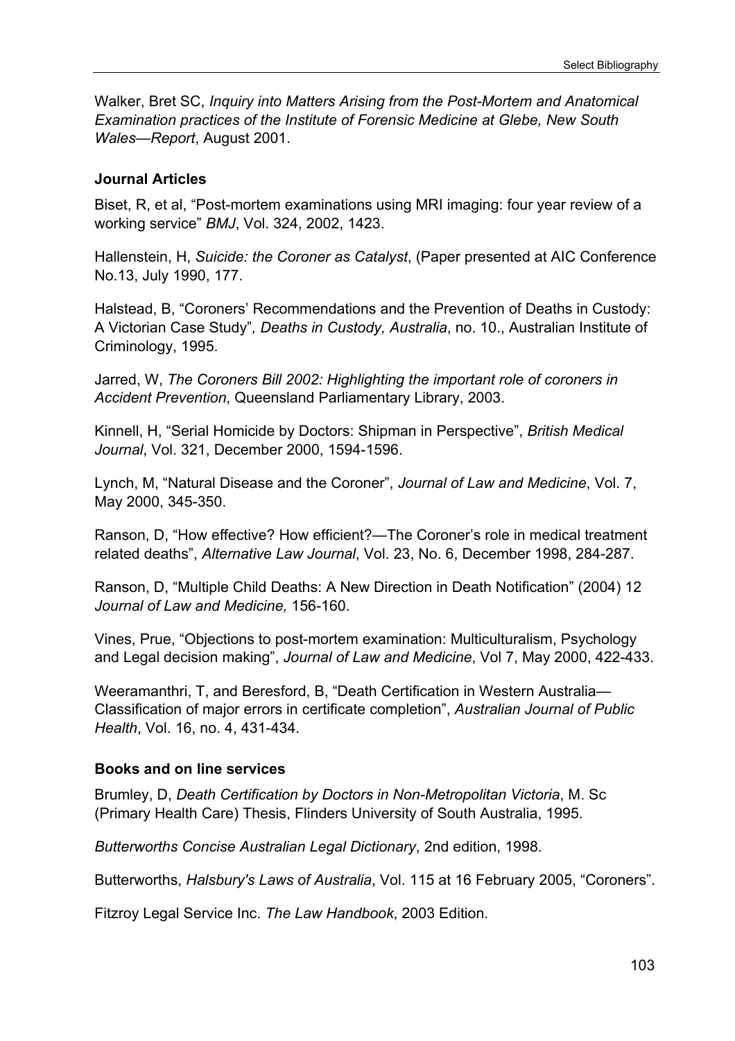Walker, Bret SC, *Inquiry into Matters Arising from the Post-Mortem and Anatomical Examination practices of the Institute of Forensic Medicine at Glebe, New South Wales—Report*, August 2001.

### Journal Articles

Biset, R, et al, "Post-mortem examinations using MRI imaging: four year review of a working service" *BMJ*, Vol. 324, 2002, 1423.

Hallenstein, H, *Suicide: the Coroner as Catalyst*, (Paper presented at AIC Conference No.13, July 1990, 177.

Halstead, B, "Coroners' Recommendations and the Prevention of Deaths in Custody: A Victorian Case Study"*, Deaths in Custody, Australia*, no. 10., Australian Institute of Criminology, 1995.

Jarred, W, *The Coroners Bill 2002: Highlighting the important role of coroners in Accident Prevention*, Queensland Parliamentary Library, 2003.

Kinnell, H, "Serial Homicide by Doctors: Shipman in Perspective", *British Medical Journal*, Vol. 321, December 2000, 1594-1596.

Lynch, M, "Natural Disease and the Coroner", *Journal of Law and Medicine*, Vol. 7, May 2000, 345-350.

Ranson, D, "How effective? How efficient?—The Coroner's role in medical treatment related deaths", *Alternative Law Journal*, Vol. 23, No. 6, December 1998, 284-287.

Ranson, D, "Multiple Child Deaths: A New Direction in Death Notification" (2004) 12 *Journal of Law and Medicine,* 156-160.

Vines, Prue, "Objections to post-mortem examination: Multiculturalism, Psychology and Legal decision making", *Journal of Law and Medicine*, Vol 7, May 2000, 422-433.

Weeramanthri, T, and Beresford, B, "Death Certification in Western Australia—Classification of major errors in certificate completion", *Australian Journal of Public Health*, Vol. 16, no. 4, 431-434.

### Books and on line services

Brumley, D, *Death Certification by Doctors in Non-Metropolitan Victoria*, M. Sc (Primary Health Care) Thesis, Flinders University of South Australia, 1995.

*Butterworths Concise Australian Legal Dictionary*, 2nd edition, 1998.

Butterworths, *Halsbury's Laws of Australia*, Vol. 115 at 16 February 2005, "Coroners".

Fitzroy Legal Service Inc. *The Law Handbook*, 2003 Edition.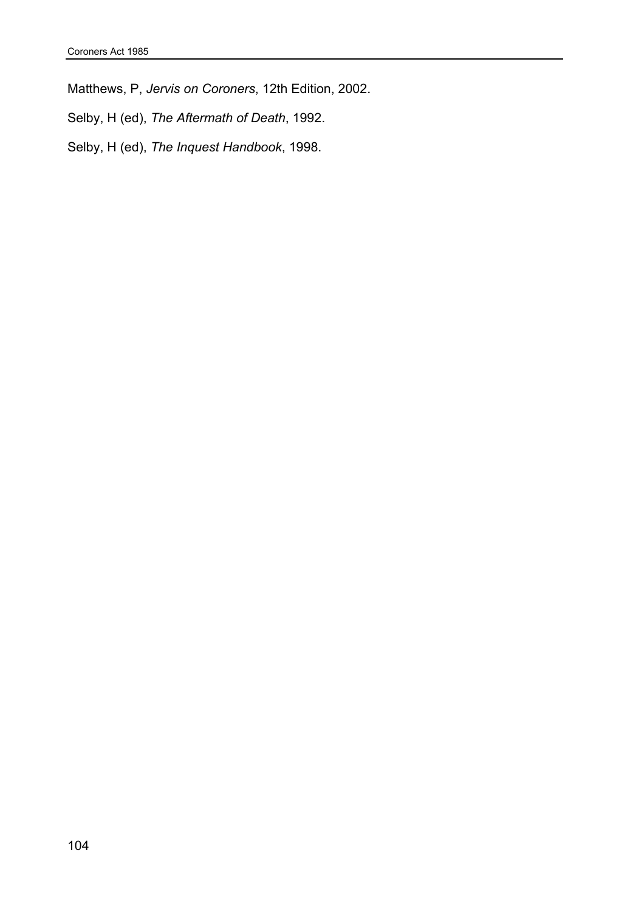Matthews, P, *Jervis on Coroners*, 12th Edition, 2002.

Selby, H (ed), *The Aftermath of Death*, 1992.

Selby, H (ed), *The Inquest Handbook*, 1998.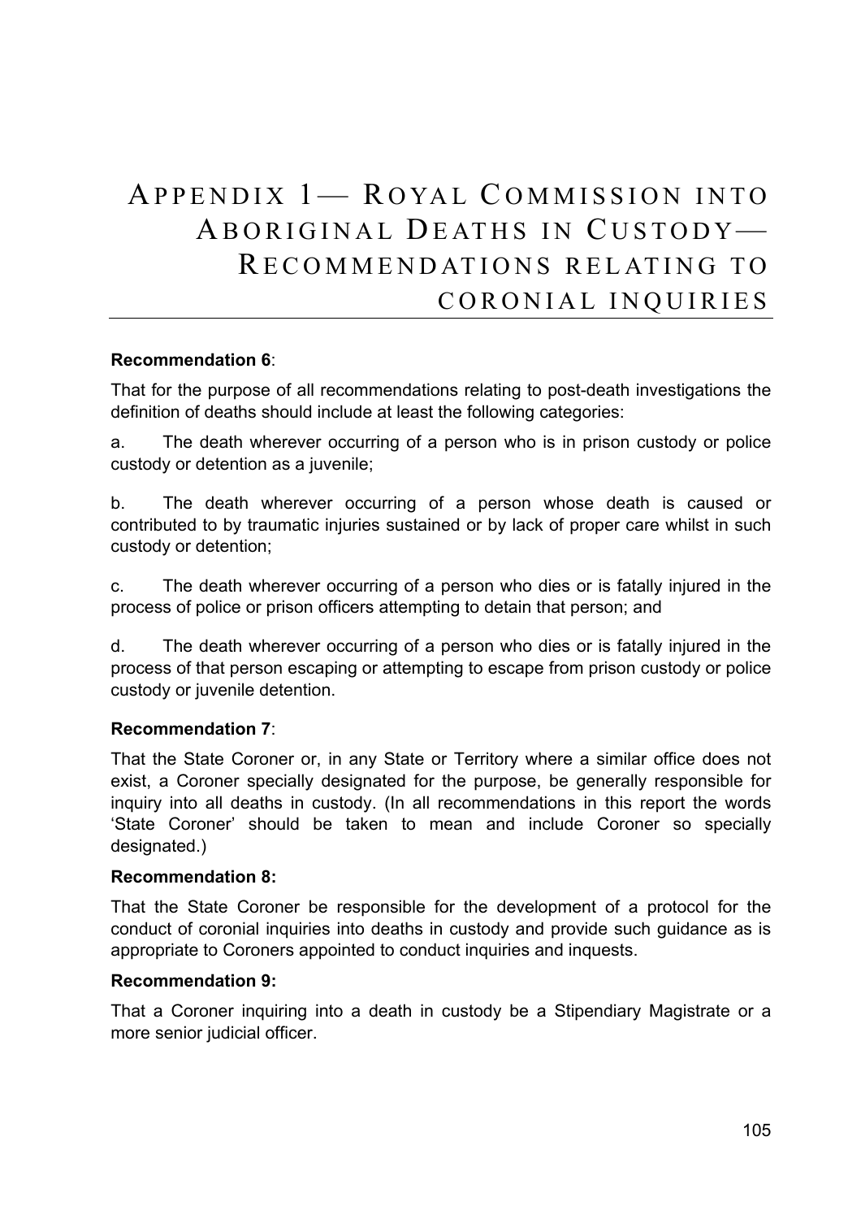# Appendix 1— Royal Commission into Aboriginal Deaths in Custody— Recommendations relating to coronial inquiries

**Recommendation 6**:

That for the purpose of all recommendations relating to post-death investigations the definition of deaths should include at least the following categories:

a. The death wherever occurring of a person who is in prison custody or police custody or detention as a juvenile;

b. The death wherever occurring of a person whose death is caused or contributed to by traumatic injuries sustained or by lack of proper care whilst in such custody or detention;

c. The death wherever occurring of a person who dies or is fatally injured in the process of police or prison officers attempting to detain that person; and

d. The death wherever occurring of a person who dies or is fatally injured in the process of that person escaping or attempting to escape from prison custody or police custody or juvenile detention.

**Recommendation 7**:

That the State Coroner or, in any State or Territory where a similar office does not exist, a Coroner specially designated for the purpose, be generally responsible for inquiry into all deaths in custody. (In all recommendations in this report the words 'State Coroner' should be taken to mean and include Coroner so specially designated.)

**Recommendation 8:**

That the State Coroner be responsible for the development of a protocol for the conduct of coronial inquiries into deaths in custody and provide such guidance as is appropriate to Coroners appointed to conduct inquiries and inquests.

**Recommendation 9:**

That a Coroner inquiring into a death in custody be a Stipendiary Magistrate or a more senior judicial officer.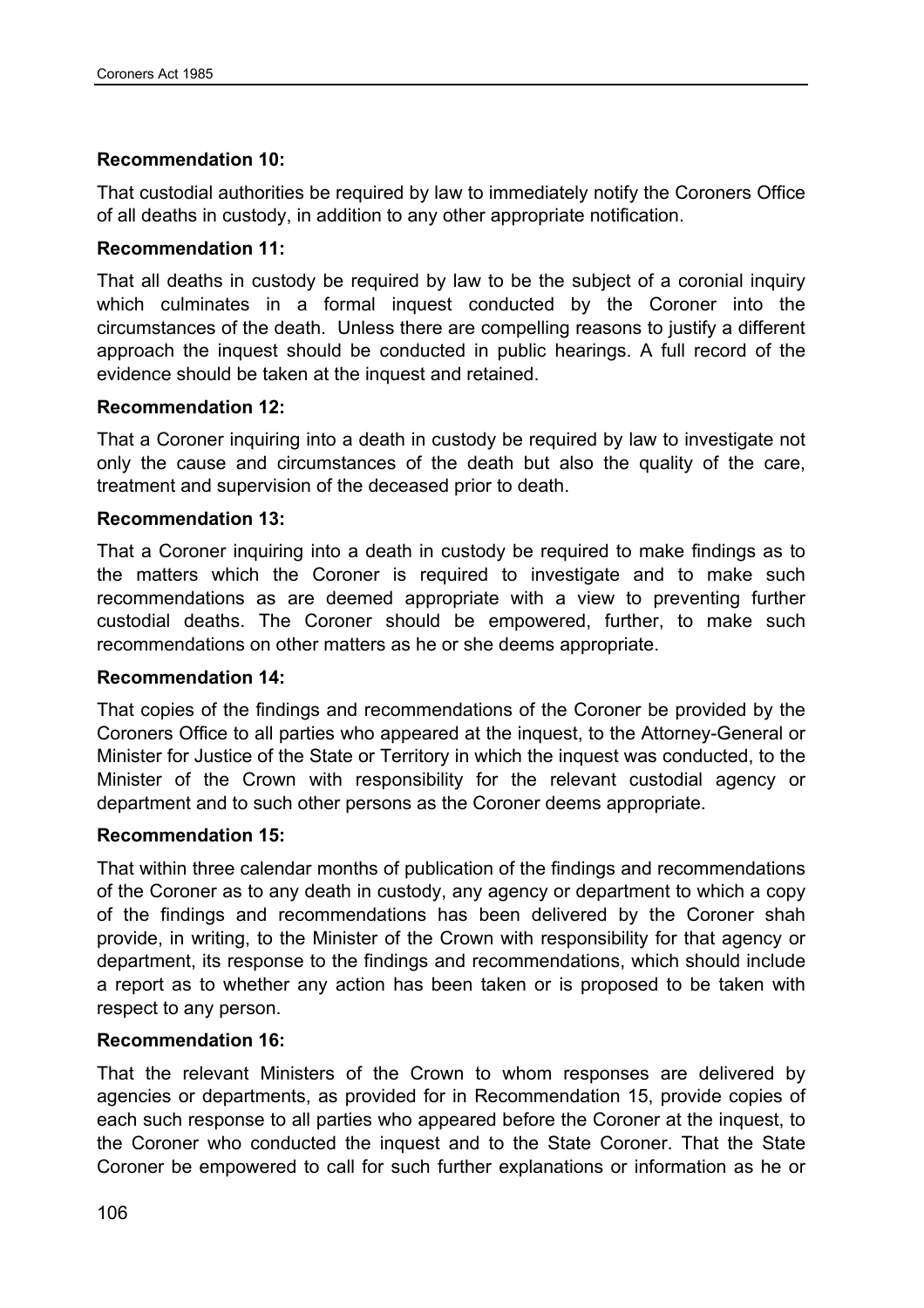**Recommendation 10:**

That custodial authorities be required by law to immediately notify the Coroners Office of all deaths in custody, in addition to any other appropriate notification.

**Recommendation 11:**

That all deaths in custody be required by law to be the subject of a coronial inquiry which culminates in a formal inquest conducted by the Coroner into the circumstances of the death. Unless there are compelling reasons to justify a different approach the inquest should be conducted in public hearings. A full record of the evidence should be taken at the inquest and retained.

**Recommendation 12:**

That a Coroner inquiring into a death in custody be required by law to investigate not only the cause and circumstances of the death but also the quality of the care, treatment and supervision of the deceased prior to death.

**Recommendation 13:**

That a Coroner inquiring into a death in custody be required to make findings as to the matters which the Coroner is required to investigate and to make such recommendations as are deemed appropriate with a view to preventing further custodial deaths. The Coroner should be empowered, further, to make such recommendations on other matters as he or she deems appropriate.

**Recommendation 14:**

That copies of the findings and recommendations of the Coroner be provided by the Coroners Office to all parties who appeared at the inquest, to the Attorney-General or Minister for Justice of the State or Territory in which the inquest was conducted, to the Minister of the Crown with responsibility for the relevant custodial agency or department and to such other persons as the Coroner deems appropriate.

**Recommendation 15:**

That within three calendar months of publication of the findings and recommendations of the Coroner as to any death in custody, any agency or department to which a copy of the findings and recommendations has been delivered by the Coroner shah provide, in writing, to the Minister of the Crown with responsibility for that agency or department, its response to the findings and recommendations, which should include a report as to whether any action has been taken or is proposed to be taken with respect to any person.

**Recommendation 16:**

That the relevant Ministers of the Crown to whom responses are delivered by agencies or departments, as provided for in Recommendation 15, provide copies of each such response to all parties who appeared before the Coroner at the inquest, to the Coroner who conducted the inquest and to the State Coroner. That the State Coroner be empowered to call for such further explanations or information as he or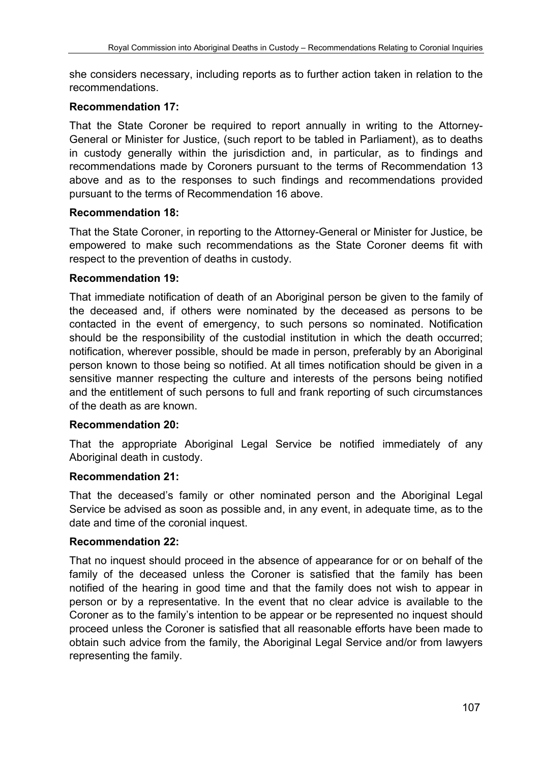she considers necessary, including reports as to further action taken in relation to the recommendations.

**Recommendation 17:**

That the State Coroner be required to report annually in writing to the Attorney-General or Minister for Justice, (such report to be tabled in Parliament), as to deaths in custody generally within the jurisdiction and, in particular, as to findings and recommendations made by Coroners pursuant to the terms of Recommendation 13 above and as to the responses to such findings and recommendations provided pursuant to the terms of Recommendation 16 above.

**Recommendation 18:**

That the State Coroner, in reporting to the Attorney-General or Minister for Justice, be empowered to make such recommendations as the State Coroner deems fit with respect to the prevention of deaths in custody.

**Recommendation 19:**

That immediate notification of death of an Aboriginal person be given to the family of the deceased and, if others were nominated by the deceased as persons to be contacted in the event of emergency, to such persons so nominated. Notification should be the responsibility of the custodial institution in which the death occurred; notification, wherever possible, should be made in person, preferably by an Aboriginal person known to those being so notified. At all times notification should be given in a sensitive manner respecting the culture and interests of the persons being notified and the entitlement of such persons to full and frank reporting of such circumstances of the death as are known.

**Recommendation 20:**

That the appropriate Aboriginal Legal Service be notified immediately of any Aboriginal death in custody.

**Recommendation 21:**

That the deceased's family or other nominated person and the Aboriginal Legal Service be advised as soon as possible and, in any event, in adequate time, as to the date and time of the coronial inquest.

**Recommendation 22:**

That no inquest should proceed in the absence of appearance for or on behalf of the family of the deceased unless the Coroner is satisfied that the family has been notified of the hearing in good time and that the family does not wish to appear in person or by a representative. In the event that no clear advice is available to the Coroner as to the family's intention to be appear or be represented no inquest should proceed unless the Coroner is satisfied that all reasonable efforts have been made to obtain such advice from the family, the Aboriginal Legal Service and/or from lawyers representing the family.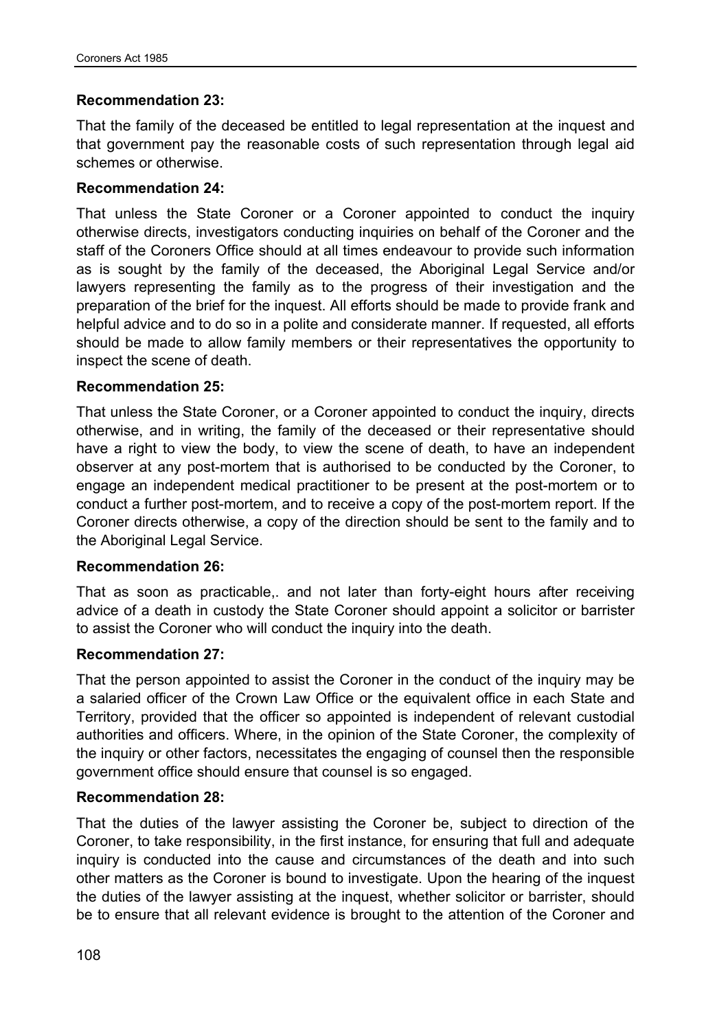**Recommendation 23:**

That the family of the deceased be entitled to legal representation at the inquest and that government pay the reasonable costs of such representation through legal aid schemes or otherwise.

**Recommendation 24:**

That unless the State Coroner or a Coroner appointed to conduct the inquiry otherwise directs, investigators conducting inquiries on behalf of the Coroner and the staff of the Coroners Office should at all times endeavour to provide such information as is sought by the family of the deceased, the Aboriginal Legal Service and/or lawyers representing the family as to the progress of their investigation and the preparation of the brief for the inquest. All efforts should be made to provide frank and helpful advice and to do so in a polite and considerate manner. If requested, all efforts should be made to allow family members or their representatives the opportunity to inspect the scene of death.

**Recommendation 25:**

That unless the State Coroner, or a Coroner appointed to conduct the inquiry, directs otherwise, and in writing, the family of the deceased or their representative should have a right to view the body, to view the scene of death, to have an independent observer at any post-mortem that is authorised to be conducted by the Coroner, to engage an independent medical practitioner to be present at the post-mortem or to conduct a further post-mortem, and to receive a copy of the post-mortem report. If the Coroner directs otherwise, a copy of the direction should be sent to the family and to the Aboriginal Legal Service.

**Recommendation 26:**

That as soon as practicable,. and not later than forty-eight hours after receiving advice of a death in custody the State Coroner should appoint a solicitor or barrister to assist the Coroner who will conduct the inquiry into the death.

**Recommendation 27:**

That the person appointed to assist the Coroner in the conduct of the inquiry may be a salaried officer of the Crown Law Office or the equivalent office in each State and Territory, provided that the officer so appointed is independent of relevant custodial authorities and officers. Where, in the opinion of the State Coroner, the complexity of the inquiry or other factors, necessitates the engaging of counsel then the responsible government office should ensure that counsel is so engaged.

**Recommendation 28:**

That the duties of the lawyer assisting the Coroner be, subject to direction of the Coroner, to take responsibility, in the first instance, for ensuring that full and adequate inquiry is conducted into the cause and circumstances of the death and into such other matters as the Coroner is bound to investigate. Upon the hearing of the inquest the duties of the lawyer assisting at the inquest, whether solicitor or barrister, should be to ensure that all relevant evidence is brought to the attention of the Coroner and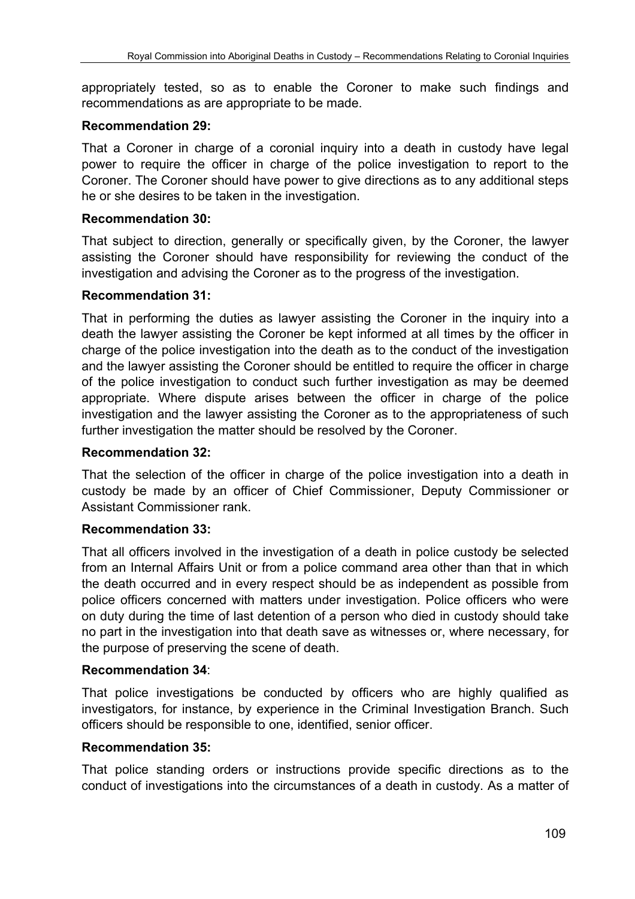appropriately tested, so as to enable the Coroner to make such findings and recommendations as are appropriate to be made.

**Recommendation 29:**

That a Coroner in charge of a coronial inquiry into a death in custody have legal power to require the officer in charge of the police investigation to report to the Coroner. The Coroner should have power to give directions as to any additional steps he or she desires to be taken in the investigation.

**Recommendation 30:**

That subject to direction, generally or specifically given, by the Coroner, the lawyer assisting the Coroner should have responsibility for reviewing the conduct of the investigation and advising the Coroner as to the progress of the investigation.

**Recommendation 31:**

That in performing the duties as lawyer assisting the Coroner in the inquiry into a death the lawyer assisting the Coroner be kept informed at all times by the officer in charge of the police investigation into the death as to the conduct of the investigation and the lawyer assisting the Coroner should be entitled to require the officer in charge of the police investigation to conduct such further investigation as may be deemed appropriate. Where dispute arises between the officer in charge of the police investigation and the lawyer assisting the Coroner as to the appropriateness of such further investigation the matter should be resolved by the Coroner.

**Recommendation 32:**

That the selection of the officer in charge of the police investigation into a death in custody be made by an officer of Chief Commissioner, Deputy Commissioner or Assistant Commissioner rank.

**Recommendation 33:**

That all officers involved in the investigation of a death in police custody be selected from an Internal Affairs Unit or from a police command area other than that in which the death occurred and in every respect should be as independent as possible from police officers concerned with matters under investigation. Police officers who were on duty during the time of last detention of a person who died in custody should take no part in the investigation into that death save as witnesses or, where necessary, for the purpose of preserving the scene of death.

**Recommendation 34**:

That police investigations be conducted by officers who are highly qualified as investigators, for instance, by experience in the Criminal Investigation Branch. Such officers should be responsible to one, identified, senior officer.

**Recommendation 35:**

That police standing orders or instructions provide specific directions as to the conduct of investigations into the circumstances of a death in custody. As a matter of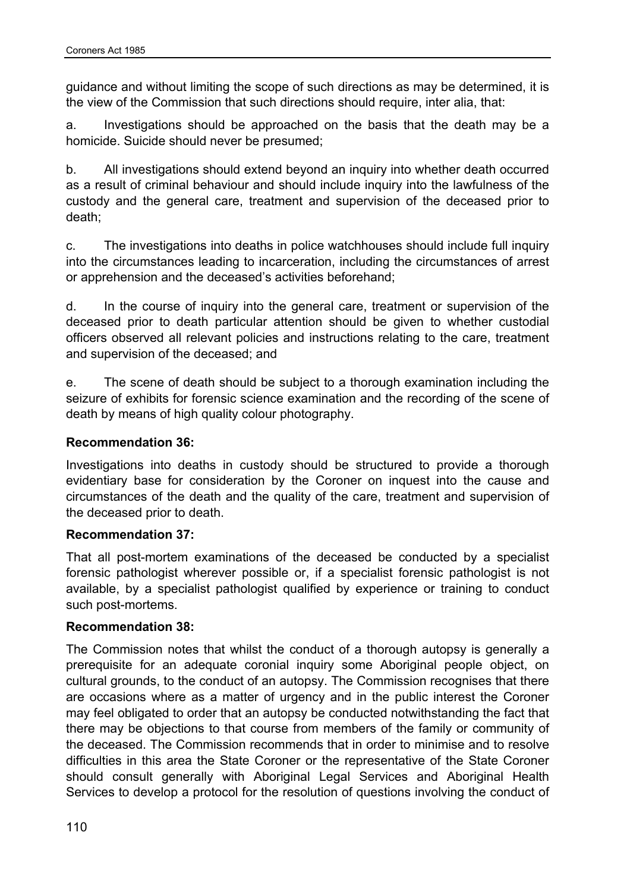guidance and without limiting the scope of such directions as may be determined, it is the view of the Commission that such directions should require, inter alia, that:

a. Investigations should be approached on the basis that the death may be a homicide. Suicide should never be presumed;

b. All investigations should extend beyond an inquiry into whether death occurred as a result of criminal behaviour and should include inquiry into the lawfulness of the custody and the general care, treatment and supervision of the deceased prior to death;

c. The investigations into deaths in police watchhouses should include full inquiry into the circumstances leading to incarceration, including the circumstances of arrest or apprehension and the deceased's activities beforehand;

d. In the course of inquiry into the general care, treatment or supervision of the deceased prior to death particular attention should be given to whether custodial officers observed all relevant policies and instructions relating to the care, treatment and supervision of the deceased; and

e. The scene of death should be subject to a thorough examination including the seizure of exhibits for forensic science examination and the recording of the scene of death by means of high quality colour photography.

**Recommendation 36:**

Investigations into deaths in custody should be structured to provide a thorough evidentiary base for consideration by the Coroner on inquest into the cause and circumstances of the death and the quality of the care, treatment and supervision of the deceased prior to death.

**Recommendation 37:**

That all post-mortem examinations of the deceased be conducted by a specialist forensic pathologist wherever possible or, if a specialist forensic pathologist is not available, by a specialist pathologist qualified by experience or training to conduct such post-mortems.

**Recommendation 38:**

The Commission notes that whilst the conduct of a thorough autopsy is generally a prerequisite for an adequate coronial inquiry some Aboriginal people object, on cultural grounds, to the conduct of an autopsy. The Commission recognises that there are occasions where as a matter of urgency and in the public interest the Coroner may feel obligated to order that an autopsy be conducted notwithstanding the fact that there may be objections to that course from members of the family or community of the deceased. The Commission recommends that in order to minimise and to resolve difficulties in this area the State Coroner or the representative of the State Coroner should consult generally with Aboriginal Legal Services and Aboriginal Health Services to develop a protocol for the resolution of questions involving the conduct of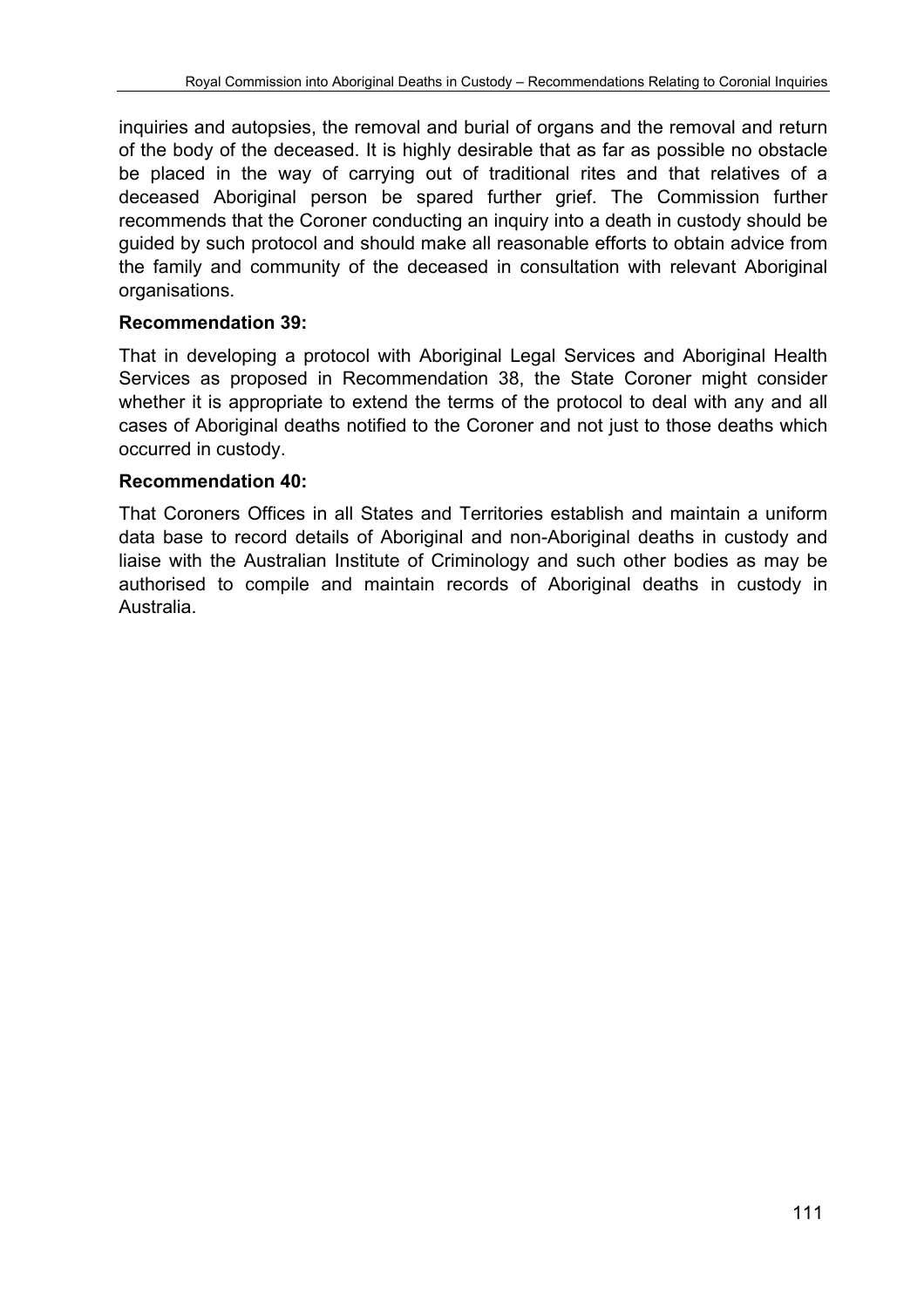inquiries and autopsies, the removal and burial of organs and the removal and return of the body of the deceased. It is highly desirable that as far as possible no obstacle be placed in the way of carrying out of traditional rites and that relatives of a deceased Aboriginal person be spared further grief. The Commission further recommends that the Coroner conducting an inquiry into a death in custody should be guided by such protocol and should make all reasonable efforts to obtain advice from the family and community of the deceased in consultation with relevant Aboriginal organisations.

**Recommendation 39:**

That in developing a protocol with Aboriginal Legal Services and Aboriginal Health Services as proposed in Recommendation 38, the State Coroner might consider whether it is appropriate to extend the terms of the protocol to deal with any and all cases of Aboriginal deaths notified to the Coroner and not just to those deaths which occurred in custody.

**Recommendation 40:**

That Coroners Offices in all States and Territories establish and maintain a uniform data base to record details of Aboriginal and non-Aboriginal deaths in custody and liaise with the Australian Institute of Criminology and such other bodies as may be authorised to compile and maintain records of Aboriginal deaths in custody in Australia.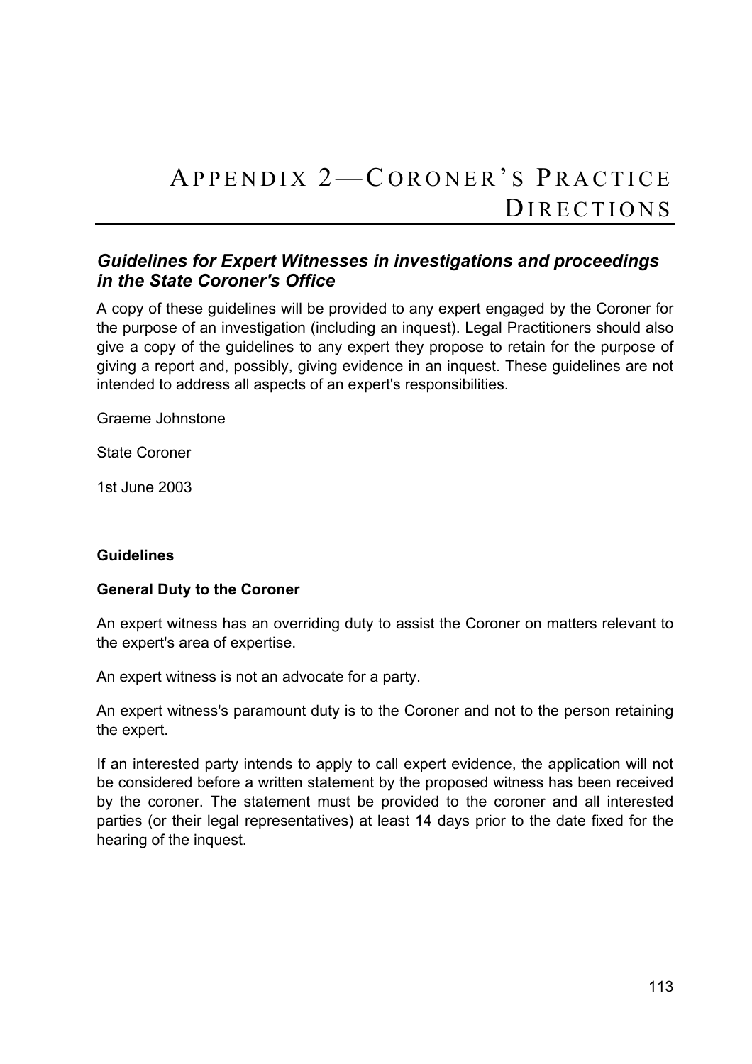# Appendix 2—Coroner's Practice Directions

## *Guidelines for Expert Witnesses in investigations and proceedings in the State Coroner's Office*

A copy of these guidelines will be provided to any expert engaged by the Coroner for the purpose of an investigation (including an inquest). Legal Practitioners should also give a copy of the guidelines to any expert they propose to retain for the purpose of giving a report and, possibly, giving evidence in an inquest. These guidelines are not intended to address all aspects of an expert's responsibilities.

Graeme Johnstone

State Coroner

1st June 2003

**Guidelines**

**General Duty to the Coroner**

An expert witness has an overriding duty to assist the Coroner on matters relevant to the expert's area of expertise.

An expert witness is not an advocate for a party.

An expert witness's paramount duty is to the Coroner and not to the person retaining the expert.

If an interested party intends to apply to call expert evidence, the application will not be considered before a written statement by the proposed witness has been received by the coroner. The statement must be provided to the coroner and all interested parties (or their legal representatives) at least 14 days prior to the date fixed for the hearing of the inquest.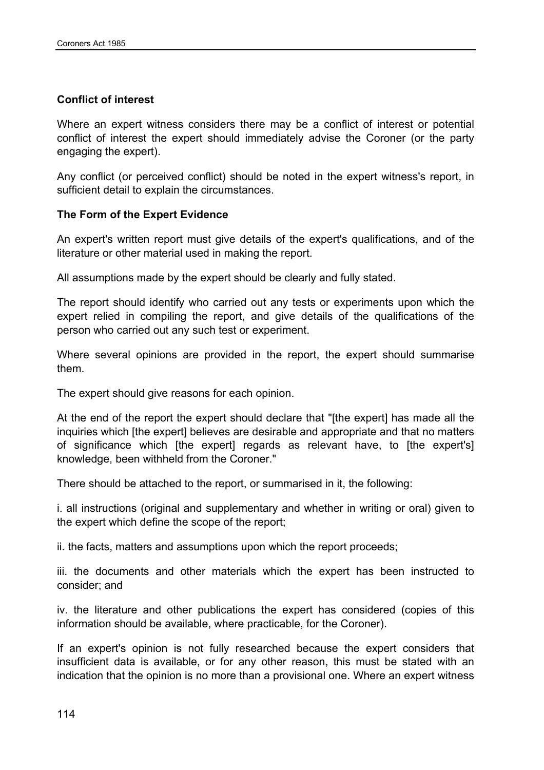**Conflict of interest**

Where an expert witness considers there may be a conflict of interest or potential conflict of interest the expert should immediately advise the Coroner (or the party engaging the expert).

Any conflict (or perceived conflict) should be noted in the expert witness's report, in sufficient detail to explain the circumstances.

**The Form of the Expert Evidence**

An expert's written report must give details of the expert's qualifications, and of the literature or other material used in making the report.

All assumptions made by the expert should be clearly and fully stated.

The report should identify who carried out any tests or experiments upon which the expert relied in compiling the report, and give details of the qualifications of the person who carried out any such test or experiment.

Where several opinions are provided in the report, the expert should summarise them.

The expert should give reasons for each opinion.

At the end of the report the expert should declare that "[the expert] has made all the inquiries which [the expert] believes are desirable and appropriate and that no matters of significance which [the expert] regards as relevant have, to [the expert's] knowledge, been withheld from the Coroner."

There should be attached to the report, or summarised in it, the following:

i. all instructions (original and supplementary and whether in writing or oral) given to the expert which define the scope of the report;

ii. the facts, matters and assumptions upon which the report proceeds;

iii. the documents and other materials which the expert has been instructed to consider; and

iv. the literature and other publications the expert has considered (copies of this information should be available, where practicable, for the Coroner).

If an expert's opinion is not fully researched because the expert considers that insufficient data is available, or for any other reason, this must be stated with an indication that the opinion is no more than a provisional one. Where an expert witness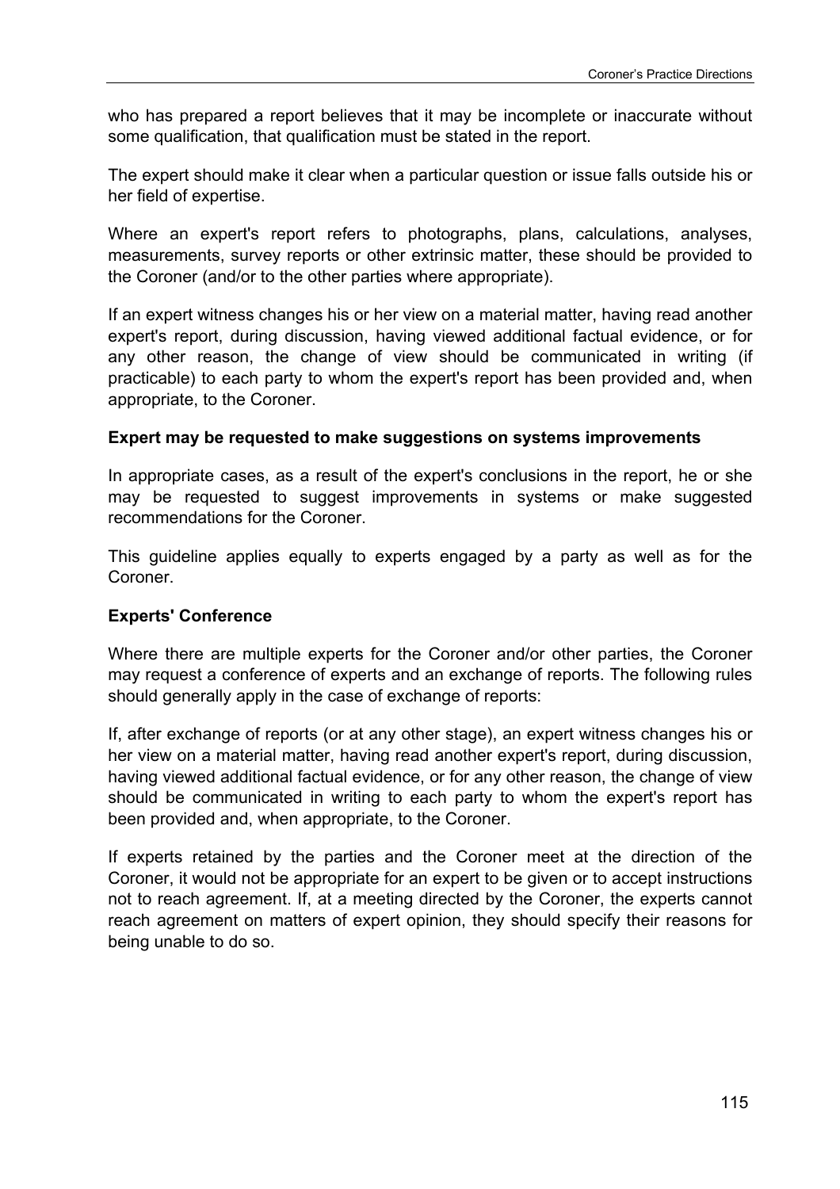who has prepared a report believes that it may be incomplete or inaccurate without some qualification, that qualification must be stated in the report.

The expert should make it clear when a particular question or issue falls outside his or her field of expertise.

Where an expert's report refers to photographs, plans, calculations, analyses, measurements, survey reports or other extrinsic matter, these should be provided to the Coroner (and/or to the other parties where appropriate).

If an expert witness changes his or her view on a material matter, having read another expert's report, during discussion, having viewed additional factual evidence, or for any other reason, the change of view should be communicated in writing (if practicable) to each party to whom the expert's report has been provided and, when appropriate, to the Coroner.

**Expert may be requested to make suggestions on systems improvements**

In appropriate cases, as a result of the expert's conclusions in the report, he or she may be requested to suggest improvements in systems or make suggested recommendations for the Coroner.

This guideline applies equally to experts engaged by a party as well as for the Coroner.

**Experts' Conference**

Where there are multiple experts for the Coroner and/or other parties, the Coroner may request a conference of experts and an exchange of reports. The following rules should generally apply in the case of exchange of reports:

If, after exchange of reports (or at any other stage), an expert witness changes his or her view on a material matter, having read another expert's report, during discussion, having viewed additional factual evidence, or for any other reason, the change of view should be communicated in writing to each party to whom the expert's report has been provided and, when appropriate, to the Coroner.

If experts retained by the parties and the Coroner meet at the direction of the Coroner, it would not be appropriate for an expert to be given or to accept instructions not to reach agreement. If, at a meeting directed by the Coroner, the experts cannot reach agreement on matters of expert opinion, they should specify their reasons for being unable to do so.